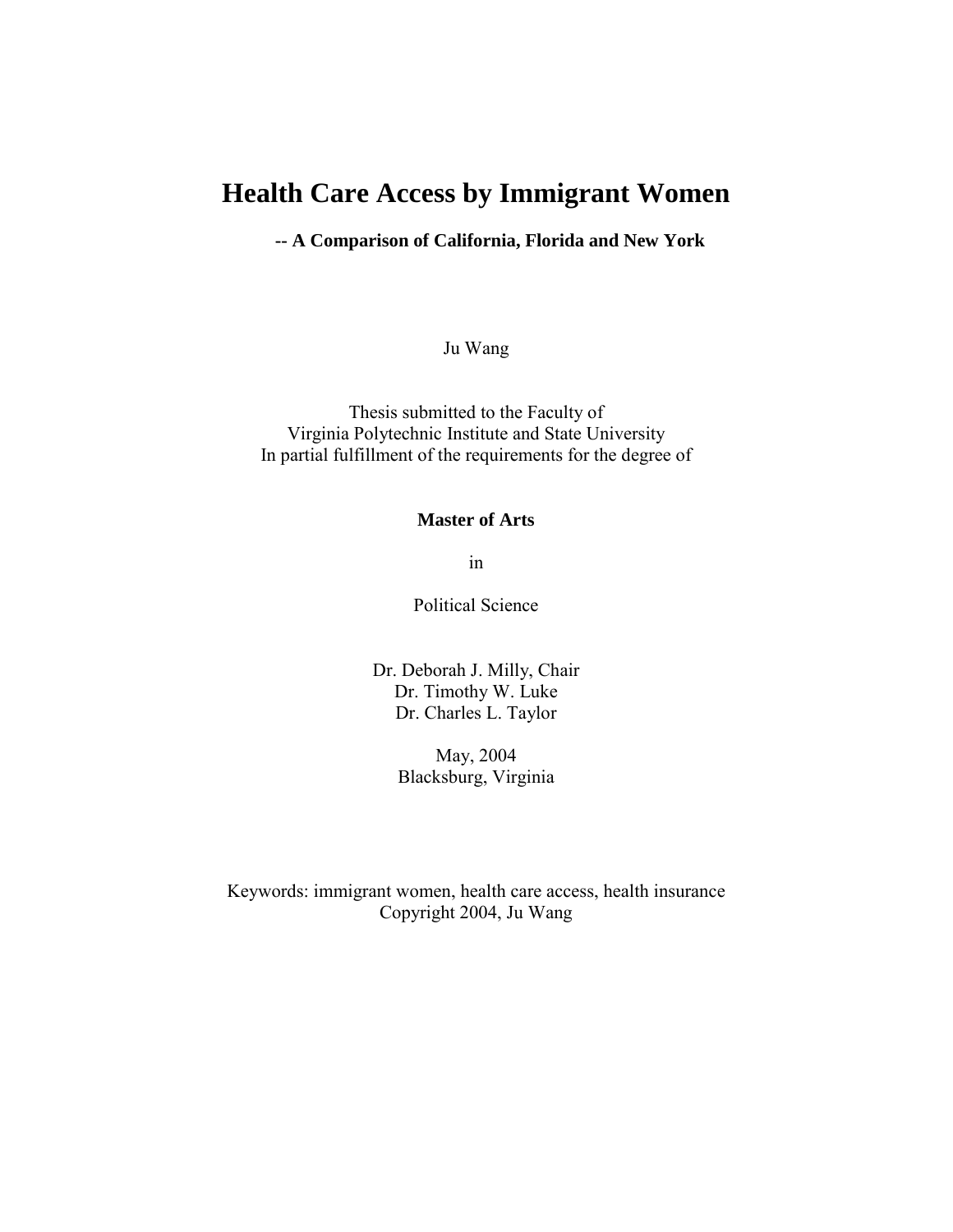# Health Care Access by Immigrant Women

**-- A Comparison of California, Florida and New York**

Ju Wang

Thesis submitted to the Faculty of
Virginia Polytechnic Institute and State University
In partial fulfillment of the requirements for the degree of

**Master of Arts**

in

Political Science

Dr. Deborah J. Milly, Chair
Dr. Timothy W. Luke
Dr. Charles L. Taylor

May, 2004
Blacksburg, Virginia

Keywords: immigrant women, health care access, health insurance
Copyright 2004, Ju Wang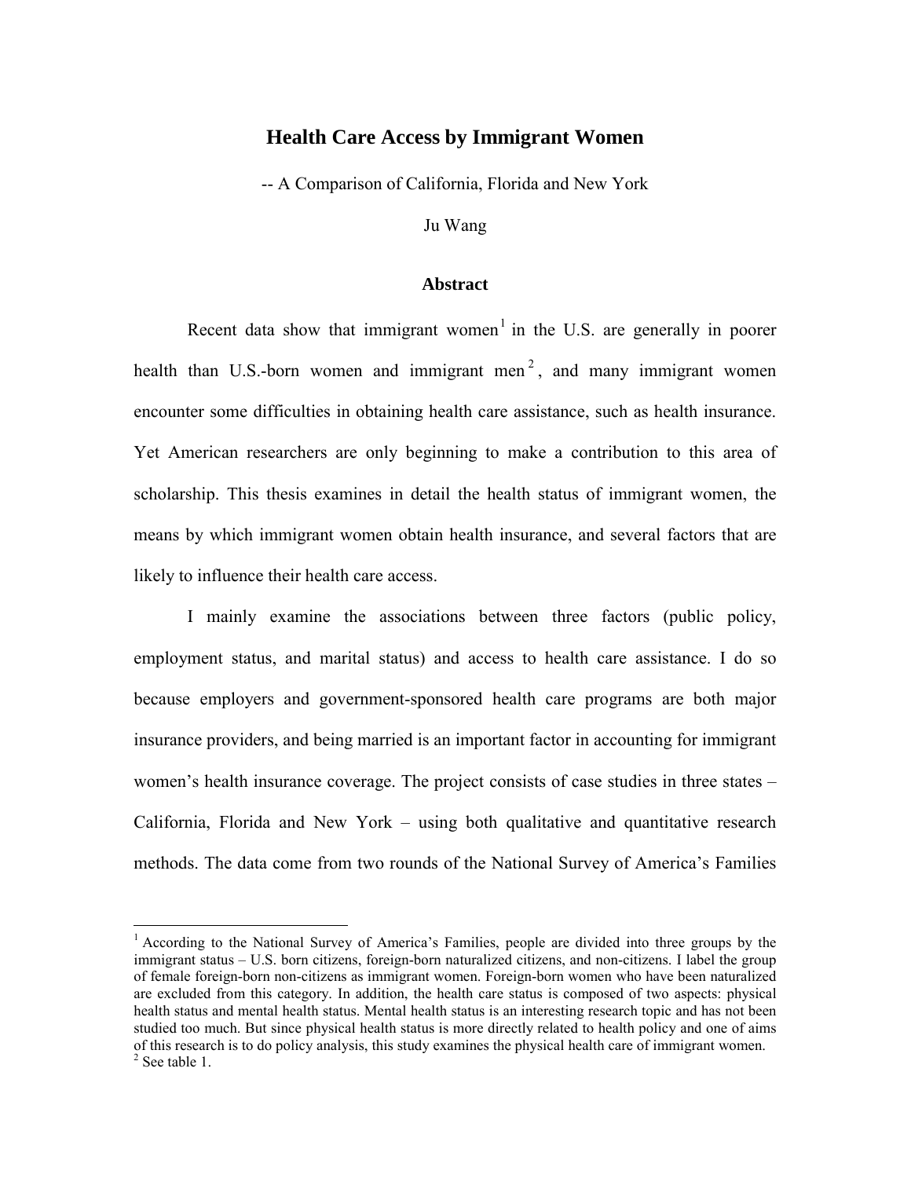# Health Care Access by Immigrant Women

-- A Comparison of California, Florida and New York

Ju Wang

### Abstract

Recent data show that immigrant women[1] in the U.S. are generally in poorer health than U.S.-born women and immigrant men[2], and many immigrant women encounter some difficulties in obtaining health care assistance, such as health insurance. Yet American researchers are only beginning to make a contribution to this area of scholarship. This thesis examines in detail the health status of immigrant women, the means by which immigrant women obtain health insurance, and several factors that are likely to influence their health care access.

I mainly examine the associations between three factors (public policy, employment status, and marital status) and access to health care assistance. I do so because employers and government-sponsored health care programs are both major insurance providers, and being married is an important factor in accounting for immigrant women's health insurance coverage. The project consists of case studies in three states – California, Florida and New York – using both qualitative and quantitative research methods. The data come from two rounds of the National Survey of America's Families

---

[1] According to the National Survey of America's Families, people are divided into three groups by the immigrant status – U.S. born citizens, foreign-born naturalized citizens, and non-citizens. I label the group of female foreign-born non-citizens as immigrant women. Foreign-born women who have been naturalized are excluded from this category. In addition, the health care status is composed of two aspects: physical health status and mental health status. Mental health status is an interesting research topic and has not been studied too much. But since physical health status is more directly related to health policy and one of aims of this research is to do policy analysis, this study examines the physical health care of immigrant women.

[2] See table 1.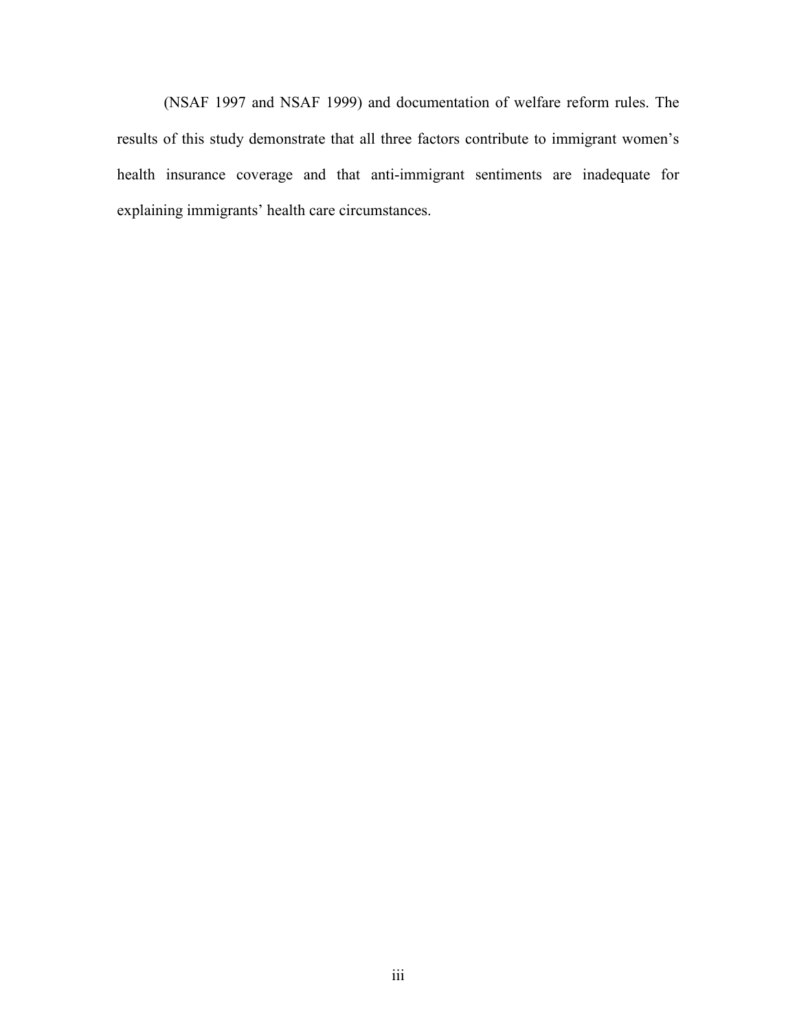(NSAF 1997 and NSAF 1999) and documentation of welfare reform rules. The results of this study demonstrate that all three factors contribute to immigrant women's health insurance coverage and that anti-immigrant sentiments are inadequate for explaining immigrants' health care circumstances.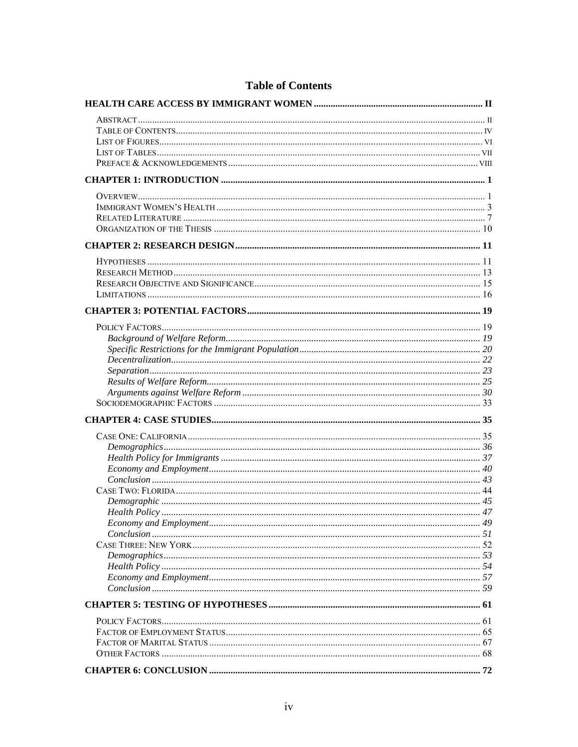# Table of Contents

**HEALTH CARE ACCESS BY IMMIGRANT WOMEN** ..... II

- Abstract ..... II
- Table of Contents ..... IV
- List of Figures ..... VI
- List of Tables ..... VII
- Preface & Acknowledgements ..... VIII

**CHAPTER 1: INTRODUCTION** ..... 1

- Overview ..... 1
- Immigrant Women's Health ..... 3
- Related Literature ..... 7
- Organization of the Thesis ..... 10

**CHAPTER 2: RESEARCH DESIGN** ..... 11

- Hypotheses ..... 11
- Research Method ..... 13
- Research Objective and Significance ..... 15
- Limitations ..... 16

**CHAPTER 3: POTENTIAL FACTORS** ..... 19

- Policy Factors ..... 19
  - *Background of Welfare Reform* ..... *19*
  - *Specific Restrictions for the Immigrant Population* ..... *20*
  - *Decentralization* ..... *22*
  - *Separation* ..... *23*
  - *Results of Welfare Reform* ..... *25*
  - *Arguments against Welfare Reform* ..... *30*
- Sociodemographic Factors ..... 33

**CHAPTER 4: CASE STUDIES** ..... 35

- Case One: California ..... 35
  - *Demographics* ..... *36*
  - *Health Policy for Immigrants* ..... *37*
  - *Economy and Employment* ..... *40*
  - *Conclusion* ..... *43*
- Case Two: Florida ..... 44
  - *Demographic* ..... *45*
  - *Health Policy* ..... *47*
  - *Economy and Employment* ..... *49*
  - *Conclusion* ..... *51*
- Case Three: New York ..... 52
  - *Demographics* ..... *53*
  - *Health Policy* ..... *54*
  - *Economy and Employment* ..... *57*
  - *Conclusion* ..... *59*

**CHAPTER 5: TESTING OF HYPOTHESES** ..... 61

- Policy Factors ..... 61
- Factor of Employment Status ..... 65
- Factor of Marital Status ..... 67
- Other Factors ..... 68

**CHAPTER 6: CONCLUSION** ..... 72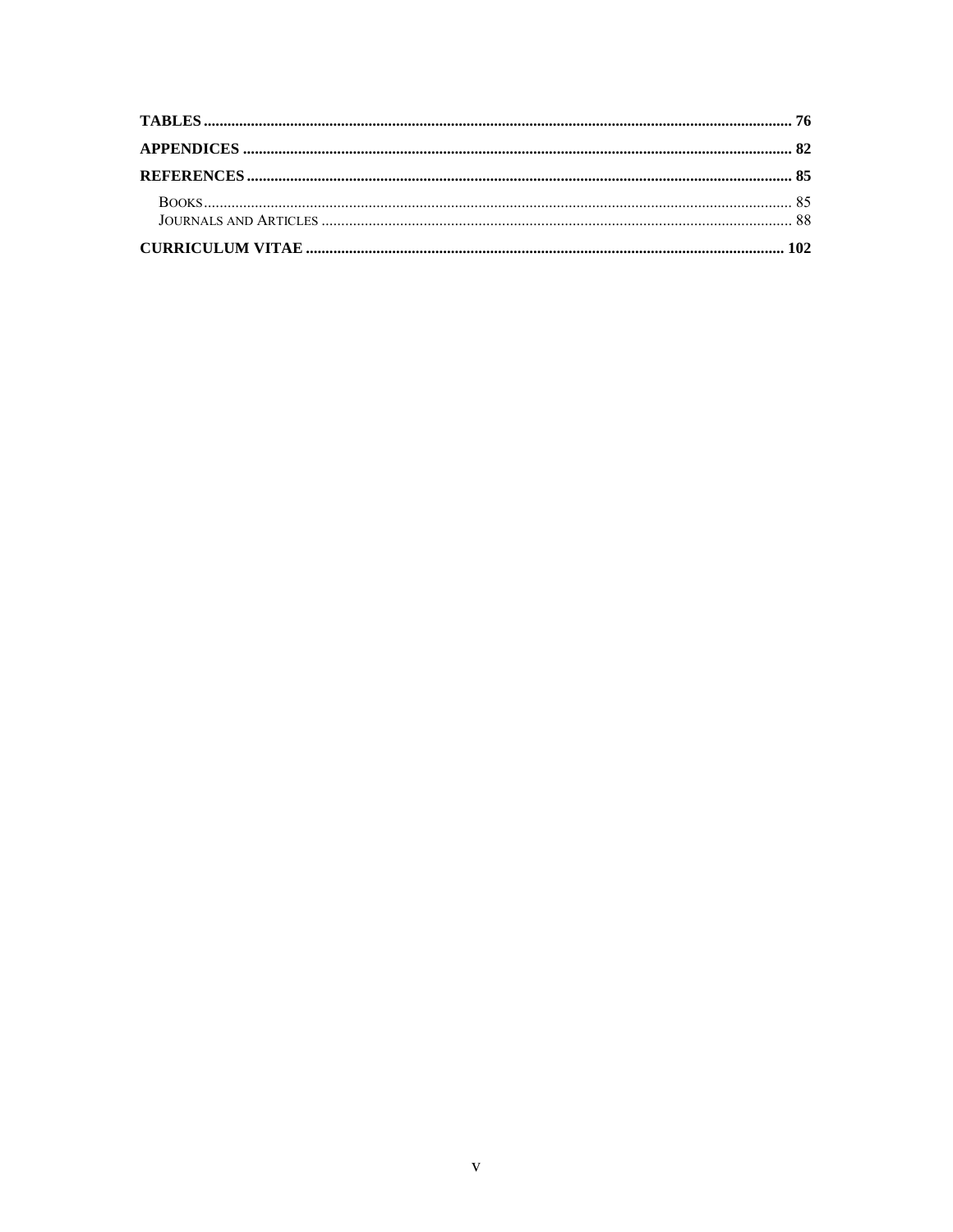**TABLES** ..................................................................................................................................................... **76**

**APPENDICES** .......................................................................................................................................... **82**

**REFERENCES** .......................................................................................................................................... **85**

BOOKS ..................................................................................................................................................... 85
JOURNALS AND ARTICLES ....................................................................................................................... 88

**CURRICULUM VITAE** ......................................................................................................................... **102**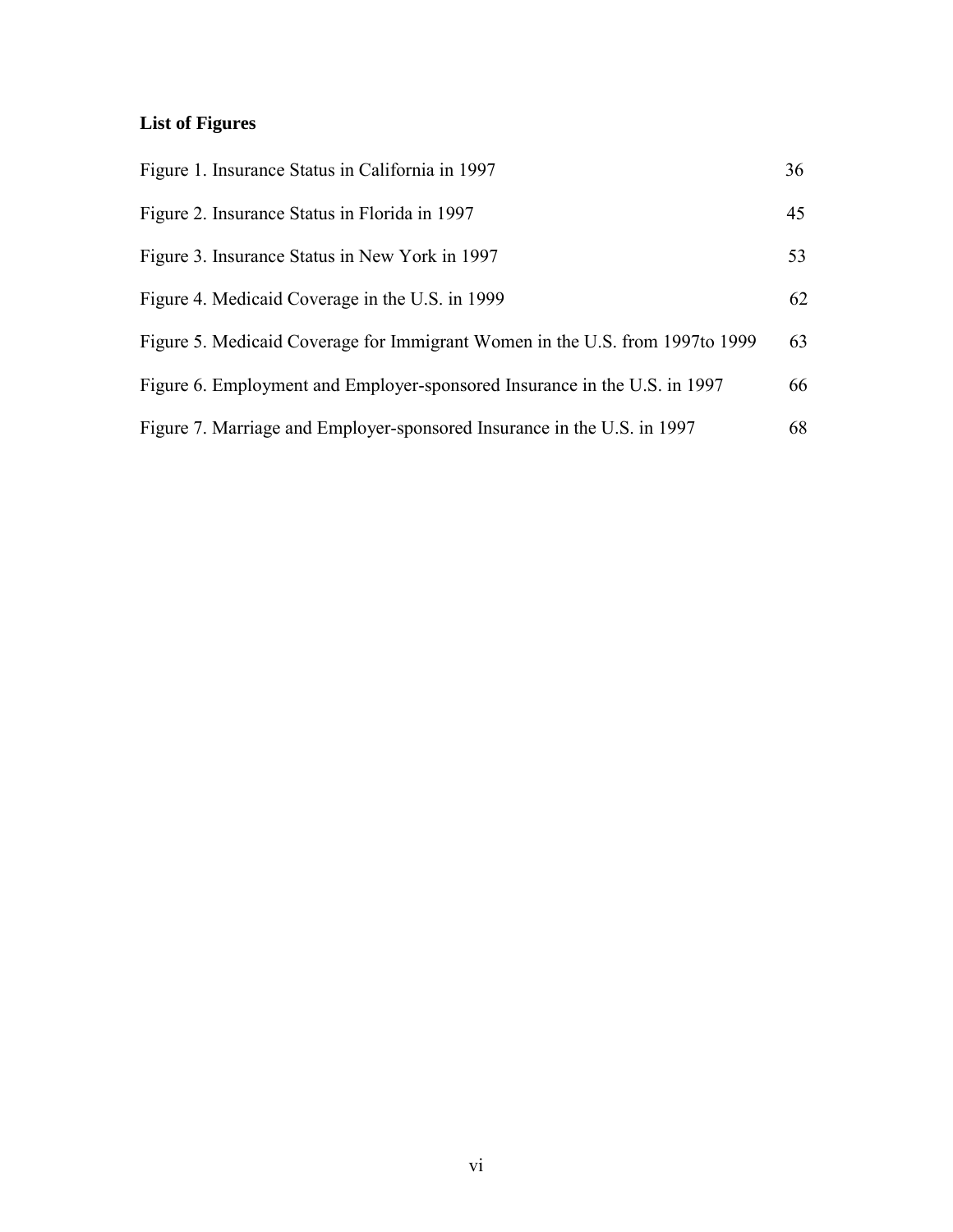## List of Figures

| | |
|---|---|
| Figure 1. Insurance Status in California in 1997 | 36 |
| Figure 2. Insurance Status in Florida in 1997 | 45 |
| Figure 3. Insurance Status in New York in 1997 | 53 |
| Figure 4. Medicaid Coverage in the U.S. in 1999 | 62 |
| Figure 5. Medicaid Coverage for Immigrant Women in the U.S. from 1997to 1999 | 63 |
| Figure 6. Employment and Employer-sponsored Insurance in the U.S. in 1997 | 66 |
| Figure 7. Marriage and Employer-sponsored Insurance in the U.S. in 1997 | 68 |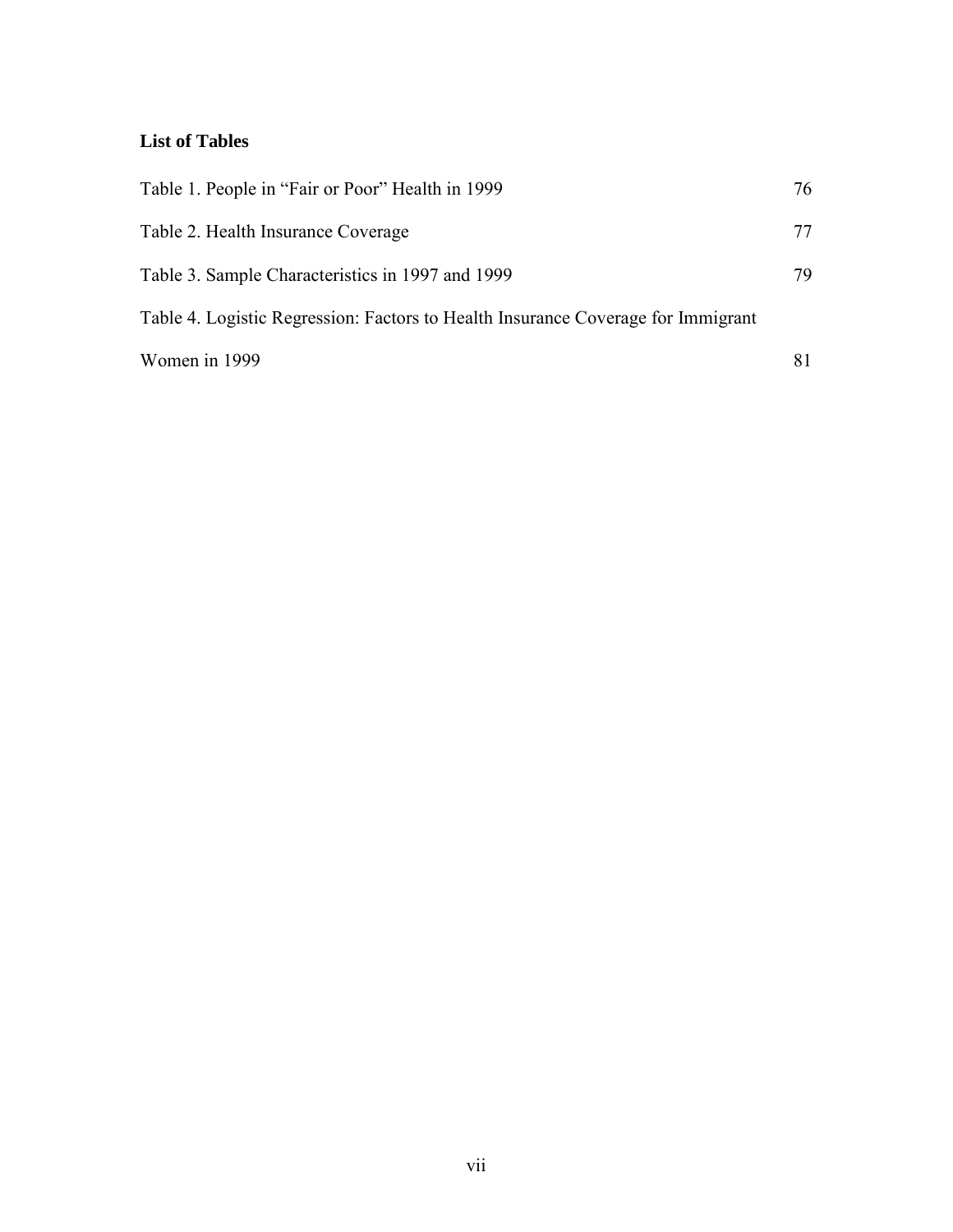**List of Tables**

Table 1. People in "Fair or Poor" Health in 1999 76

Table 2. Health Insurance Coverage 77

Table 3. Sample Characteristics in 1997 and 1999 79

Table 4. Logistic Regression: Factors to Health Insurance Coverage for Immigrant Women in 1999 81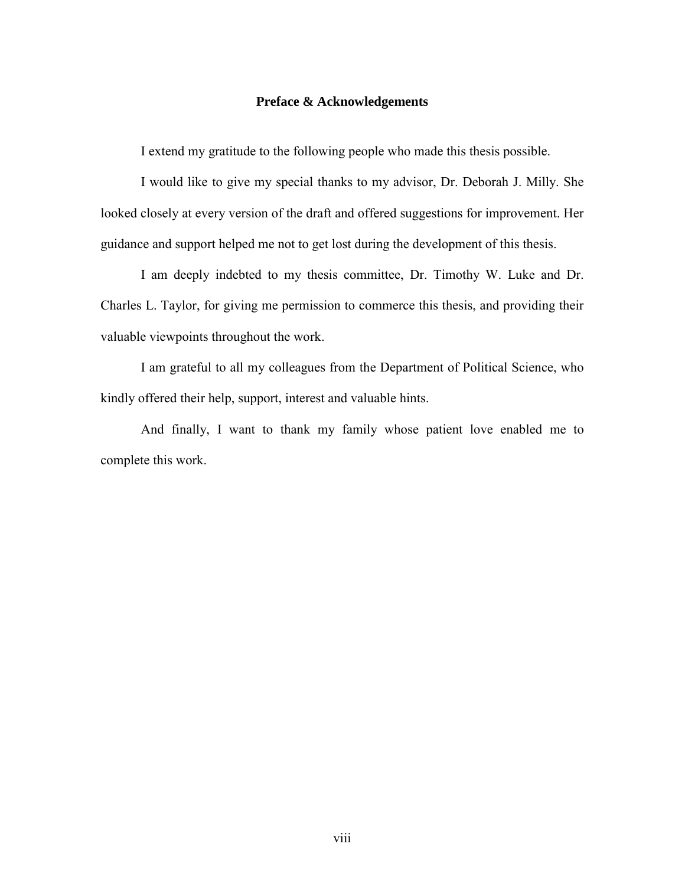## Preface & Acknowledgements

I extend my gratitude to the following people who made this thesis possible.

I would like to give my special thanks to my advisor, Dr. Deborah J. Milly. She looked closely at every version of the draft and offered suggestions for improvement. Her guidance and support helped me not to get lost during the development of this thesis.

I am deeply indebted to my thesis committee, Dr. Timothy W. Luke and Dr. Charles L. Taylor, for giving me permission to commerce this thesis, and providing their valuable viewpoints throughout the work.

I am grateful to all my colleagues from the Department of Political Science, who kindly offered their help, support, interest and valuable hints.

And finally, I want to thank my family whose patient love enabled me to complete this work.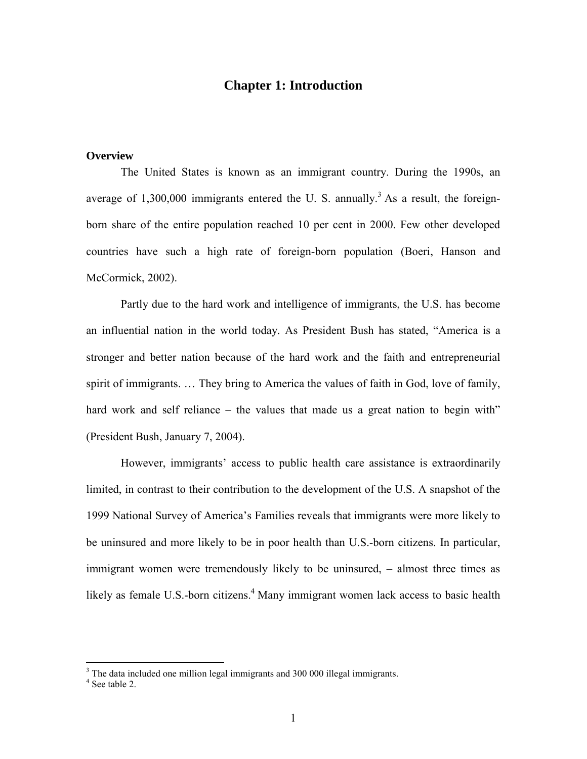# Chapter 1: Introduction

### Overview

The United States is known as an immigrant country. During the 1990s, an average of 1,300,000 immigrants entered the U. S. annually.[3] As a result, the foreign-born share of the entire population reached 10 per cent in 2000. Few other developed countries have such a high rate of foreign-born population (Boeri, Hanson and McCormick, 2002).

Partly due to the hard work and intelligence of immigrants, the U.S. has become an influential nation in the world today. As President Bush has stated, "America is a stronger and better nation because of the hard work and the faith and entrepreneurial spirit of immigrants. … They bring to America the values of faith in God, love of family, hard work and self reliance – the values that made us a great nation to begin with" (President Bush, January 7, 2004).

However, immigrants' access to public health care assistance is extraordinarily limited, in contrast to their contribution to the development of the U.S. A snapshot of the 1999 National Survey of America's Families reveals that immigrants were more likely to be uninsured and more likely to be in poor health than U.S.-born citizens. In particular, immigrant women were tremendously likely to be uninsured, – almost three times as likely as female U.S.-born citizens.[4] Many immigrant women lack access to basic health

---

[3] The data included one million legal immigrants and 300 000 illegal immigrants.

[4] See table 2.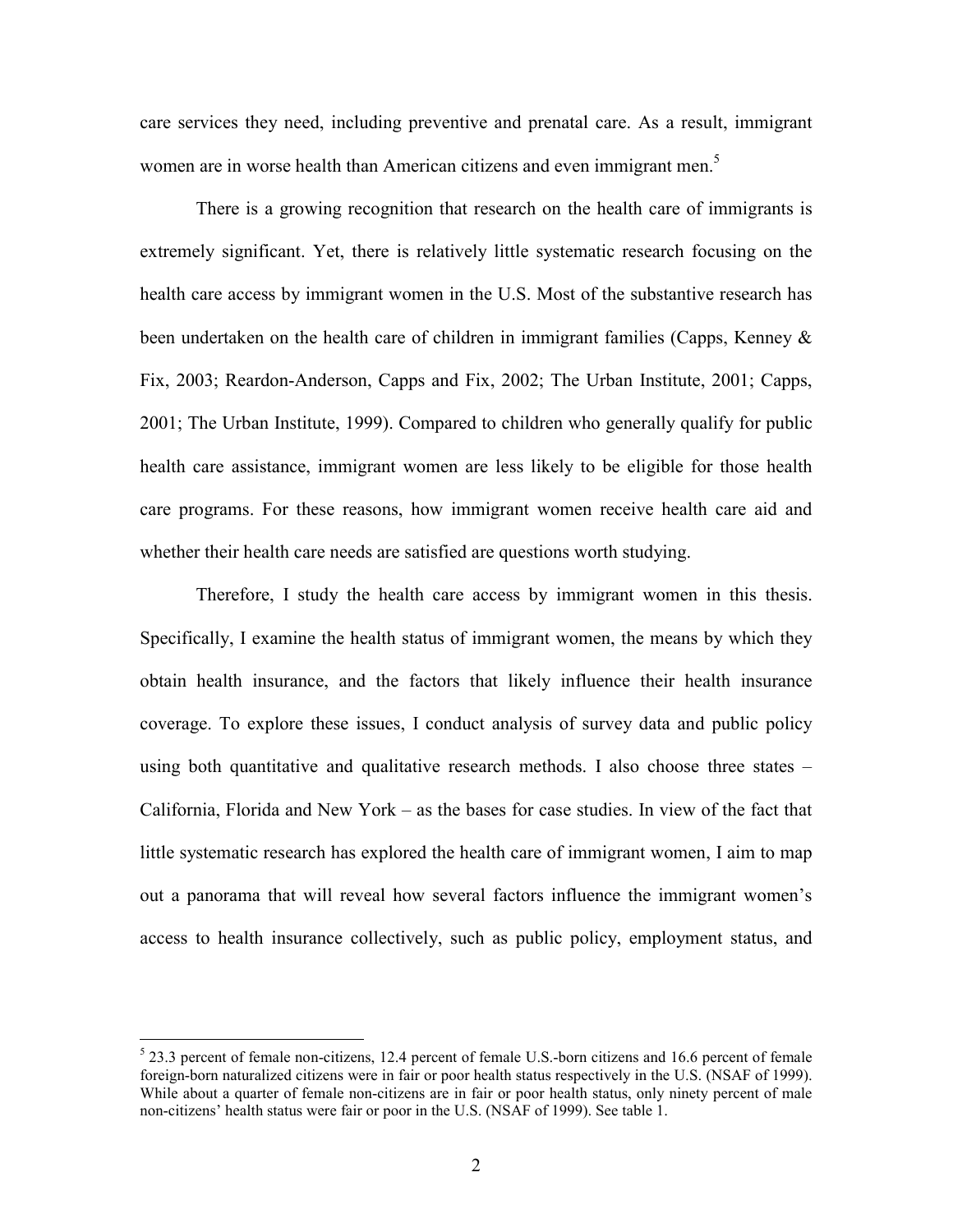care services they need, including preventive and prenatal care. As a result, immigrant women are in worse health than American citizens and even immigrant men.[5]

There is a growing recognition that research on the health care of immigrants is extremely significant. Yet, there is relatively little systematic research focusing on the health care access by immigrant women in the U.S. Most of the substantive research has been undertaken on the health care of children in immigrant families (Capps, Kenney & Fix, 2003; Reardon-Anderson, Capps and Fix, 2002; The Urban Institute, 2001; Capps, 2001; The Urban Institute, 1999). Compared to children who generally qualify for public health care assistance, immigrant women are less likely to be eligible for those health care programs. For these reasons, how immigrant women receive health care aid and whether their health care needs are satisfied are questions worth studying.

Therefore, I study the health care access by immigrant women in this thesis. Specifically, I examine the health status of immigrant women, the means by which they obtain health insurance, and the factors that likely influence their health insurance coverage. To explore these issues, I conduct analysis of survey data and public policy using both quantitative and qualitative research methods. I also choose three states – California, Florida and New York – as the bases for case studies. In view of the fact that little systematic research has explored the health care of immigrant women, I aim to map out a panorama that will reveal how several factors influence the immigrant women's access to health insurance collectively, such as public policy, employment status, and

---

[5] 23.3 percent of female non-citizens, 12.4 percent of female U.S.-born citizens and 16.6 percent of female foreign-born naturalized citizens were in fair or poor health status respectively in the U.S. (NSAF of 1999). While about a quarter of female non-citizens are in fair or poor health status, only ninety percent of male non-citizens' health status were fair or poor in the U.S. (NSAF of 1999). See table 1.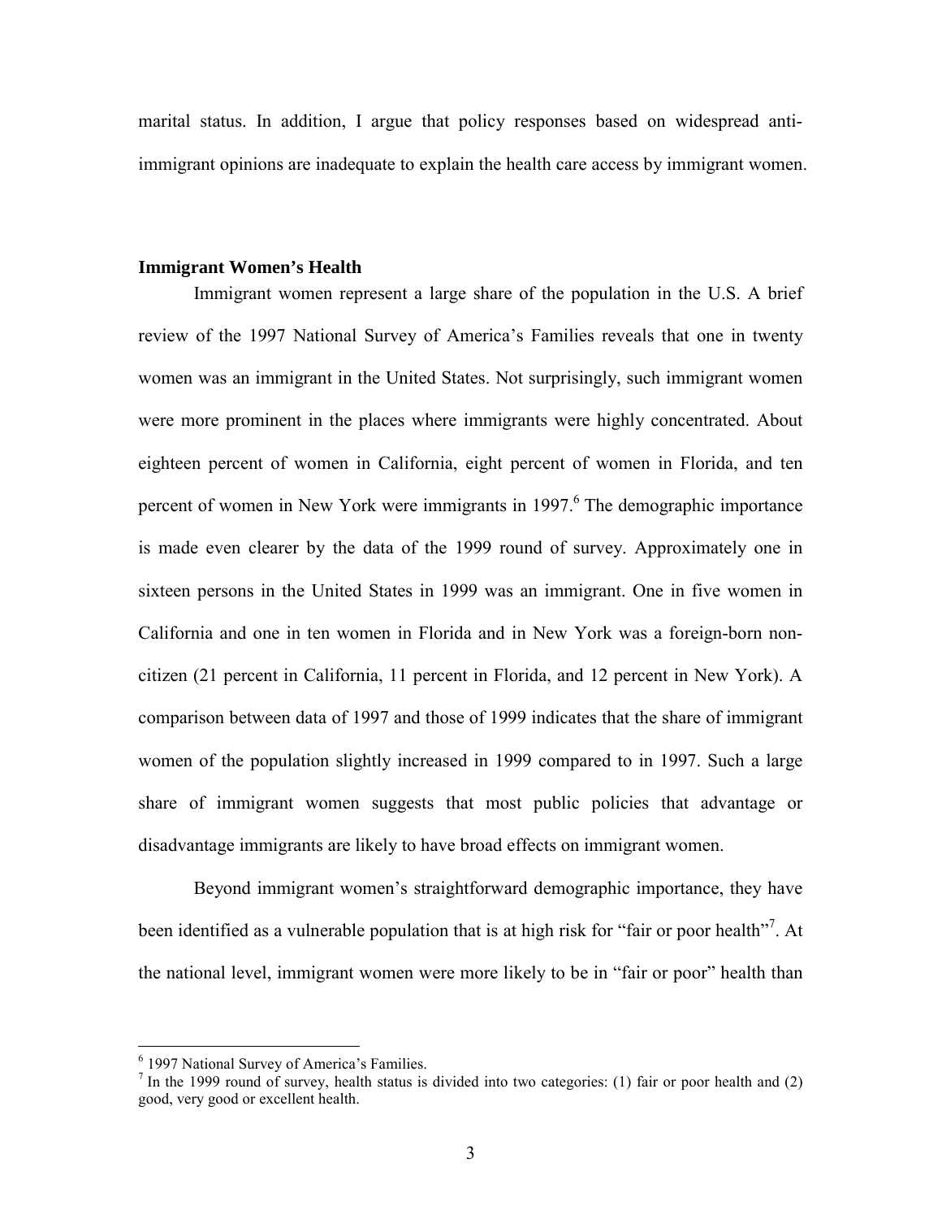marital status. In addition, I argue that policy responses based on widespread anti-immigrant opinions are inadequate to explain the health care access by immigrant women.

### Immigrant Women's Health

Immigrant women represent a large share of the population in the U.S. A brief review of the 1997 National Survey of America's Families reveals that one in twenty women was an immigrant in the United States. Not surprisingly, such immigrant women were more prominent in the places where immigrants were highly concentrated. About eighteen percent of women in California, eight percent of women in Florida, and ten percent of women in New York were immigrants in 1997.[6] The demographic importance is made even clearer by the data of the 1999 round of survey. Approximately one in sixteen persons in the United States in 1999 was an immigrant. One in five women in California and one in ten women in Florida and in New York was a foreign-born non-citizen (21 percent in California, 11 percent in Florida, and 12 percent in New York). A comparison between data of 1997 and those of 1999 indicates that the share of immigrant women of the population slightly increased in 1999 compared to in 1997. Such a large share of immigrant women suggests that most public policies that advantage or disadvantage immigrants are likely to have broad effects on immigrant women.

Beyond immigrant women's straightforward demographic importance, they have been identified as a vulnerable population that is at high risk for "fair or poor health"[7]. At the national level, immigrant women were more likely to be in "fair or poor" health than

---

[6] 1997 National Survey of America's Families.

[7] In the 1999 round of survey, health status is divided into two categories: (1) fair or poor health and (2) good, very good or excellent health.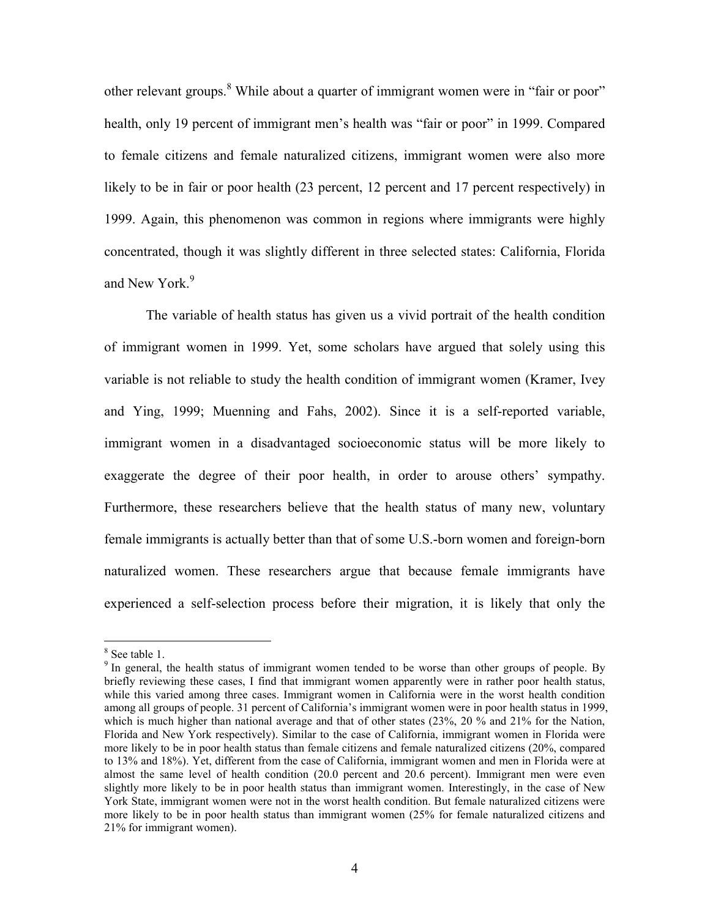other relevant groups.[8] While about a quarter of immigrant women were in "fair or poor" health, only 19 percent of immigrant men's health was "fair or poor" in 1999. Compared to female citizens and female naturalized citizens, immigrant women were also more likely to be in fair or poor health (23 percent, 12 percent and 17 percent respectively) in 1999. Again, this phenomenon was common in regions where immigrants were highly concentrated, though it was slightly different in three selected states: California, Florida and New York.[9]

The variable of health status has given us a vivid portrait of the health condition of immigrant women in 1999. Yet, some scholars have argued that solely using this variable is not reliable to study the health condition of immigrant women (Kramer, Ivey and Ying, 1999; Muenning and Fahs, 2002). Since it is a self-reported variable, immigrant women in a disadvantaged socioeconomic status will be more likely to exaggerate the degree of their poor health, in order to arouse others' sympathy. Furthermore, these researchers believe that the health status of many new, voluntary female immigrants is actually better than that of some U.S.-born women and foreign-born naturalized women. These researchers argue that because female immigrants have experienced a self-selection process before their migration, it is likely that only the

---

[8] See table 1.

[9] In general, the health status of immigrant women tended to be worse than other groups of people. By briefly reviewing these cases, I find that immigrant women apparently were in rather poor health status, while this varied among three cases. Immigrant women in California were in the worst health condition among all groups of people. 31 percent of California's immigrant women were in poor health status in 1999, which is much higher than national average and that of other states (23%, 20 % and 21% for the Nation, Florida and New York respectively). Similar to the case of California, immigrant women in Florida were more likely to be in poor health status than female citizens and female naturalized citizens (20%, compared to 13% and 18%). Yet, different from the case of California, immigrant women and men in Florida were at almost the same level of health condition (20.0 percent and 20.6 percent). Immigrant men were even slightly more likely to be in poor health status than immigrant women. Interestingly, in the case of New York State, immigrant women were not in the worst health condition. But female naturalized citizens were more likely to be in poor health status than immigrant women (25% for female naturalized citizens and 21% for immigrant women).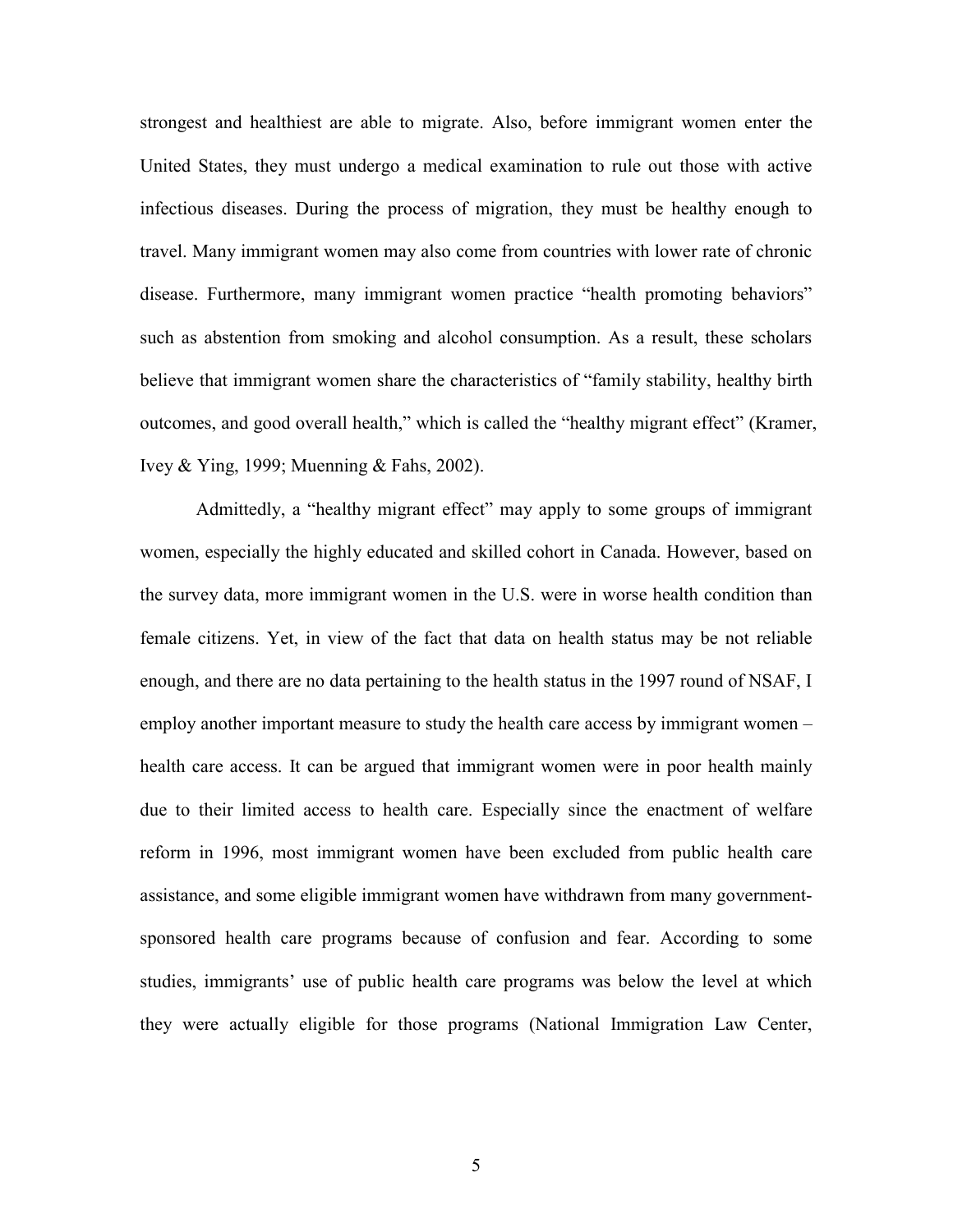strongest and healthiest are able to migrate. Also, before immigrant women enter the United States, they must undergo a medical examination to rule out those with active infectious diseases. During the process of migration, they must be healthy enough to travel. Many immigrant women may also come from countries with lower rate of chronic disease. Furthermore, many immigrant women practice "health promoting behaviors" such as abstention from smoking and alcohol consumption. As a result, these scholars believe that immigrant women share the characteristics of "family stability, healthy birth outcomes, and good overall health," which is called the "healthy migrant effect" (Kramer, Ivey & Ying, 1999; Muenning & Fahs, 2002).

Admittedly, a "healthy migrant effect" may apply to some groups of immigrant women, especially the highly educated and skilled cohort in Canada. However, based on the survey data, more immigrant women in the U.S. were in worse health condition than female citizens. Yet, in view of the fact that data on health status may be not reliable enough, and there are no data pertaining to the health status in the 1997 round of NSAF, I employ another important measure to study the health care access by immigrant women – health care access. It can be argued that immigrant women were in poor health mainly due to their limited access to health care. Especially since the enactment of welfare reform in 1996, most immigrant women have been excluded from public health care assistance, and some eligible immigrant women have withdrawn from many government-sponsored health care programs because of confusion and fear. According to some studies, immigrants' use of public health care programs was below the level at which they were actually eligible for those programs (National Immigration Law Center,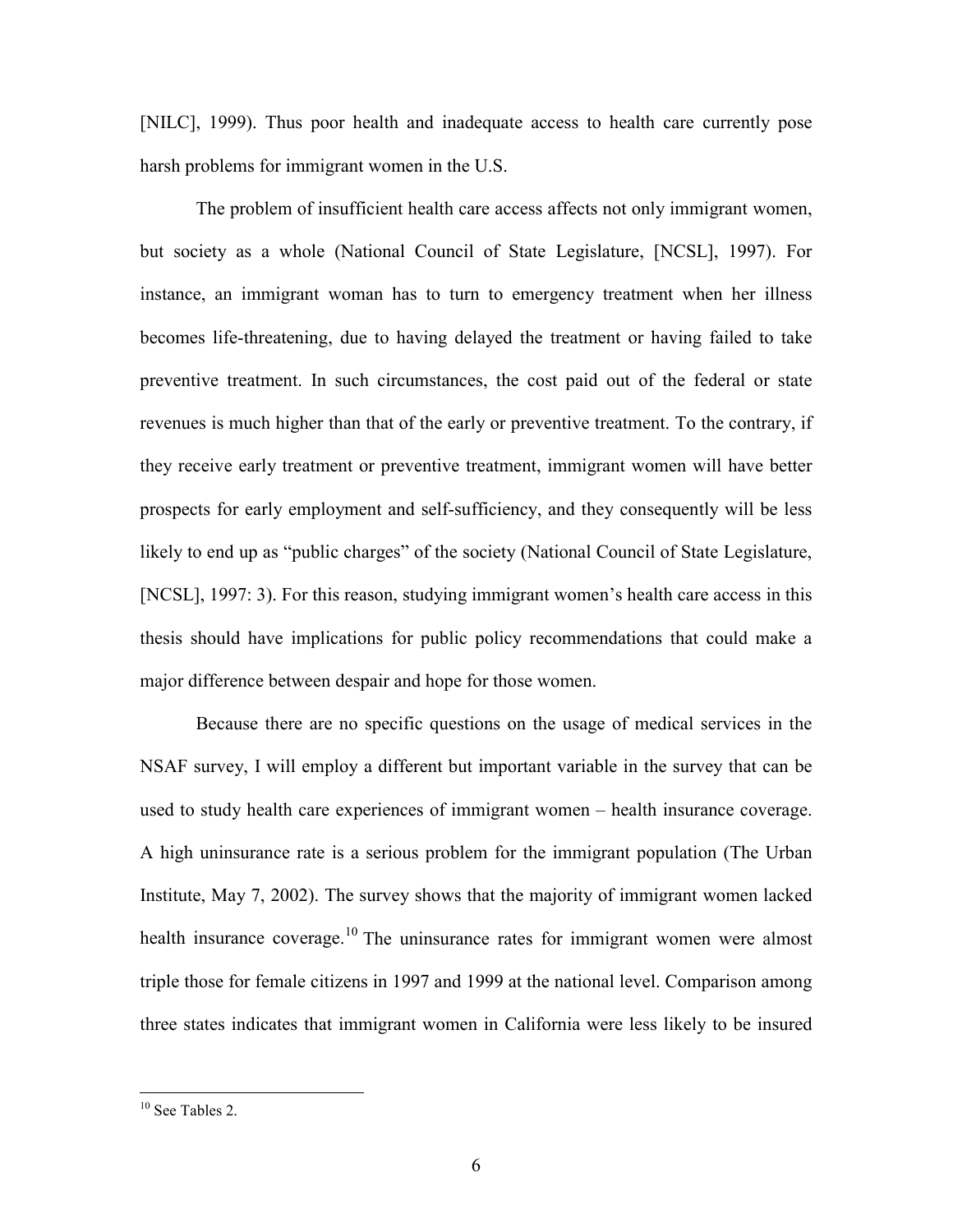[NILC], 1999). Thus poor health and inadequate access to health care currently pose harsh problems for immigrant women in the U.S.

The problem of insufficient health care access affects not only immigrant women, but society as a whole (National Council of State Legislature, [NCSL], 1997). For instance, an immigrant woman has to turn to emergency treatment when her illness becomes life-threatening, due to having delayed the treatment or having failed to take preventive treatment. In such circumstances, the cost paid out of the federal or state revenues is much higher than that of the early or preventive treatment. To the contrary, if they receive early treatment or preventive treatment, immigrant women will have better prospects for early employment and self-sufficiency, and they consequently will be less likely to end up as "public charges" of the society (National Council of State Legislature, [NCSL], 1997: 3). For this reason, studying immigrant women's health care access in this thesis should have implications for public policy recommendations that could make a major difference between despair and hope for those women.

Because there are no specific questions on the usage of medical services in the NSAF survey, I will employ a different but important variable in the survey that can be used to study health care experiences of immigrant women – health insurance coverage. A high uninsurance rate is a serious problem for the immigrant population (The Urban Institute, May 7, 2002). The survey shows that the majority of immigrant women lacked health insurance coverage.[10] The uninsurance rates for immigrant women were almost triple those for female citizens in 1997 and 1999 at the national level. Comparison among three states indicates that immigrant women in California were less likely to be insured

[10] See Tables 2.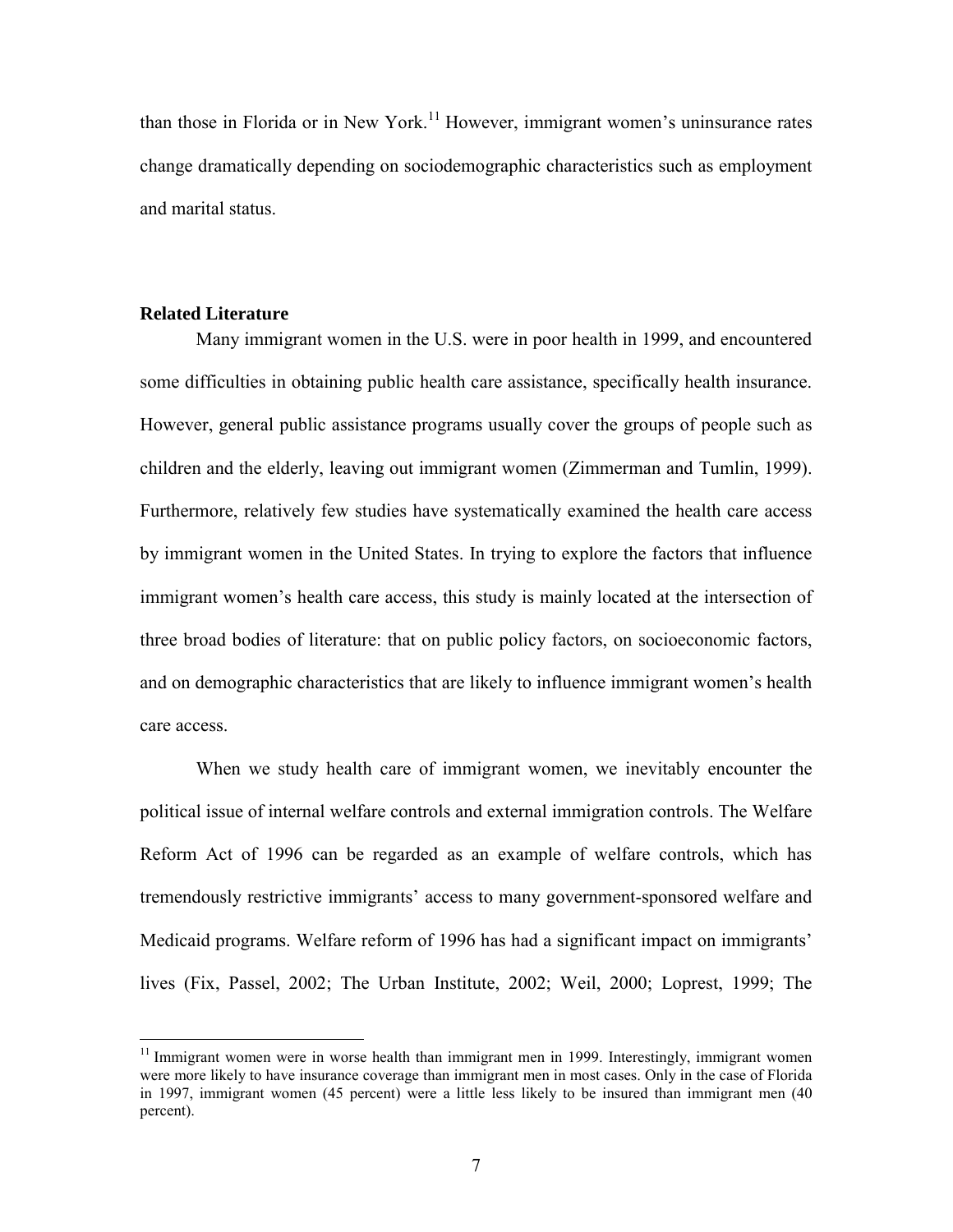than those in Florida or in New York.[11] However, immigrant women's uninsurance rates change dramatically depending on sociodemographic characteristics such as employment and marital status.

### Related Literature

Many immigrant women in the U.S. were in poor health in 1999, and encountered some difficulties in obtaining public health care assistance, specifically health insurance. However, general public assistance programs usually cover the groups of people such as children and the elderly, leaving out immigrant women (Zimmerman and Tumlin, 1999). Furthermore, relatively few studies have systematically examined the health care access by immigrant women in the United States. In trying to explore the factors that influence immigrant women's health care access, this study is mainly located at the intersection of three broad bodies of literature: that on public policy factors, on socioeconomic factors, and on demographic characteristics that are likely to influence immigrant women's health care access.

When we study health care of immigrant women, we inevitably encounter the political issue of internal welfare controls and external immigration controls. The Welfare Reform Act of 1996 can be regarded as an example of welfare controls, which has tremendously restrictive immigrants' access to many government-sponsored welfare and Medicaid programs. Welfare reform of 1996 has had a significant impact on immigrants' lives (Fix, Passel, 2002; The Urban Institute, 2002; Weil, 2000; Loprest, 1999; The

---

[11] Immigrant women were in worse health than immigrant men in 1999. Interestingly, immigrant women were more likely to have insurance coverage than immigrant men in most cases. Only in the case of Florida in 1997, immigrant women (45 percent) were a little less likely to be insured than immigrant men (40 percent).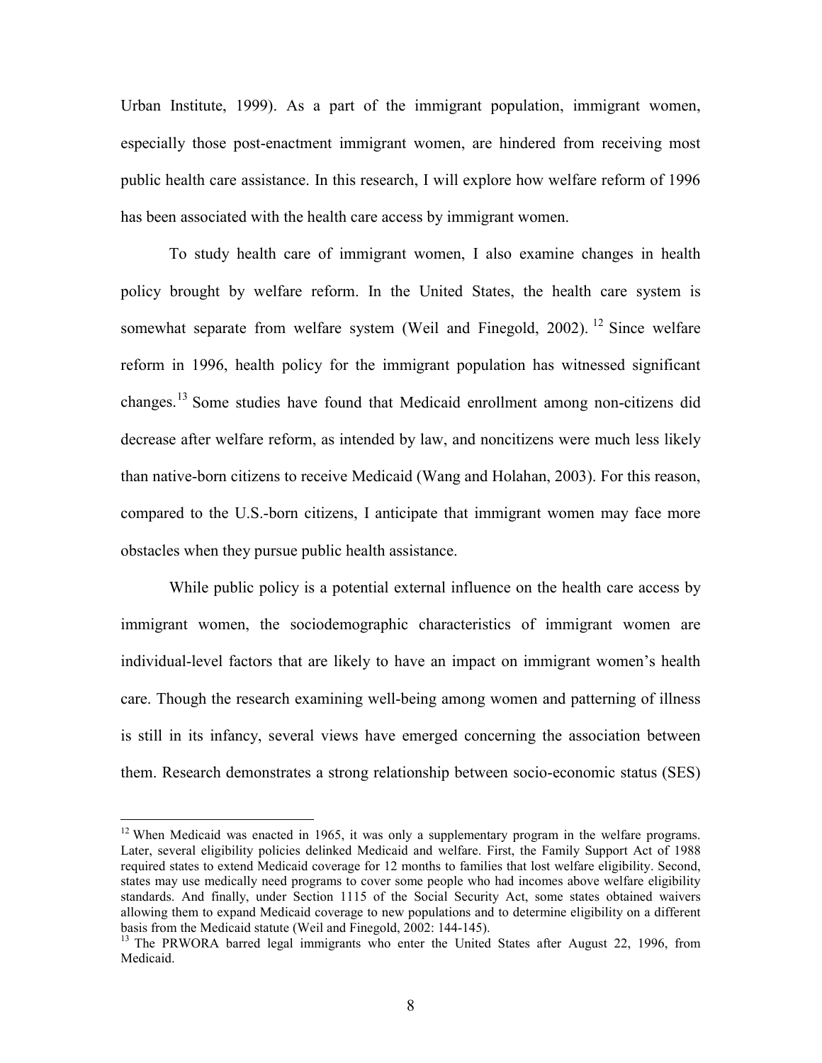Urban Institute, 1999). As a part of the immigrant population, immigrant women, especially those post-enactment immigrant women, are hindered from receiving most public health care assistance. In this research, I will explore how welfare reform of 1996 has been associated with the health care access by immigrant women.

To study health care of immigrant women, I also examine changes in health policy brought by welfare reform. In the United States, the health care system is somewhat separate from welfare system (Weil and Finegold, 2002). [12] Since welfare reform in 1996, health policy for the immigrant population has witnessed significant changes.[13] Some studies have found that Medicaid enrollment among non-citizens did decrease after welfare reform, as intended by law, and noncitizens were much less likely than native-born citizens to receive Medicaid (Wang and Holahan, 2003). For this reason, compared to the U.S.-born citizens, I anticipate that immigrant women may face more obstacles when they pursue public health assistance.

While public policy is a potential external influence on the health care access by immigrant women, the sociodemographic characteristics of immigrant women are individual-level factors that are likely to have an impact on immigrant women's health care. Though the research examining well-being among women and patterning of illness is still in its infancy, several views have emerged concerning the association between them. Research demonstrates a strong relationship between socio-economic status (SES)

---

[12] When Medicaid was enacted in 1965, it was only a supplementary program in the welfare programs. Later, several eligibility policies delinked Medicaid and welfare. First, the Family Support Act of 1988 required states to extend Medicaid coverage for 12 months to families that lost welfare eligibility. Second, states may use medically need programs to cover some people who had incomes above welfare eligibility standards. And finally, under Section 1115 of the Social Security Act, some states obtained waivers allowing them to expand Medicaid coverage to new populations and to determine eligibility on a different basis from the Medicaid statute (Weil and Finegold, 2002: 144-145).

[13] The PRWORA barred legal immigrants who enter the United States after August 22, 1996, from Medicaid.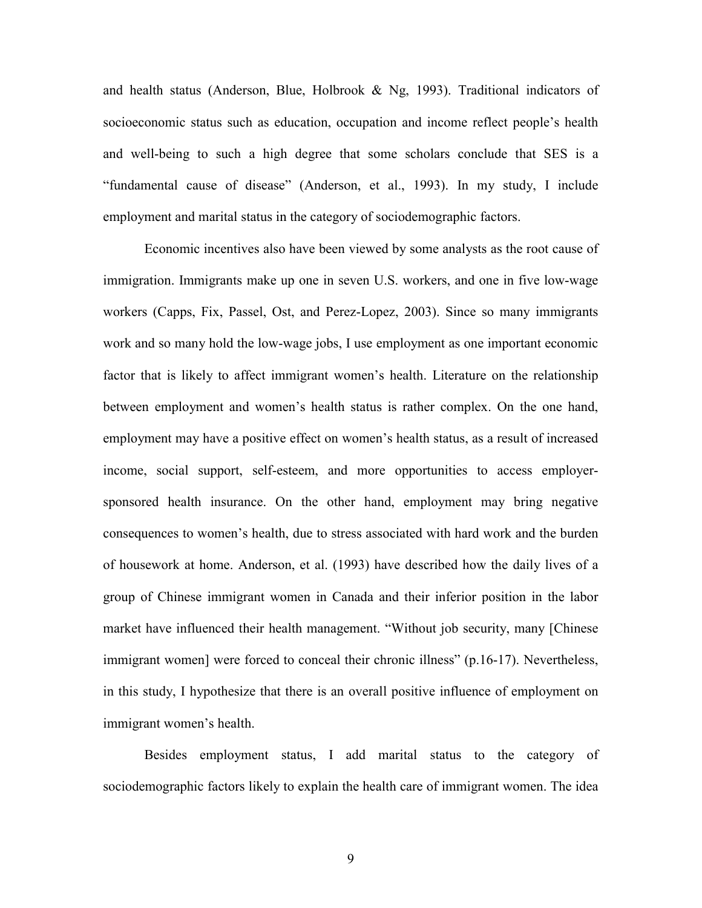and health status (Anderson, Blue, Holbrook & Ng, 1993). Traditional indicators of socioeconomic status such as education, occupation and income reflect people's health and well-being to such a high degree that some scholars conclude that SES is a "fundamental cause of disease" (Anderson, et al., 1993). In my study, I include employment and marital status in the category of sociodemographic factors.

Economic incentives also have been viewed by some analysts as the root cause of immigration. Immigrants make up one in seven U.S. workers, and one in five low-wage workers (Capps, Fix, Passel, Ost, and Perez-Lopez, 2003). Since so many immigrants work and so many hold the low-wage jobs, I use employment as one important economic factor that is likely to affect immigrant women's health. Literature on the relationship between employment and women's health status is rather complex. On the one hand, employment may have a positive effect on women's health status, as a result of increased income, social support, self-esteem, and more opportunities to access employer-sponsored health insurance. On the other hand, employment may bring negative consequences to women's health, due to stress associated with hard work and the burden of housework at home. Anderson, et al. (1993) have described how the daily lives of a group of Chinese immigrant women in Canada and their inferior position in the labor market have influenced their health management. "Without job security, many [Chinese immigrant women] were forced to conceal their chronic illness" (p.16-17). Nevertheless, in this study, I hypothesize that there is an overall positive influence of employment on immigrant women's health.

Besides employment status, I add marital status to the category of sociodemographic factors likely to explain the health care of immigrant women. The idea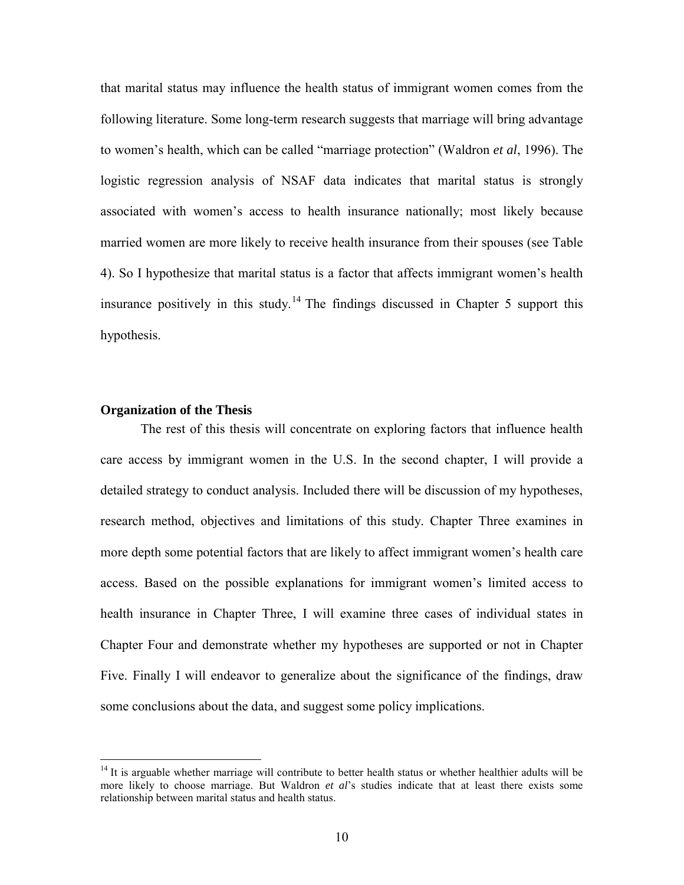that marital status may influence the health status of immigrant women comes from the following literature. Some long-term research suggests that marriage will bring advantage to women's health, which can be called "marriage protection" (Waldron *et al*, 1996). The logistic regression analysis of NSAF data indicates that marital status is strongly associated with women's access to health insurance nationally; most likely because married women are more likely to receive health insurance from their spouses (see Table 4). So I hypothesize that marital status is a factor that affects immigrant women's health insurance positively in this study.[14] The findings discussed in Chapter 5 support this hypothesis.

**Organization of the Thesis**

The rest of this thesis will concentrate on exploring factors that influence health care access by immigrant women in the U.S. In the second chapter, I will provide a detailed strategy to conduct analysis. Included there will be discussion of my hypotheses, research method, objectives and limitations of this study. Chapter Three examines in more depth some potential factors that are likely to affect immigrant women's health care access. Based on the possible explanations for immigrant women's limited access to health insurance in Chapter Three, I will examine three cases of individual states in Chapter Four and demonstrate whether my hypotheses are supported or not in Chapter Five. Finally I will endeavor to generalize about the significance of the findings, draw some conclusions about the data, and suggest some policy implications.

---

[14] It is arguable whether marriage will contribute to better health status or whether healthier adults will be more likely to choose marriage. But Waldron *et al*'s studies indicate that at least there exists some relationship between marital status and health status.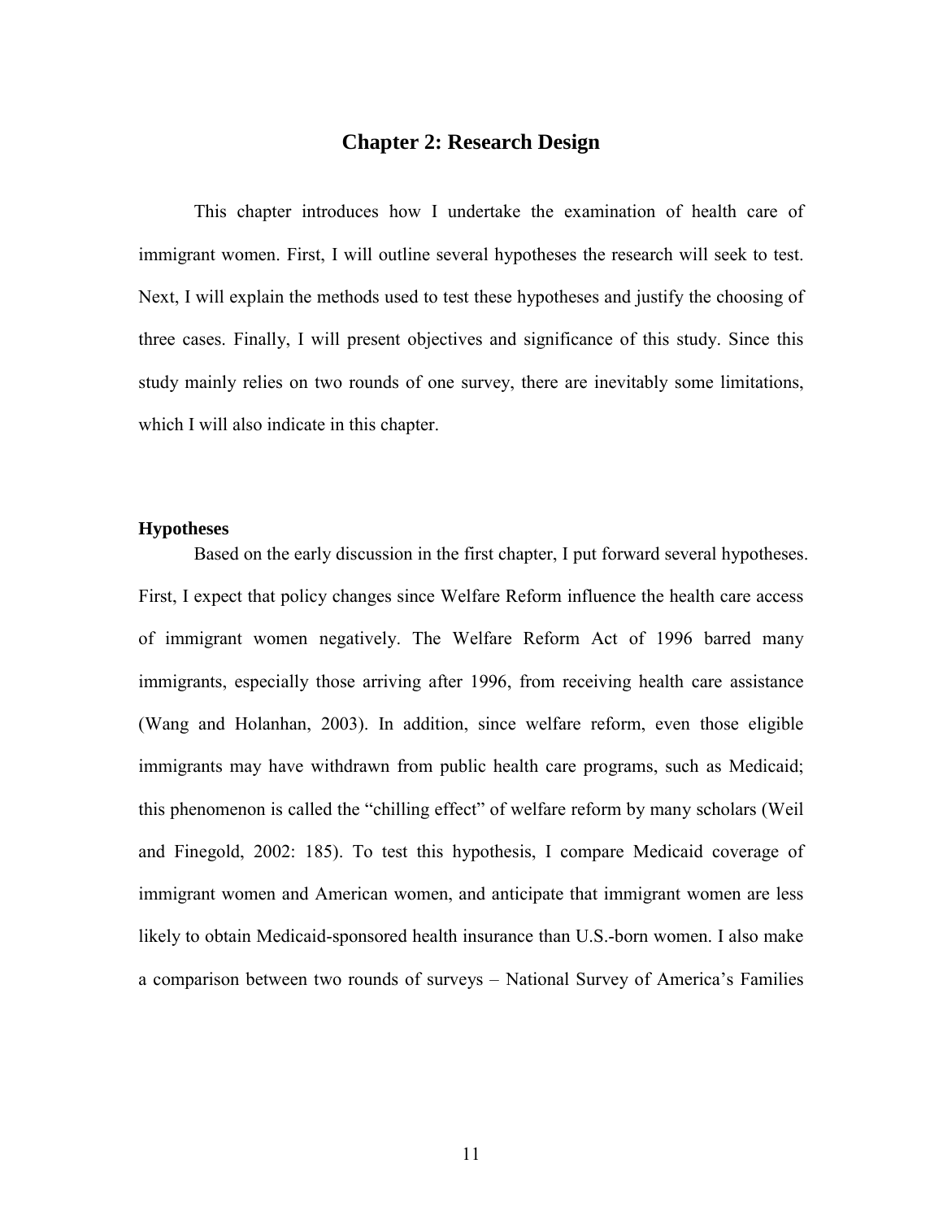## Chapter 2: Research Design

This chapter introduces how I undertake the examination of health care of immigrant women. First, I will outline several hypotheses the research will seek to test. Next, I will explain the methods used to test these hypotheses and justify the choosing of three cases. Finally, I will present objectives and significance of this study. Since this study mainly relies on two rounds of one survey, there are inevitably some limitations, which I will also indicate in this chapter.

### Hypotheses

Based on the early discussion in the first chapter, I put forward several hypotheses. First, I expect that policy changes since Welfare Reform influence the health care access of immigrant women negatively. The Welfare Reform Act of 1996 barred many immigrants, especially those arriving after 1996, from receiving health care assistance (Wang and Holanhan, 2003). In addition, since welfare reform, even those eligible immigrants may have withdrawn from public health care programs, such as Medicaid; this phenomenon is called the "chilling effect" of welfare reform by many scholars (Weil and Finegold, 2002: 185). To test this hypothesis, I compare Medicaid coverage of immigrant women and American women, and anticipate that immigrant women are less likely to obtain Medicaid-sponsored health insurance than U.S.-born women. I also make a comparison between two rounds of surveys – National Survey of America's Families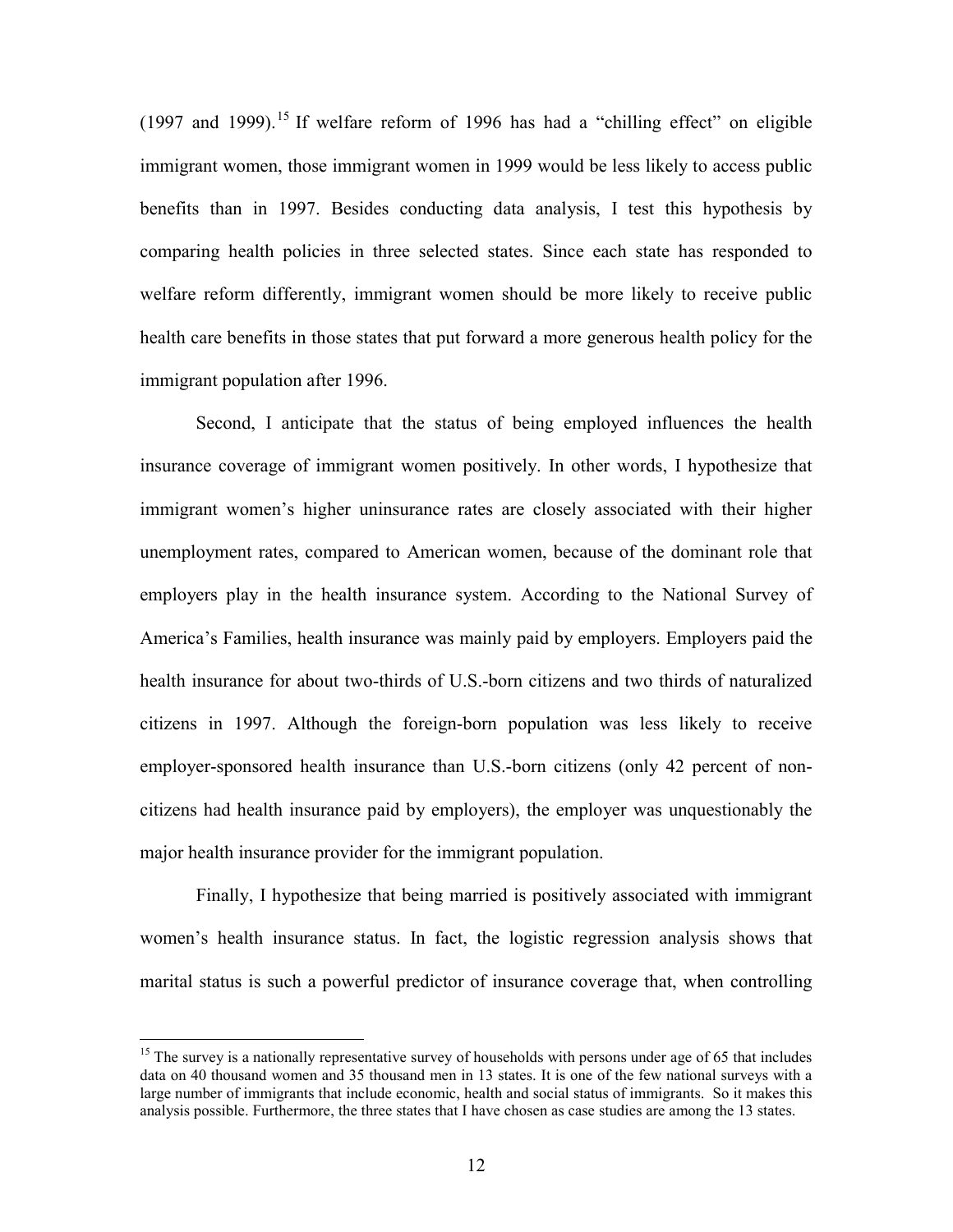(1997 and 1999).[15] If welfare reform of 1996 has had a "chilling effect" on eligible immigrant women, those immigrant women in 1999 would be less likely to access public benefits than in 1997. Besides conducting data analysis, I test this hypothesis by comparing health policies in three selected states. Since each state has responded to welfare reform differently, immigrant women should be more likely to receive public health care benefits in those states that put forward a more generous health policy for the immigrant population after 1996.

Second, I anticipate that the status of being employed influences the health insurance coverage of immigrant women positively. In other words, I hypothesize that immigrant women's higher uninsurance rates are closely associated with their higher unemployment rates, compared to American women, because of the dominant role that employers play in the health insurance system. According to the National Survey of America's Families, health insurance was mainly paid by employers. Employers paid the health insurance for about two-thirds of U.S.-born citizens and two thirds of naturalized citizens in 1997. Although the foreign-born population was less likely to receive employer-sponsored health insurance than U.S.-born citizens (only 42 percent of non-citizens had health insurance paid by employers), the employer was unquestionably the major health insurance provider for the immigrant population.

Finally, I hypothesize that being married is positively associated with immigrant women's health insurance status. In fact, the logistic regression analysis shows that marital status is such a powerful predictor of insurance coverage that, when controlling

[15] The survey is a nationally representative survey of households with persons under age of 65 that includes data on 40 thousand women and 35 thousand men in 13 states. It is one of the few national surveys with a large number of immigrants that include economic, health and social status of immigrants. So it makes this analysis possible. Furthermore, the three states that I have chosen as case studies are among the 13 states.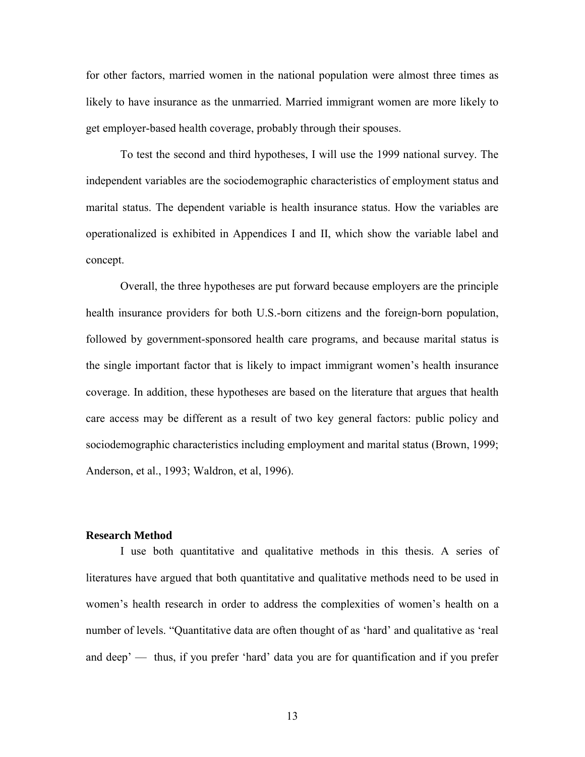for other factors, married women in the national population were almost three times as likely to have insurance as the unmarried. Married immigrant women are more likely to get employer-based health coverage, probably through their spouses.

To test the second and third hypotheses, I will use the 1999 national survey. The independent variables are the sociodemographic characteristics of employment status and marital status. The dependent variable is health insurance status. How the variables are operationalized is exhibited in Appendices I and II, which show the variable label and concept.

Overall, the three hypotheses are put forward because employers are the principle health insurance providers for both U.S.-born citizens and the foreign-born population, followed by government-sponsored health care programs, and because marital status is the single important factor that is likely to impact immigrant women's health insurance coverage. In addition, these hypotheses are based on the literature that argues that health care access may be different as a result of two key general factors: public policy and sociodemographic characteristics including employment and marital status (Brown, 1999; Anderson, et al., 1993; Waldron, et al, 1996).

### Research Method

I use both quantitative and qualitative methods in this thesis. A series of literatures have argued that both quantitative and qualitative methods need to be used in women's health research in order to address the complexities of women's health on a number of levels. "Quantitative data are often thought of as 'hard' and qualitative as 'real and deep' — thus, if you prefer 'hard' data you are for quantification and if you prefer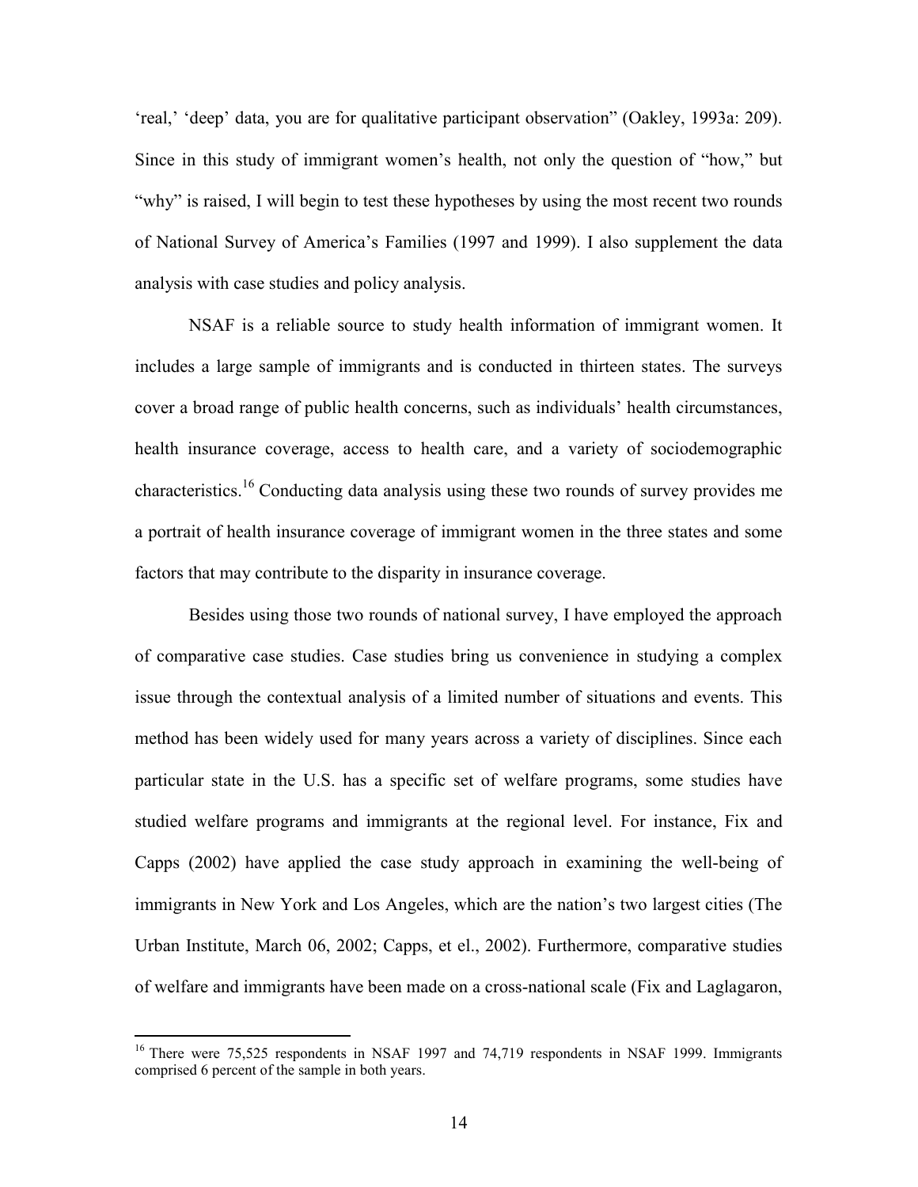‘real,’ ‘deep’ data, you are for qualitative participant observation” (Oakley, 1993a: 209). Since in this study of immigrant women’s health, not only the question of “how,” but “why” is raised, I will begin to test these hypotheses by using the most recent two rounds of National Survey of America’s Families (1997 and 1999). I also supplement the data analysis with case studies and policy analysis.

NSAF is a reliable source to study health information of immigrant women. It includes a large sample of immigrants and is conducted in thirteen states. The surveys cover a broad range of public health concerns, such as individuals’ health circumstances, health insurance coverage, access to health care, and a variety of sociodemographic characteristics.[16] Conducting data analysis using these two rounds of survey provides me a portrait of health insurance coverage of immigrant women in the three states and some factors that may contribute to the disparity in insurance coverage.

Besides using those two rounds of national survey, I have employed the approach of comparative case studies. Case studies bring us convenience in studying a complex issue through the contextual analysis of a limited number of situations and events. This method has been widely used for many years across a variety of disciplines. Since each particular state in the U.S. has a specific set of welfare programs, some studies have studied welfare programs and immigrants at the regional level. For instance, Fix and Capps (2002) have applied the case study approach in examining the well-being of immigrants in New York and Los Angeles, which are the nation’s two largest cities (The Urban Institute, March 06, 2002; Capps, et el., 2002). Furthermore, comparative studies of welfare and immigrants have been made on a cross-national scale (Fix and Laglagaron,

[16] There were 75,525 respondents in NSAF 1997 and 74,719 respondents in NSAF 1999. Immigrants comprised 6 percent of the sample in both years.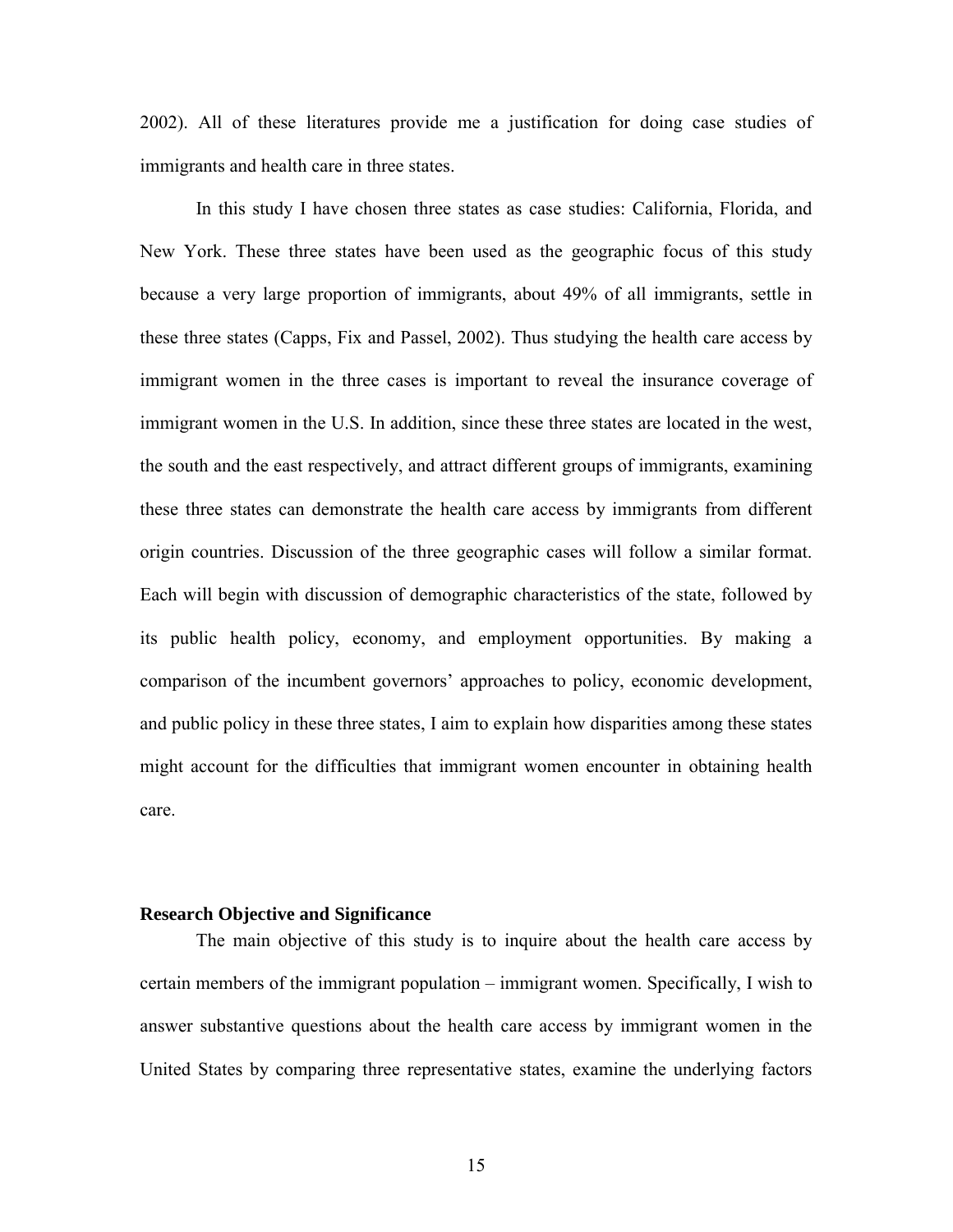2002). All of these literatures provide me a justification for doing case studies of immigrants and health care in three states.

In this study I have chosen three states as case studies: California, Florida, and New York. These three states have been used as the geographic focus of this study because a very large proportion of immigrants, about 49% of all immigrants, settle in these three states (Capps, Fix and Passel, 2002). Thus studying the health care access by immigrant women in the three cases is important to reveal the insurance coverage of immigrant women in the U.S. In addition, since these three states are located in the west, the south and the east respectively, and attract different groups of immigrants, examining these three states can demonstrate the health care access by immigrants from different origin countries. Discussion of the three geographic cases will follow a similar format. Each will begin with discussion of demographic characteristics of the state, followed by its public health policy, economy, and employment opportunities. By making a comparison of the incumbent governors' approaches to policy, economic development, and public policy in these three states, I aim to explain how disparities among these states might account for the difficulties that immigrant women encounter in obtaining health care.

### Research Objective and Significance

The main objective of this study is to inquire about the health care access by certain members of the immigrant population – immigrant women. Specifically, I wish to answer substantive questions about the health care access by immigrant women in the United States by comparing three representative states, examine the underlying factors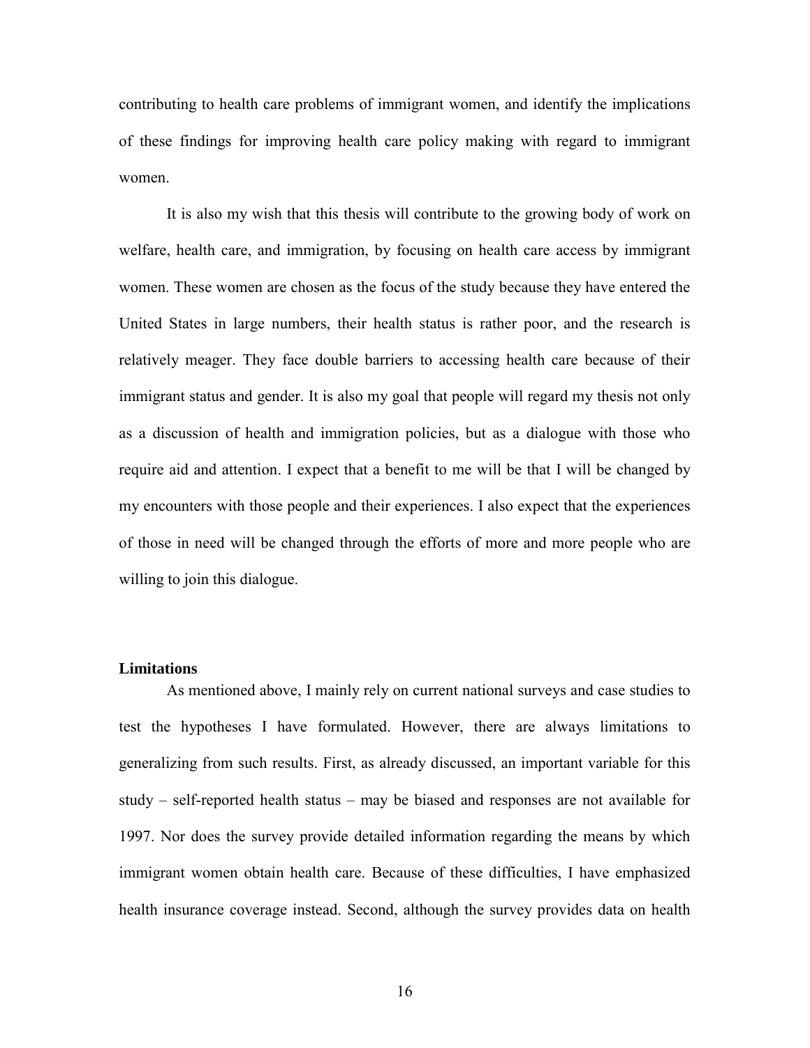contributing to health care problems of immigrant women, and identify the implications of these findings for improving health care policy making with regard to immigrant women.

It is also my wish that this thesis will contribute to the growing body of work on welfare, health care, and immigration, by focusing on health care access by immigrant women. These women are chosen as the focus of the study because they have entered the United States in large numbers, their health status is rather poor, and the research is relatively meager. They face double barriers to accessing health care because of their immigrant status and gender. It is also my goal that people will regard my thesis not only as a discussion of health and immigration policies, but as a dialogue with those who require aid and attention. I expect that a benefit to me will be that I will be changed by my encounters with those people and their experiences. I also expect that the experiences of those in need will be changed through the efforts of more and more people who are willing to join this dialogue.

**Limitations**

As mentioned above, I mainly rely on current national surveys and case studies to test the hypotheses I have formulated. However, there are always limitations to generalizing from such results. First, as already discussed, an important variable for this study – self-reported health status – may be biased and responses are not available for 1997. Nor does the survey provide detailed information regarding the means by which immigrant women obtain health care. Because of these difficulties, I have emphasized health insurance coverage instead. Second, although the survey provides data on health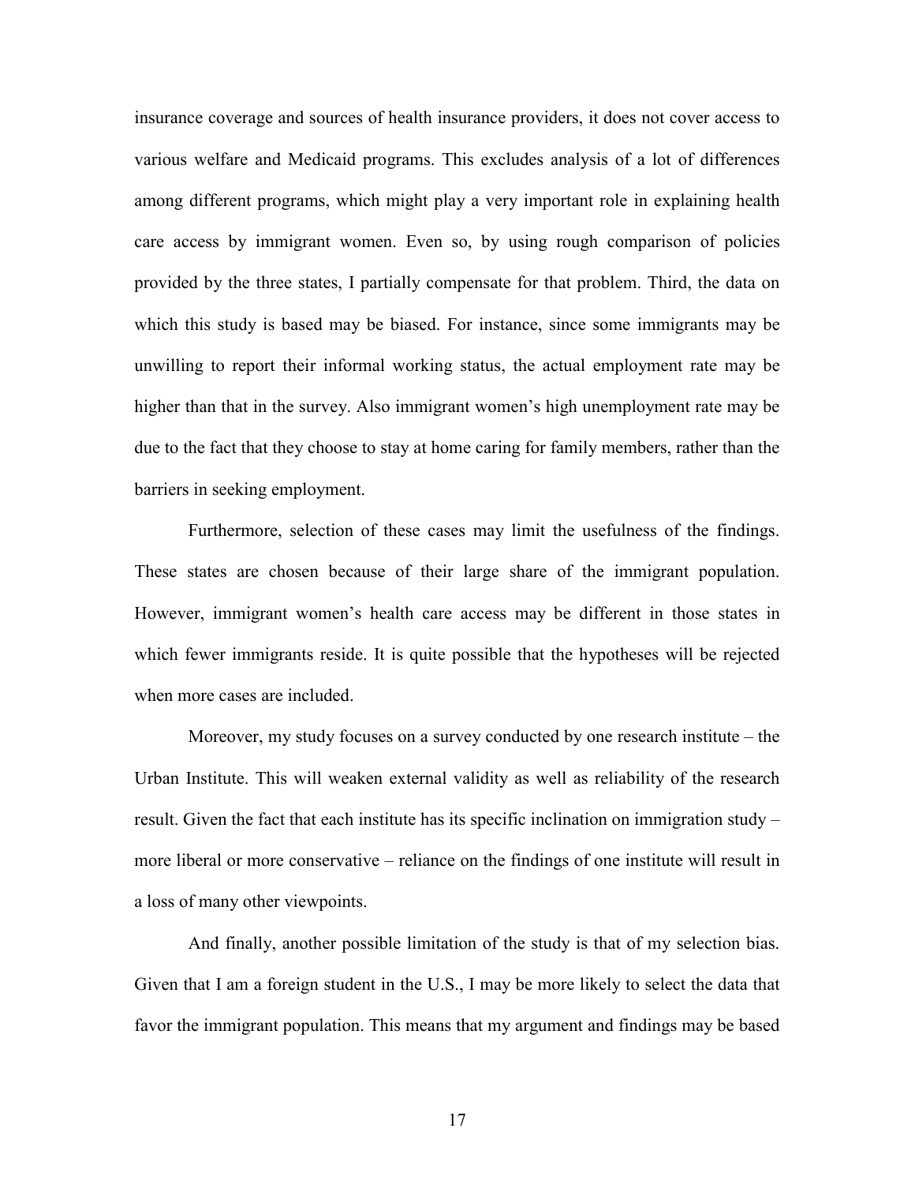insurance coverage and sources of health insurance providers, it does not cover access to various welfare and Medicaid programs. This excludes analysis of a lot of differences among different programs, which might play a very important role in explaining health care access by immigrant women. Even so, by using rough comparison of policies provided by the three states, I partially compensate for that problem. Third, the data on which this study is based may be biased. For instance, since some immigrants may be unwilling to report their informal working status, the actual employment rate may be higher than that in the survey. Also immigrant women's high unemployment rate may be due to the fact that they choose to stay at home caring for family members, rather than the barriers in seeking employment.

Furthermore, selection of these cases may limit the usefulness of the findings. These states are chosen because of their large share of the immigrant population. However, immigrant women's health care access may be different in those states in which fewer immigrants reside. It is quite possible that the hypotheses will be rejected when more cases are included.

Moreover, my study focuses on a survey conducted by one research institute – the Urban Institute. This will weaken external validity as well as reliability of the research result. Given the fact that each institute has its specific inclination on immigration study – more liberal or more conservative – reliance on the findings of one institute will result in a loss of many other viewpoints.

And finally, another possible limitation of the study is that of my selection bias. Given that I am a foreign student in the U.S., I may be more likely to select the data that favor the immigrant population. This means that my argument and findings may be based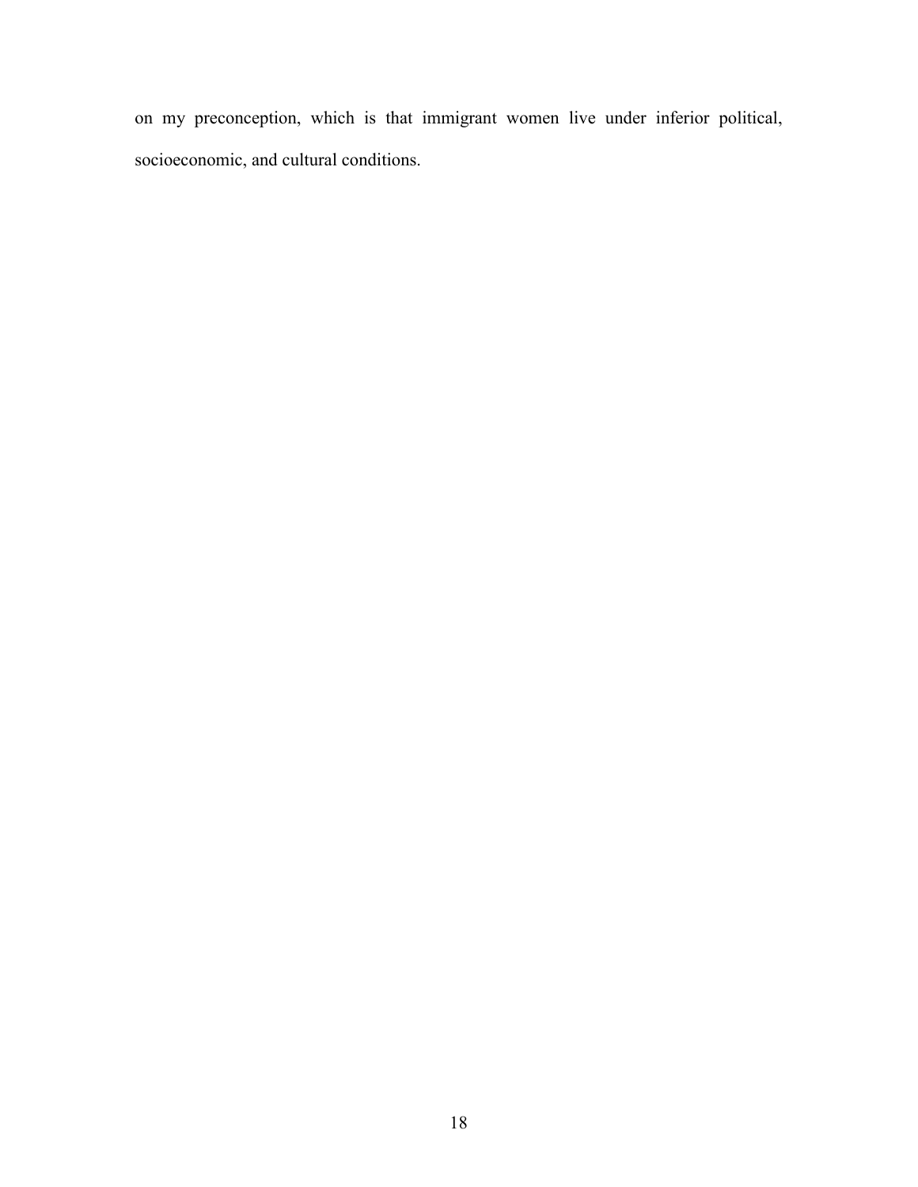on my preconception, which is that immigrant women live under inferior political, socioeconomic, and cultural conditions.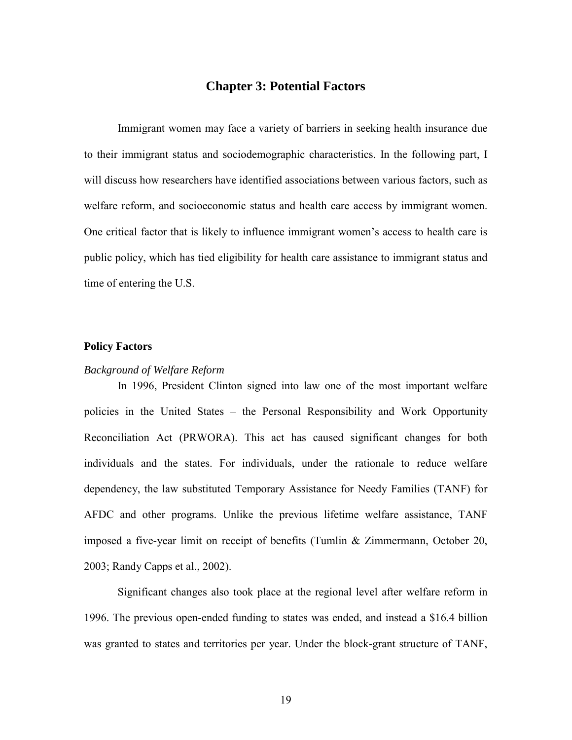# Chapter 3: Potential Factors

Immigrant women may face a variety of barriers in seeking health insurance due to their immigrant status and sociodemographic characteristics. In the following part, I will discuss how researchers have identified associations between various factors, such as welfare reform, and socioeconomic status and health care access by immigrant women. One critical factor that is likely to influence immigrant women's access to health care is public policy, which has tied eligibility for health care assistance to immigrant status and time of entering the U.S.

## Policy Factors

*Background of Welfare Reform*

In 1996, President Clinton signed into law one of the most important welfare policies in the United States – the Personal Responsibility and Work Opportunity Reconciliation Act (PRWORA). This act has caused significant changes for both individuals and the states. For individuals, under the rationale to reduce welfare dependency, the law substituted Temporary Assistance for Needy Families (TANF) for AFDC and other programs. Unlike the previous lifetime welfare assistance, TANF imposed a five-year limit on receipt of benefits (Tumlin & Zimmermann, October 20, 2003; Randy Capps et al., 2002).

Significant changes also took place at the regional level after welfare reform in 1996. The previous open-ended funding to states was ended, and instead a $16.4 billion was granted to states and territories per year. Under the block-grant structure of TANF,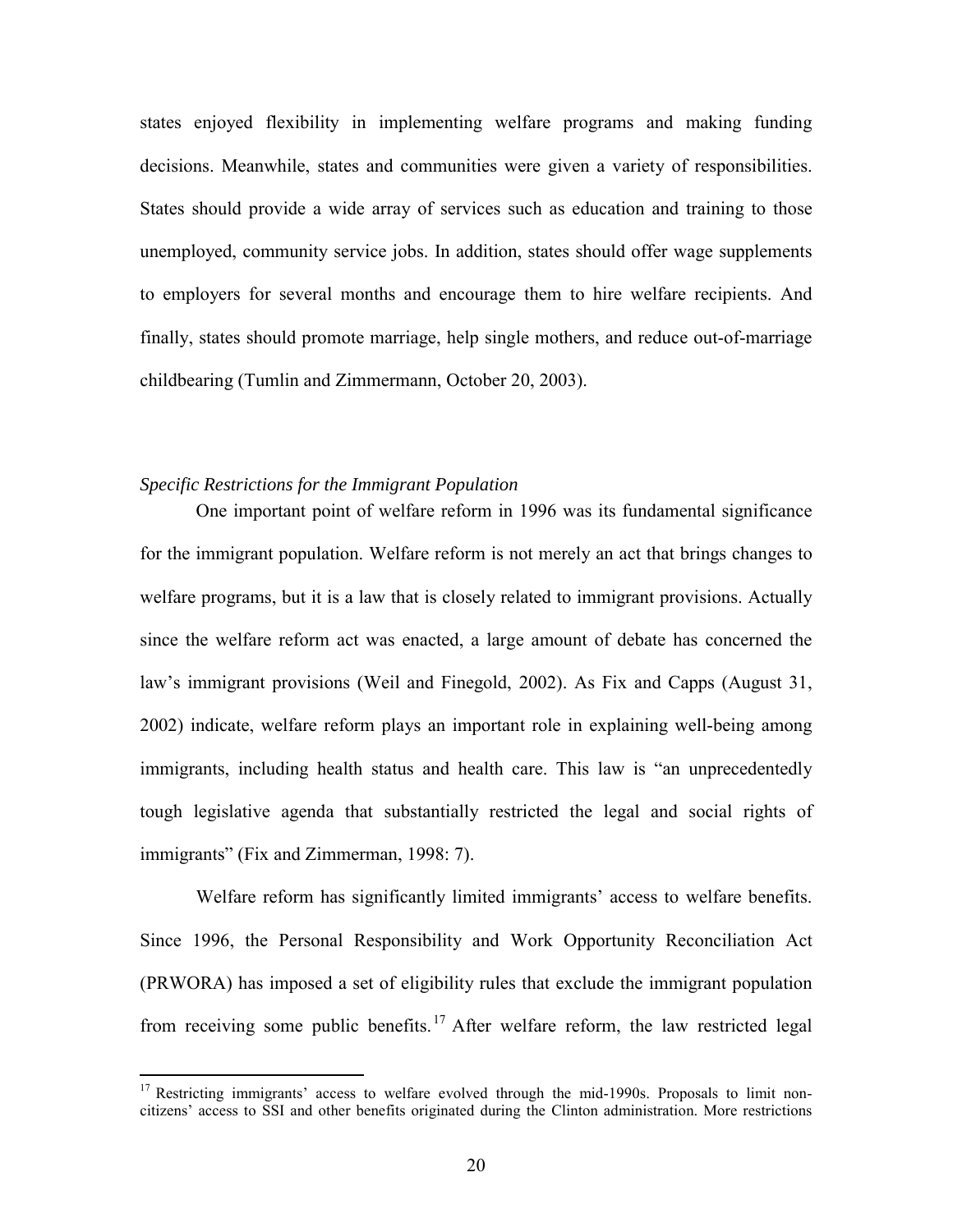states enjoyed flexibility in implementing welfare programs and making funding decisions. Meanwhile, states and communities were given a variety of responsibilities. States should provide a wide array of services such as education and training to those unemployed, community service jobs. In addition, states should offer wage supplements to employers for several months and encourage them to hire welfare recipients. And finally, states should promote marriage, help single mothers, and reduce out-of-marriage childbearing (Tumlin and Zimmermann, October 20, 2003).

*Specific Restrictions for the Immigrant Population*

One important point of welfare reform in 1996 was its fundamental significance for the immigrant population. Welfare reform is not merely an act that brings changes to welfare programs, but it is a law that is closely related to immigrant provisions. Actually since the welfare reform act was enacted, a large amount of debate has concerned the law's immigrant provisions (Weil and Finegold, 2002). As Fix and Capps (August 31, 2002) indicate, welfare reform plays an important role in explaining well-being among immigrants, including health status and health care. This law is "an unprecedentedly tough legislative agenda that substantially restricted the legal and social rights of immigrants" (Fix and Zimmerman, 1998: 7).

Welfare reform has significantly limited immigrants' access to welfare benefits. Since 1996, the Personal Responsibility and Work Opportunity Reconciliation Act (PRWORA) has imposed a set of eligibility rules that exclude the immigrant population from receiving some public benefits.[17] After welfare reform, the law restricted legal

[17] Restricting immigrants' access to welfare evolved through the mid-1990s. Proposals to limit non-citizens' access to SSI and other benefits originated during the Clinton administration. More restrictions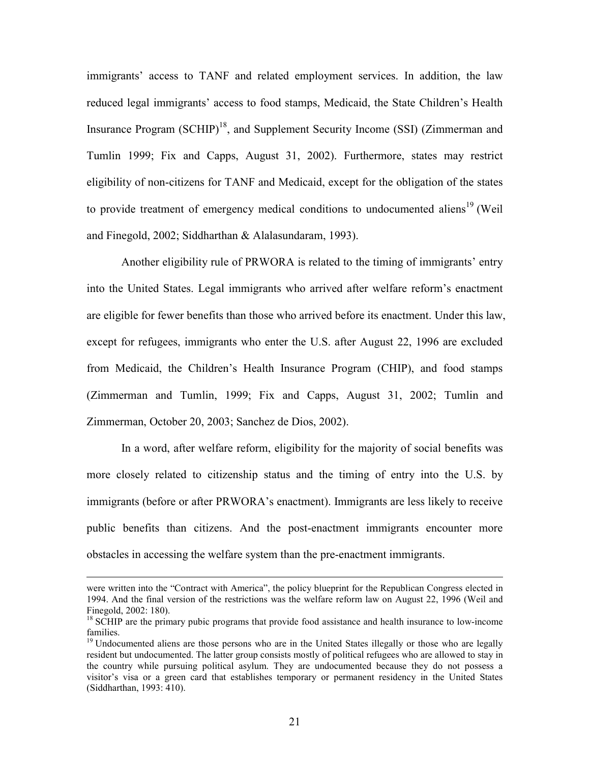immigrants' access to TANF and related employment services. In addition, the law reduced legal immigrants' access to food stamps, Medicaid, the State Children's Health Insurance Program (SCHIP)[18], and Supplement Security Income (SSI) (Zimmerman and Tumlin 1999; Fix and Capps, August 31, 2002). Furthermore, states may restrict eligibility of non-citizens for TANF and Medicaid, except for the obligation of the states to provide treatment of emergency medical conditions to undocumented aliens[19] (Weil and Finegold, 2002; Siddharthan & Alalasundaram, 1993).

Another eligibility rule of PRWORA is related to the timing of immigrants' entry into the United States. Legal immigrants who arrived after welfare reform's enactment are eligible for fewer benefits than those who arrived before its enactment. Under this law, except for refugees, immigrants who enter the U.S. after August 22, 1996 are excluded from Medicaid, the Children's Health Insurance Program (CHIP), and food stamps (Zimmerman and Tumlin, 1999; Fix and Capps, August 31, 2002; Tumlin and Zimmerman, October 20, 2003; Sanchez de Dios, 2002).

In a word, after welfare reform, eligibility for the majority of social benefits was more closely related to citizenship status and the timing of entry into the U.S. by immigrants (before or after PRWORA's enactment). Immigrants are less likely to receive public benefits than citizens. And the post-enactment immigrants encounter more obstacles in accessing the welfare system than the pre-enactment immigrants.

---

were written into the "Contract with America", the policy blueprint for the Republican Congress elected in 1994. And the final version of the restrictions was the welfare reform law on August 22, 1996 (Weil and Finegold, 2002: 180).

[18] SCHIP are the primary pubic programs that provide food assistance and health insurance to low-income families.

[19] Undocumented aliens are those persons who are in the United States illegally or those who are legally resident but undocumented. The latter group consists mostly of political refugees who are allowed to stay in the country while pursuing political asylum. They are undocumented because they do not possess a visitor's visa or a green card that establishes temporary or permanent residency in the United States (Siddharthan, 1993: 410).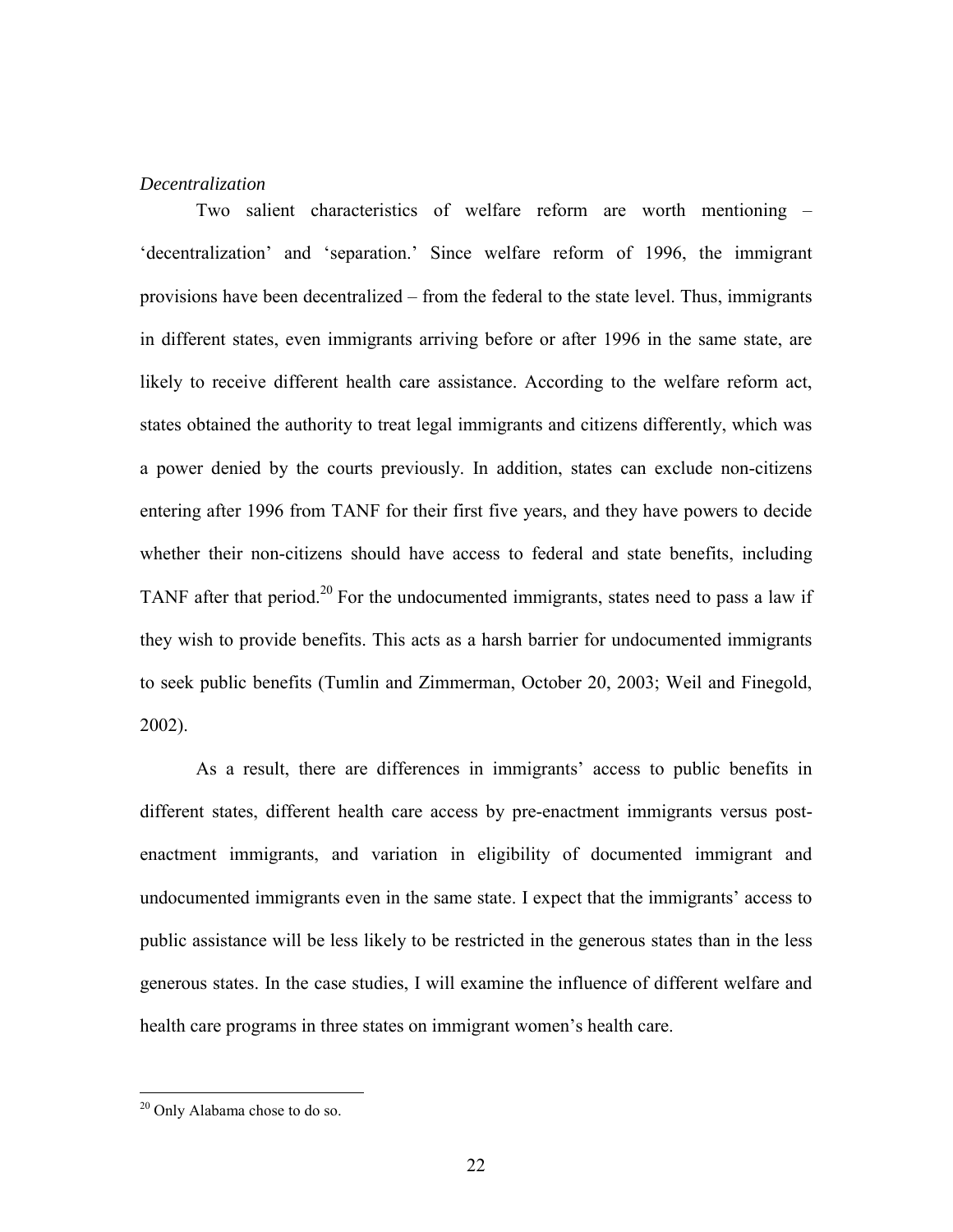*Decentralization*

Two salient characteristics of welfare reform are worth mentioning – 'decentralization' and 'separation.' Since welfare reform of 1996, the immigrant provisions have been decentralized – from the federal to the state level. Thus, immigrants in different states, even immigrants arriving before or after 1996 in the same state, are likely to receive different health care assistance. According to the welfare reform act, states obtained the authority to treat legal immigrants and citizens differently, which was a power denied by the courts previously. In addition, states can exclude non-citizens entering after 1996 from TANF for their first five years, and they have powers to decide whether their non-citizens should have access to federal and state benefits, including TANF after that period.[20] For the undocumented immigrants, states need to pass a law if they wish to provide benefits. This acts as a harsh barrier for undocumented immigrants to seek public benefits (Tumlin and Zimmerman, October 20, 2003; Weil and Finegold, 2002).

As a result, there are differences in immigrants' access to public benefits in different states, different health care access by pre-enactment immigrants versus post-enactment immigrants, and variation in eligibility of documented immigrant and undocumented immigrants even in the same state. I expect that the immigrants' access to public assistance will be less likely to be restricted in the generous states than in the less generous states. In the case studies, I will examine the influence of different welfare and health care programs in three states on immigrant women's health care.

---

[20] Only Alabama chose to do so.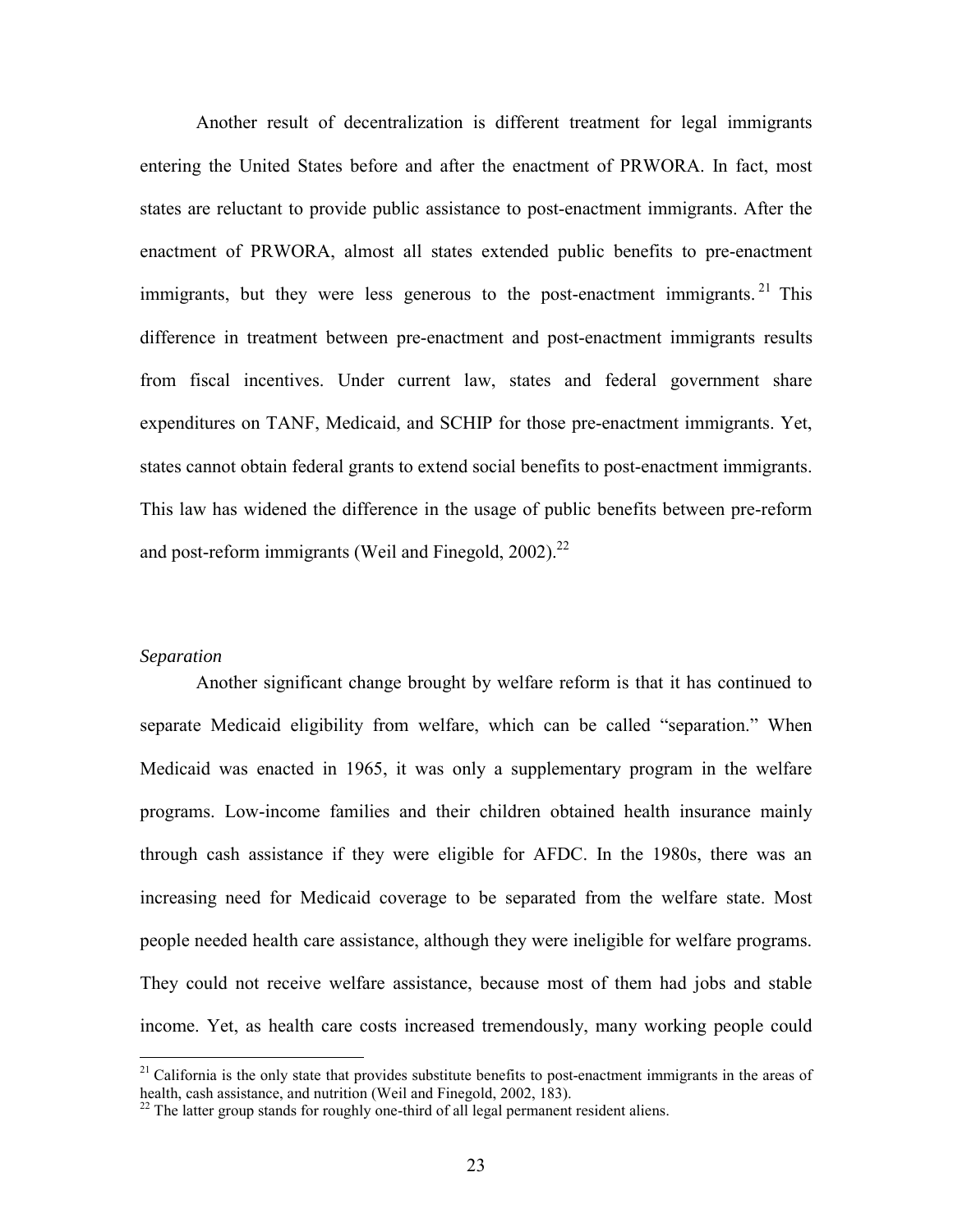Another result of decentralization is different treatment for legal immigrants entering the United States before and after the enactment of PRWORA. In fact, most states are reluctant to provide public assistance to post-enactment immigrants. After the enactment of PRWORA, almost all states extended public benefits to pre-enactment immigrants, but they were less generous to the post-enactment immigrants.[21] This difference in treatment between pre-enactment and post-enactment immigrants results from fiscal incentives. Under current law, states and federal government share expenditures on TANF, Medicaid, and SCHIP for those pre-enactment immigrants. Yet, states cannot obtain federal grants to extend social benefits to post-enactment immigrants. This law has widened the difference in the usage of public benefits between pre-reform and post-reform immigrants (Weil and Finegold, 2002).[22]

*Separation*

Another significant change brought by welfare reform is that it has continued to separate Medicaid eligibility from welfare, which can be called "separation." When Medicaid was enacted in 1965, it was only a supplementary program in the welfare programs. Low-income families and their children obtained health insurance mainly through cash assistance if they were eligible for AFDC. In the 1980s, there was an increasing need for Medicaid coverage to be separated from the welfare state. Most people needed health care assistance, although they were ineligible for welfare programs. They could not receive welfare assistance, because most of them had jobs and stable income. Yet, as health care costs increased tremendously, many working people could

[21] California is the only state that provides substitute benefits to post-enactment immigrants in the areas of health, cash assistance, and nutrition (Weil and Finegold, 2002, 183).

[22] The latter group stands for roughly one-third of all legal permanent resident aliens.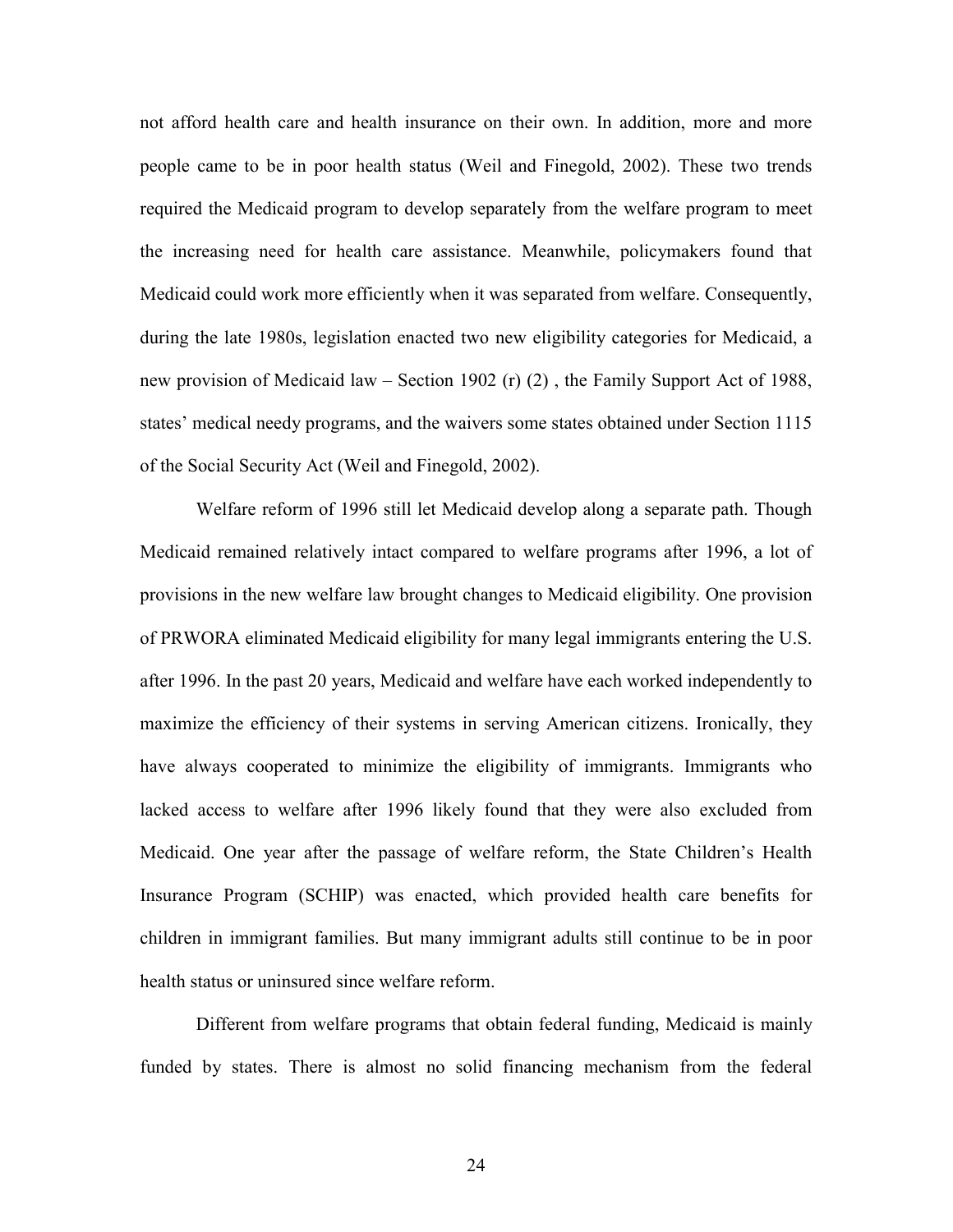not afford health care and health insurance on their own. In addition, more and more people came to be in poor health status (Weil and Finegold, 2002). These two trends required the Medicaid program to develop separately from the welfare program to meet the increasing need for health care assistance. Meanwhile, policymakers found that Medicaid could work more efficiently when it was separated from welfare. Consequently, during the late 1980s, legislation enacted two new eligibility categories for Medicaid, a new provision of Medicaid law – Section 1902 (r) (2) , the Family Support Act of 1988, states' medical needy programs, and the waivers some states obtained under Section 1115 of the Social Security Act (Weil and Finegold, 2002).

Welfare reform of 1996 still let Medicaid develop along a separate path. Though Medicaid remained relatively intact compared to welfare programs after 1996, a lot of provisions in the new welfare law brought changes to Medicaid eligibility. One provision of PRWORA eliminated Medicaid eligibility for many legal immigrants entering the U.S. after 1996. In the past 20 years, Medicaid and welfare have each worked independently to maximize the efficiency of their systems in serving American citizens. Ironically, they have always cooperated to minimize the eligibility of immigrants. Immigrants who lacked access to welfare after 1996 likely found that they were also excluded from Medicaid. One year after the passage of welfare reform, the State Children's Health Insurance Program (SCHIP) was enacted, which provided health care benefits for children in immigrant families. But many immigrant adults still continue to be in poor health status or uninsured since welfare reform.

Different from welfare programs that obtain federal funding, Medicaid is mainly funded by states. There is almost no solid financing mechanism from the federal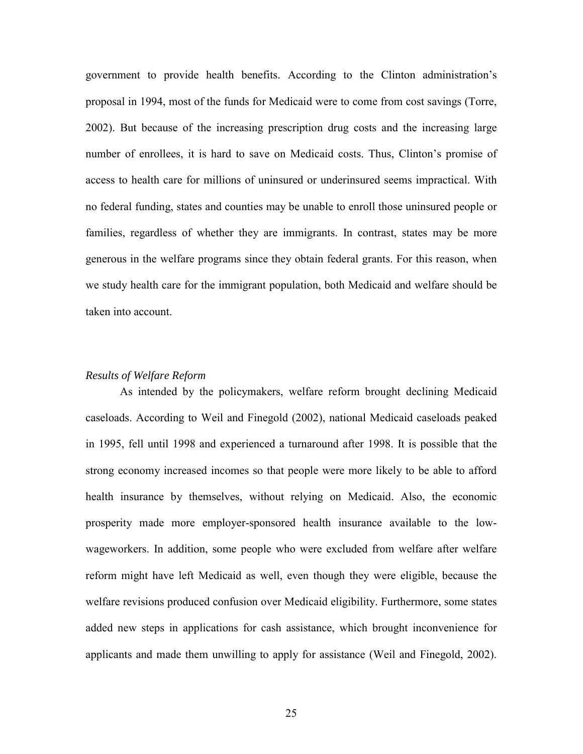government to provide health benefits. According to the Clinton administration's proposal in 1994, most of the funds for Medicaid were to come from cost savings (Torre, 2002). But because of the increasing prescription drug costs and the increasing large number of enrollees, it is hard to save on Medicaid costs. Thus, Clinton's promise of access to health care for millions of uninsured or underinsured seems impractical. With no federal funding, states and counties may be unable to enroll those uninsured people or families, regardless of whether they are immigrants. In contrast, states may be more generous in the welfare programs since they obtain federal grants. For this reason, when we study health care for the immigrant population, both Medicaid and welfare should be taken into account.

*Results of Welfare Reform*

As intended by the policymakers, welfare reform brought declining Medicaid caseloads. According to Weil and Finegold (2002), national Medicaid caseloads peaked in 1995, fell until 1998 and experienced a turnaround after 1998. It is possible that the strong economy increased incomes so that people were more likely to be able to afford health insurance by themselves, without relying on Medicaid. Also, the economic prosperity made more employer-sponsored health insurance available to the low-wageworkers. In addition, some people who were excluded from welfare after welfare reform might have left Medicaid as well, even though they were eligible, because the welfare revisions produced confusion over Medicaid eligibility. Furthermore, some states added new steps in applications for cash assistance, which brought inconvenience for applicants and made them unwilling to apply for assistance (Weil and Finegold, 2002).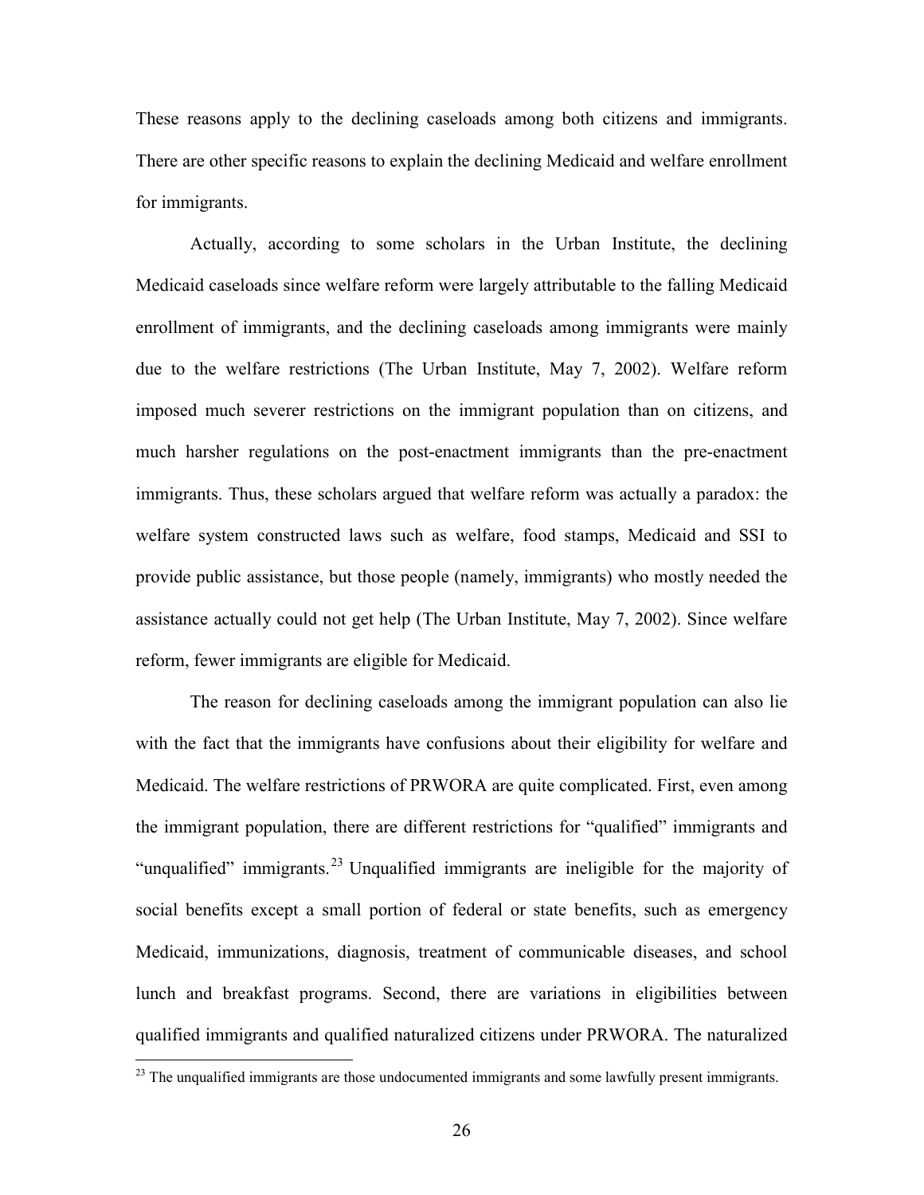These reasons apply to the declining caseloads among both citizens and immigrants. There are other specific reasons to explain the declining Medicaid and welfare enrollment for immigrants.

Actually, according to some scholars in the Urban Institute, the declining Medicaid caseloads since welfare reform were largely attributable to the falling Medicaid enrollment of immigrants, and the declining caseloads among immigrants were mainly due to the welfare restrictions (The Urban Institute, May 7, 2002). Welfare reform imposed much severer restrictions on the immigrant population than on citizens, and much harsher regulations on the post-enactment immigrants than the pre-enactment immigrants. Thus, these scholars argued that welfare reform was actually a paradox: the welfare system constructed laws such as welfare, food stamps, Medicaid and SSI to provide public assistance, but those people (namely, immigrants) who mostly needed the assistance actually could not get help (The Urban Institute, May 7, 2002). Since welfare reform, fewer immigrants are eligible for Medicaid.

The reason for declining caseloads among the immigrant population can also lie with the fact that the immigrants have confusions about their eligibility for welfare and Medicaid. The welfare restrictions of PRWORA are quite complicated. First, even among the immigrant population, there are different restrictions for "qualified" immigrants and "unqualified" immigrants.[23] Unqualified immigrants are ineligible for the majority of social benefits except a small portion of federal or state benefits, such as emergency Medicaid, immunizations, diagnosis, treatment of communicable diseases, and school lunch and breakfast programs. Second, there are variations in eligibilities between qualified immigrants and qualified naturalized citizens under PRWORA. The naturalized

[23] The unqualified immigrants are those undocumented immigrants and some lawfully present immigrants.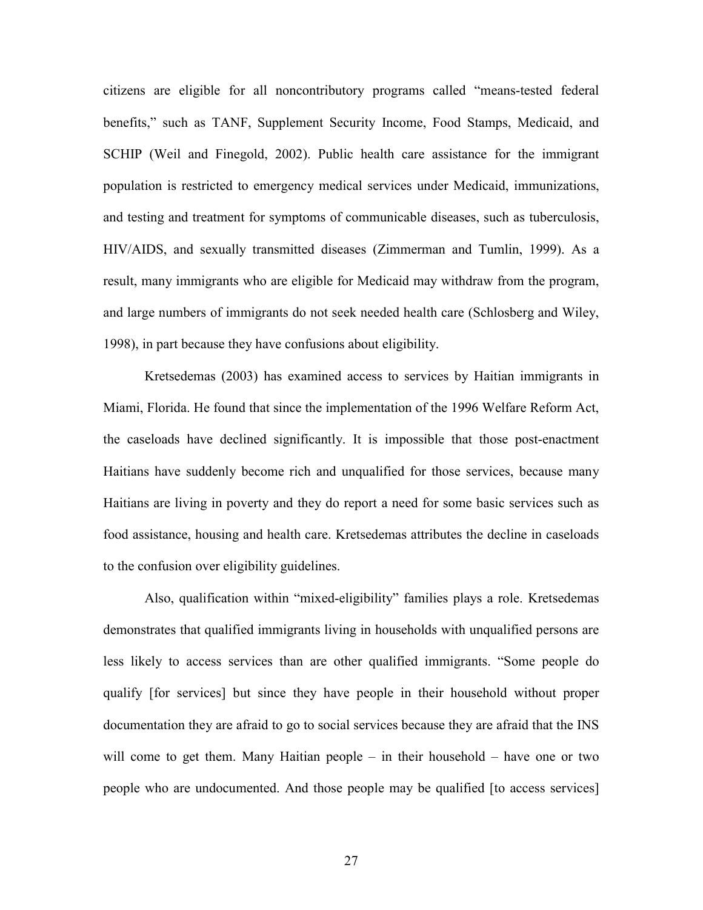citizens are eligible for all noncontributory programs called "means-tested federal benefits," such as TANF, Supplement Security Income, Food Stamps, Medicaid, and SCHIP (Weil and Finegold, 2002). Public health care assistance for the immigrant population is restricted to emergency medical services under Medicaid, immunizations, and testing and treatment for symptoms of communicable diseases, such as tuberculosis, HIV/AIDS, and sexually transmitted diseases (Zimmerman and Tumlin, 1999). As a result, many immigrants who are eligible for Medicaid may withdraw from the program, and large numbers of immigrants do not seek needed health care (Schlosberg and Wiley, 1998), in part because they have confusions about eligibility.

Kretsedemas (2003) has examined access to services by Haitian immigrants in Miami, Florida. He found that since the implementation of the 1996 Welfare Reform Act, the caseloads have declined significantly. It is impossible that those post-enactment Haitians have suddenly become rich and unqualified for those services, because many Haitians are living in poverty and they do report a need for some basic services such as food assistance, housing and health care. Kretsedemas attributes the decline in caseloads to the confusion over eligibility guidelines.

Also, qualification within "mixed-eligibility" families plays a role. Kretsedemas demonstrates that qualified immigrants living in households with unqualified persons are less likely to access services than are other qualified immigrants. "Some people do qualify [for services] but since they have people in their household without proper documentation they are afraid to go to social services because they are afraid that the INS will come to get them. Many Haitian people – in their household – have one or two people who are undocumented. And those people may be qualified [to access services]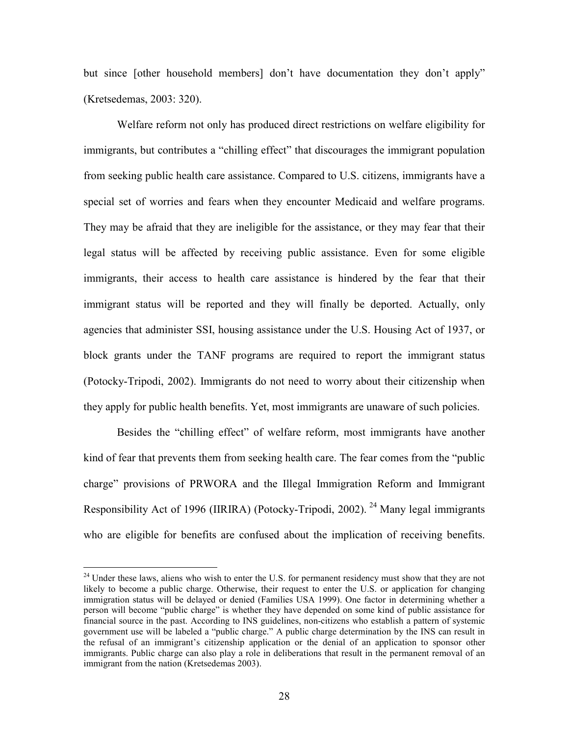but since [other household members] don't have documentation they don't apply" (Kretsedemas, 2003: 320).

Welfare reform not only has produced direct restrictions on welfare eligibility for immigrants, but contributes a "chilling effect" that discourages the immigrant population from seeking public health care assistance. Compared to U.S. citizens, immigrants have a special set of worries and fears when they encounter Medicaid and welfare programs. They may be afraid that they are ineligible for the assistance, or they may fear that their legal status will be affected by receiving public assistance. Even for some eligible immigrants, their access to health care assistance is hindered by the fear that their immigrant status will be reported and they will finally be deported. Actually, only agencies that administer SSI, housing assistance under the U.S. Housing Act of 1937, or block grants under the TANF programs are required to report the immigrant status (Potocky-Tripodi, 2002). Immigrants do not need to worry about their citizenship when they apply for public health benefits. Yet, most immigrants are unaware of such policies.

Besides the "chilling effect" of welfare reform, most immigrants have another kind of fear that prevents them from seeking health care. The fear comes from the "public charge" provisions of PRWORA and the Illegal Immigration Reform and Immigrant Responsibility Act of 1996 (IIRIRA) (Potocky-Tripodi, 2002). [24] Many legal immigrants who are eligible for benefits are confused about the implication of receiving benefits.

[24] Under these laws, aliens who wish to enter the U.S. for permanent residency must show that they are not likely to become a public charge. Otherwise, their request to enter the U.S. or application for changing immigration status will be delayed or denied (Families USA 1999). One factor in determining whether a person will become "public charge" is whether they have depended on some kind of public assistance for financial source in the past. According to INS guidelines, non-citizens who establish a pattern of systemic government use will be labeled a "public charge." A public charge determination by the INS can result in the refusal of an immigrant's citizenship application or the denial of an application to sponsor other immigrants. Public charge can also play a role in deliberations that result in the permanent removal of an immigrant from the nation (Kretsedemas 2003).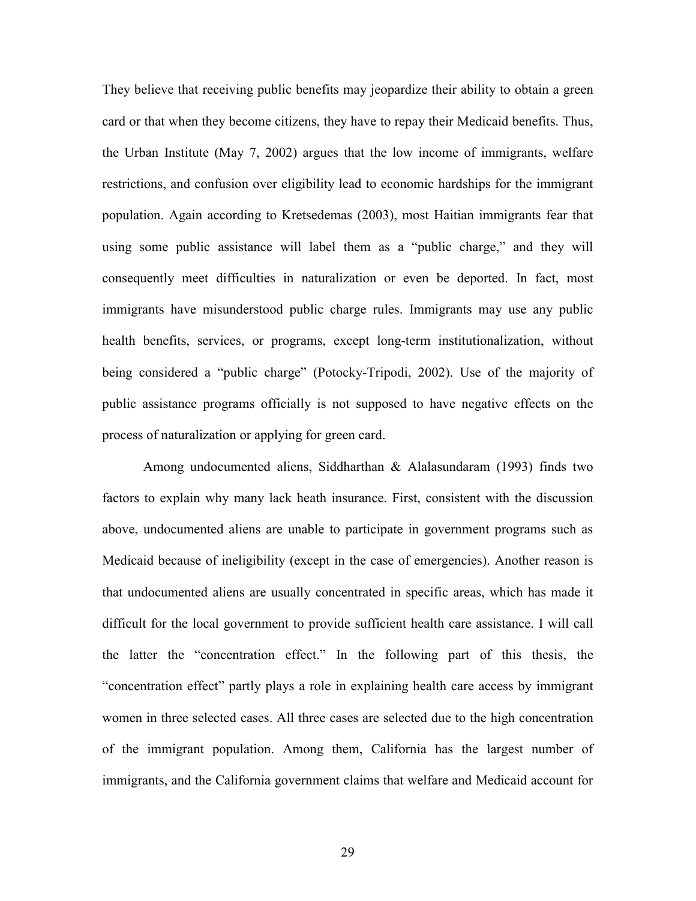They believe that receiving public benefits may jeopardize their ability to obtain a green card or that when they become citizens, they have to repay their Medicaid benefits. Thus, the Urban Institute (May 7, 2002) argues that the low income of immigrants, welfare restrictions, and confusion over eligibility lead to economic hardships for the immigrant population. Again according to Kretsedemas (2003), most Haitian immigrants fear that using some public assistance will label them as a "public charge," and they will consequently meet difficulties in naturalization or even be deported. In fact, most immigrants have misunderstood public charge rules. Immigrants may use any public health benefits, services, or programs, except long-term institutionalization, without being considered a "public charge" (Potocky-Tripodi, 2002). Use of the majority of public assistance programs officially is not supposed to have negative effects on the process of naturalization or applying for green card.

Among undocumented aliens, Siddharthan & Alalasundaram (1993) finds two factors to explain why many lack heath insurance. First, consistent with the discussion above, undocumented aliens are unable to participate in government programs such as Medicaid because of ineligibility (except in the case of emergencies). Another reason is that undocumented aliens are usually concentrated in specific areas, which has made it difficult for the local government to provide sufficient health care assistance. I will call the latter the "concentration effect." In the following part of this thesis, the "concentration effect" partly plays a role in explaining health care access by immigrant women in three selected cases. All three cases are selected due to the high concentration of the immigrant population. Among them, California has the largest number of immigrants, and the California government claims that welfare and Medicaid account for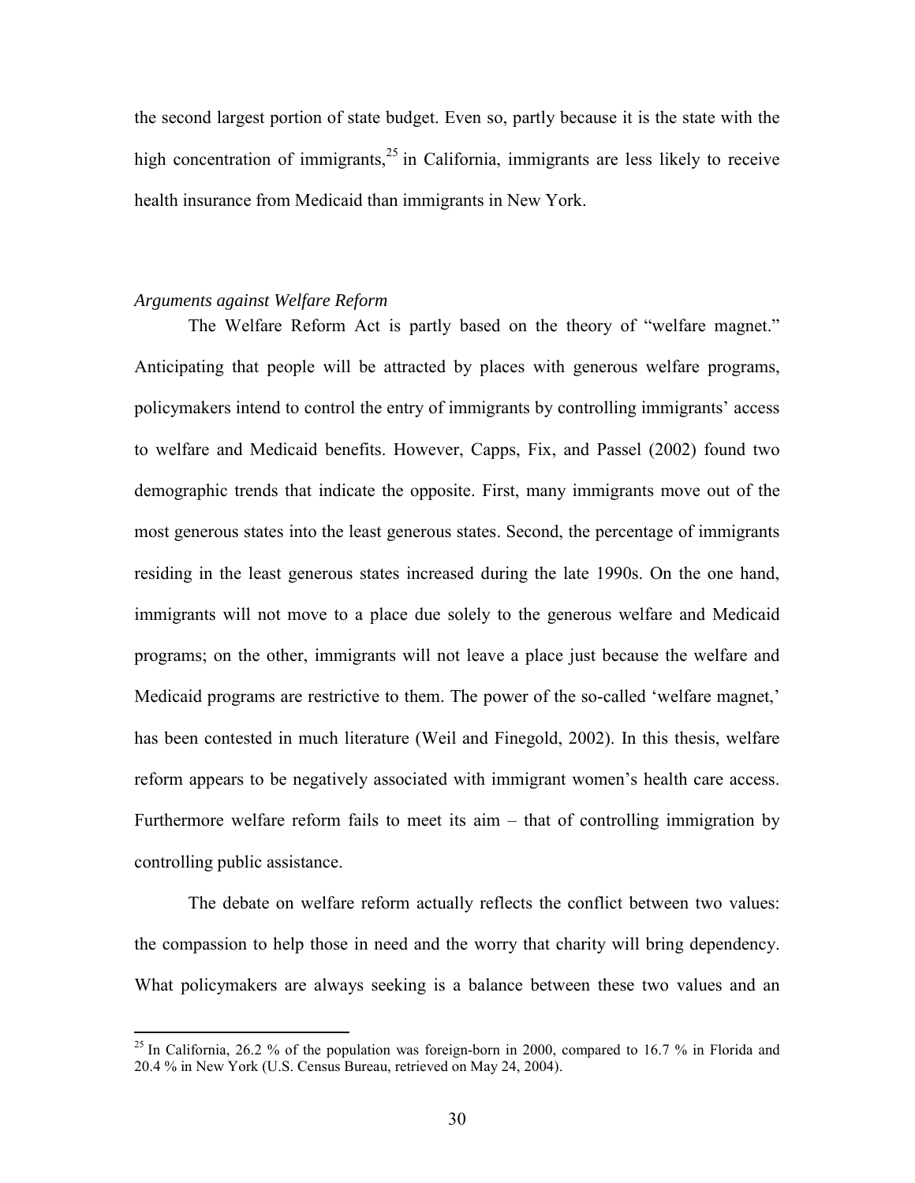the second largest portion of state budget. Even so, partly because it is the state with the high concentration of immigrants,[25] in California, immigrants are less likely to receive health insurance from Medicaid than immigrants in New York.

*Arguments against Welfare Reform*

The Welfare Reform Act is partly based on the theory of "welfare magnet." Anticipating that people will be attracted by places with generous welfare programs, policymakers intend to control the entry of immigrants by controlling immigrants' access to welfare and Medicaid benefits. However, Capps, Fix, and Passel (2002) found two demographic trends that indicate the opposite. First, many immigrants move out of the most generous states into the least generous states. Second, the percentage of immigrants residing in the least generous states increased during the late 1990s. On the one hand, immigrants will not move to a place due solely to the generous welfare and Medicaid programs; on the other, immigrants will not leave a place just because the welfare and Medicaid programs are restrictive to them. The power of the so-called 'welfare magnet,' has been contested in much literature (Weil and Finegold, 2002). In this thesis, welfare reform appears to be negatively associated with immigrant women's health care access. Furthermore welfare reform fails to meet its aim – that of controlling immigration by controlling public assistance.

The debate on welfare reform actually reflects the conflict between two values: the compassion to help those in need and the worry that charity will bring dependency. What policymakers are always seeking is a balance between these two values and an

[25] In California, 26.2 % of the population was foreign-born in 2000, compared to 16.7 % in Florida and 20.4 % in New York (U.S. Census Bureau, retrieved on May 24, 2004).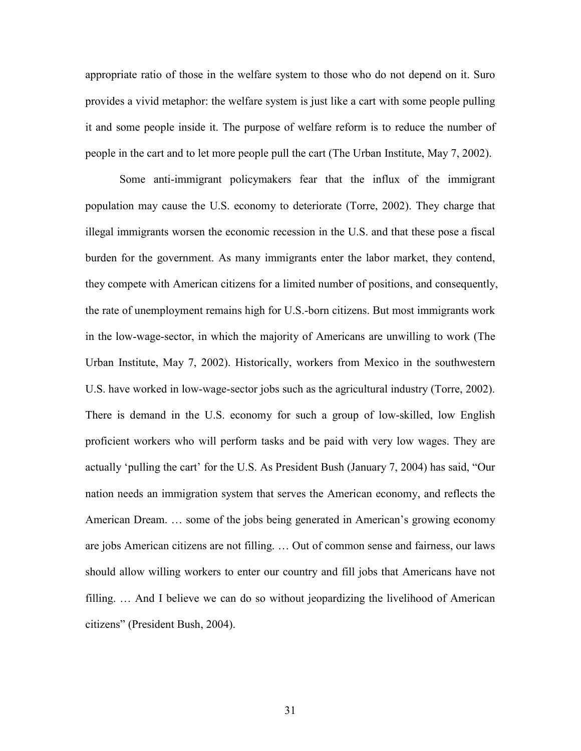appropriate ratio of those in the welfare system to those who do not depend on it. Suro provides a vivid metaphor: the welfare system is just like a cart with some people pulling it and some people inside it. The purpose of welfare reform is to reduce the number of people in the cart and to let more people pull the cart (The Urban Institute, May 7, 2002).

Some anti-immigrant policymakers fear that the influx of the immigrant population may cause the U.S. economy to deteriorate (Torre, 2002). They charge that illegal immigrants worsen the economic recession in the U.S. and that these pose a fiscal burden for the government. As many immigrants enter the labor market, they contend, they compete with American citizens for a limited number of positions, and consequently, the rate of unemployment remains high for U.S.-born citizens. But most immigrants work in the low-wage-sector, in which the majority of Americans are unwilling to work (The Urban Institute, May 7, 2002). Historically, workers from Mexico in the southwestern U.S. have worked in low-wage-sector jobs such as the agricultural industry (Torre, 2002). There is demand in the U.S. economy for such a group of low-skilled, low English proficient workers who will perform tasks and be paid with very low wages. They are actually 'pulling the cart' for the U.S. As President Bush (January 7, 2004) has said, "Our nation needs an immigration system that serves the American economy, and reflects the American Dream. … some of the jobs being generated in American's growing economy are jobs American citizens are not filling. … Out of common sense and fairness, our laws should allow willing workers to enter our country and fill jobs that Americans have not filling. … And I believe we can do so without jeopardizing the livelihood of American citizens" (President Bush, 2004).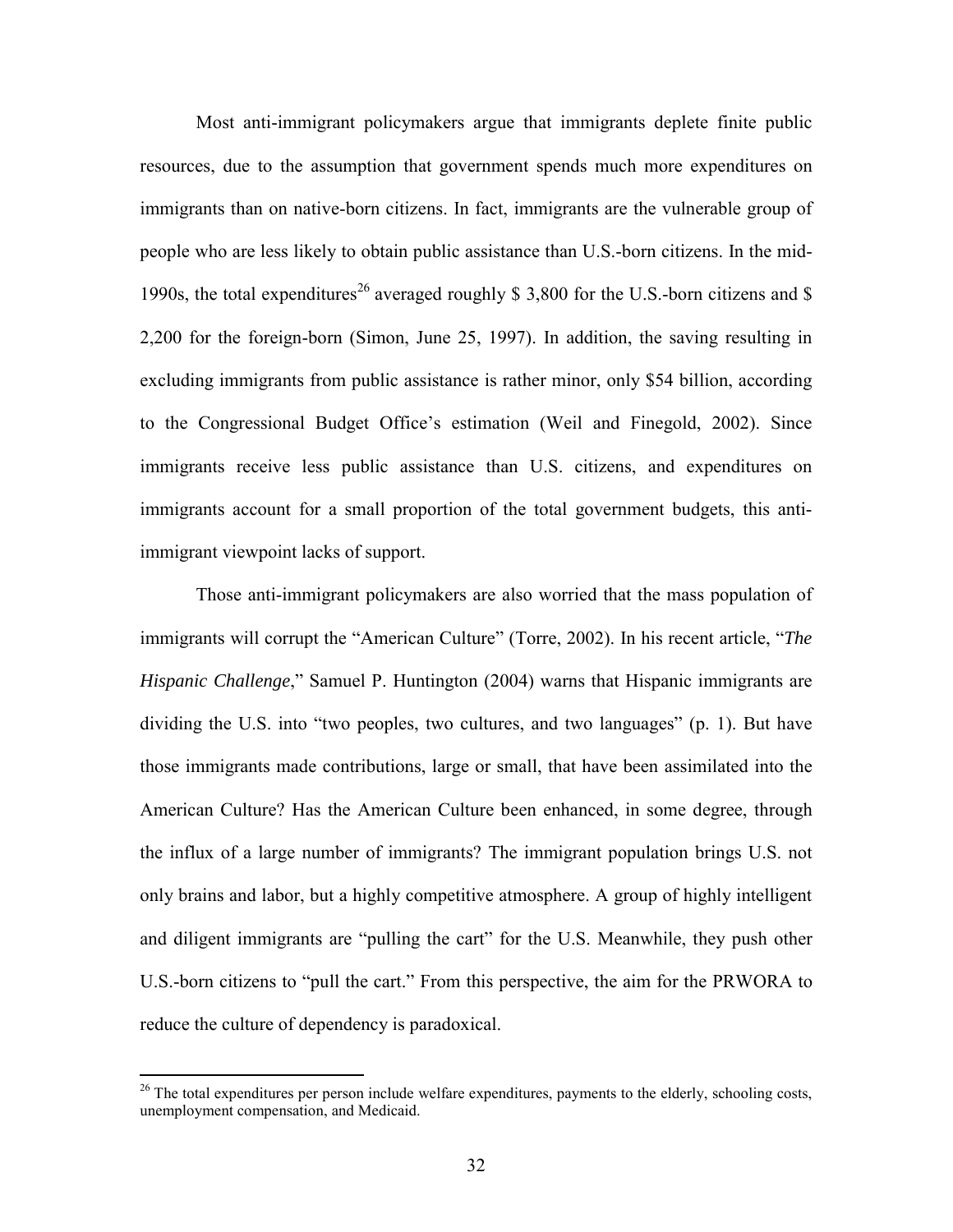Most anti-immigrant policymakers argue that immigrants deplete finite public resources, due to the assumption that government spends much more expenditures on immigrants than on native-born citizens. In fact, immigrants are the vulnerable group of people who are less likely to obtain public assistance than U.S.-born citizens. In the mid-1990s, the total expenditures[26] averaged roughly $ 3,800 for the U.S.-born citizens and $ 2,200 for the foreign-born (Simon, June 25, 1997). In addition, the saving resulting in excluding immigrants from public assistance is rather minor, only $54 billion, according to the Congressional Budget Office's estimation (Weil and Finegold, 2002). Since immigrants receive less public assistance than U.S. citizens, and expenditures on immigrants account for a small proportion of the total government budgets, this anti-immigrant viewpoint lacks of support.

Those anti-immigrant policymakers are also worried that the mass population of immigrants will corrupt the "American Culture" (Torre, 2002). In his recent article, "*The Hispanic Challenge*," Samuel P. Huntington (2004) warns that Hispanic immigrants are dividing the U.S. into "two peoples, two cultures, and two languages" (p. 1). But have those immigrants made contributions, large or small, that have been assimilated into the American Culture? Has the American Culture been enhanced, in some degree, through the influx of a large number of immigrants? The immigrant population brings U.S. not only brains and labor, but a highly competitive atmosphere. A group of highly intelligent and diligent immigrants are "pulling the cart" for the U.S. Meanwhile, they push other U.S.-born citizens to "pull the cart." From this perspective, the aim for the PRWORA to reduce the culture of dependency is paradoxical.

---

[26] The total expenditures per person include welfare expenditures, payments to the elderly, schooling costs, unemployment compensation, and Medicaid.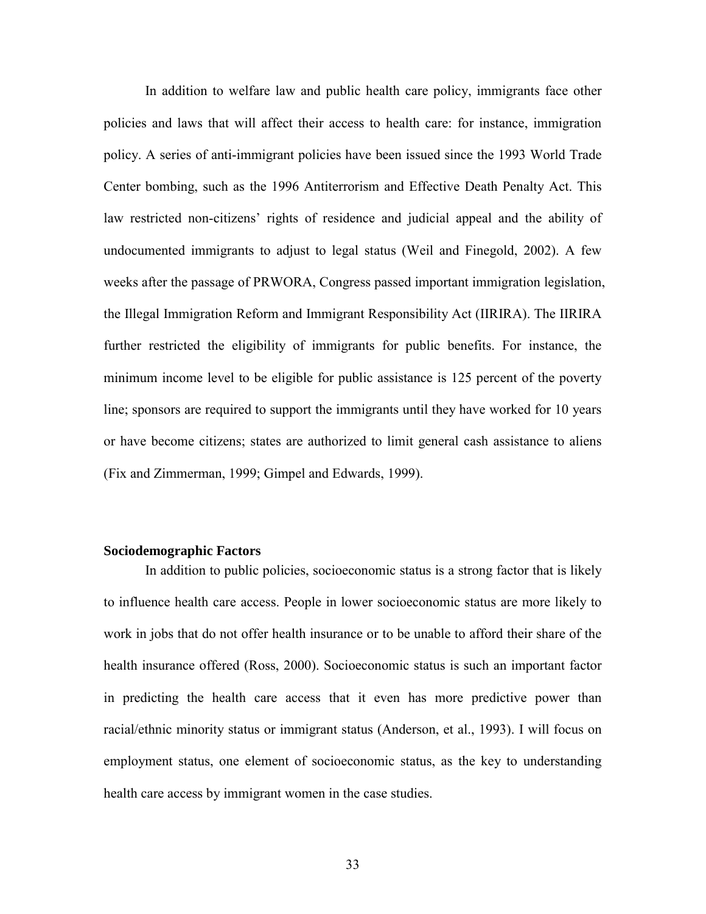In addition to welfare law and public health care policy, immigrants face other policies and laws that will affect their access to health care: for instance, immigration policy. A series of anti-immigrant policies have been issued since the 1993 World Trade Center bombing, such as the 1996 Antiterrorism and Effective Death Penalty Act. This law restricted non-citizens' rights of residence and judicial appeal and the ability of undocumented immigrants to adjust to legal status (Weil and Finegold, 2002). A few weeks after the passage of PRWORA, Congress passed important immigration legislation, the Illegal Immigration Reform and Immigrant Responsibility Act (IIRIRA). The IIRIRA further restricted the eligibility of immigrants for public benefits. For instance, the minimum income level to be eligible for public assistance is 125 percent of the poverty line; sponsors are required to support the immigrants until they have worked for 10 years or have become citizens; states are authorized to limit general cash assistance to aliens (Fix and Zimmerman, 1999; Gimpel and Edwards, 1999).

### Sociodemographic Factors

In addition to public policies, socioeconomic status is a strong factor that is likely to influence health care access. People in lower socioeconomic status are more likely to work in jobs that do not offer health insurance or to be unable to afford their share of the health insurance offered (Ross, 2000). Socioeconomic status is such an important factor in predicting the health care access that it even has more predictive power than racial/ethnic minority status or immigrant status (Anderson, et al., 1993). I will focus on employment status, one element of socioeconomic status, as the key to understanding health care access by immigrant women in the case studies.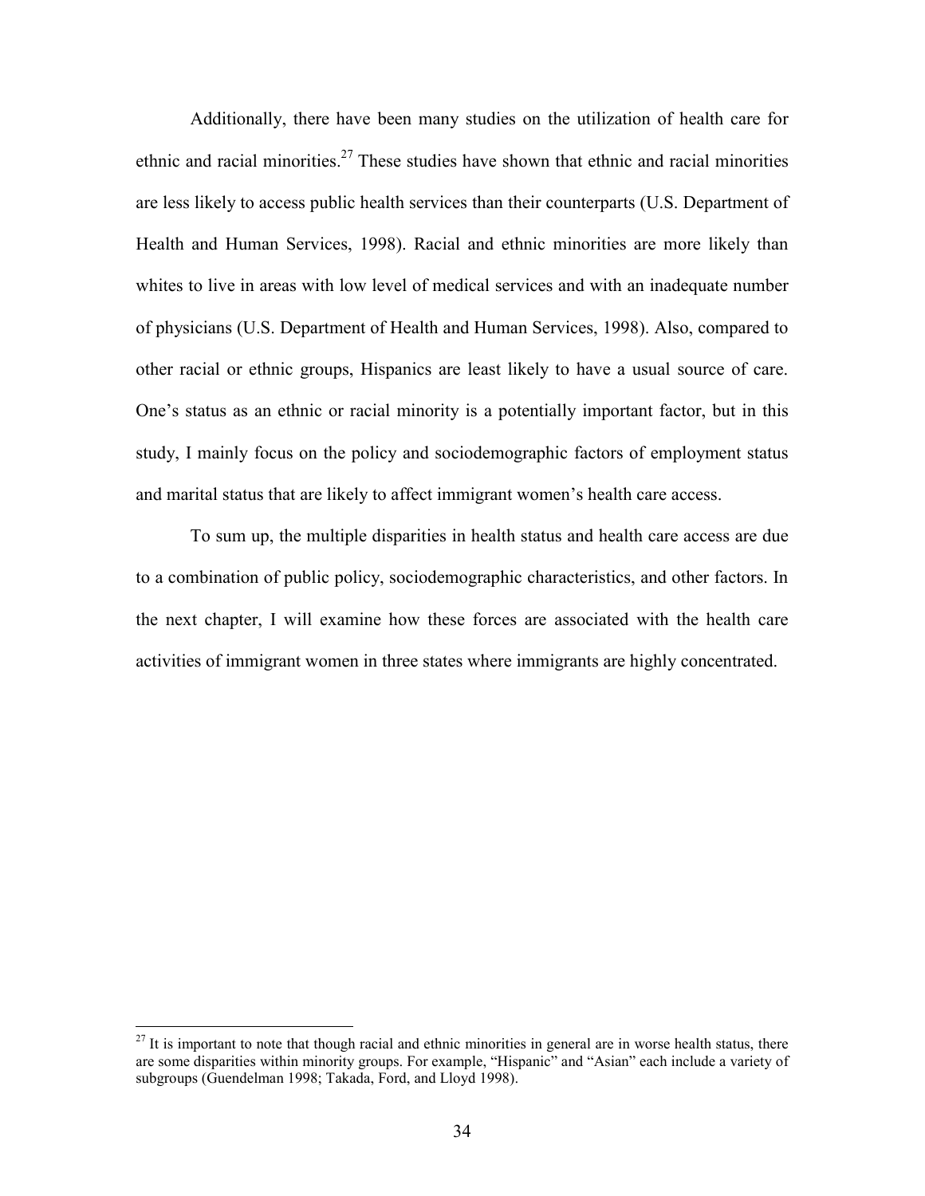Additionally, there have been many studies on the utilization of health care for ethnic and racial minorities.[27] These studies have shown that ethnic and racial minorities are less likely to access public health services than their counterparts (U.S. Department of Health and Human Services, 1998). Racial and ethnic minorities are more likely than whites to live in areas with low level of medical services and with an inadequate number of physicians (U.S. Department of Health and Human Services, 1998). Also, compared to other racial or ethnic groups, Hispanics are least likely to have a usual source of care. One's status as an ethnic or racial minority is a potentially important factor, but in this study, I mainly focus on the policy and sociodemographic factors of employment status and marital status that are likely to affect immigrant women's health care access.

To sum up, the multiple disparities in health status and health care access are due to a combination of public policy, sociodemographic characteristics, and other factors. In the next chapter, I will examine how these forces are associated with the health care activities of immigrant women in three states where immigrants are highly concentrated.

---

[27] It is important to note that though racial and ethnic minorities in general are in worse health status, there are some disparities within minority groups. For example, "Hispanic" and "Asian" each include a variety of subgroups (Guendelman 1998; Takada, Ford, and Lloyd 1998).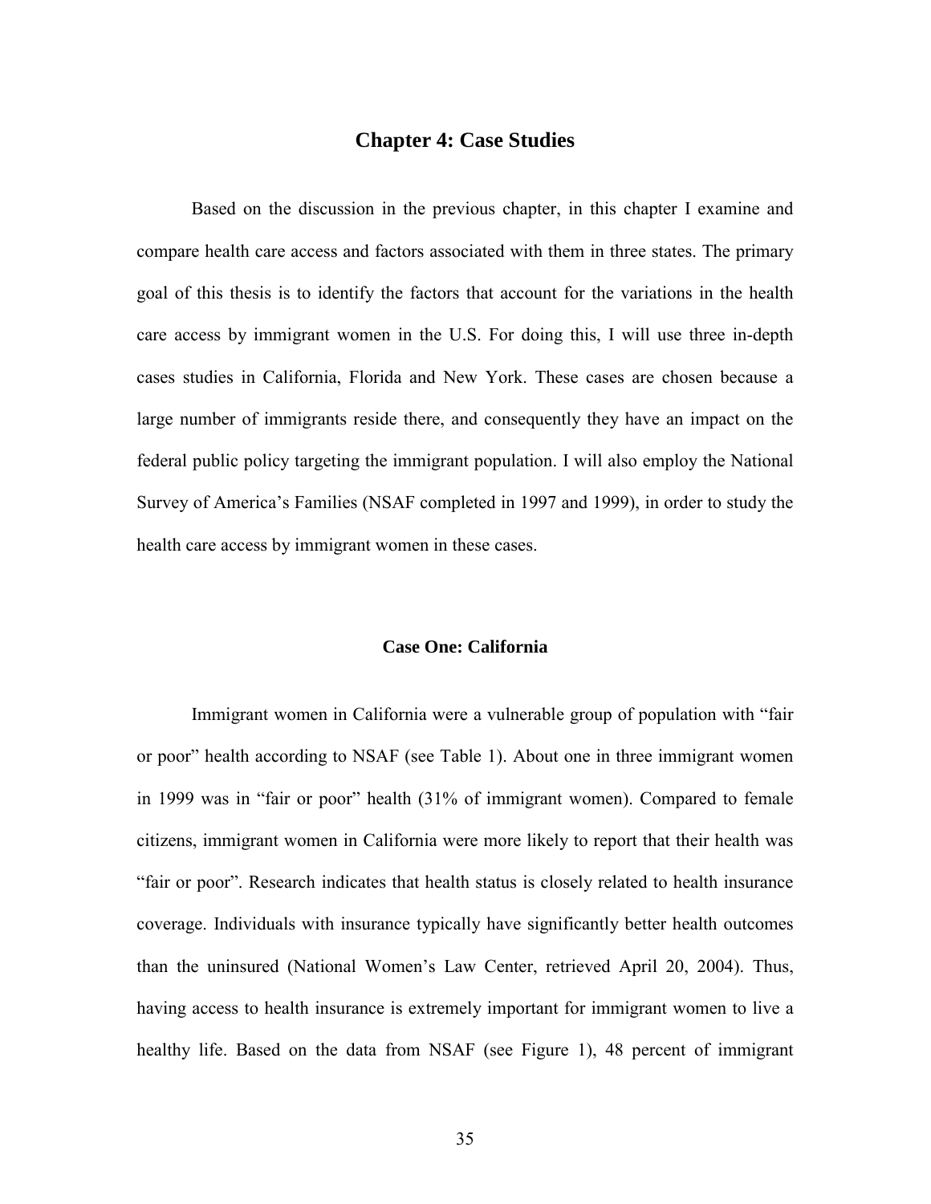# Chapter 4: Case Studies

Based on the discussion in the previous chapter, in this chapter I examine and compare health care access and factors associated with them in three states. The primary goal of this thesis is to identify the factors that account for the variations in the health care access by immigrant women in the U.S. For doing this, I will use three in-depth cases studies in California, Florida and New York. These cases are chosen because a large number of immigrants reside there, and consequently they have an impact on the federal public policy targeting the immigrant population. I will also employ the National Survey of America's Families (NSAF completed in 1997 and 1999), in order to study the health care access by immigrant women in these cases.

### Case One: California

Immigrant women in California were a vulnerable group of population with "fair or poor" health according to NSAF (see Table 1). About one in three immigrant women in 1999 was in "fair or poor" health (31% of immigrant women). Compared to female citizens, immigrant women in California were more likely to report that their health was "fair or poor". Research indicates that health status is closely related to health insurance coverage. Individuals with insurance typically have significantly better health outcomes than the uninsured (National Women's Law Center, retrieved April 20, 2004). Thus, having access to health insurance is extremely important for immigrant women to live a healthy life. Based on the data from NSAF (see Figure 1), 48 percent of immigrant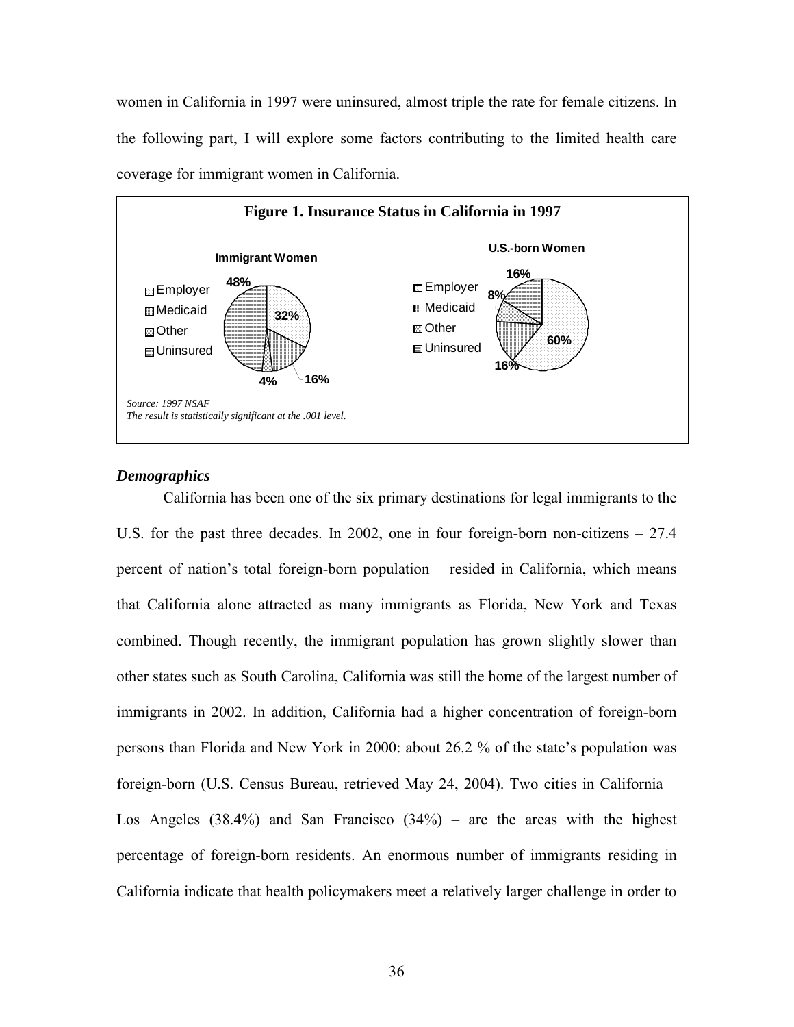women in California in 1997 were uninsured, almost triple the rate for female citizens. In the following part, I will explore some factors contributing to the limited health care coverage for immigrant women in California.

**Figure 1. Insurance Status in California in 1997**

| Insurance Status | Immigrant Women | U.S.-born Women |
|---|---|---|
| Employer | 32% | 60% |
| Medicaid | 16% | 16% |
| Other | 4% | 8% |
| Uninsured | 48% | 16% |

*Source: 1997 NSAF*
*The result is statistically significant at the .001 level.*

### *Demographics*

California has been one of the six primary destinations for legal immigrants to the U.S. for the past three decades. In 2002, one in four foreign-born non-citizens – 27.4 percent of nation's total foreign-born population – resided in California, which means that California alone attracted as many immigrants as Florida, New York and Texas combined. Though recently, the immigrant population has grown slightly slower than other states such as South Carolina, California was still the home of the largest number of immigrants in 2002. In addition, California had a higher concentration of foreign-born persons than Florida and New York in 2000: about 26.2 % of the state's population was foreign-born (U.S. Census Bureau, retrieved May 24, 2004). Two cities in California – Los Angeles (38.4%) and San Francisco (34%) – are the areas with the highest percentage of foreign-born residents. An enormous number of immigrants residing in California indicate that health policymakers meet a relatively larger challenge in order to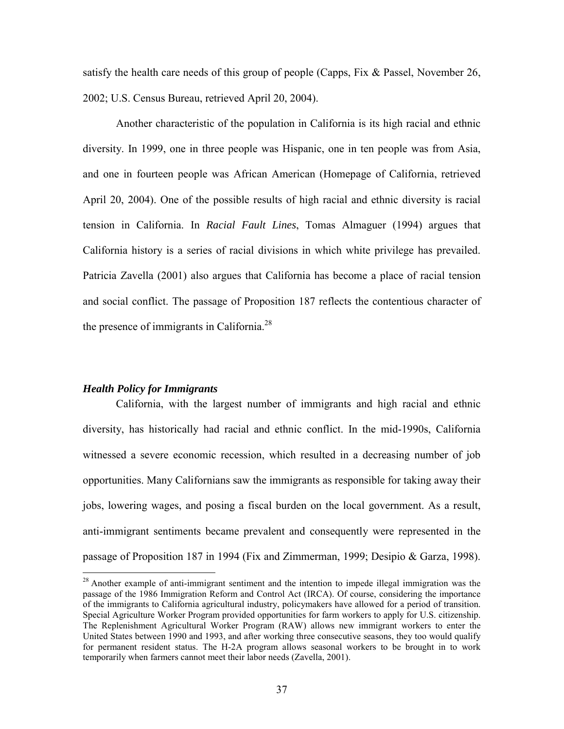satisfy the health care needs of this group of people (Capps, Fix & Passel, November 26, 2002; U.S. Census Bureau, retrieved April 20, 2004).

Another characteristic of the population in California is its high racial and ethnic diversity. In 1999, one in three people was Hispanic, one in ten people was from Asia, and one in fourteen people was African American (Homepage of California, retrieved April 20, 2004). One of the possible results of high racial and ethnic diversity is racial tension in California. In *Racial Fault Lines*, Tomas Almaguer (1994) argues that California history is a series of racial divisions in which white privilege has prevailed. Patricia Zavella (2001) also argues that California has become a place of racial tension and social conflict. The passage of Proposition 187 reflects the contentious character of the presence of immigrants in California.[28]

### *Health Policy for Immigrants*

California, with the largest number of immigrants and high racial and ethnic diversity, has historically had racial and ethnic conflict. In the mid-1990s, California witnessed a severe economic recession, which resulted in a decreasing number of job opportunities. Many Californians saw the immigrants as responsible for taking away their jobs, lowering wages, and posing a fiscal burden on the local government. As a result, anti-immigrant sentiments became prevalent and consequently were represented in the passage of Proposition 187 in 1994 (Fix and Zimmerman, 1999; Desipio & Garza, 1998).

[28] Another example of anti-immigrant sentiment and the intention to impede illegal immigration was the passage of the 1986 Immigration Reform and Control Act (IRCA). Of course, considering the importance of the immigrants to California agricultural industry, policymakers have allowed for a period of transition. Special Agriculture Worker Program provided opportunities for farm workers to apply for U.S. citizenship. The Replenishment Agricultural Worker Program (RAW) allows new immigrant workers to enter the United States between 1990 and 1993, and after working three consecutive seasons, they too would qualify for permanent resident status. The H-2A program allows seasonal workers to be brought in to work temporarily when farmers cannot meet their labor needs (Zavella, 2001).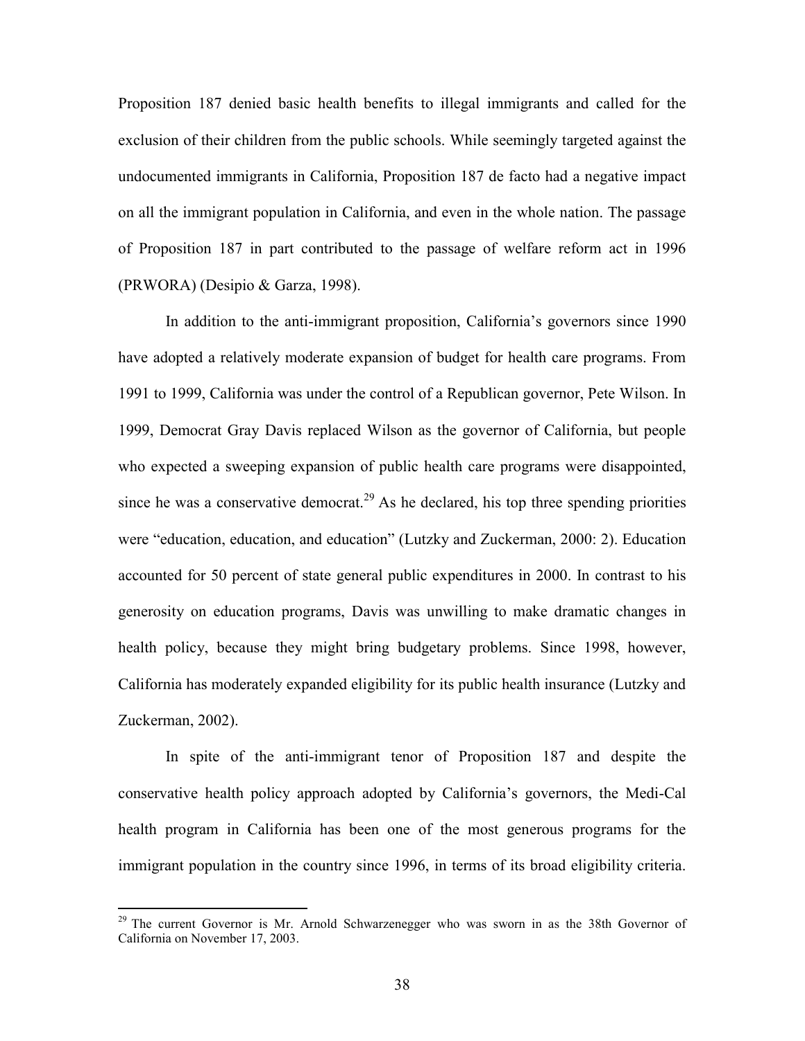Proposition 187 denied basic health benefits to illegal immigrants and called for the exclusion of their children from the public schools. While seemingly targeted against the undocumented immigrants in California, Proposition 187 de facto had a negative impact on all the immigrant population in California, and even in the whole nation. The passage of Proposition 187 in part contributed to the passage of welfare reform act in 1996 (PRWORA) (Desipio & Garza, 1998).

In addition to the anti-immigrant proposition, California's governors since 1990 have adopted a relatively moderate expansion of budget for health care programs. From 1991 to 1999, California was under the control of a Republican governor, Pete Wilson. In 1999, Democrat Gray Davis replaced Wilson as the governor of California, but people who expected a sweeping expansion of public health care programs were disappointed, since he was a conservative democrat.[29] As he declared, his top three spending priorities were "education, education, and education" (Lutzky and Zuckerman, 2000: 2). Education accounted for 50 percent of state general public expenditures in 2000. In contrast to his generosity on education programs, Davis was unwilling to make dramatic changes in health policy, because they might bring budgetary problems. Since 1998, however, California has moderately expanded eligibility for its public health insurance (Lutzky and Zuckerman, 2002).

In spite of the anti-immigrant tenor of Proposition 187 and despite the conservative health policy approach adopted by California's governors, the Medi-Cal health program in California has been one of the most generous programs for the immigrant population in the country since 1996, in terms of its broad eligibility criteria.

---

[29] The current Governor is Mr. Arnold Schwarzenegger who was sworn in as the 38th Governor of California on November 17, 2003.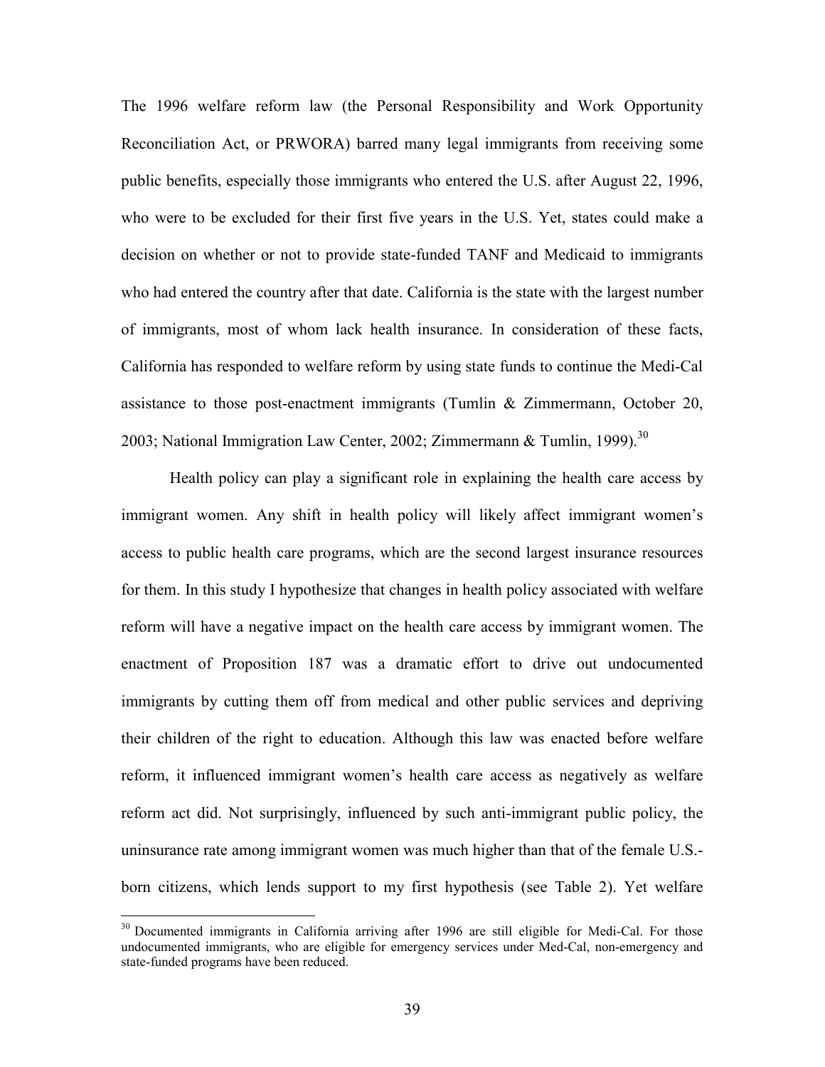The 1996 welfare reform law (the Personal Responsibility and Work Opportunity Reconciliation Act, or PRWORA) barred many legal immigrants from receiving some public benefits, especially those immigrants who entered the U.S. after August 22, 1996, who were to be excluded for their first five years in the U.S. Yet, states could make a decision on whether or not to provide state-funded TANF and Medicaid to immigrants who had entered the country after that date. California is the state with the largest number of immigrants, most of whom lack health insurance. In consideration of these facts, California has responded to welfare reform by using state funds to continue the Medi-Cal assistance to those post-enactment immigrants (Tumlin & Zimmermann, October 20, 2003; National Immigration Law Center, 2002; Zimmermann & Tumlin, 1999).[30]

Health policy can play a significant role in explaining the health care access by immigrant women. Any shift in health policy will likely affect immigrant women's access to public health care programs, which are the second largest insurance resources for them. In this study I hypothesize that changes in health policy associated with welfare reform will have a negative impact on the health care access by immigrant women. The enactment of Proposition 187 was a dramatic effort to drive out undocumented immigrants by cutting them off from medical and other public services and depriving their children of the right to education. Although this law was enacted before welfare reform, it influenced immigrant women's health care access as negatively as welfare reform act did. Not surprisingly, influenced by such anti-immigrant public policy, the uninsurance rate among immigrant women was much higher than that of the female U.S.-born citizens, which lends support to my first hypothesis (see Table 2). Yet welfare

---

[30] Documented immigrants in California arriving after 1996 are still eligible for Medi-Cal. For those undocumented immigrants, who are eligible for emergency services under Med-Cal, non-emergency and state-funded programs have been reduced.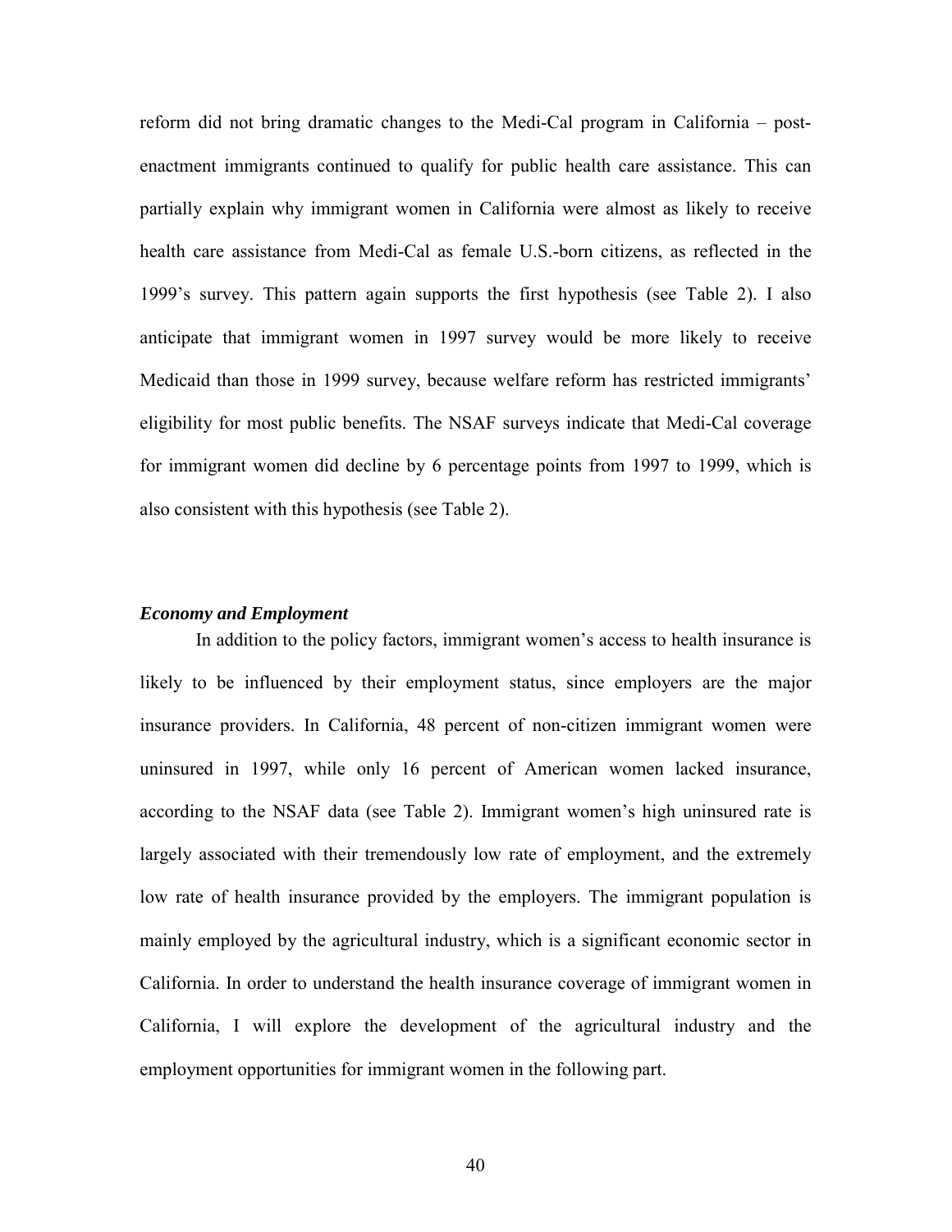reform did not bring dramatic changes to the Medi-Cal program in California – post-enactment immigrants continued to qualify for public health care assistance. This can partially explain why immigrant women in California were almost as likely to receive health care assistance from Medi-Cal as female U.S.-born citizens, as reflected in the 1999's survey. This pattern again supports the first hypothesis (see Table 2). I also anticipate that immigrant women in 1997 survey would be more likely to receive Medicaid than those in 1999 survey, because welfare reform has restricted immigrants' eligibility for most public benefits. The NSAF surveys indicate that Medi-Cal coverage for immigrant women did decline by 6 percentage points from 1997 to 1999, which is also consistent with this hypothesis (see Table 2).

***Economy and Employment***

In addition to the policy factors, immigrant women's access to health insurance is likely to be influenced by their employment status, since employers are the major insurance providers. In California, 48 percent of non-citizen immigrant women were uninsured in 1997, while only 16 percent of American women lacked insurance, according to the NSAF data (see Table 2). Immigrant women's high uninsured rate is largely associated with their tremendously low rate of employment, and the extremely low rate of health insurance provided by the employers. The immigrant population is mainly employed by the agricultural industry, which is a significant economic sector in California. In order to understand the health insurance coverage of immigrant women in California, I will explore the development of the agricultural industry and the employment opportunities for immigrant women in the following part.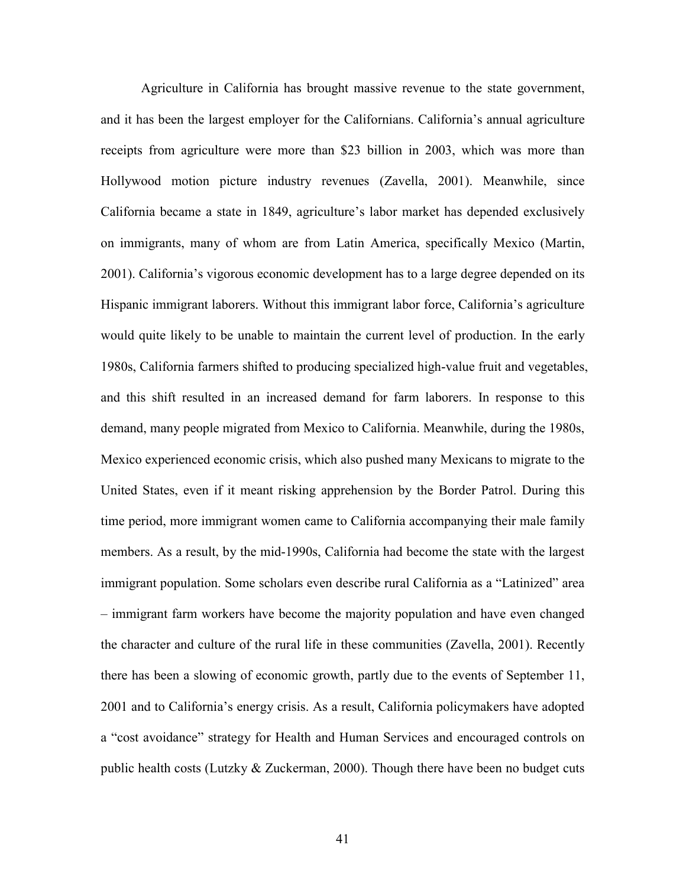Agriculture in California has brought massive revenue to the state government, and it has been the largest employer for the Californians. California's annual agriculture receipts from agriculture were more than $23 billion in 2003, which was more than Hollywood motion picture industry revenues (Zavella, 2001). Meanwhile, since California became a state in 1849, agriculture's labor market has depended exclusively on immigrants, many of whom are from Latin America, specifically Mexico (Martin, 2001). California's vigorous economic development has to a large degree depended on its Hispanic immigrant laborers. Without this immigrant labor force, California's agriculture would quite likely to be unable to maintain the current level of production. In the early 1980s, California farmers shifted to producing specialized high-value fruit and vegetables, and this shift resulted in an increased demand for farm laborers. In response to this demand, many people migrated from Mexico to California. Meanwhile, during the 1980s, Mexico experienced economic crisis, which also pushed many Mexicans to migrate to the United States, even if it meant risking apprehension by the Border Patrol. During this time period, more immigrant women came to California accompanying their male family members. As a result, by the mid-1990s, California had become the state with the largest immigrant population. Some scholars even describe rural California as a "Latinized" area – immigrant farm workers have become the majority population and have even changed the character and culture of the rural life in these communities (Zavella, 2001). Recently there has been a slowing of economic growth, partly due to the events of September 11, 2001 and to California's energy crisis. As a result, California policymakers have adopted a "cost avoidance" strategy for Health and Human Services and encouraged controls on public health costs (Lutzky & Zuckerman, 2000). Though there have been no budget cuts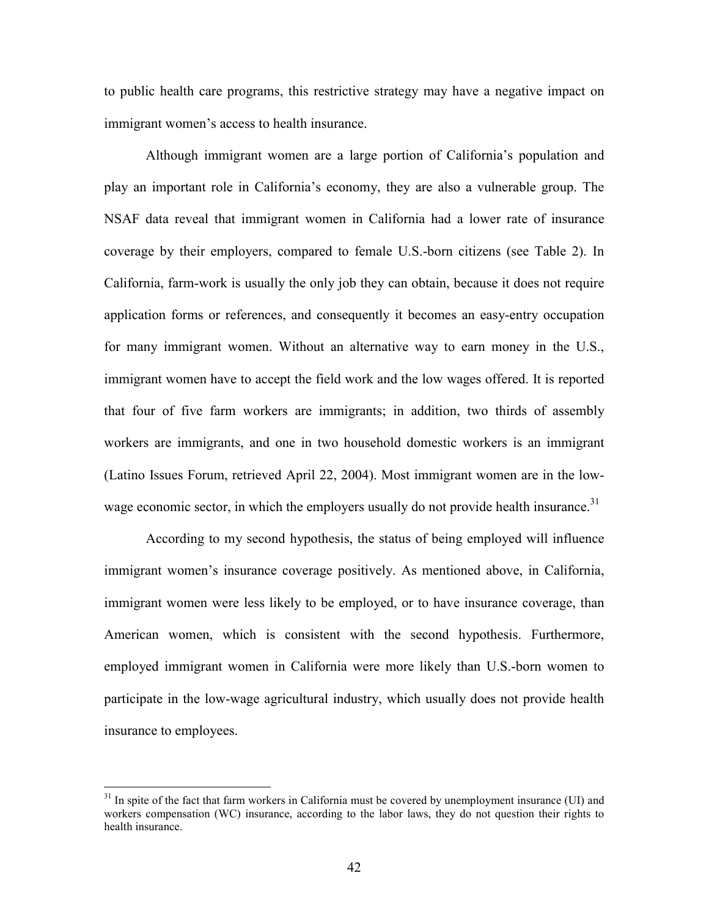to public health care programs, this restrictive strategy may have a negative impact on immigrant women's access to health insurance.

Although immigrant women are a large portion of California's population and play an important role in California's economy, they are also a vulnerable group. The NSAF data reveal that immigrant women in California had a lower rate of insurance coverage by their employers, compared to female U.S.-born citizens (see Table 2). In California, farm-work is usually the only job they can obtain, because it does not require application forms or references, and consequently it becomes an easy-entry occupation for many immigrant women. Without an alternative way to earn money in the U.S., immigrant women have to accept the field work and the low wages offered. It is reported that four of five farm workers are immigrants; in addition, two thirds of assembly workers are immigrants, and one in two household domestic workers is an immigrant (Latino Issues Forum, retrieved April 22, 2004). Most immigrant women are in the low-wage economic sector, in which the employers usually do not provide health insurance.[31]

According to my second hypothesis, the status of being employed will influence immigrant women's insurance coverage positively. As mentioned above, in California, immigrant women were less likely to be employed, or to have insurance coverage, than American women, which is consistent with the second hypothesis. Furthermore, employed immigrant women in California were more likely than U.S.-born women to participate in the low-wage agricultural industry, which usually does not provide health insurance to employees.

---

[31] In spite of the fact that farm workers in California must be covered by unemployment insurance (UI) and workers compensation (WC) insurance, according to the labor laws, they do not question their rights to health insurance.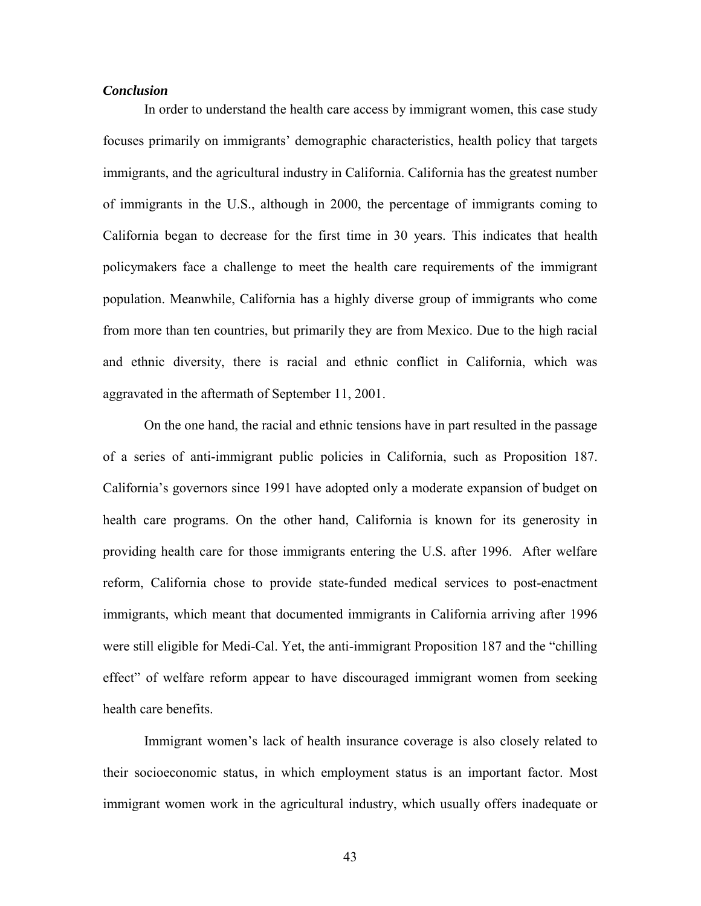### *Conclusion*

In order to understand the health care access by immigrant women, this case study focuses primarily on immigrants' demographic characteristics, health policy that targets immigrants, and the agricultural industry in California. California has the greatest number of immigrants in the U.S., although in 2000, the percentage of immigrants coming to California began to decrease for the first time in 30 years. This indicates that health policymakers face a challenge to meet the health care requirements of the immigrant population. Meanwhile, California has a highly diverse group of immigrants who come from more than ten countries, but primarily they are from Mexico. Due to the high racial and ethnic diversity, there is racial and ethnic conflict in California, which was aggravated in the aftermath of September 11, 2001.

On the one hand, the racial and ethnic tensions have in part resulted in the passage of a series of anti-immigrant public policies in California, such as Proposition 187. California's governors since 1991 have adopted only a moderate expansion of budget on health care programs. On the other hand, California is known for its generosity in providing health care for those immigrants entering the U.S. after 1996. After welfare reform, California chose to provide state-funded medical services to post-enactment immigrants, which meant that documented immigrants in California arriving after 1996 were still eligible for Medi-Cal. Yet, the anti-immigrant Proposition 187 and the "chilling effect" of welfare reform appear to have discouraged immigrant women from seeking health care benefits.

Immigrant women's lack of health insurance coverage is also closely related to their socioeconomic status, in which employment status is an important factor. Most immigrant women work in the agricultural industry, which usually offers inadequate or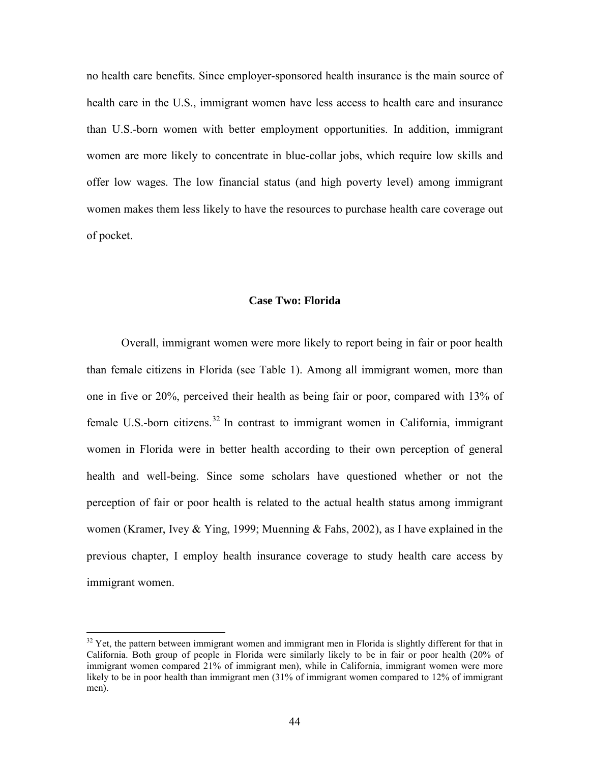no health care benefits. Since employer-sponsored health insurance is the main source of health care in the U.S., immigrant women have less access to health care and insurance than U.S.-born women with better employment opportunities. In addition, immigrant women are more likely to concentrate in blue-collar jobs, which require low skills and offer low wages. The low financial status (and high poverty level) among immigrant women makes them less likely to have the resources to purchase health care coverage out of pocket.

### Case Two: Florida

Overall, immigrant women were more likely to report being in fair or poor health than female citizens in Florida (see Table 1). Among all immigrant women, more than one in five or 20%, perceived their health as being fair or poor, compared with 13% of female U.S.-born citizens.[32] In contrast to immigrant women in California, immigrant women in Florida were in better health according to their own perception of general health and well-being. Since some scholars have questioned whether or not the perception of fair or poor health is related to the actual health status among immigrant women (Kramer, Ivey & Ying, 1999; Muenning & Fahs, 2002), as I have explained in the previous chapter, I employ health insurance coverage to study health care access by immigrant women.

[32] Yet, the pattern between immigrant women and immigrant men in Florida is slightly different for that in California. Both group of people in Florida were similarly likely to be in fair or poor health (20% of immigrant women compared 21% of immigrant men), while in California, immigrant women were more likely to be in poor health than immigrant men (31% of immigrant women compared to 12% of immigrant men).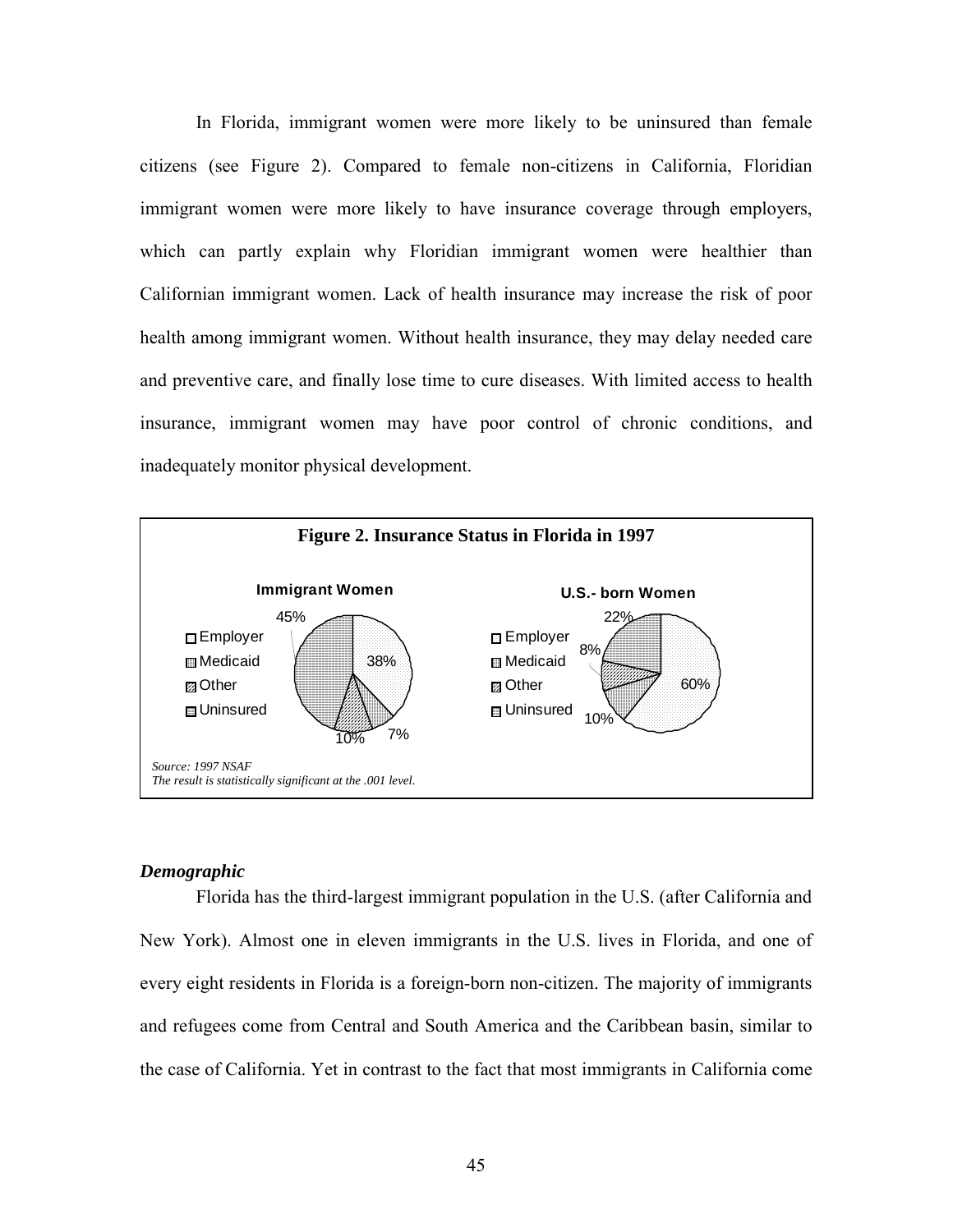In Florida, immigrant women were more likely to be uninsured than female citizens (see Figure 2). Compared to female non-citizens in California, Floridian immigrant women were more likely to have insurance coverage through employers, which can partly explain why Floridian immigrant women were healthier than Californian immigrant women. Lack of health insurance may increase the risk of poor health among immigrant women. Without health insurance, they may delay needed care and preventive care, and finally lose time to cure diseases. With limited access to health insurance, immigrant women may have poor control of chronic conditions, and inadequately monitor physical development.

**Figure 2. Insurance Status in Florida in 1997**

| | Immigrant Women | U.S.- born Women |
|---|---|---|
| Employer | 38% | 60% |
| Medicaid | 7% | 10% |
| Other | 10% | 8% |
| Uninsured | 45% | 22% |

*Source: 1997 NSAF*
*The result is statistically significant at the .001 level.*

### *Demographic*

Florida has the third-largest immigrant population in the U.S. (after California and New York). Almost one in eleven immigrants in the U.S. lives in Florida, and one of every eight residents in Florida is a foreign-born non-citizen. The majority of immigrants and refugees come from Central and South America and the Caribbean basin, similar to the case of California. Yet in contrast to the fact that most immigrants in California come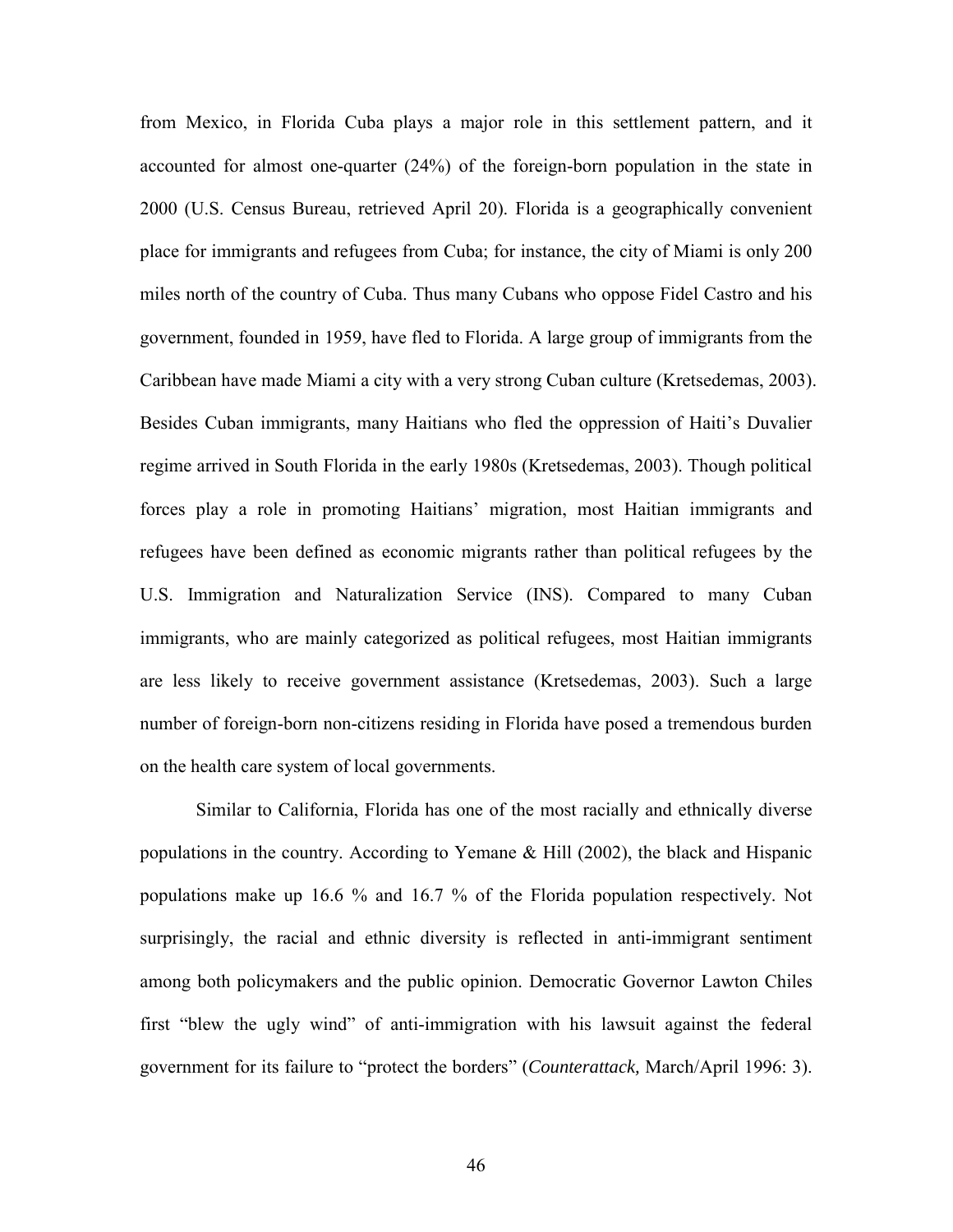from Mexico, in Florida Cuba plays a major role in this settlement pattern, and it accounted for almost one-quarter (24%) of the foreign-born population in the state in 2000 (U.S. Census Bureau, retrieved April 20). Florida is a geographically convenient place for immigrants and refugees from Cuba; for instance, the city of Miami is only 200 miles north of the country of Cuba. Thus many Cubans who oppose Fidel Castro and his government, founded in 1959, have fled to Florida. A large group of immigrants from the Caribbean have made Miami a city with a very strong Cuban culture (Kretsedemas, 2003). Besides Cuban immigrants, many Haitians who fled the oppression of Haiti's Duvalier regime arrived in South Florida in the early 1980s (Kretsedemas, 2003). Though political forces play a role in promoting Haitians' migration, most Haitian immigrants and refugees have been defined as economic migrants rather than political refugees by the U.S. Immigration and Naturalization Service (INS). Compared to many Cuban immigrants, who are mainly categorized as political refugees, most Haitian immigrants are less likely to receive government assistance (Kretsedemas, 2003). Such a large number of foreign-born non-citizens residing in Florida have posed a tremendous burden on the health care system of local governments.

Similar to California, Florida has one of the most racially and ethnically diverse populations in the country. According to Yemane & Hill (2002), the black and Hispanic populations make up 16.6 % and 16.7 % of the Florida population respectively. Not surprisingly, the racial and ethnic diversity is reflected in anti-immigrant sentiment among both policymakers and the public opinion. Democratic Governor Lawton Chiles first "blew the ugly wind" of anti-immigration with his lawsuit against the federal government for its failure to "protect the borders" (*Counterattack,* March/April 1996: 3).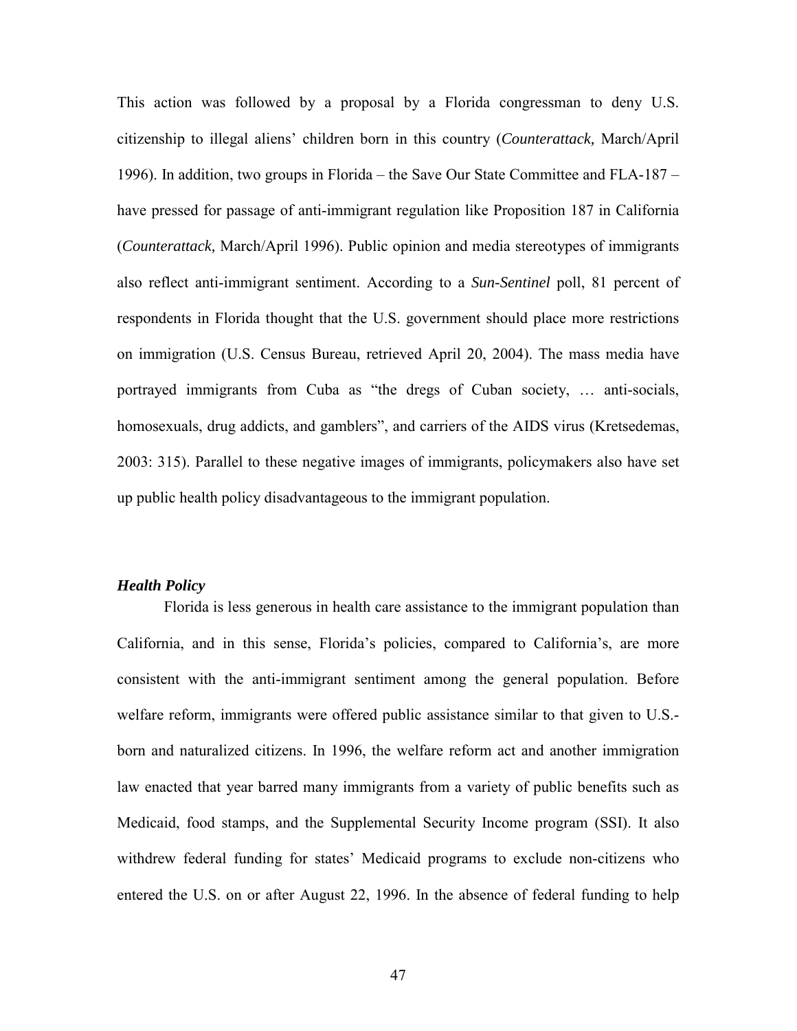This action was followed by a proposal by a Florida congressman to deny U.S. citizenship to illegal aliens' children born in this country (*Counterattack,* March/April 1996). In addition, two groups in Florida – the Save Our State Committee and FLA-187 – have pressed for passage of anti-immigrant regulation like Proposition 187 in California (*Counterattack,* March/April 1996). Public opinion and media stereotypes of immigrants also reflect anti-immigrant sentiment. According to a *Sun-Sentinel* poll, 81 percent of respondents in Florida thought that the U.S. government should place more restrictions on immigration (U.S. Census Bureau, retrieved April 20, 2004). The mass media have portrayed immigrants from Cuba as "the dregs of Cuban society, … anti-socials, homosexuals, drug addicts, and gamblers", and carriers of the AIDS virus (Kretsedemas, 2003: 315). Parallel to these negative images of immigrants, policymakers also have set up public health policy disadvantageous to the immigrant population.

### *Health Policy*

Florida is less generous in health care assistance to the immigrant population than California, and in this sense, Florida's policies, compared to California's, are more consistent with the anti-immigrant sentiment among the general population. Before welfare reform, immigrants were offered public assistance similar to that given to U.S.-born and naturalized citizens. In 1996, the welfare reform act and another immigration law enacted that year barred many immigrants from a variety of public benefits such as Medicaid, food stamps, and the Supplemental Security Income program (SSI). It also withdrew federal funding for states' Medicaid programs to exclude non-citizens who entered the U.S. on or after August 22, 1996. In the absence of federal funding to help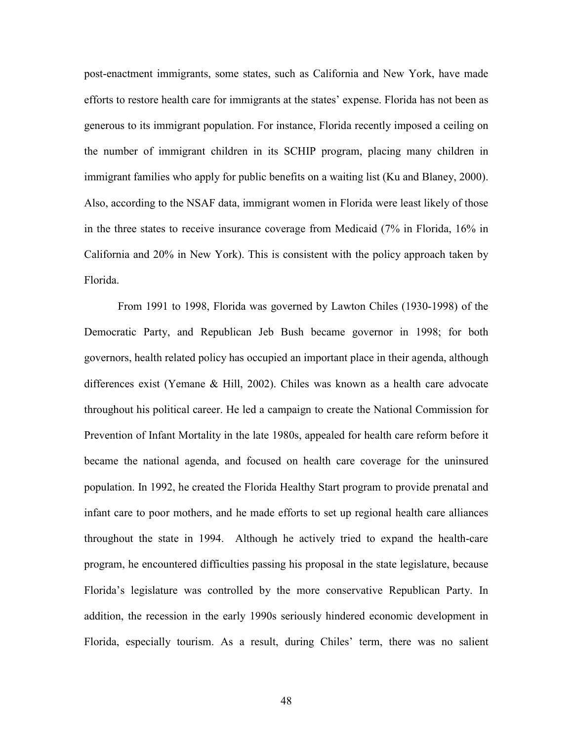post-enactment immigrants, some states, such as California and New York, have made efforts to restore health care for immigrants at the states' expense. Florida has not been as generous to its immigrant population. For instance, Florida recently imposed a ceiling on the number of immigrant children in its SCHIP program, placing many children in immigrant families who apply for public benefits on a waiting list (Ku and Blaney, 2000). Also, according to the NSAF data, immigrant women in Florida were least likely of those in the three states to receive insurance coverage from Medicaid (7% in Florida, 16% in California and 20% in New York). This is consistent with the policy approach taken by Florida.

From 1991 to 1998, Florida was governed by Lawton Chiles (1930-1998) of the Democratic Party, and Republican Jeb Bush became governor in 1998; for both governors, health related policy has occupied an important place in their agenda, although differences exist (Yemane & Hill, 2002). Chiles was known as a health care advocate throughout his political career. He led a campaign to create the National Commission for Prevention of Infant Mortality in the late 1980s, appealed for health care reform before it became the national agenda, and focused on health care coverage for the uninsured population. In 1992, he created the Florida Healthy Start program to provide prenatal and infant care to poor mothers, and he made efforts to set up regional health care alliances throughout the state in 1994. Although he actively tried to expand the health-care program, he encountered difficulties passing his proposal in the state legislature, because Florida's legislature was controlled by the more conservative Republican Party. In addition, the recession in the early 1990s seriously hindered economic development in Florida, especially tourism. As a result, during Chiles' term, there was no salient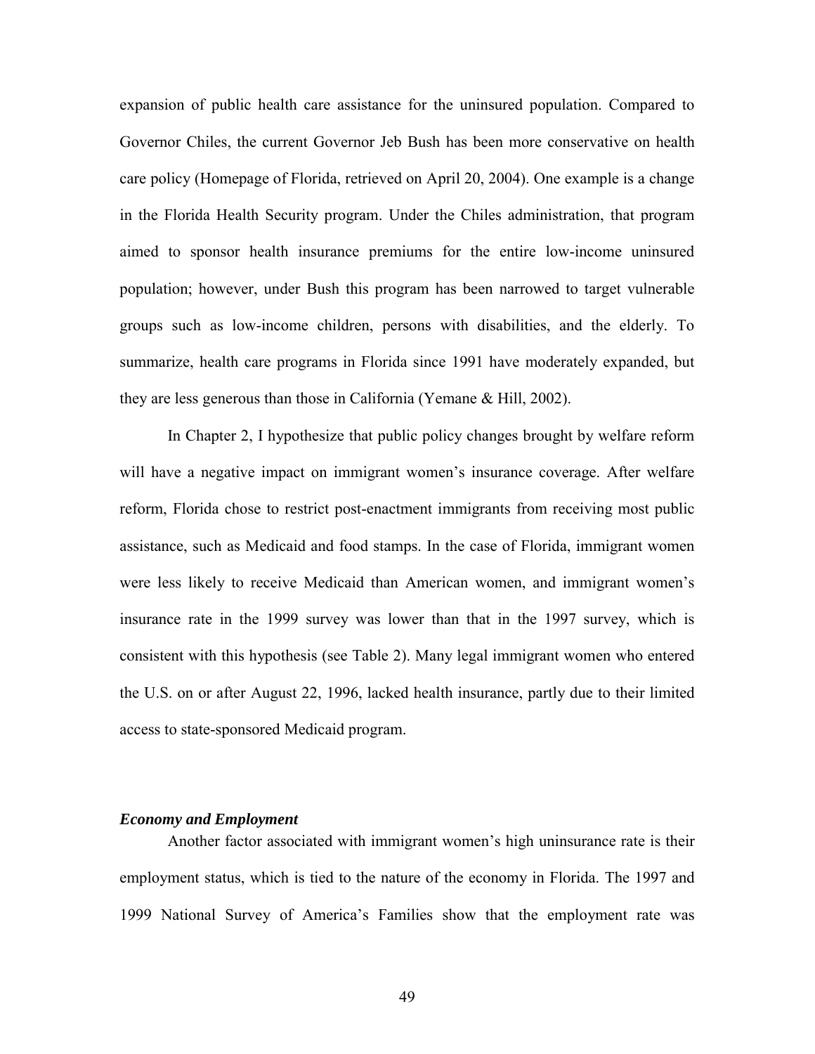expansion of public health care assistance for the uninsured population. Compared to Governor Chiles, the current Governor Jeb Bush has been more conservative on health care policy (Homepage of Florida, retrieved on April 20, 2004). One example is a change in the Florida Health Security program. Under the Chiles administration, that program aimed to sponsor health insurance premiums for the entire low-income uninsured population; however, under Bush this program has been narrowed to target vulnerable groups such as low-income children, persons with disabilities, and the elderly. To summarize, health care programs in Florida since 1991 have moderately expanded, but they are less generous than those in California (Yemane & Hill, 2002).

In Chapter 2, I hypothesize that public policy changes brought by welfare reform will have a negative impact on immigrant women's insurance coverage. After welfare reform, Florida chose to restrict post-enactment immigrants from receiving most public assistance, such as Medicaid and food stamps. In the case of Florida, immigrant women were less likely to receive Medicaid than American women, and immigrant women's insurance rate in the 1999 survey was lower than that in the 1997 survey, which is consistent with this hypothesis (see Table 2). Many legal immigrant women who entered the U.S. on or after August 22, 1996, lacked health insurance, partly due to their limited access to state-sponsored Medicaid program.

### ***Economy and Employment***

Another factor associated with immigrant women's high uninsurance rate is their employment status, which is tied to the nature of the economy in Florida. The 1997 and 1999 National Survey of America's Families show that the employment rate was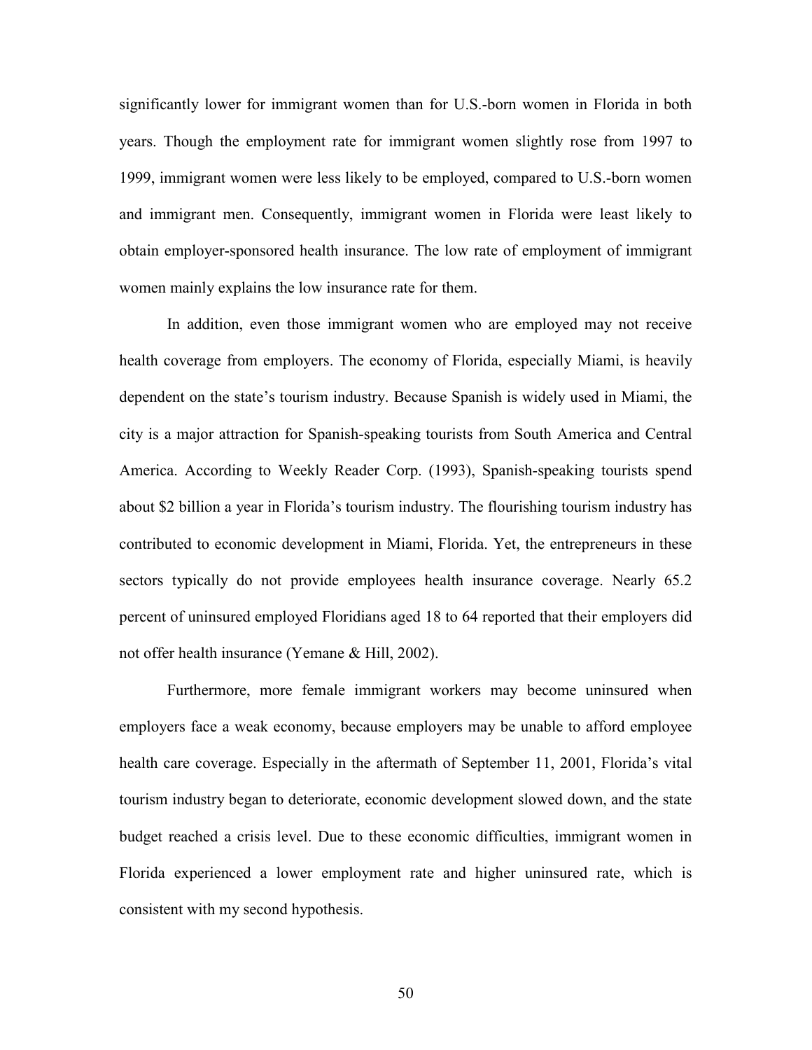significantly lower for immigrant women than for U.S.-born women in Florida in both years. Though the employment rate for immigrant women slightly rose from 1997 to 1999, immigrant women were less likely to be employed, compared to U.S.-born women and immigrant men. Consequently, immigrant women in Florida were least likely to obtain employer-sponsored health insurance. The low rate of employment of immigrant women mainly explains the low insurance rate for them.

In addition, even those immigrant women who are employed may not receive health coverage from employers. The economy of Florida, especially Miami, is heavily dependent on the state's tourism industry. Because Spanish is widely used in Miami, the city is a major attraction for Spanish-speaking tourists from South America and Central America. According to Weekly Reader Corp. (1993), Spanish-speaking tourists spend about $2 billion a year in Florida's tourism industry. The flourishing tourism industry has contributed to economic development in Miami, Florida. Yet, the entrepreneurs in these sectors typically do not provide employees health insurance coverage. Nearly 65.2 percent of uninsured employed Floridians aged 18 to 64 reported that their employers did not offer health insurance (Yemane & Hill, 2002).

Furthermore, more female immigrant workers may become uninsured when employers face a weak economy, because employers may be unable to afford employee health care coverage. Especially in the aftermath of September 11, 2001, Florida's vital tourism industry began to deteriorate, economic development slowed down, and the state budget reached a crisis level. Due to these economic difficulties, immigrant women in Florida experienced a lower employment rate and higher uninsured rate, which is consistent with my second hypothesis.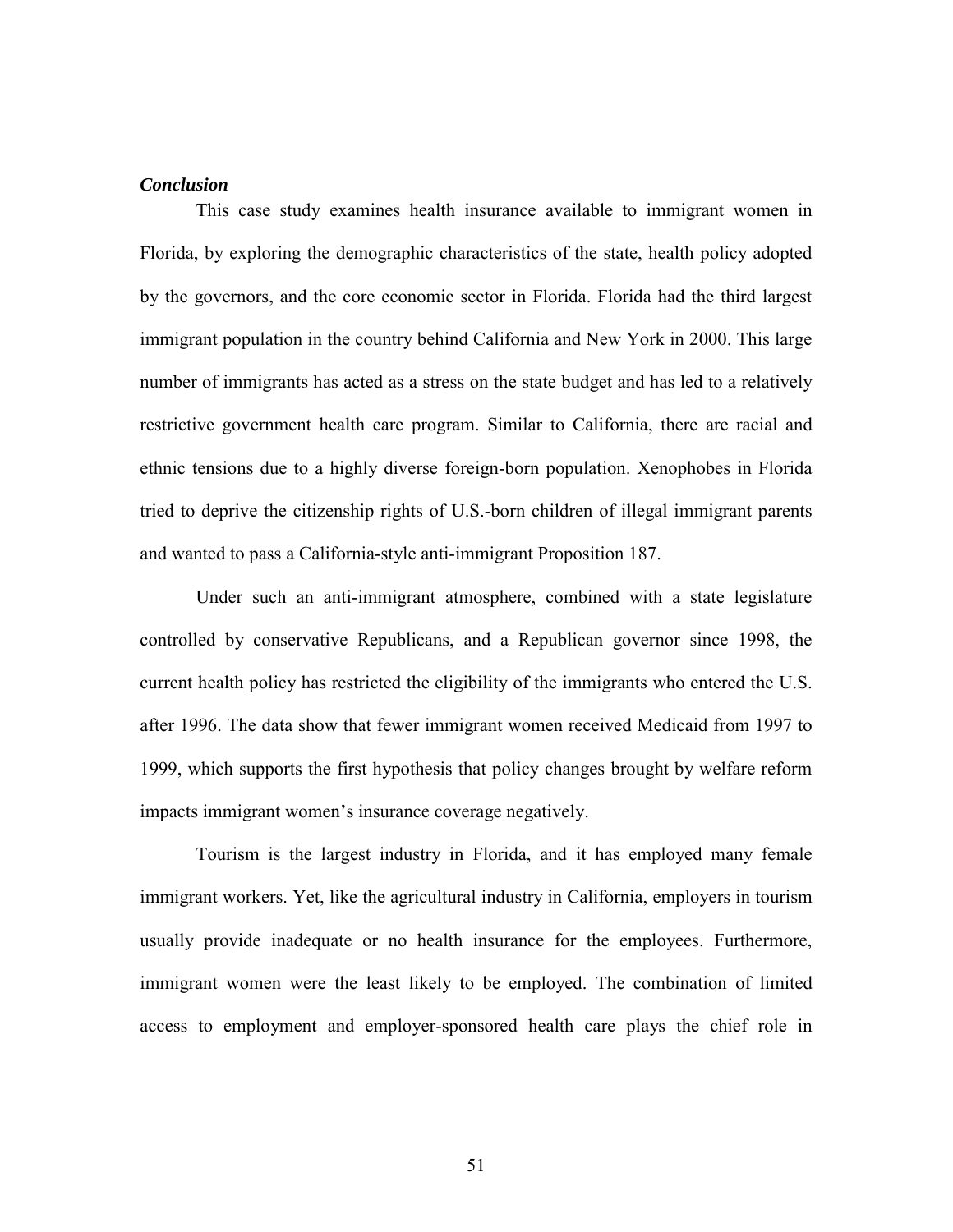### *Conclusion*

This case study examines health insurance available to immigrant women in Florida, by exploring the demographic characteristics of the state, health policy adopted by the governors, and the core economic sector in Florida. Florida had the third largest immigrant population in the country behind California and New York in 2000. This large number of immigrants has acted as a stress on the state budget and has led to a relatively restrictive government health care program. Similar to California, there are racial and ethnic tensions due to a highly diverse foreign-born population. Xenophobes in Florida tried to deprive the citizenship rights of U.S.-born children of illegal immigrant parents and wanted to pass a California-style anti-immigrant Proposition 187.

Under such an anti-immigrant atmosphere, combined with a state legislature controlled by conservative Republicans, and a Republican governor since 1998, the current health policy has restricted the eligibility of the immigrants who entered the U.S. after 1996. The data show that fewer immigrant women received Medicaid from 1997 to 1999, which supports the first hypothesis that policy changes brought by welfare reform impacts immigrant women's insurance coverage negatively.

Tourism is the largest industry in Florida, and it has employed many female immigrant workers. Yet, like the agricultural industry in California, employers in tourism usually provide inadequate or no health insurance for the employees. Furthermore, immigrant women were the least likely to be employed. The combination of limited access to employment and employer-sponsored health care plays the chief role in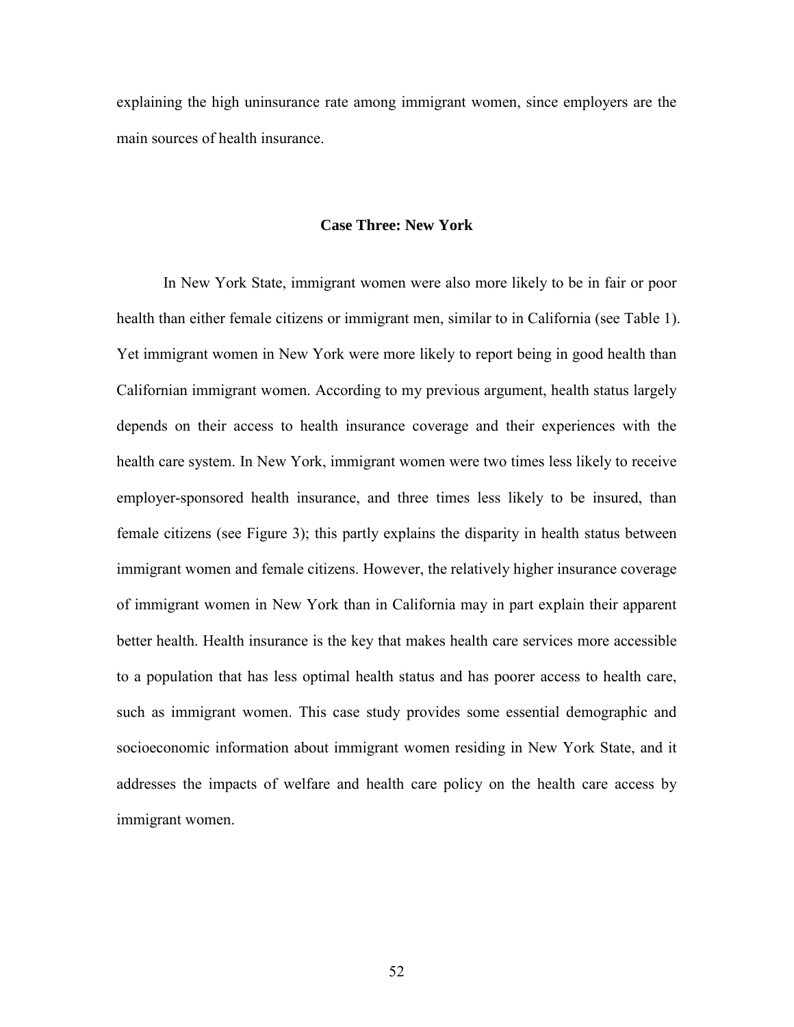explaining the high uninsurance rate among immigrant women, since employers are the main sources of health insurance.

## Case Three: New York

In New York State, immigrant women were also more likely to be in fair or poor health than either female citizens or immigrant men, similar to in California (see Table 1). Yet immigrant women in New York were more likely to report being in good health than Californian immigrant women. According to my previous argument, health status largely depends on their access to health insurance coverage and their experiences with the health care system. In New York, immigrant women were two times less likely to receive employer-sponsored health insurance, and three times less likely to be insured, than female citizens (see Figure 3); this partly explains the disparity in health status between immigrant women and female citizens. However, the relatively higher insurance coverage of immigrant women in New York than in California may in part explain their apparent better health. Health insurance is the key that makes health care services more accessible to a population that has less optimal health status and has poorer access to health care, such as immigrant women. This case study provides some essential demographic and socioeconomic information about immigrant women residing in New York State, and it addresses the impacts of welfare and health care policy on the health care access by immigrant women.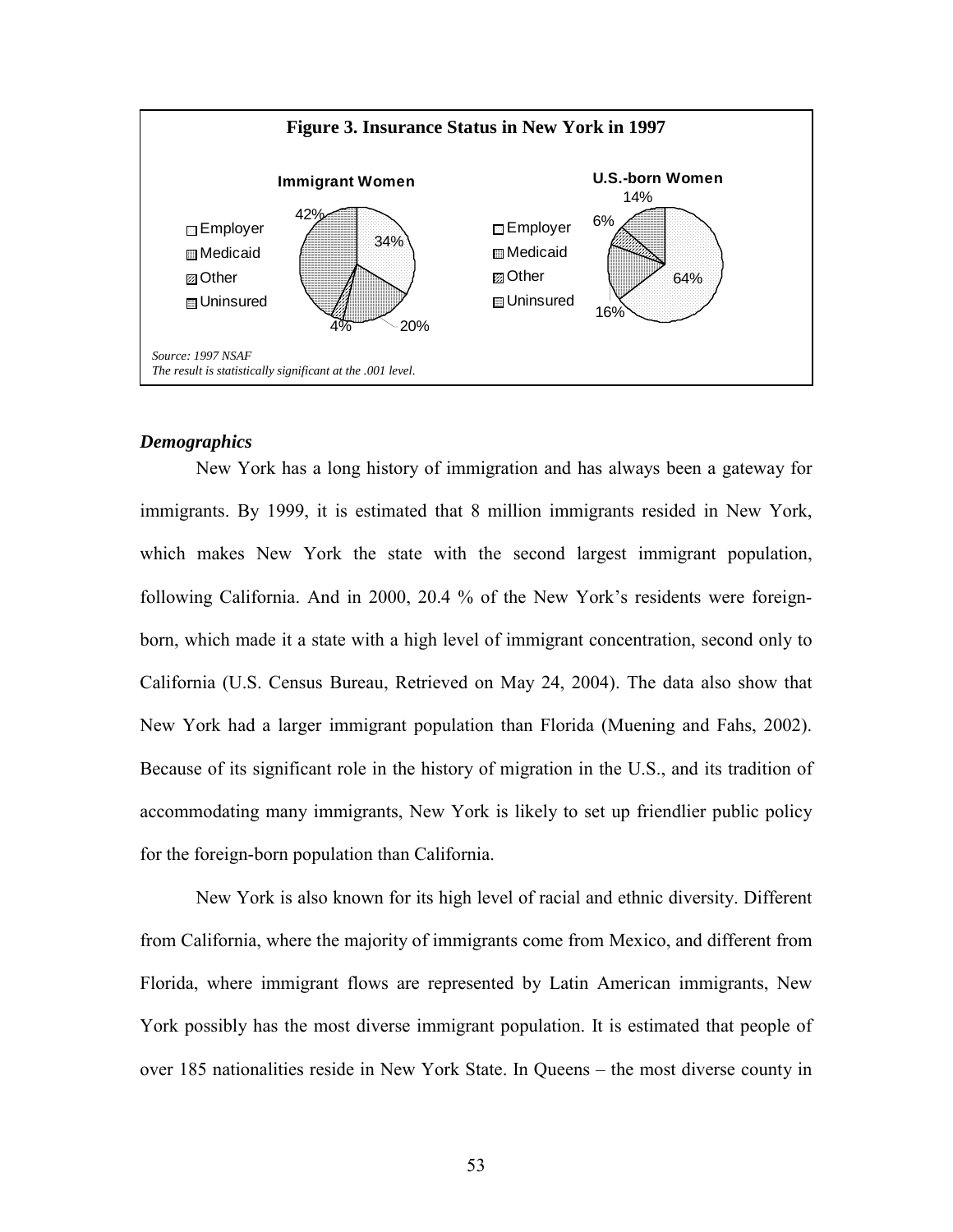**Figure 3. Insurance Status in New York in 1997**

| | Immigrant Women | U.S.-born Women |
|---|---|---|
| Employer | 34% | 64% |
| Medicaid | 20% | 16% |
| Other | 4% | 6% |
| Uninsured | 42% | 14% |

*Source: 1997 NSAF*
*The result is statistically significant at the .001 level.*

### *Demographics*

New York has a long history of immigration and has always been a gateway for immigrants. By 1999, it is estimated that 8 million immigrants resided in New York, which makes New York the state with the second largest immigrant population, following California. And in 2000, 20.4 % of the New York's residents were foreign-born, which made it a state with a high level of immigrant concentration, second only to California (U.S. Census Bureau, Retrieved on May 24, 2004). The data also show that New York had a larger immigrant population than Florida (Muening and Fahs, 2002). Because of its significant role in the history of migration in the U.S., and its tradition of accommodating many immigrants, New York is likely to set up friendlier public policy for the foreign-born population than California.

New York is also known for its high level of racial and ethnic diversity. Different from California, where the majority of immigrants come from Mexico, and different from Florida, where immigrant flows are represented by Latin American immigrants, New York possibly has the most diverse immigrant population. It is estimated that people of over 185 nationalities reside in New York State. In Queens – the most diverse county in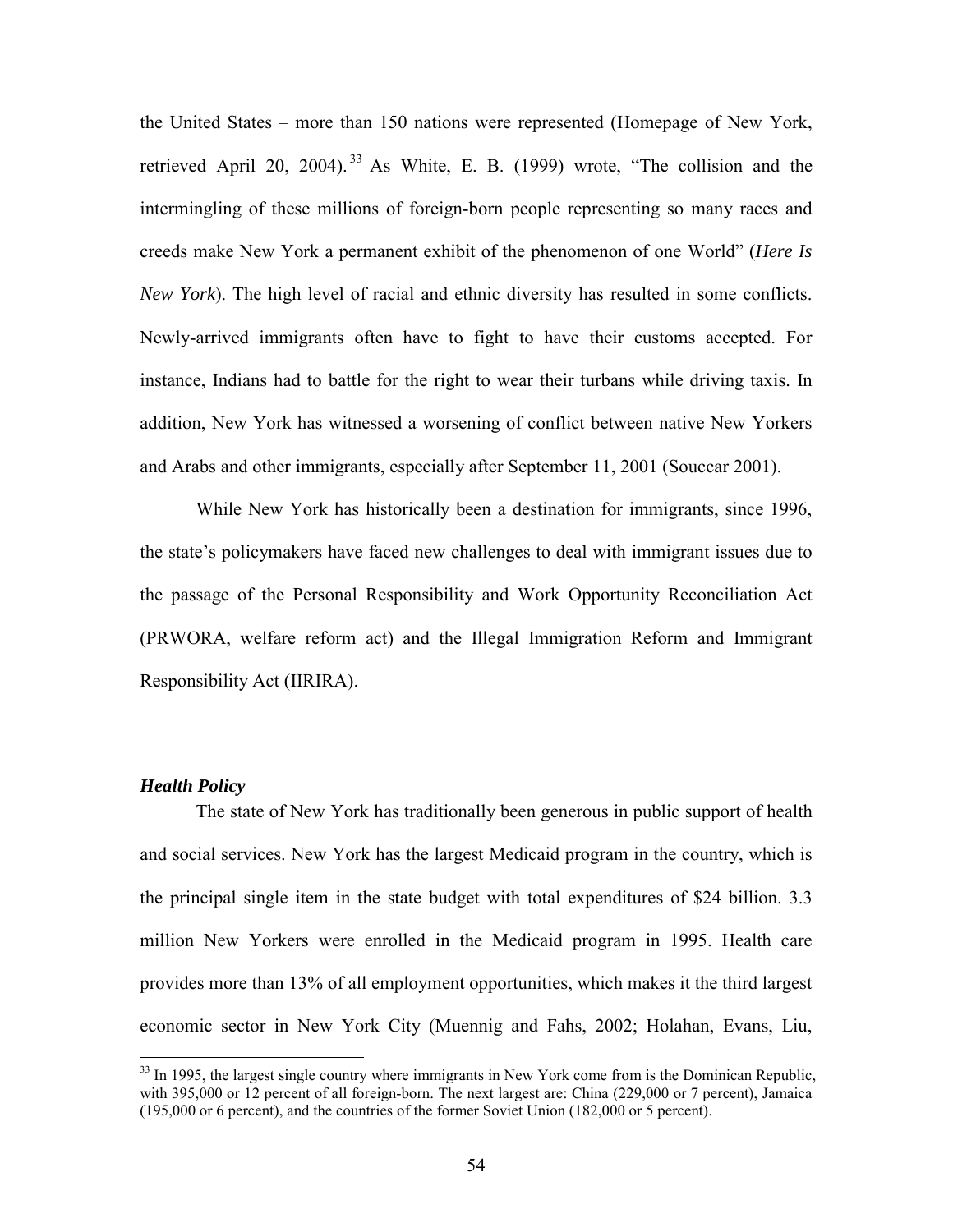the United States – more than 150 nations were represented (Homepage of New York, retrieved April 20, 2004).[33] As White, E. B. (1999) wrote, "The collision and the intermingling of these millions of foreign-born people representing so many races and creeds make New York a permanent exhibit of the phenomenon of one World" (*Here Is New York*). The high level of racial and ethnic diversity has resulted in some conflicts. Newly-arrived immigrants often have to fight to have their customs accepted. For instance, Indians had to battle for the right to wear their turbans while driving taxis. In addition, New York has witnessed a worsening of conflict between native New Yorkers and Arabs and other immigrants, especially after September 11, 2001 (Souccar 2001).

While New York has historically been a destination for immigrants, since 1996, the state's policymakers have faced new challenges to deal with immigrant issues due to the passage of the Personal Responsibility and Work Opportunity Reconciliation Act (PRWORA, welfare reform act) and the Illegal Immigration Reform and Immigrant Responsibility Act (IIRIRA).

### *Health Policy*

The state of New York has traditionally been generous in public support of health and social services. New York has the largest Medicaid program in the country, which is the principal single item in the state budget with total expenditures of $24 billion. 3.3 million New Yorkers were enrolled in the Medicaid program in 1995. Health care provides more than 13% of all employment opportunities, which makes it the third largest economic sector in New York City (Muennig and Fahs, 2002; Holahan, Evans, Liu,

[33] In 1995, the largest single country where immigrants in New York come from is the Dominican Republic, with 395,000 or 12 percent of all foreign-born. The next largest are: China (229,000 or 7 percent), Jamaica (195,000 or 6 percent), and the countries of the former Soviet Union (182,000 or 5 percent).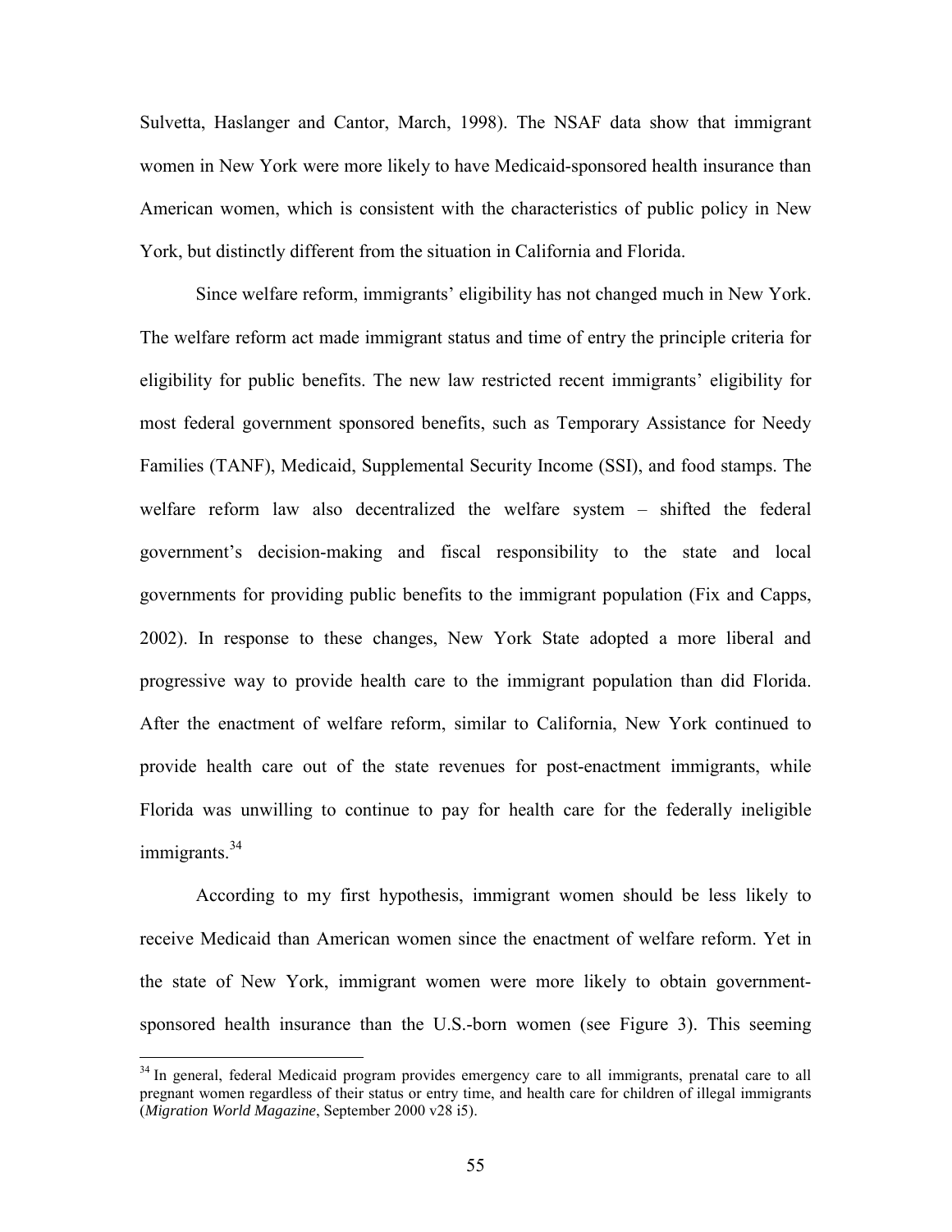Sulvetta, Haslanger and Cantor, March, 1998). The NSAF data show that immigrant women in New York were more likely to have Medicaid-sponsored health insurance than American women, which is consistent with the characteristics of public policy in New York, but distinctly different from the situation in California and Florida.

Since welfare reform, immigrants' eligibility has not changed much in New York. The welfare reform act made immigrant status and time of entry the principle criteria for eligibility for public benefits. The new law restricted recent immigrants' eligibility for most federal government sponsored benefits, such as Temporary Assistance for Needy Families (TANF), Medicaid, Supplemental Security Income (SSI), and food stamps. The welfare reform law also decentralized the welfare system – shifted the federal government's decision-making and fiscal responsibility to the state and local governments for providing public benefits to the immigrant population (Fix and Capps, 2002). In response to these changes, New York State adopted a more liberal and progressive way to provide health care to the immigrant population than did Florida. After the enactment of welfare reform, similar to California, New York continued to provide health care out of the state revenues for post-enactment immigrants, while Florida was unwilling to continue to pay for health care for the federally ineligible immigrants.[34]

According to my first hypothesis, immigrant women should be less likely to receive Medicaid than American women since the enactment of welfare reform. Yet in the state of New York, immigrant women were more likely to obtain government-sponsored health insurance than the U.S.-born women (see Figure 3). This seeming

[34] In general, federal Medicaid program provides emergency care to all immigrants, prenatal care to all pregnant women regardless of their status or entry time, and health care for children of illegal immigrants (*Migration World Magazine*, September 2000 v28 i5).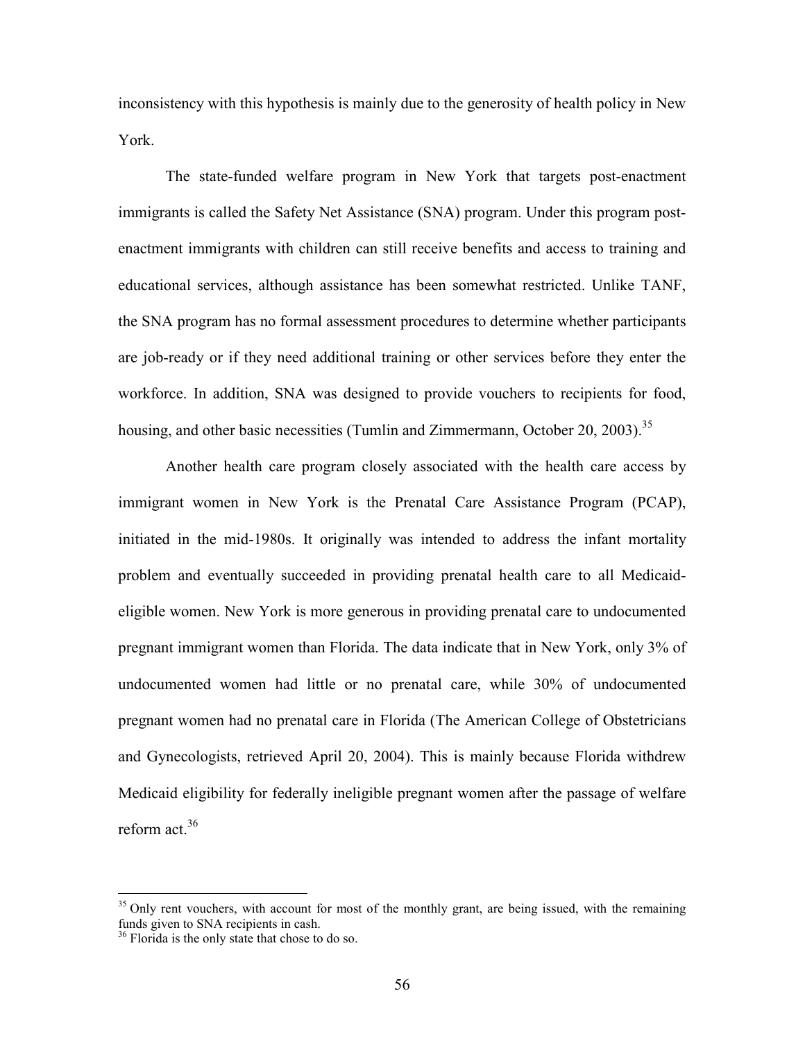inconsistency with this hypothesis is mainly due to the generosity of health policy in New York.

The state-funded welfare program in New York that targets post-enactment immigrants is called the Safety Net Assistance (SNA) program. Under this program post-enactment immigrants with children can still receive benefits and access to training and educational services, although assistance has been somewhat restricted. Unlike TANF, the SNA program has no formal assessment procedures to determine whether participants are job-ready or if they need additional training or other services before they enter the workforce. In addition, SNA was designed to provide vouchers to recipients for food, housing, and other basic necessities (Tumlin and Zimmermann, October 20, 2003).[35]

Another health care program closely associated with the health care access by immigrant women in New York is the Prenatal Care Assistance Program (PCAP), initiated in the mid-1980s. It originally was intended to address the infant mortality problem and eventually succeeded in providing prenatal health care to all Medicaid-eligible women. New York is more generous in providing prenatal care to undocumented pregnant immigrant women than Florida. The data indicate that in New York, only 3% of undocumented women had little or no prenatal care, while 30% of undocumented pregnant women had no prenatal care in Florida (The American College of Obstetricians and Gynecologists, retrieved April 20, 2004). This is mainly because Florida withdrew Medicaid eligibility for federally ineligible pregnant women after the passage of welfare reform act.[36]

---

[35] Only rent vouchers, with account for most of the monthly grant, are being issued, with the remaining funds given to SNA recipients in cash.

[36] Florida is the only state that chose to do so.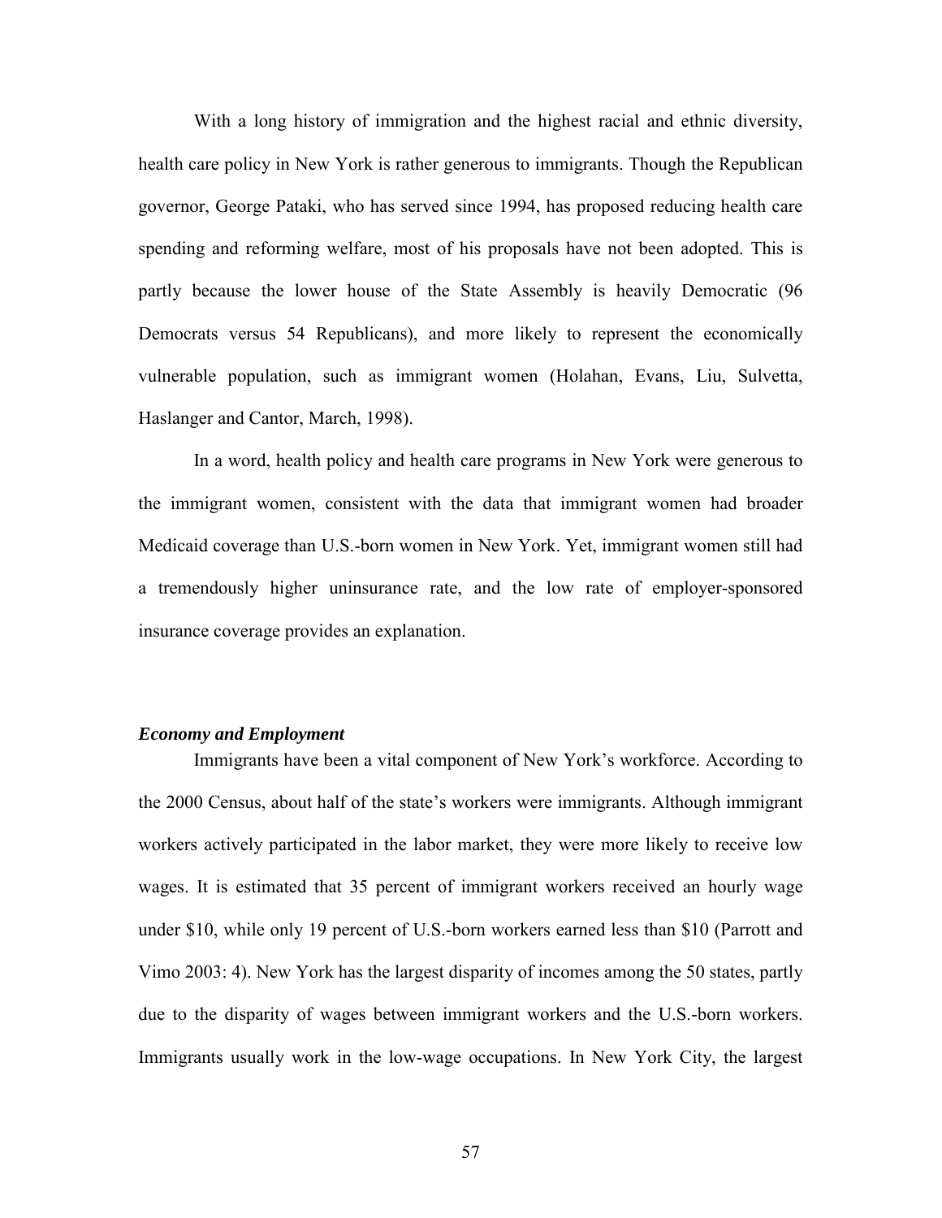With a long history of immigration and the highest racial and ethnic diversity, health care policy in New York is rather generous to immigrants. Though the Republican governor, George Pataki, who has served since 1994, has proposed reducing health care spending and reforming welfare, most of his proposals have not been adopted. This is partly because the lower house of the State Assembly is heavily Democratic (96 Democrats versus 54 Republicans), and more likely to represent the economically vulnerable population, such as immigrant women (Holahan, Evans, Liu, Sulvetta, Haslanger and Cantor, March, 1998).

In a word, health policy and health care programs in New York were generous to the immigrant women, consistent with the data that immigrant women had broader Medicaid coverage than U.S.-born women in New York. Yet, immigrant women still had a tremendously higher uninsurance rate, and the low rate of employer-sponsored insurance coverage provides an explanation.

### *Economy and Employment*

Immigrants have been a vital component of New York's workforce. According to the 2000 Census, about half of the state's workers were immigrants. Although immigrant workers actively participated in the labor market, they were more likely to receive low wages. It is estimated that 35 percent of immigrant workers received an hourly wage under $10, while only 19 percent of U.S.-born workers earned less than $10 (Parrott and Vimo 2003: 4). New York has the largest disparity of incomes among the 50 states, partly due to the disparity of wages between immigrant workers and the U.S.-born workers. Immigrants usually work in the low-wage occupations. In New York City, the largest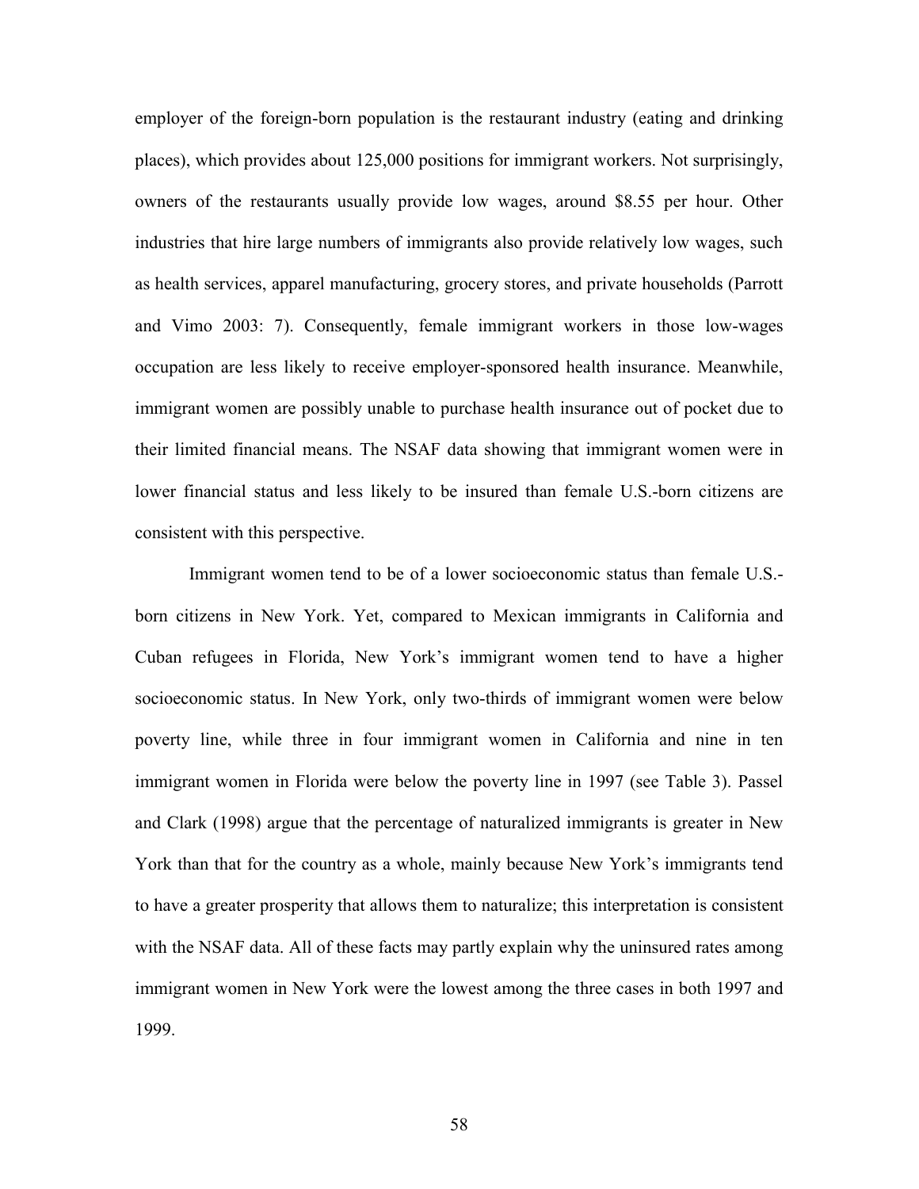employer of the foreign-born population is the restaurant industry (eating and drinking places), which provides about 125,000 positions for immigrant workers. Not surprisingly, owners of the restaurants usually provide low wages, around $8.55 per hour. Other industries that hire large numbers of immigrants also provide relatively low wages, such as health services, apparel manufacturing, grocery stores, and private households (Parrott and Vimo 2003: 7). Consequently, female immigrant workers in those low-wages occupation are less likely to receive employer-sponsored health insurance. Meanwhile, immigrant women are possibly unable to purchase health insurance out of pocket due to their limited financial means. The NSAF data showing that immigrant women were in lower financial status and less likely to be insured than female U.S.-born citizens are consistent with this perspective.

Immigrant women tend to be of a lower socioeconomic status than female U.S.-born citizens in New York. Yet, compared to Mexican immigrants in California and Cuban refugees in Florida, New York's immigrant women tend to have a higher socioeconomic status. In New York, only two-thirds of immigrant women were below poverty line, while three in four immigrant women in California and nine in ten immigrant women in Florida were below the poverty line in 1997 (see Table 3). Passel and Clark (1998) argue that the percentage of naturalized immigrants is greater in New York than that for the country as a whole, mainly because New York's immigrants tend to have a greater prosperity that allows them to naturalize; this interpretation is consistent with the NSAF data. All of these facts may partly explain why the uninsured rates among immigrant women in New York were the lowest among the three cases in both 1997 and 1999.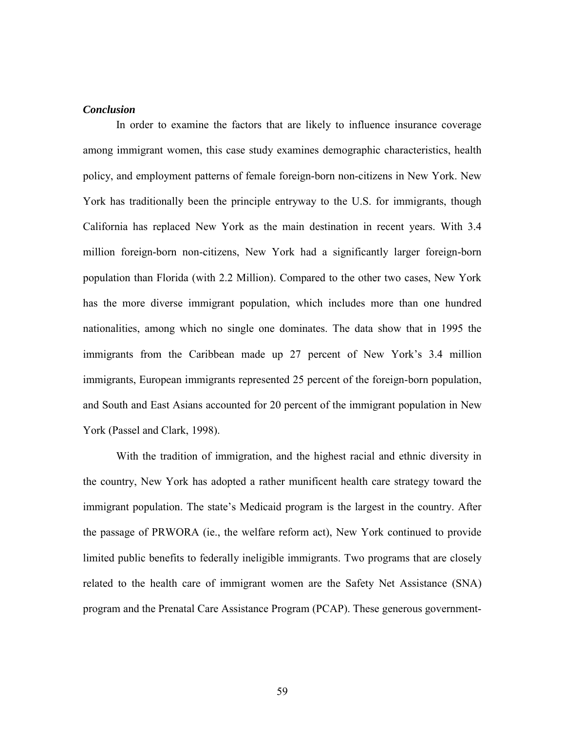***Conclusion***

In order to examine the factors that are likely to influence insurance coverage among immigrant women, this case study examines demographic characteristics, health policy, and employment patterns of female foreign-born non-citizens in New York. New York has traditionally been the principle entryway to the U.S. for immigrants, though California has replaced New York as the main destination in recent years. With 3.4 million foreign-born non-citizens, New York had a significantly larger foreign-born population than Florida (with 2.2 Million). Compared to the other two cases, New York has the more diverse immigrant population, which includes more than one hundred nationalities, among which no single one dominates. The data show that in 1995 the immigrants from the Caribbean made up 27 percent of New York's 3.4 million immigrants, European immigrants represented 25 percent of the foreign-born population, and South and East Asians accounted for 20 percent of the immigrant population in New York (Passel and Clark, 1998).

With the tradition of immigration, and the highest racial and ethnic diversity in the country, New York has adopted a rather munificent health care strategy toward the immigrant population. The state's Medicaid program is the largest in the country. After the passage of PRWORA (ie., the welfare reform act), New York continued to provide limited public benefits to federally ineligible immigrants. Two programs that are closely related to the health care of immigrant women are the Safety Net Assistance (SNA) program and the Prenatal Care Assistance Program (PCAP). These generous government-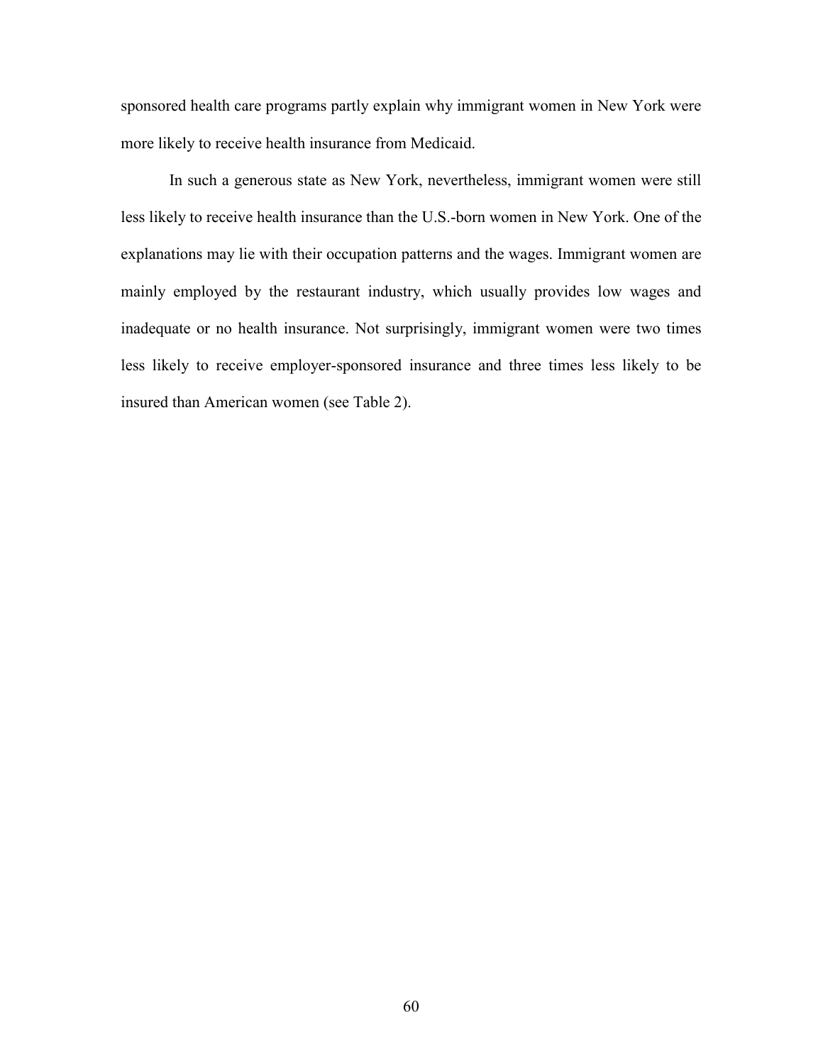sponsored health care programs partly explain why immigrant women in New York were more likely to receive health insurance from Medicaid.

In such a generous state as New York, nevertheless, immigrant women were still less likely to receive health insurance than the U.S.-born women in New York. One of the explanations may lie with their occupation patterns and the wages. Immigrant women are mainly employed by the restaurant industry, which usually provides low wages and inadequate or no health insurance. Not surprisingly, immigrant women were two times less likely to receive employer-sponsored insurance and three times less likely to be insured than American women (see Table 2).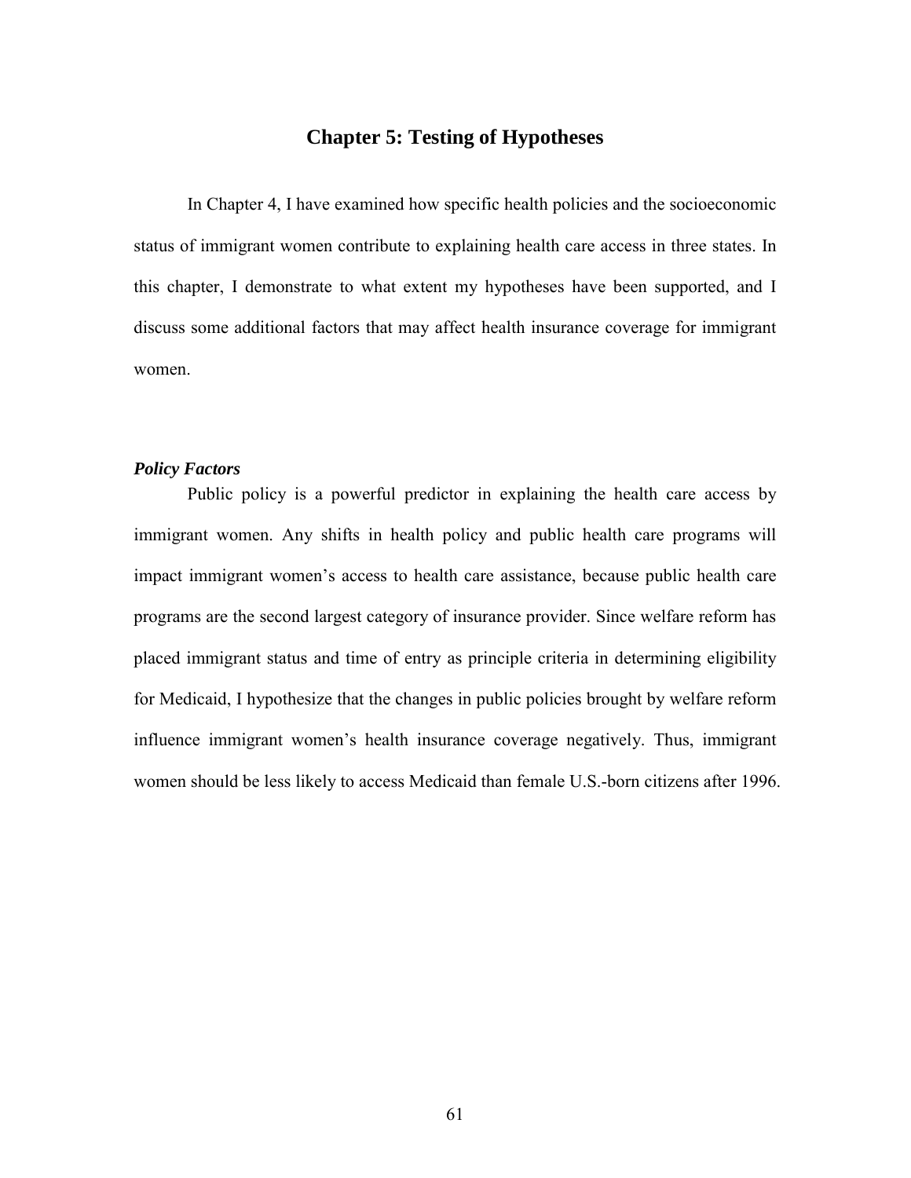# Chapter 5: Testing of Hypotheses

In Chapter 4, I have examined how specific health policies and the socioeconomic status of immigrant women contribute to explaining health care access in three states. In this chapter, I demonstrate to what extent my hypotheses have been supported, and I discuss some additional factors that may affect health insurance coverage for immigrant women.

### *Policy Factors*

Public policy is a powerful predictor in explaining the health care access by immigrant women. Any shifts in health policy and public health care programs will impact immigrant women's access to health care assistance, because public health care programs are the second largest category of insurance provider. Since welfare reform has placed immigrant status and time of entry as principle criteria in determining eligibility for Medicaid, I hypothesize that the changes in public policies brought by welfare reform influence immigrant women's health insurance coverage negatively. Thus, immigrant women should be less likely to access Medicaid than female U.S.-born citizens after 1996.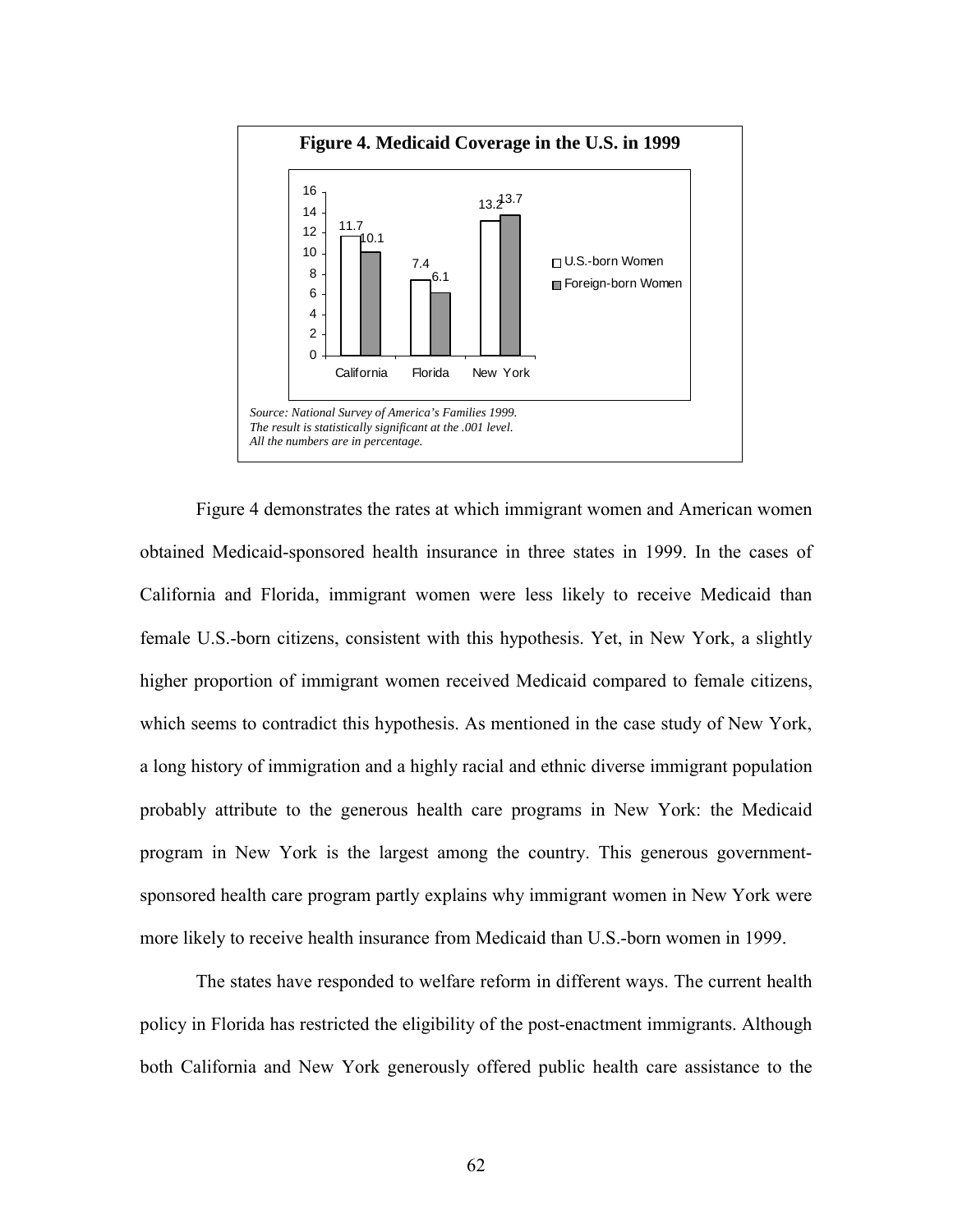**Figure 4. Medicaid Coverage in the U.S. in 1999**

| | U.S.-born Women | Foreign-born Women |
|---|---|---|
| California | 11.7 | 10.1 |
| Florida | 7.4 | 6.1 |
| New York | 13.2 | 13.7 |

*Source: National Survey of America's Families 1999.*
*The result is statistically significant at the .001 level.*
*All the numbers are in percentage.*

Figure 4 demonstrates the rates at which immigrant women and American women obtained Medicaid-sponsored health insurance in three states in 1999. In the cases of California and Florida, immigrant women were less likely to receive Medicaid than female U.S.-born citizens, consistent with this hypothesis. Yet, in New York, a slightly higher proportion of immigrant women received Medicaid compared to female citizens, which seems to contradict this hypothesis. As mentioned in the case study of New York, a long history of immigration and a highly racial and ethnic diverse immigrant population probably attribute to the generous health care programs in New York: the Medicaid program in New York is the largest among the country. This generous government-sponsored health care program partly explains why immigrant women in New York were more likely to receive health insurance from Medicaid than U.S.-born women in 1999.

The states have responded to welfare reform in different ways. The current health policy in Florida has restricted the eligibility of the post-enactment immigrants. Although both California and New York generously offered public health care assistance to the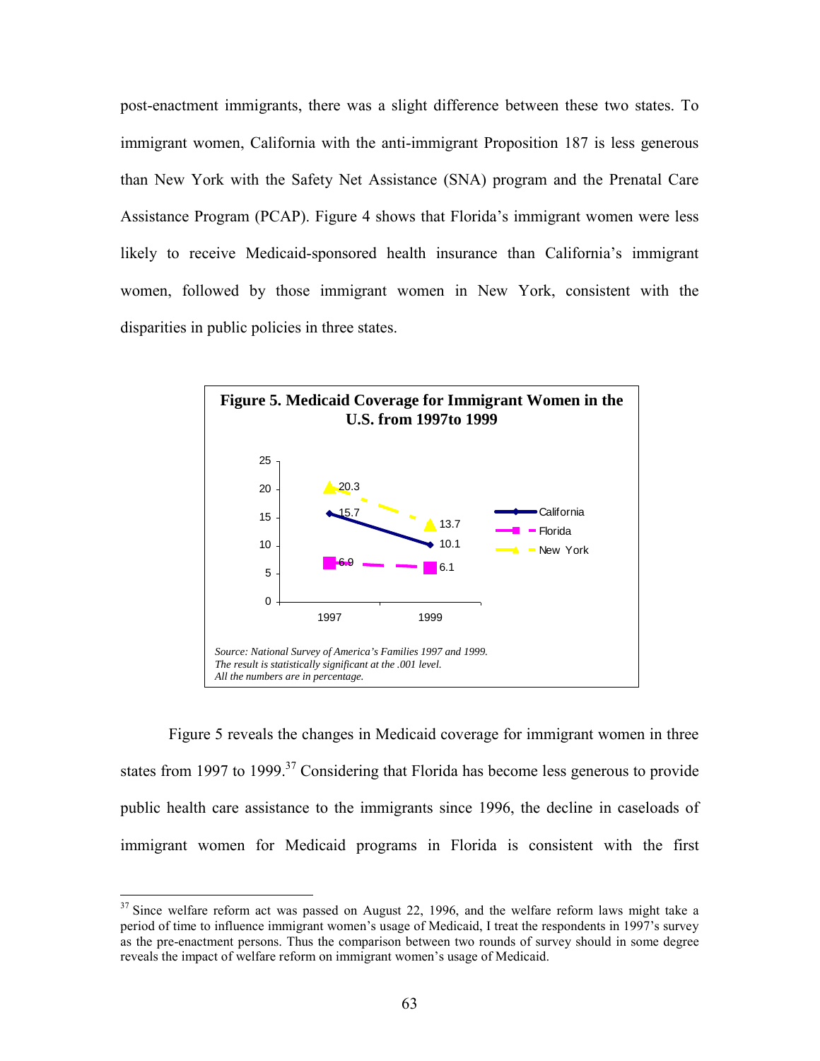post-enactment immigrants, there was a slight difference between these two states. To immigrant women, California with the anti-immigrant Proposition 187 is less generous than New York with the Safety Net Assistance (SNA) program and the Prenatal Care Assistance Program (PCAP). Figure 4 shows that Florida's immigrant women were less likely to receive Medicaid-sponsored health insurance than California's immigrant women, followed by those immigrant women in New York, consistent with the disparities in public policies in three states.

**Figure 5. Medicaid Coverage for Immigrant Women in the U.S. from 1997to 1999**

| State | 1997 | 1999 |
|---|---|---|
| California | 15.7 | 10.1 |
| Florida | 6.9 | 6.1 |
| New York | 20.3 | 13.7 |

*Source: National Survey of America's Families 1997 and 1999.*
*The result is statistically significant at the .001 level.*
*All the numbers are in percentage.*

Figure 5 reveals the changes in Medicaid coverage for immigrant women in three states from 1997 to 1999.[37] Considering that Florida has become less generous to provide public health care assistance to the immigrants since 1996, the decline in caseloads of immigrant women for Medicaid programs in Florida is consistent with the first

---

[37] Since welfare reform act was passed on August 22, 1996, and the welfare reform laws might take a period of time to influence immigrant women's usage of Medicaid, I treat the respondents in 1997's survey as the pre-enactment persons. Thus the comparison between two rounds of survey should in some degree reveals the impact of welfare reform on immigrant women's usage of Medicaid.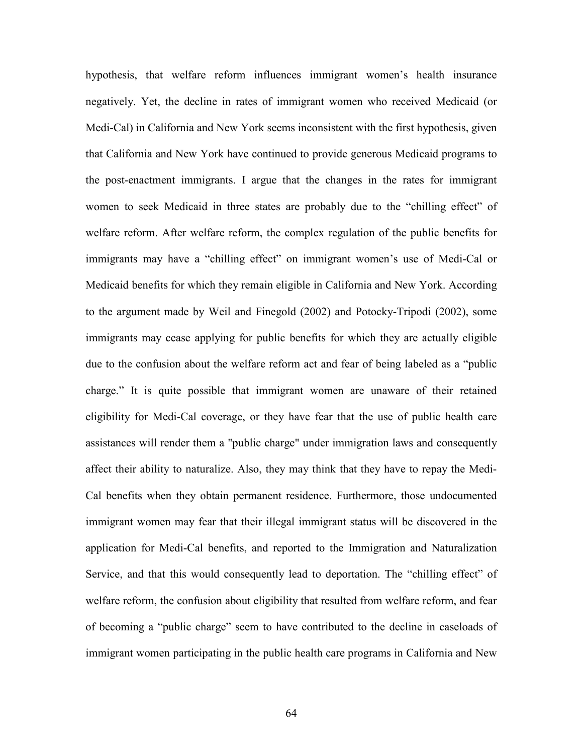hypothesis, that welfare reform influences immigrant women's health insurance negatively. Yet, the decline in rates of immigrant women who received Medicaid (or Medi-Cal) in California and New York seems inconsistent with the first hypothesis, given that California and New York have continued to provide generous Medicaid programs to the post-enactment immigrants. I argue that the changes in the rates for immigrant women to seek Medicaid in three states are probably due to the "chilling effect" of welfare reform. After welfare reform, the complex regulation of the public benefits for immigrants may have a "chilling effect" on immigrant women's use of Medi-Cal or Medicaid benefits for which they remain eligible in California and New York. According to the argument made by Weil and Finegold (2002) and Potocky-Tripodi (2002), some immigrants may cease applying for public benefits for which they are actually eligible due to the confusion about the welfare reform act and fear of being labeled as a "public charge." It is quite possible that immigrant women are unaware of their retained eligibility for Medi-Cal coverage, or they have fear that the use of public health care assistances will render them a "public charge" under immigration laws and consequently affect their ability to naturalize. Also, they may think that they have to repay the Medi-Cal benefits when they obtain permanent residence. Furthermore, those undocumented immigrant women may fear that their illegal immigrant status will be discovered in the application for Medi-Cal benefits, and reported to the Immigration and Naturalization Service, and that this would consequently lead to deportation. The "chilling effect" of welfare reform, the confusion about eligibility that resulted from welfare reform, and fear of becoming a "public charge" seem to have contributed to the decline in caseloads of immigrant women participating in the public health care programs in California and New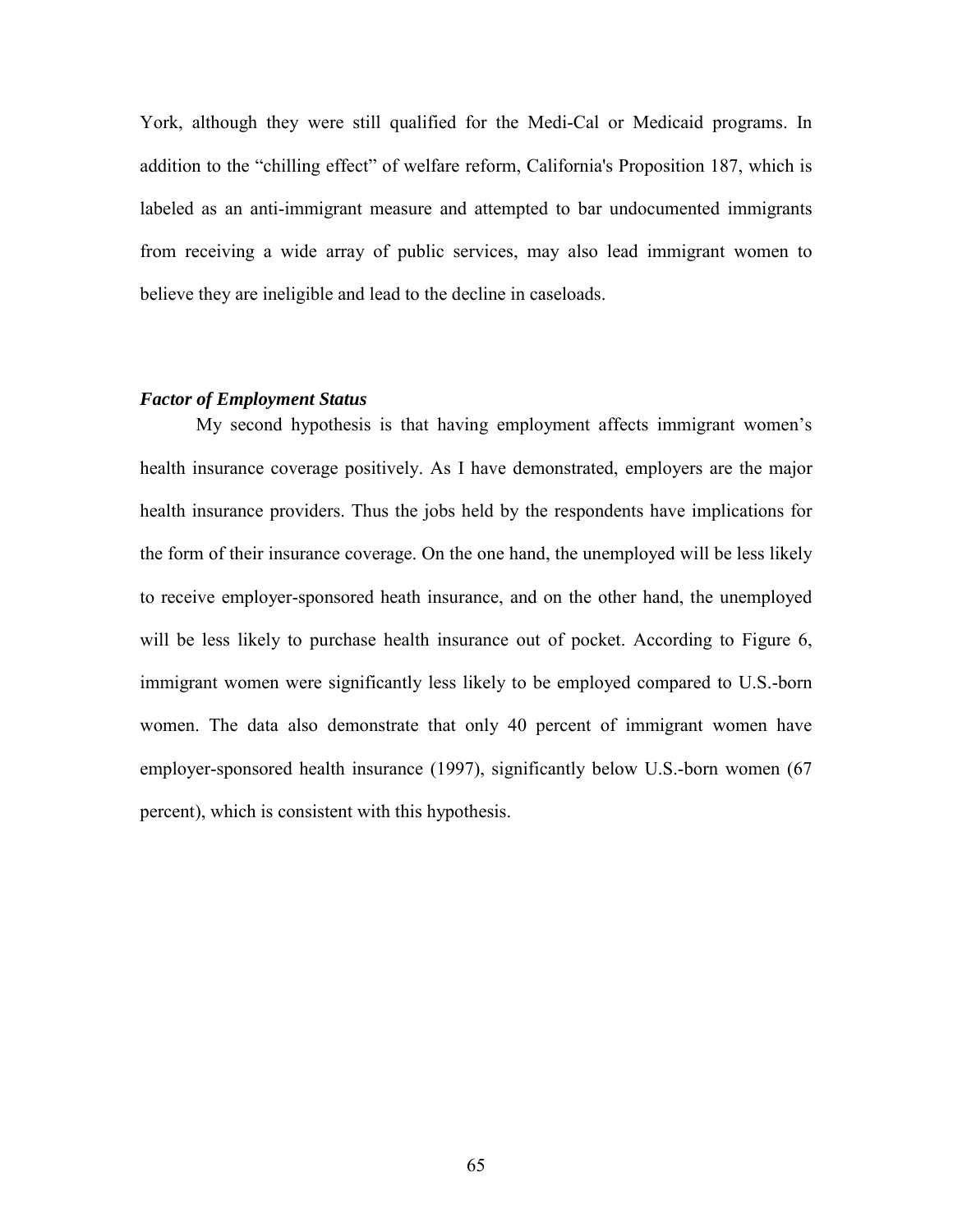York, although they were still qualified for the Medi-Cal or Medicaid programs. In addition to the "chilling effect" of welfare reform, California's Proposition 187, which is labeled as an anti-immigrant measure and attempted to bar undocumented immigrants from receiving a wide array of public services, may also lead immigrant women to believe they are ineligible and lead to the decline in caseloads.

### *Factor of Employment Status*

My second hypothesis is that having employment affects immigrant women's health insurance coverage positively. As I have demonstrated, employers are the major health insurance providers. Thus the jobs held by the respondents have implications for the form of their insurance coverage. On the one hand, the unemployed will be less likely to receive employer-sponsored heath insurance, and on the other hand, the unemployed will be less likely to purchase health insurance out of pocket. According to Figure 6, immigrant women were significantly less likely to be employed compared to U.S.-born women. The data also demonstrate that only 40 percent of immigrant women have employer-sponsored health insurance (1997), significantly below U.S.-born women (67 percent), which is consistent with this hypothesis.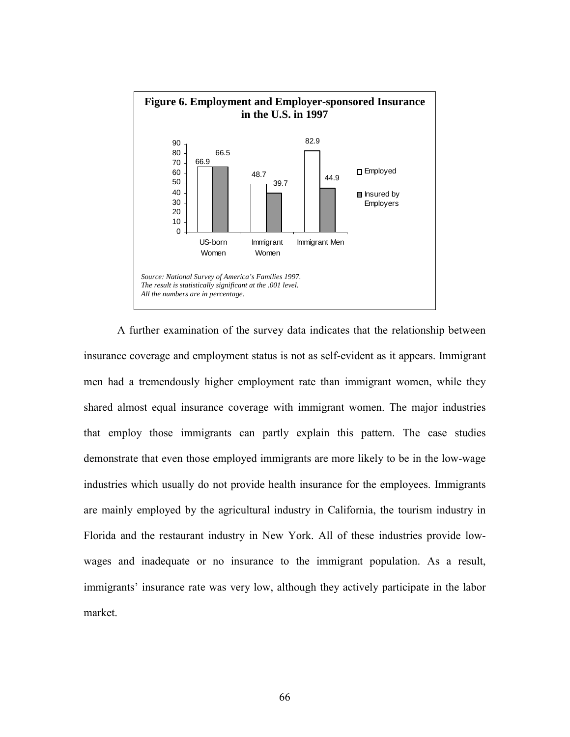**Figure 6. Employment and Employer-sponsored Insurance in the U.S. in 1997**

| | Employed | Insured by Employers |
|---|---|---|
| US-born Women | 66.9 | 66.5 |
| Immigrant Women | 48.7 | 39.7 |
| Immigrant Men | 82.9 | 44.9 |

*Source: National Survey of America's Families 1997.*
*The result is statistically significant at the .001 level.*
*All the numbers are in percentage.*

A further examination of the survey data indicates that the relationship between insurance coverage and employment status is not as self-evident as it appears. Immigrant men had a tremendously higher employment rate than immigrant women, while they shared almost equal insurance coverage with immigrant women. The major industries that employ those immigrants can partly explain this pattern. The case studies demonstrate that even those employed immigrants are more likely to be in the low-wage industries which usually do not provide health insurance for the employees. Immigrants are mainly employed by the agricultural industry in California, the tourism industry in Florida and the restaurant industry in New York. All of these industries provide low-wages and inadequate or no insurance to the immigrant population. As a result, immigrants' insurance rate was very low, although they actively participate in the labor market.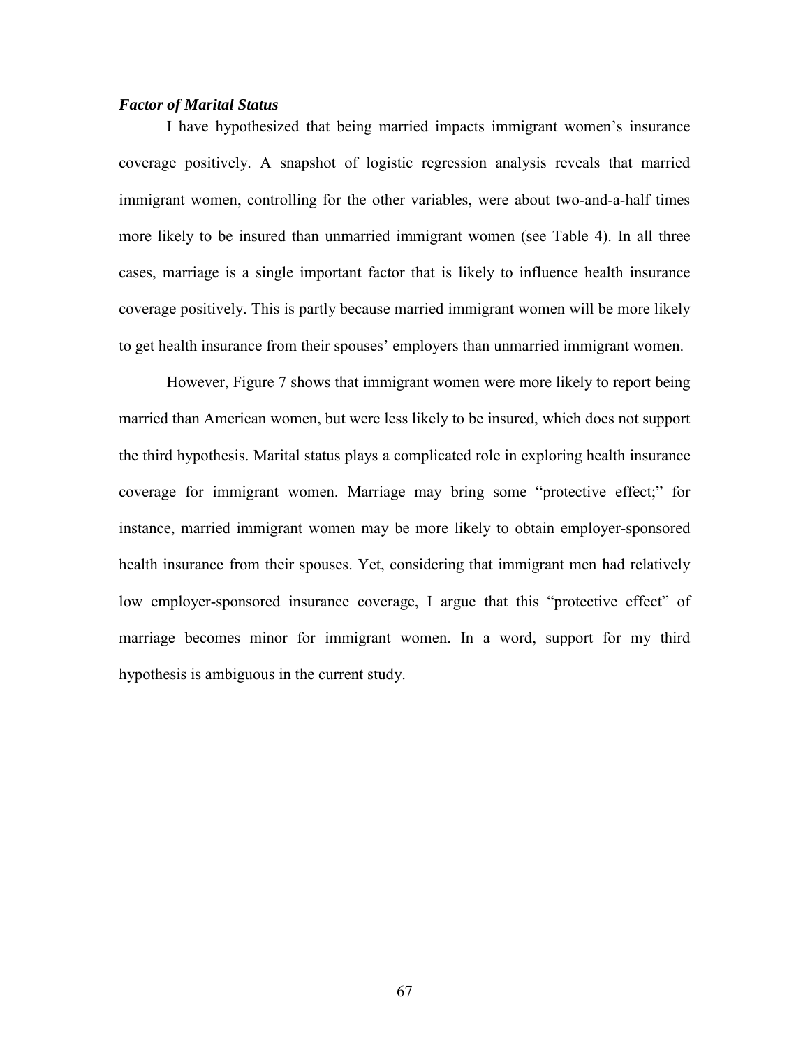### *Factor of Marital Status*

I have hypothesized that being married impacts immigrant women's insurance coverage positively. A snapshot of logistic regression analysis reveals that married immigrant women, controlling for the other variables, were about two-and-a-half times more likely to be insured than unmarried immigrant women (see Table 4). In all three cases, marriage is a single important factor that is likely to influence health insurance coverage positively. This is partly because married immigrant women will be more likely to get health insurance from their spouses' employers than unmarried immigrant women.

However, Figure 7 shows that immigrant women were more likely to report being married than American women, but were less likely to be insured, which does not support the third hypothesis. Marital status plays a complicated role in exploring health insurance coverage for immigrant women. Marriage may bring some "protective effect;" for instance, married immigrant women may be more likely to obtain employer-sponsored health insurance from their spouses. Yet, considering that immigrant men had relatively low employer-sponsored insurance coverage, I argue that this "protective effect" of marriage becomes minor for immigrant women. In a word, support for my third hypothesis is ambiguous in the current study.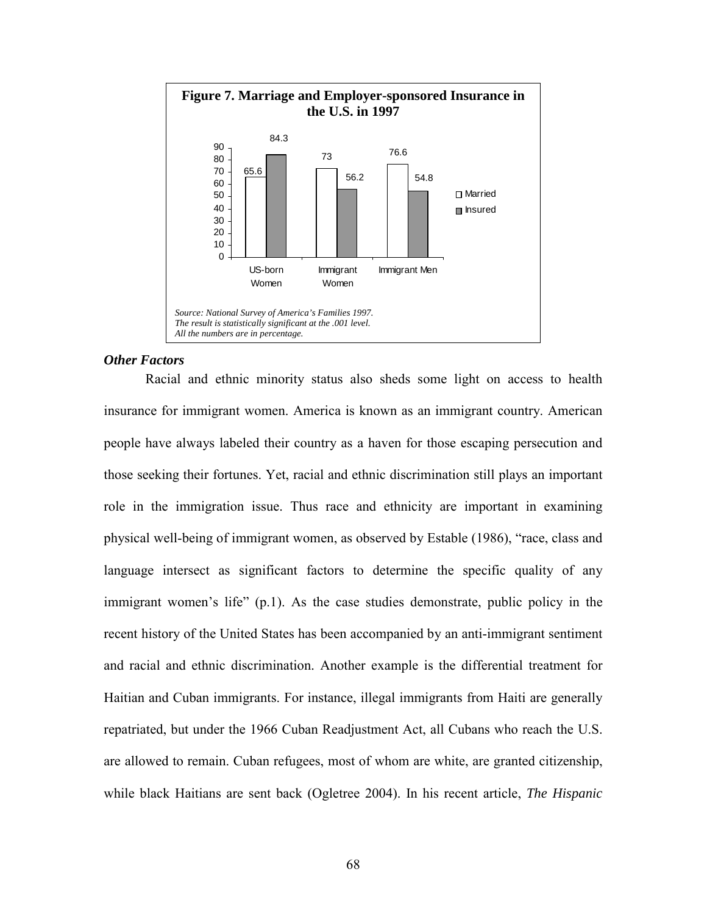**Figure 7. Marriage and Employer-sponsored Insurance in the U.S. in 1997**

| | Married | Insured |
|---|---|---|
| US-born Women | 65.6 | 84.3 |
| Immigrant Women | 73 | 56.2 |
| Immigrant Men | 76.6 | 54.8 |

*Source: National Survey of America's Families 1997.*
*The result is statistically significant at the .001 level.*
*All the numbers are in percentage.*

### *Other Factors*

Racial and ethnic minority status also sheds some light on access to health insurance for immigrant women. America is known as an immigrant country. American people have always labeled their country as a haven for those escaping persecution and those seeking their fortunes. Yet, racial and ethnic discrimination still plays an important role in the immigration issue. Thus race and ethnicity are important in examining physical well-being of immigrant women, as observed by Estable (1986), "race, class and language intersect as significant factors to determine the specific quality of any immigrant women's life" (p.1). As the case studies demonstrate, public policy in the recent history of the United States has been accompanied by an anti-immigrant sentiment and racial and ethnic discrimination. Another example is the differential treatment for Haitian and Cuban immigrants. For instance, illegal immigrants from Haiti are generally repatriated, but under the 1966 Cuban Readjustment Act, all Cubans who reach the U.S. are allowed to remain. Cuban refugees, most of whom are white, are granted citizenship, while black Haitians are sent back (Ogletree 2004). In his recent article, *The Hispanic*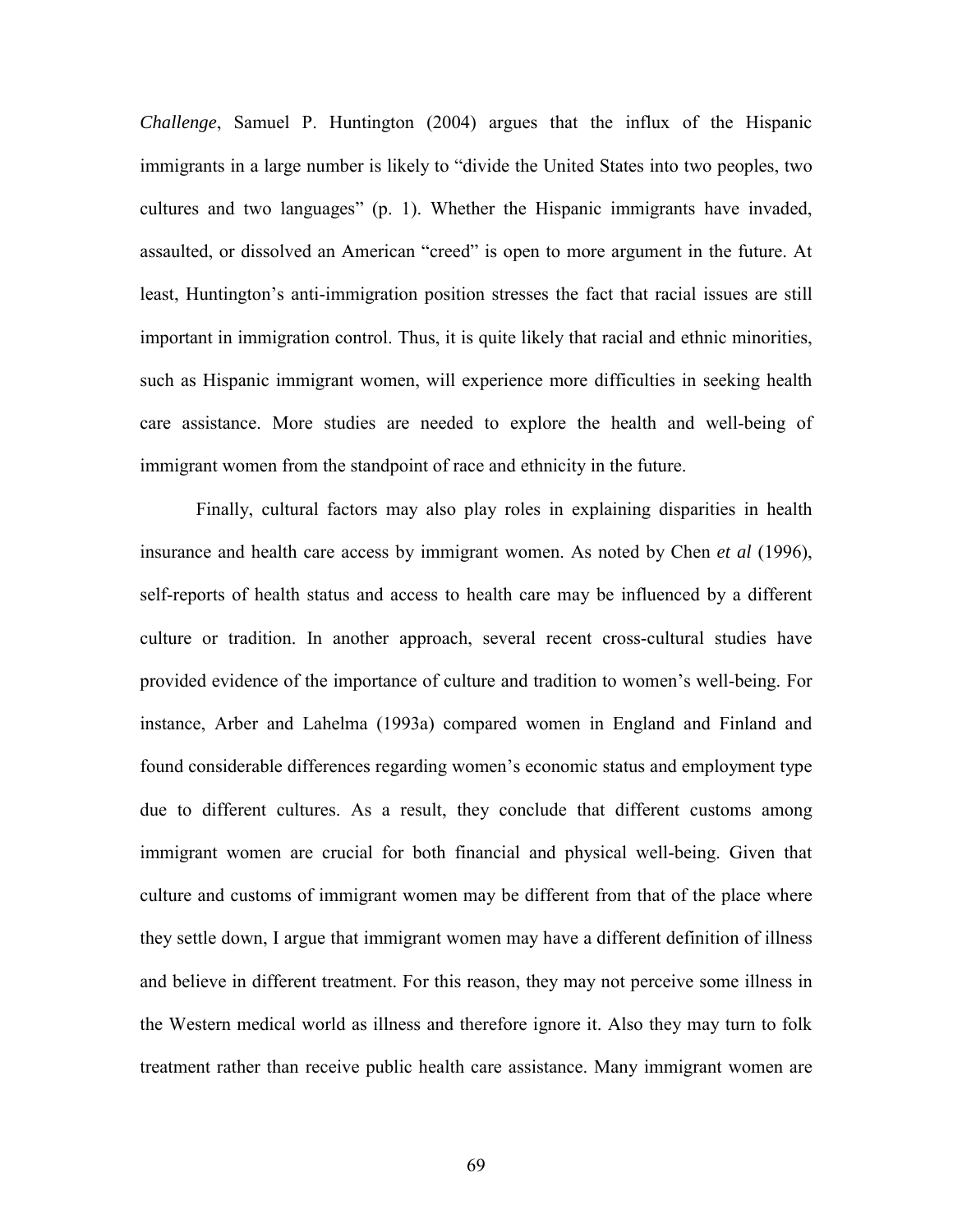*Challenge*, Samuel P. Huntington (2004) argues that the influx of the Hispanic immigrants in a large number is likely to "divide the United States into two peoples, two cultures and two languages" (p. 1). Whether the Hispanic immigrants have invaded, assaulted, or dissolved an American "creed" is open to more argument in the future. At least, Huntington's anti-immigration position stresses the fact that racial issues are still important in immigration control. Thus, it is quite likely that racial and ethnic minorities, such as Hispanic immigrant women, will experience more difficulties in seeking health care assistance. More studies are needed to explore the health and well-being of immigrant women from the standpoint of race and ethnicity in the future.

Finally, cultural factors may also play roles in explaining disparities in health insurance and health care access by immigrant women. As noted by Chen *et al* (1996), self-reports of health status and access to health care may be influenced by a different culture or tradition. In another approach, several recent cross-cultural studies have provided evidence of the importance of culture and tradition to women's well-being. For instance, Arber and Lahelma (1993a) compared women in England and Finland and found considerable differences regarding women's economic status and employment type due to different cultures. As a result, they conclude that different customs among immigrant women are crucial for both financial and physical well-being. Given that culture and customs of immigrant women may be different from that of the place where they settle down, I argue that immigrant women may have a different definition of illness and believe in different treatment. For this reason, they may not perceive some illness in the Western medical world as illness and therefore ignore it. Also they may turn to folk treatment rather than receive public health care assistance. Many immigrant women are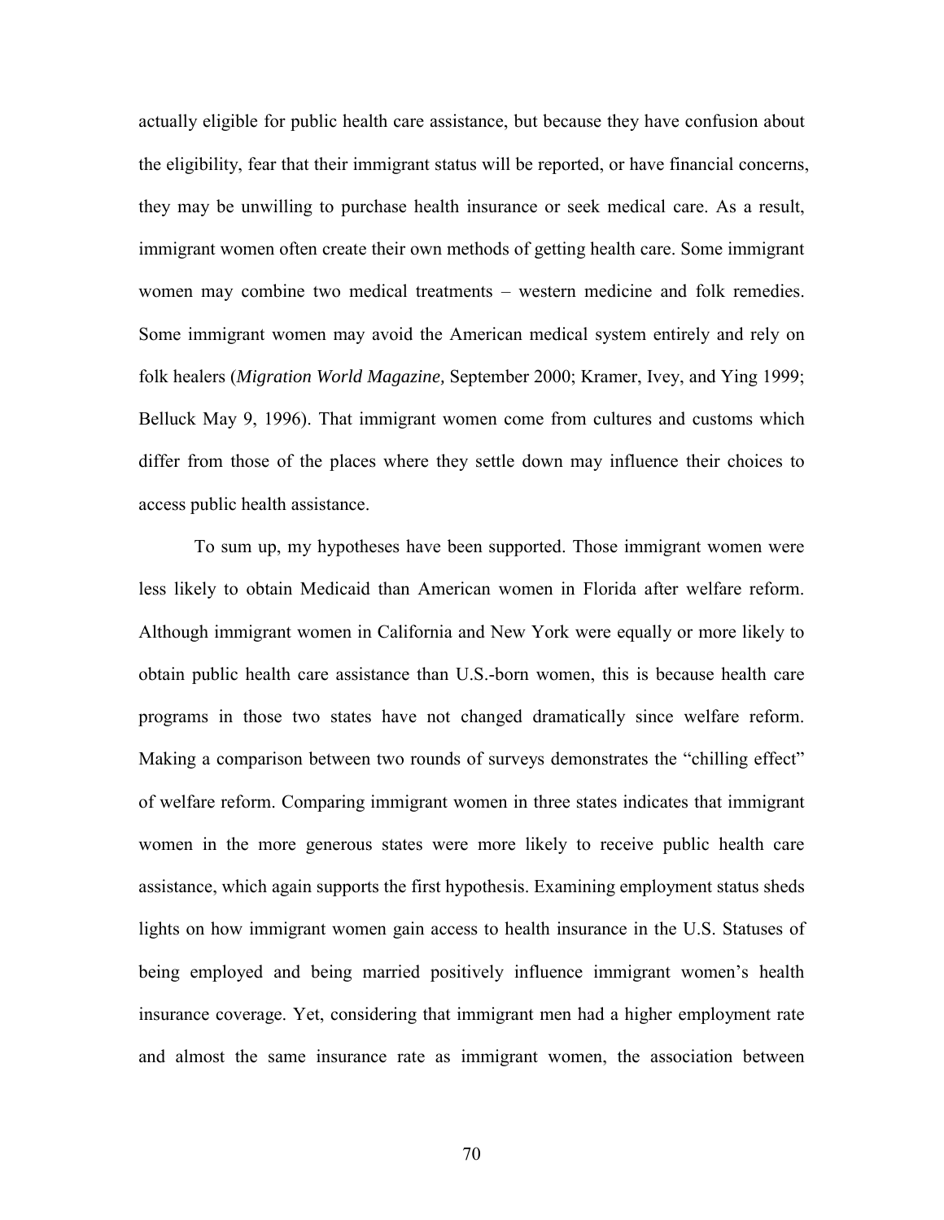actually eligible for public health care assistance, but because they have confusion about the eligibility, fear that their immigrant status will be reported, or have financial concerns, they may be unwilling to purchase health insurance or seek medical care. As a result, immigrant women often create their own methods of getting health care. Some immigrant women may combine two medical treatments – western medicine and folk remedies. Some immigrant women may avoid the American medical system entirely and rely on folk healers (*Migration World Magazine,* September 2000; Kramer, Ivey, and Ying 1999; Belluck May 9, 1996). That immigrant women come from cultures and customs which differ from those of the places where they settle down may influence their choices to access public health assistance.

To sum up, my hypotheses have been supported. Those immigrant women were less likely to obtain Medicaid than American women in Florida after welfare reform. Although immigrant women in California and New York were equally or more likely to obtain public health care assistance than U.S.-born women, this is because health care programs in those two states have not changed dramatically since welfare reform. Making a comparison between two rounds of surveys demonstrates the "chilling effect" of welfare reform. Comparing immigrant women in three states indicates that immigrant women in the more generous states were more likely to receive public health care assistance, which again supports the first hypothesis. Examining employment status sheds lights on how immigrant women gain access to health insurance in the U.S. Statuses of being employed and being married positively influence immigrant women's health insurance coverage. Yet, considering that immigrant men had a higher employment rate and almost the same insurance rate as immigrant women, the association between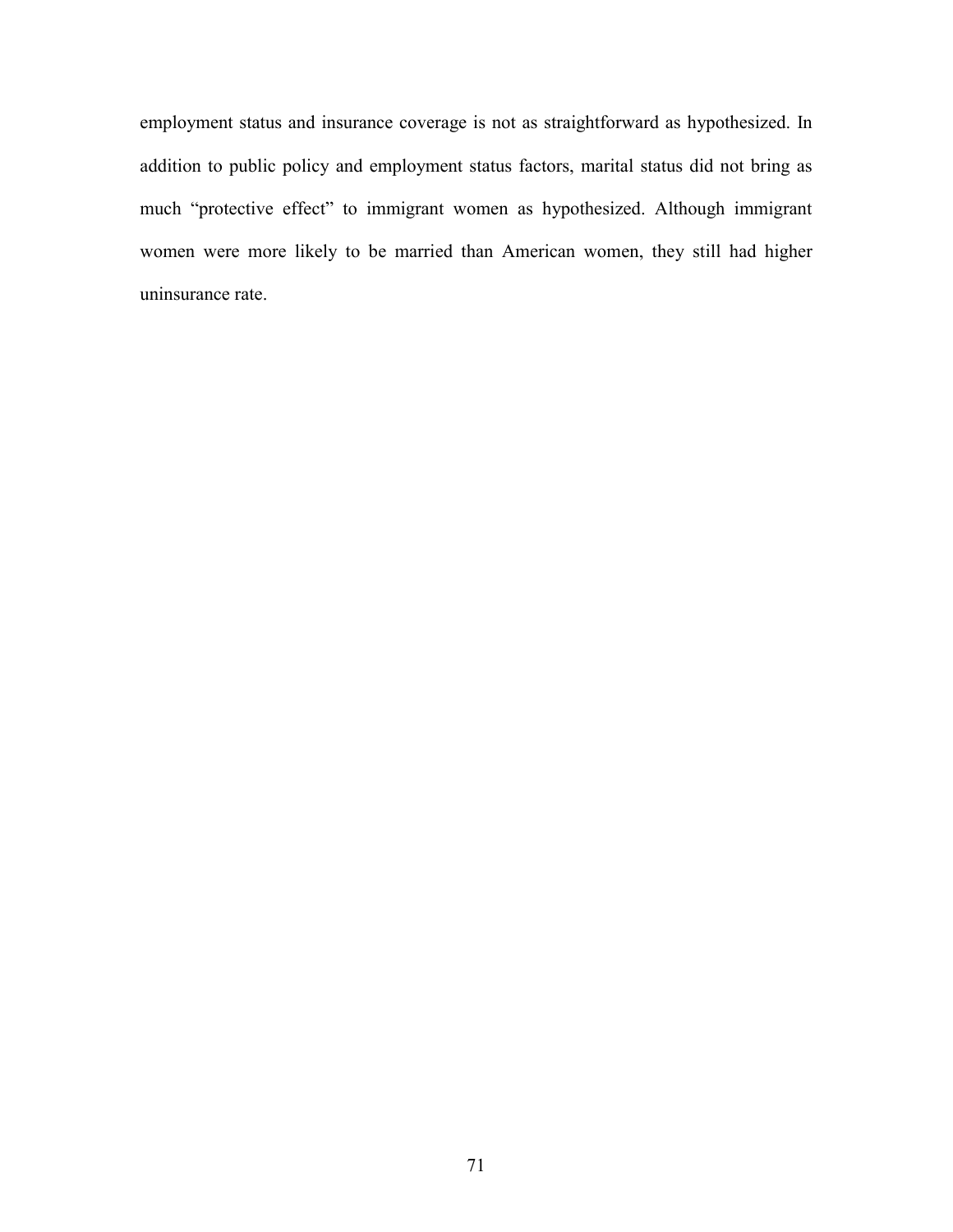employment status and insurance coverage is not as straightforward as hypothesized. In addition to public policy and employment status factors, marital status did not bring as much “protective effect” to immigrant women as hypothesized. Although immigrant women were more likely to be married than American women, they still had higher uninsurance rate.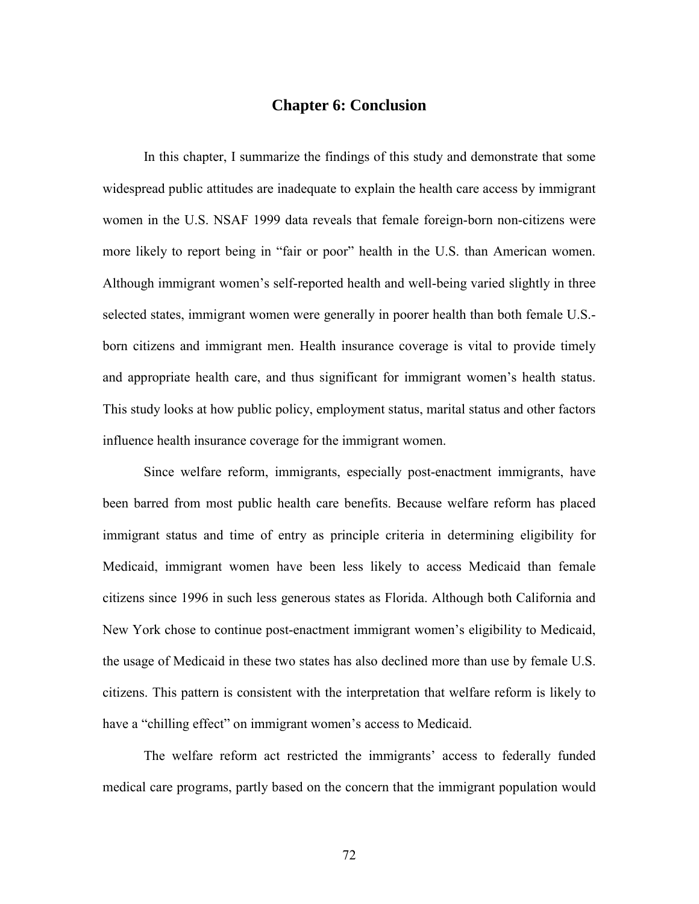# Chapter 6: Conclusion

In this chapter, I summarize the findings of this study and demonstrate that some widespread public attitudes are inadequate to explain the health care access by immigrant women in the U.S. NSAF 1999 data reveals that female foreign-born non-citizens were more likely to report being in "fair or poor" health in the U.S. than American women. Although immigrant women's self-reported health and well-being varied slightly in three selected states, immigrant women were generally in poorer health than both female U.S.-born citizens and immigrant men. Health insurance coverage is vital to provide timely and appropriate health care, and thus significant for immigrant women's health status. This study looks at how public policy, employment status, marital status and other factors influence health insurance coverage for the immigrant women.

Since welfare reform, immigrants, especially post-enactment immigrants, have been barred from most public health care benefits. Because welfare reform has placed immigrant status and time of entry as principle criteria in determining eligibility for Medicaid, immigrant women have been less likely to access Medicaid than female citizens since 1996 in such less generous states as Florida. Although both California and New York chose to continue post-enactment immigrant women's eligibility to Medicaid, the usage of Medicaid in these two states has also declined more than use by female U.S. citizens. This pattern is consistent with the interpretation that welfare reform is likely to have a "chilling effect" on immigrant women's access to Medicaid.

The welfare reform act restricted the immigrants' access to federally funded medical care programs, partly based on the concern that the immigrant population would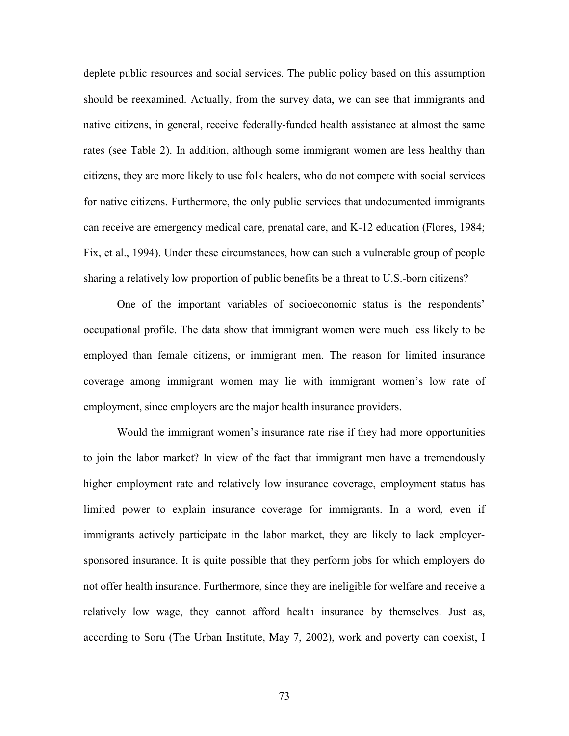deplete public resources and social services. The public policy based on this assumption should be reexamined. Actually, from the survey data, we can see that immigrants and native citizens, in general, receive federally-funded health assistance at almost the same rates (see Table 2). In addition, although some immigrant women are less healthy than citizens, they are more likely to use folk healers, who do not compete with social services for native citizens. Furthermore, the only public services that undocumented immigrants can receive are emergency medical care, prenatal care, and K-12 education (Flores, 1984; Fix, et al., 1994). Under these circumstances, how can such a vulnerable group of people sharing a relatively low proportion of public benefits be a threat to U.S.-born citizens?

One of the important variables of socioeconomic status is the respondents' occupational profile. The data show that immigrant women were much less likely to be employed than female citizens, or immigrant men. The reason for limited insurance coverage among immigrant women may lie with immigrant women's low rate of employment, since employers are the major health insurance providers.

Would the immigrant women's insurance rate rise if they had more opportunities to join the labor market? In view of the fact that immigrant men have a tremendously higher employment rate and relatively low insurance coverage, employment status has limited power to explain insurance coverage for immigrants. In a word, even if immigrants actively participate in the labor market, they are likely to lack employer-sponsored insurance. It is quite possible that they perform jobs for which employers do not offer health insurance. Furthermore, since they are ineligible for welfare and receive a relatively low wage, they cannot afford health insurance by themselves. Just as, according to Soru (The Urban Institute, May 7, 2002), work and poverty can coexist, I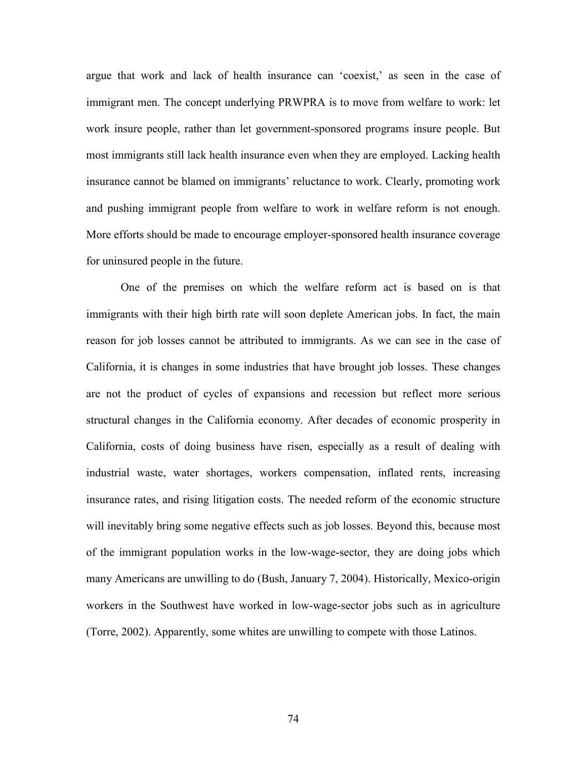argue that work and lack of health insurance can 'coexist,' as seen in the case of immigrant men. The concept underlying PRWPRA is to move from welfare to work: let work insure people, rather than let government-sponsored programs insure people. But most immigrants still lack health insurance even when they are employed. Lacking health insurance cannot be blamed on immigrants' reluctance to work. Clearly, promoting work and pushing immigrant people from welfare to work in welfare reform is not enough. More efforts should be made to encourage employer-sponsored health insurance coverage for uninsured people in the future.

One of the premises on which the welfare reform act is based on is that immigrants with their high birth rate will soon deplete American jobs. In fact, the main reason for job losses cannot be attributed to immigrants. As we can see in the case of California, it is changes in some industries that have brought job losses. These changes are not the product of cycles of expansions and recession but reflect more serious structural changes in the California economy. After decades of economic prosperity in California, costs of doing business have risen, especially as a result of dealing with industrial waste, water shortages, workers compensation, inflated rents, increasing insurance rates, and rising litigation costs. The needed reform of the economic structure will inevitably bring some negative effects such as job losses. Beyond this, because most of the immigrant population works in the low-wage-sector, they are doing jobs which many Americans are unwilling to do (Bush, January 7, 2004). Historically, Mexico-origin workers in the Southwest have worked in low-wage-sector jobs such as in agriculture (Torre, 2002). Apparently, some whites are unwilling to compete with those Latinos.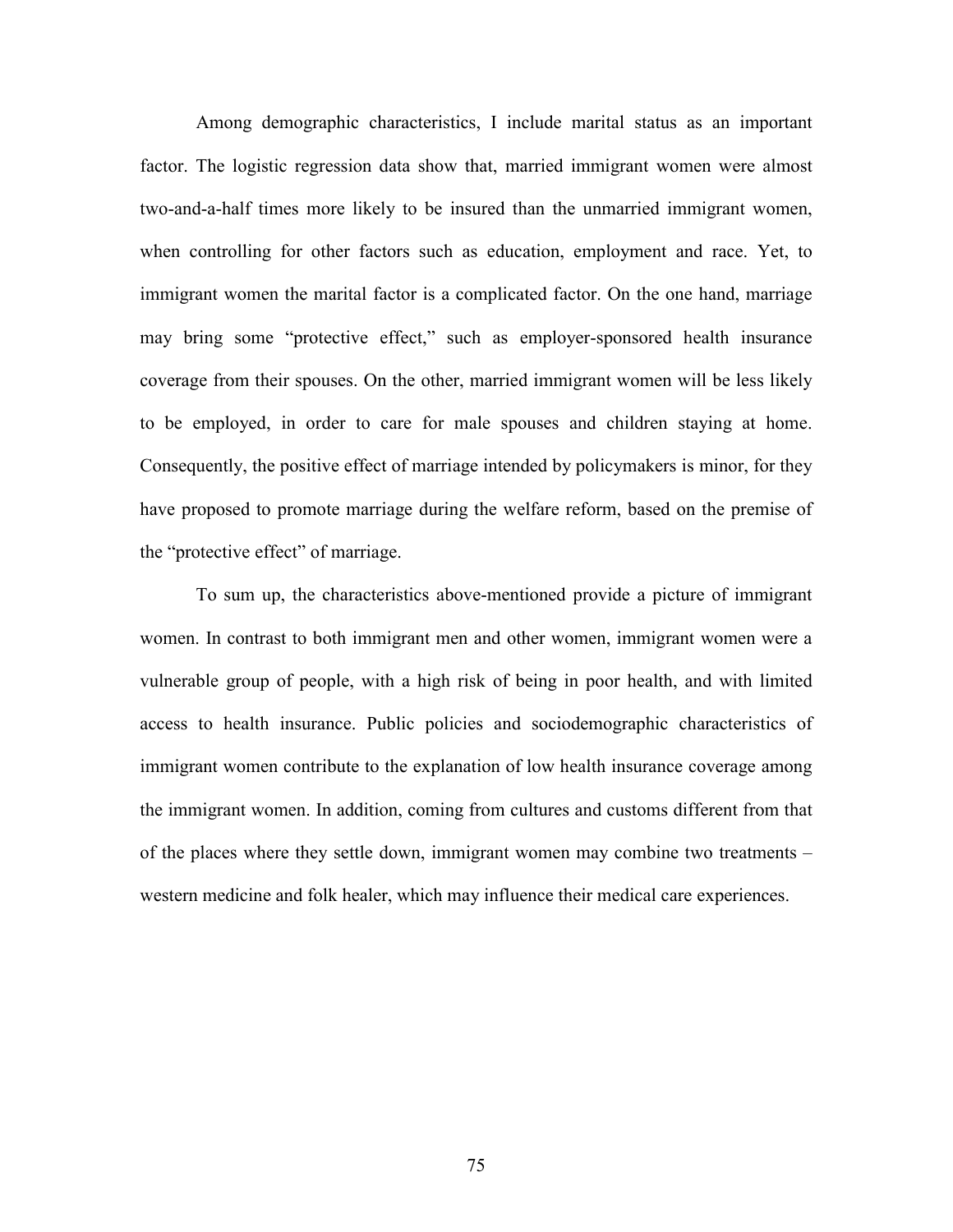Among demographic characteristics, I include marital status as an important factor. The logistic regression data show that, married immigrant women were almost two-and-a-half times more likely to be insured than the unmarried immigrant women, when controlling for other factors such as education, employment and race. Yet, to immigrant women the marital factor is a complicated factor. On the one hand, marriage may bring some "protective effect," such as employer-sponsored health insurance coverage from their spouses. On the other, married immigrant women will be less likely to be employed, in order to care for male spouses and children staying at home. Consequently, the positive effect of marriage intended by policymakers is minor, for they have proposed to promote marriage during the welfare reform, based on the premise of the "protective effect" of marriage.

To sum up, the characteristics above-mentioned provide a picture of immigrant women. In contrast to both immigrant men and other women, immigrant women were a vulnerable group of people, with a high risk of being in poor health, and with limited access to health insurance. Public policies and sociodemographic characteristics of immigrant women contribute to the explanation of low health insurance coverage among the immigrant women. In addition, coming from cultures and customs different from that of the places where they settle down, immigrant women may combine two treatments – western medicine and folk healer, which may influence their medical care experiences.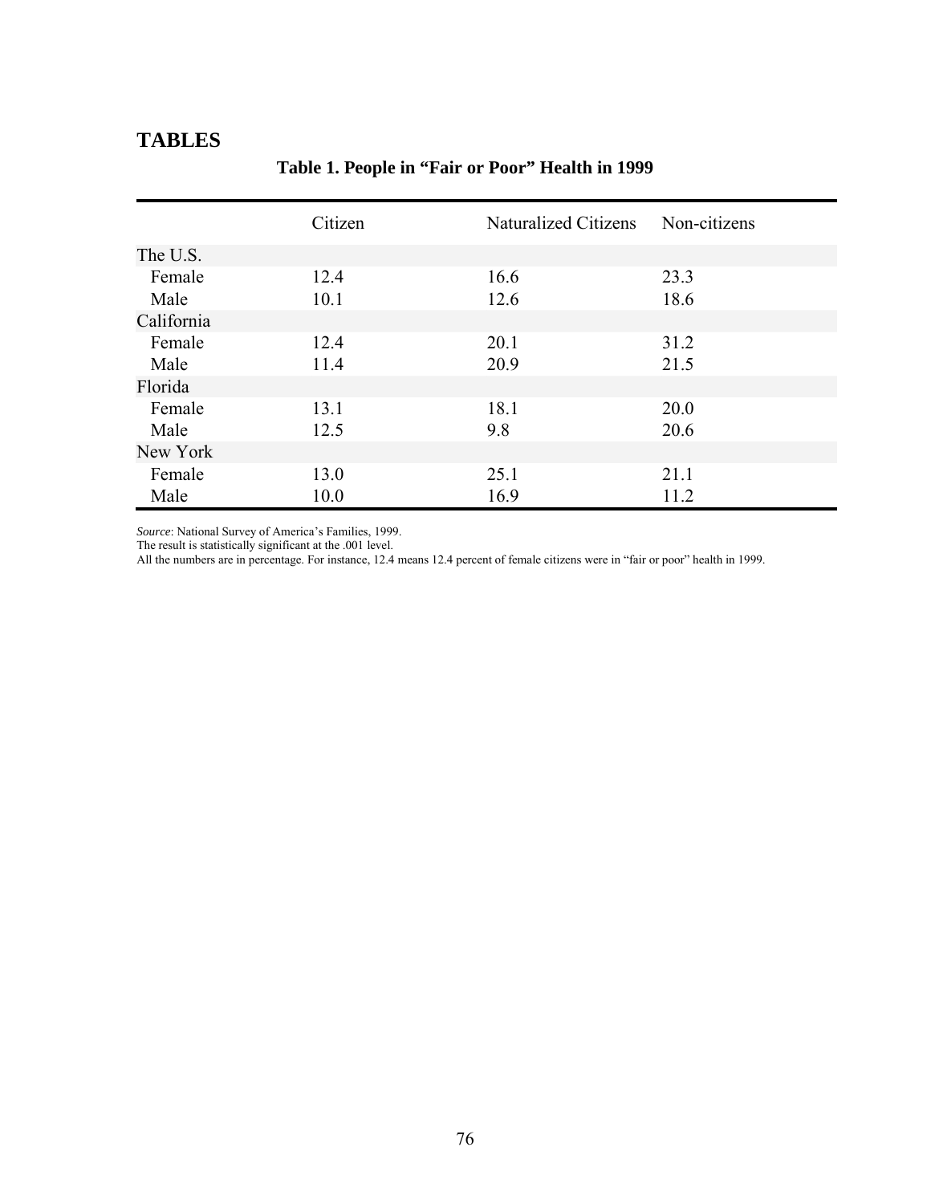# TABLES

**Table 1. People in "Fair or Poor" Health in 1999**

| | Citizen | Naturalized Citizens | Non-citizens |
|---|---|---|---|
| The U.S. | | | |
| Female | 12.4 | 16.6 | 23.3 |
| Male | 10.1 | 12.6 | 18.6 |
| California | | | |
| Female | 12.4 | 20.1 | 31.2 |
| Male | 11.4 | 20.9 | 21.5 |
| Florida | | | |
| Female | 13.1 | 18.1 | 20.0 |
| Male | 12.5 | 9.8 | 20.6 |
| New York | | | |
| Female | 13.0 | 25.1 | 21.1 |
| Male | 10.0 | 16.9 | 11.2 |

*Source*: National Survey of America's Families, 1999.
The result is statistically significant at the .001 level.
All the numbers are in percentage. For instance, 12.4 means 12.4 percent of female citizens were in "fair or poor" health in 1999.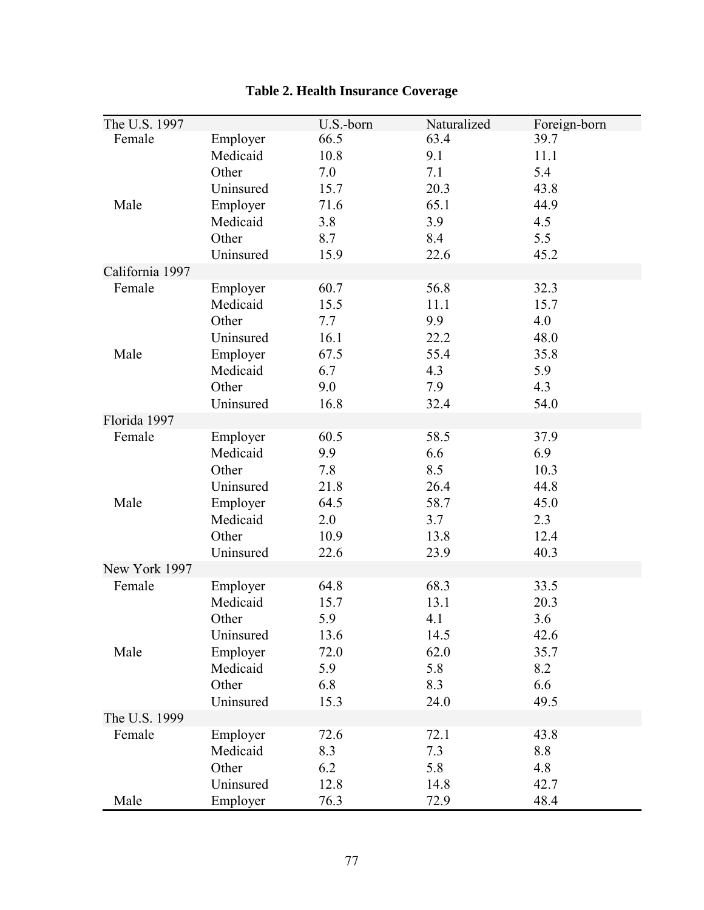**Table 2. Health Insurance Coverage**

| The U.S. 1997 | | U.S.-born | Naturalized | Foreign-born |
|---|---|---|---|---|
| Female | Employer | 66.5 | 63.4 | 39.7 |
| | Medicaid | 10.8 | 9.1 | 11.1 |
| | Other | 7.0 | 7.1 | 5.4 |
| | Uninsured | 15.7 | 20.3 | 43.8 |
| Male | Employer | 71.6 | 65.1 | 44.9 |
| | Medicaid | 3.8 | 3.9 | 4.5 |
| | Other | 8.7 | 8.4 | 5.5 |
| | Uninsured | 15.9 | 22.6 | 45.2 |
| California 1997 | | | | |
| Female | Employer | 60.7 | 56.8 | 32.3 |
| | Medicaid | 15.5 | 11.1 | 15.7 |
| | Other | 7.7 | 9.9 | 4.0 |
| | Uninsured | 16.1 | 22.2 | 48.0 |
| Male | Employer | 67.5 | 55.4 | 35.8 |
| | Medicaid | 6.7 | 4.3 | 5.9 |
| | Other | 9.0 | 7.9 | 4.3 |
| | Uninsured | 16.8 | 32.4 | 54.0 |
| Florida 1997 | | | | |
| Female | Employer | 60.5 | 58.5 | 37.9 |
| | Medicaid | 9.9 | 6.6 | 6.9 |
| | Other | 7.8 | 8.5 | 10.3 |
| | Uninsured | 21.8 | 26.4 | 44.8 |
| Male | Employer | 64.5 | 58.7 | 45.0 |
| | Medicaid | 2.0 | 3.7 | 2.3 |
| | Other | 10.9 | 13.8 | 12.4 |
| | Uninsured | 22.6 | 23.9 | 40.3 |
| New York 1997 | | | | |
| Female | Employer | 64.8 | 68.3 | 33.5 |
| | Medicaid | 15.7 | 13.1 | 20.3 |
| | Other | 5.9 | 4.1 | 3.6 |
| | Uninsured | 13.6 | 14.5 | 42.6 |
| Male | Employer | 72.0 | 62.0 | 35.7 |
| | Medicaid | 5.9 | 5.8 | 8.2 |
| | Other | 6.8 | 8.3 | 6.6 |
| | Uninsured | 15.3 | 24.0 | 49.5 |
| The U.S. 1999 | | | | |
| Female | Employer | 72.6 | 72.1 | 43.8 |
| | Medicaid | 8.3 | 7.3 | 8.8 |
| | Other | 6.2 | 5.8 | 4.8 |
| | Uninsured | 12.8 | 14.8 | 42.7 |
| Male | Employer | 76.3 | 72.9 | 48.4 |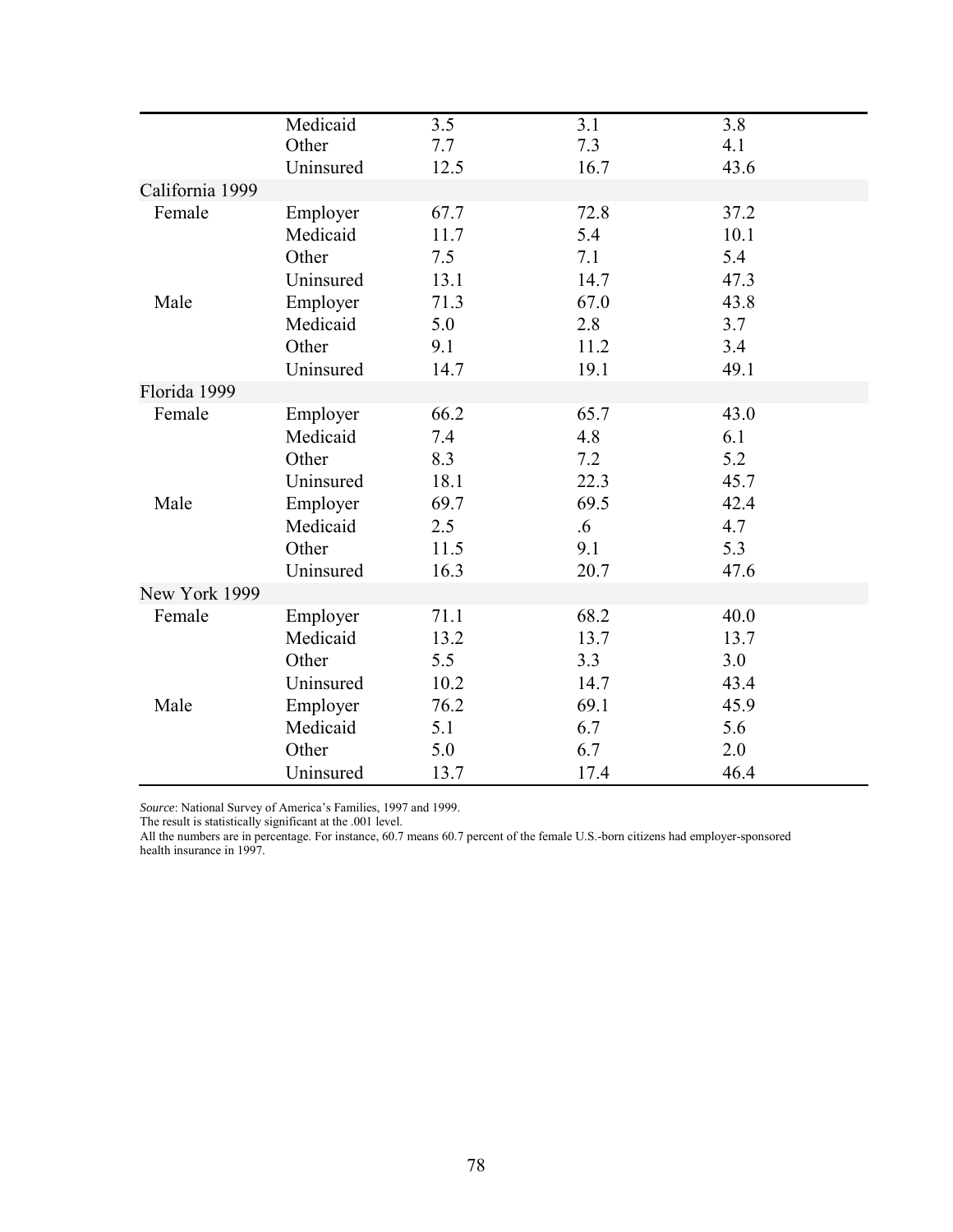| | | | | |
|---|---|---|---|---|
| | Medicaid | 3.5 | 3.1 | 3.8 |
| | Other | 7.7 | 7.3 | 4.1 |
| | Uninsured | 12.5 | 16.7 | 43.6 |
| California 1999 | | | | |
| Female | Employer | 67.7 | 72.8 | 37.2 |
| | Medicaid | 11.7 | 5.4 | 10.1 |
| | Other | 7.5 | 7.1 | 5.4 |
| | Uninsured | 13.1 | 14.7 | 47.3 |
| Male | Employer | 71.3 | 67.0 | 43.8 |
| | Medicaid | 5.0 | 2.8 | 3.7 |
| | Other | 9.1 | 11.2 | 3.4 |
| | Uninsured | 14.7 | 19.1 | 49.1 |
| Florida 1999 | | | | |
| Female | Employer | 66.2 | 65.7 | 43.0 |
| | Medicaid | 7.4 | 4.8 | 6.1 |
| | Other | 8.3 | 7.2 | 5.2 |
| | Uninsured | 18.1 | 22.3 | 45.7 |
| Male | Employer | 69.7 | 69.5 | 42.4 |
| | Medicaid | 2.5 | .6 | 4.7 |
| | Other | 11.5 | 9.1 | 5.3 |
| | Uninsured | 16.3 | 20.7 | 47.6 |
| New York 1999 | | | | |
| Female | Employer | 71.1 | 68.2 | 40.0 |
| | Medicaid | 13.2 | 13.7 | 13.7 |
| | Other | 5.5 | 3.3 | 3.0 |
| | Uninsured | 10.2 | 14.7 | 43.4 |
| Male | Employer | 76.2 | 69.1 | 45.9 |
| | Medicaid | 5.1 | 6.7 | 5.6 |
| | Other | 5.0 | 6.7 | 2.0 |
| | Uninsured | 13.7 | 17.4 | 46.4 |

*Source*: National Survey of America's Families, 1997 and 1999.
The result is statistically significant at the .001 level.
All the numbers are in percentage. For instance, 60.7 means 60.7 percent of the female U.S.-born citizens had employer-sponsored health insurance in 1997.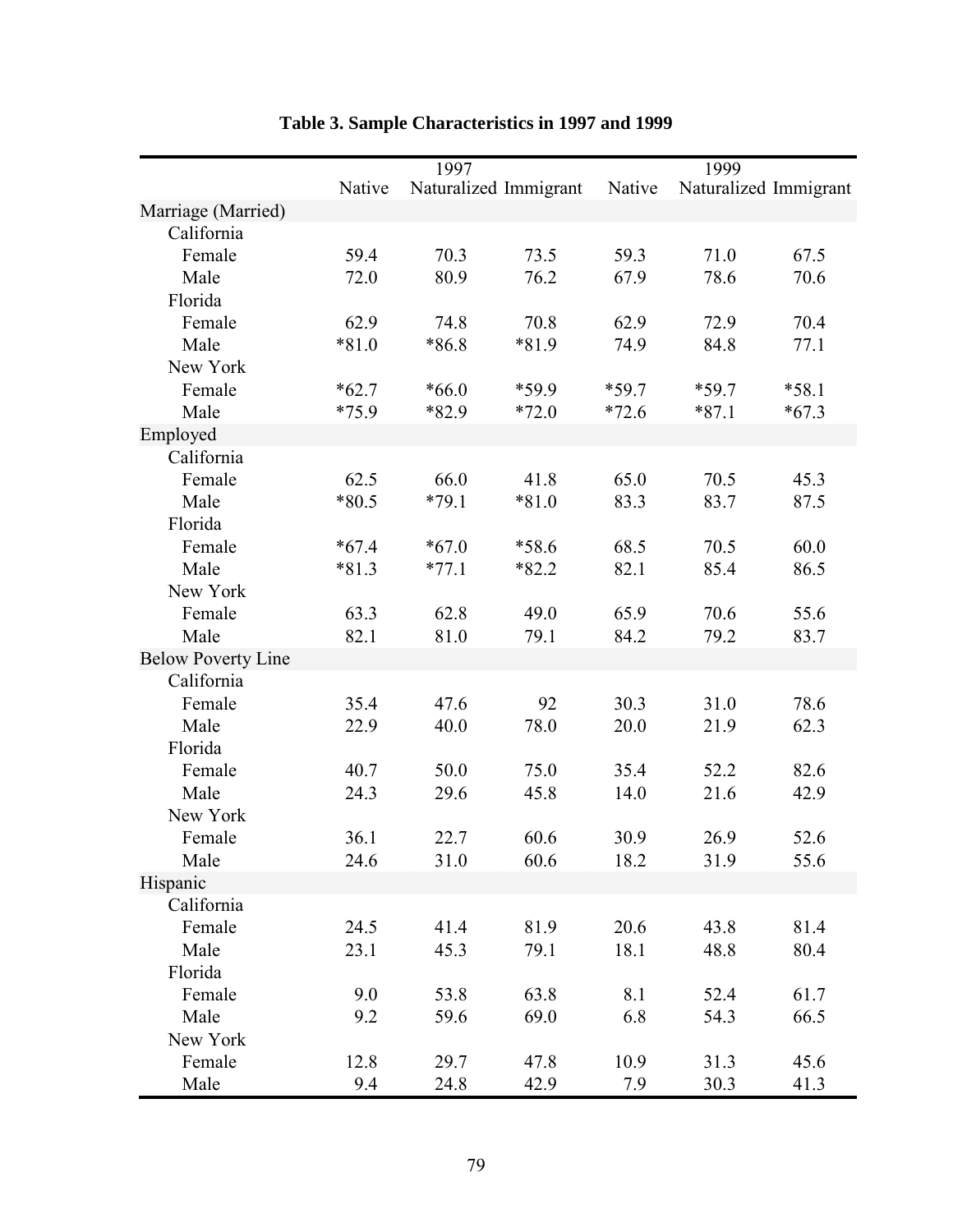**Table 3. Sample Characteristics in 1997 and 1999**

| | 1997 | | | 1999 | | |
|---|---|---|---|---|---|---|
| | Native | Naturalized | Immigrant | Native | Naturalized | Immigrant |
| **Marriage (Married)** | | | | | | |
| California | | | | | | |
| Female | 59.4 | 70.3 | 73.5 | 59.3 | 71.0 | 67.5 |
| Male | 72.0 | 80.9 | 76.2 | 67.9 | 78.6 | 70.6 |
| Florida | | | | | | |
| Female | 62.9 | 74.8 | 70.8 | 62.9 | 72.9 | 70.4 |
| Male | *81.0 | *86.8 | *81.9 | 74.9 | 84.8 | 77.1 |
| New York | | | | | | |
| Female | *62.7 | *66.0 | *59.9 | *59.7 | *59.7 | *58.1 |
| Male | *75.9 | *82.9 | *72.0 | *72.6 | *87.1 | *67.3 |
| **Employed** | | | | | | |
| California | | | | | | |
| Female | 62.5 | 66.0 | 41.8 | 65.0 | 70.5 | 45.3 |
| Male | *80.5 | *79.1 | *81.0 | 83.3 | 83.7 | 87.5 |
| Florida | | | | | | |
| Female | *67.4 | *67.0 | *58.6 | 68.5 | 70.5 | 60.0 |
| Male | *81.3 | *77.1 | *82.2 | 82.1 | 85.4 | 86.5 |
| New York | | | | | | |
| Female | 63.3 | 62.8 | 49.0 | 65.9 | 70.6 | 55.6 |
| Male | 82.1 | 81.0 | 79.1 | 84.2 | 79.2 | 83.7 |
| **Below Poverty Line** | | | | | | |
| California | | | | | | |
| Female | 35.4 | 47.6 | 92 | 30.3 | 31.0 | 78.6 |
| Male | 22.9 | 40.0 | 78.0 | 20.0 | 21.9 | 62.3 |
| Florida | | | | | | |
| Female | 40.7 | 50.0 | 75.0 | 35.4 | 52.2 | 82.6 |
| Male | 24.3 | 29.6 | 45.8 | 14.0 | 21.6 | 42.9 |
| New York | | | | | | |
| Female | 36.1 | 22.7 | 60.6 | 30.9 | 26.9 | 52.6 |
| Male | 24.6 | 31.0 | 60.6 | 18.2 | 31.9 | 55.6 |
| **Hispanic** | | | | | | |
| California | | | | | | |
| Female | 24.5 | 41.4 | 81.9 | 20.6 | 43.8 | 81.4 |
| Male | 23.1 | 45.3 | 79.1 | 18.1 | 48.8 | 80.4 |
| Florida | | | | | | |
| Female | 9.0 | 53.8 | 63.8 | 8.1 | 52.4 | 61.7 |
| Male | 9.2 | 59.6 | 69.0 | 6.8 | 54.3 | 66.5 |
| New York | | | | | | |
| Female | 12.8 | 29.7 | 47.8 | 10.9 | 31.3 | 45.6 |
| Male | 9.4 | 24.8 | 42.9 | 7.9 | 30.3 | 41.3 |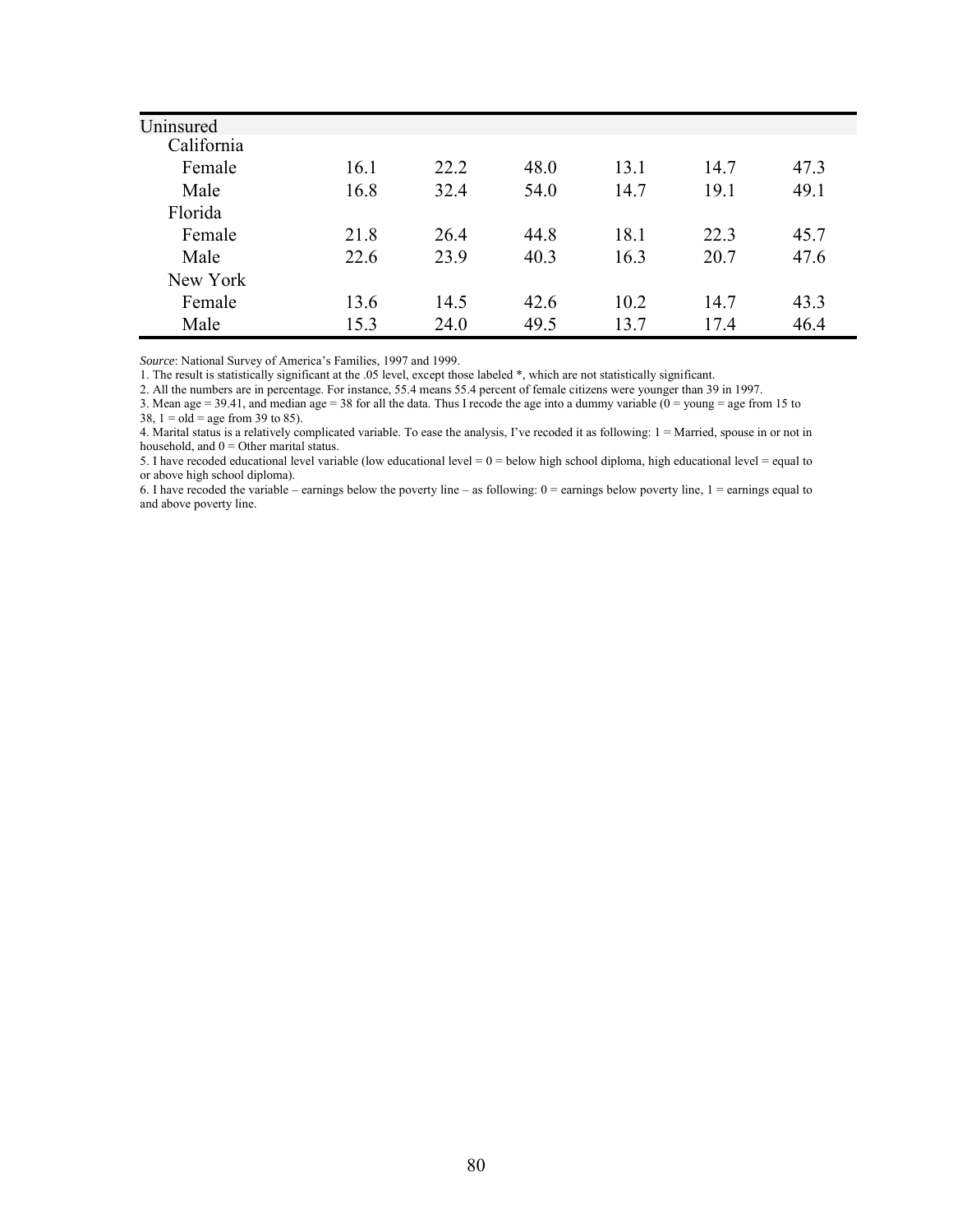| Uninsured | | | | | | |
|---|---|---|---|---|---|---|
| California | | | | | | |
| Female | 16.1 | 22.2 | 48.0 | 13.1 | 14.7 | 47.3 |
| Male | 16.8 | 32.4 | 54.0 | 14.7 | 19.1 | 49.1 |
| Florida | | | | | | |
| Female | 21.8 | 26.4 | 44.8 | 18.1 | 22.3 | 45.7 |
| Male | 22.6 | 23.9 | 40.3 | 16.3 | 20.7 | 47.6 |
| New York | | | | | | |
| Female | 13.6 | 14.5 | 42.6 | 10.2 | 14.7 | 43.3 |
| Male | 15.3 | 24.0 | 49.5 | 13.7 | 17.4 | 46.4 |

*Source*: National Survey of America's Families, 1997 and 1999.

1. The result is statistically significant at the .05 level, except those labeled *, which are not statistically significant.
2. All the numbers are in percentage. For instance, 55.4 means 55.4 percent of female citizens were younger than 39 in 1997.
3. Mean age = 39.41, and median age = 38 for all the data. Thus I recode the age into a dummy variable (0 = young = age from 15 to 38, 1 = old = age from 39 to 85).
4. Marital status is a relatively complicated variable. To ease the analysis, I've recoded it as following: 1 = Married, spouse in or not in household, and 0 = Other marital status.
5. I have recoded educational level variable (low educational level = 0 = below high school diploma, high educational level = equal to or above high school diploma).
6. I have recoded the variable – earnings below the poverty line – as following: 0 = earnings below poverty line, 1 = earnings equal to and above poverty line.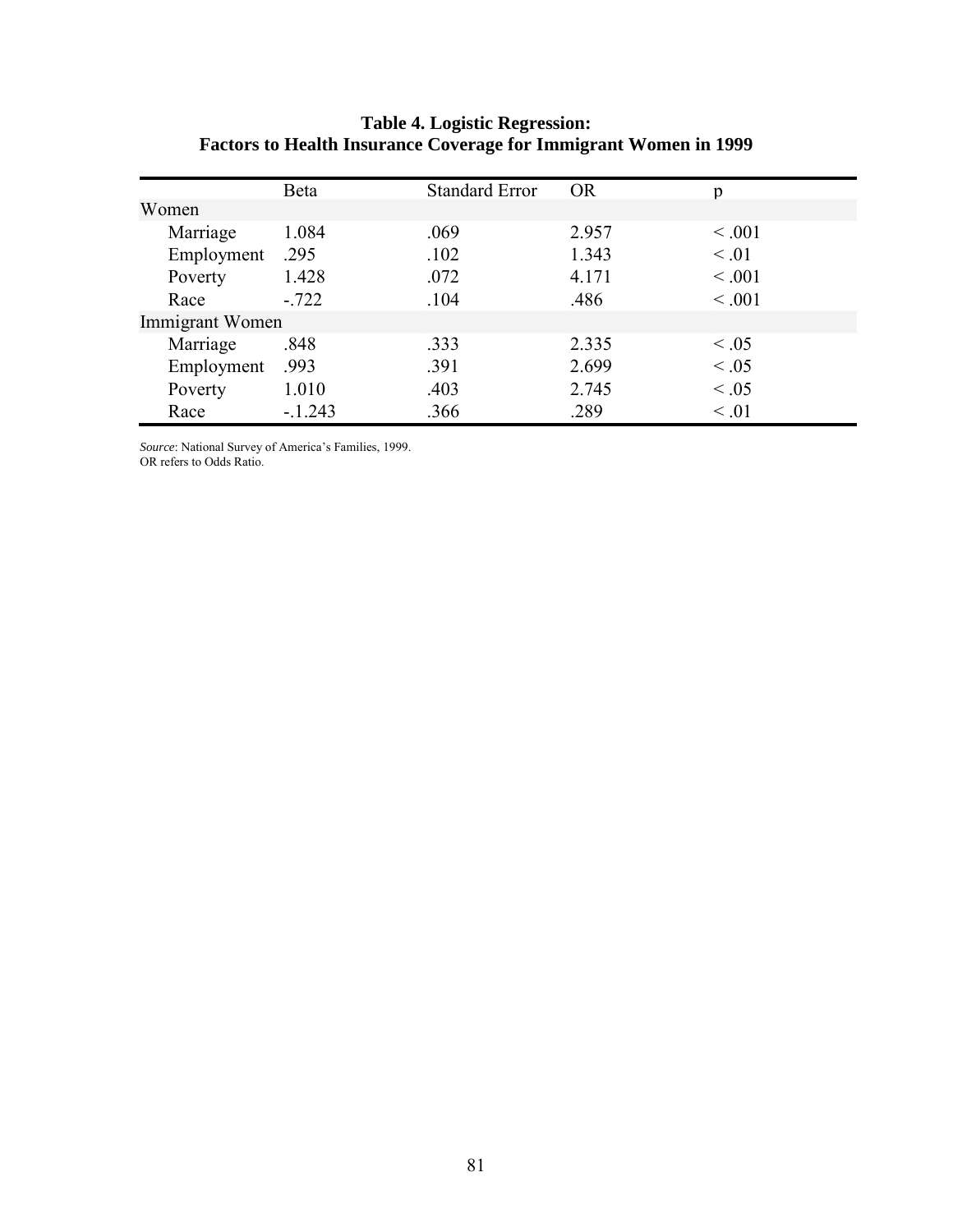**Table 4. Logistic Regression:**
**Factors to Health Insurance Coverage for Immigrant Women in 1999**

| | Beta | Standard Error | OR | p |
|---|---|---|---|---|
| Women | | | | |
| Marriage | 1.084 | .069 | 2.957 | < .001 |
| Employment | .295 | .102 | 1.343 | < .01 |
| Poverty | 1.428 | .072 | 4.171 | < .001 |
| Race | -.722 | .104 | .486 | < .001 |
| Immigrant Women | | | | |
| Marriage | .848 | .333 | 2.335 | < .05 |
| Employment | .993 | .391 | 2.699 | < .05 |
| Poverty | 1.010 | .403 | 2.745 | < .05 |
| Race | -.1.243 | .366 | .289 | < .01 |

*Source*: National Survey of America's Families, 1999.
OR refers to Odds Ratio.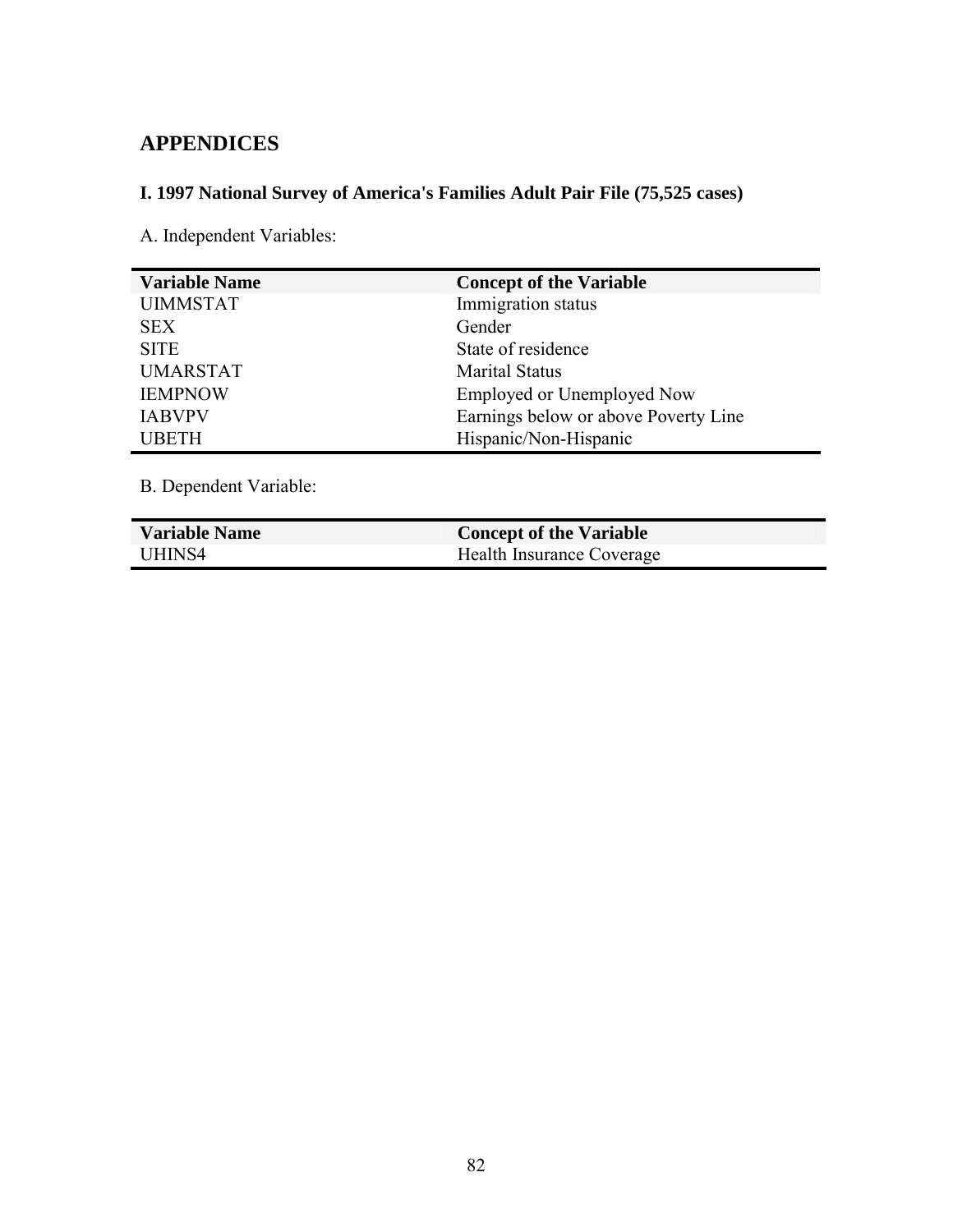# APPENDICES

### I. 1997 National Survey of America's Families Adult Pair File (75,525 cases)

A. Independent Variables:

| Variable Name | Concept of the Variable |
|---|---|
| UIMMSTAT | Immigration status |
| SEX | Gender |
| SITE | State of residence |
| UMARSTAT | Marital Status |
| IEMPNOW | Employed or Unemployed Now |
| IABVPV | Earnings below or above Poverty Line |
| UBETH | Hispanic/Non-Hispanic |

B. Dependent Variable:

| Variable Name | Concept of the Variable |
|---|---|
| UHINS4 | Health Insurance Coverage |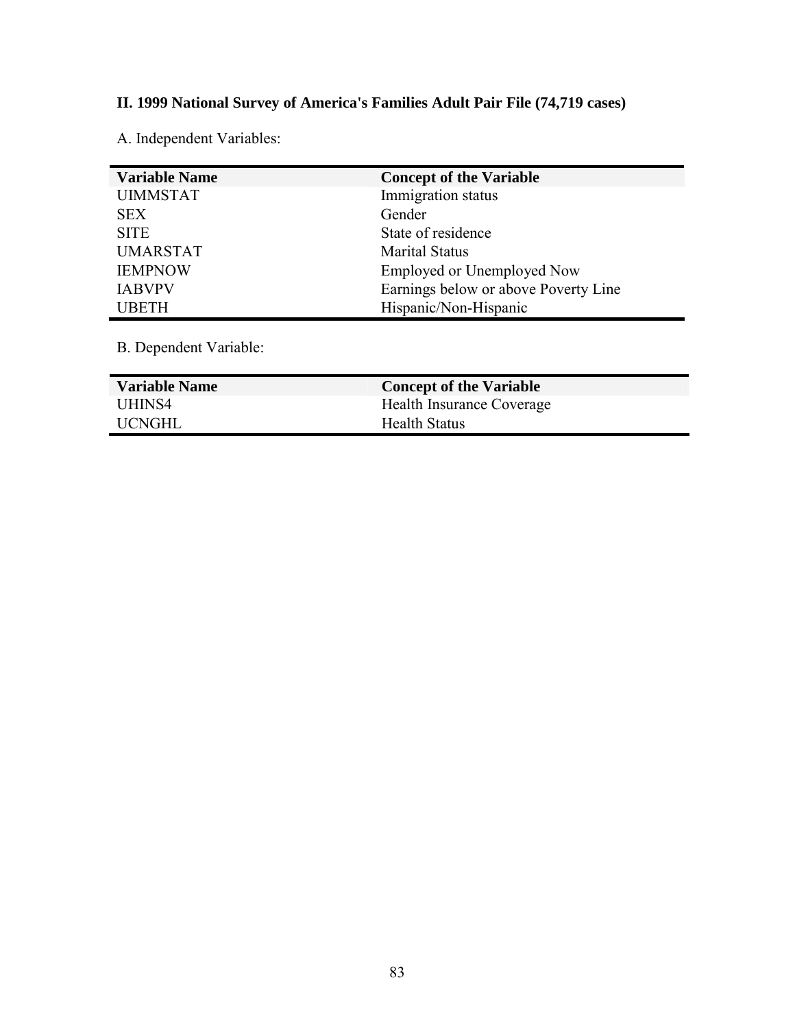## II. 1999 National Survey of America's Families Adult Pair File (74,719 cases)

A. Independent Variables:

| Variable Name | Concept of the Variable |
|---|---|
| UIMMSTAT | Immigration status |
| SEX | Gender |
| SITE | State of residence |
| UMARSTAT | Marital Status |
| IEMPNOW | Employed or Unemployed Now |
| IABVPV | Earnings below or above Poverty Line |
| UBETH | Hispanic/Non-Hispanic |

B. Dependent Variable:

| Variable Name | Concept of the Variable |
|---|---|
| UHINS4 | Health Insurance Coverage |
| UCNGHL | Health Status |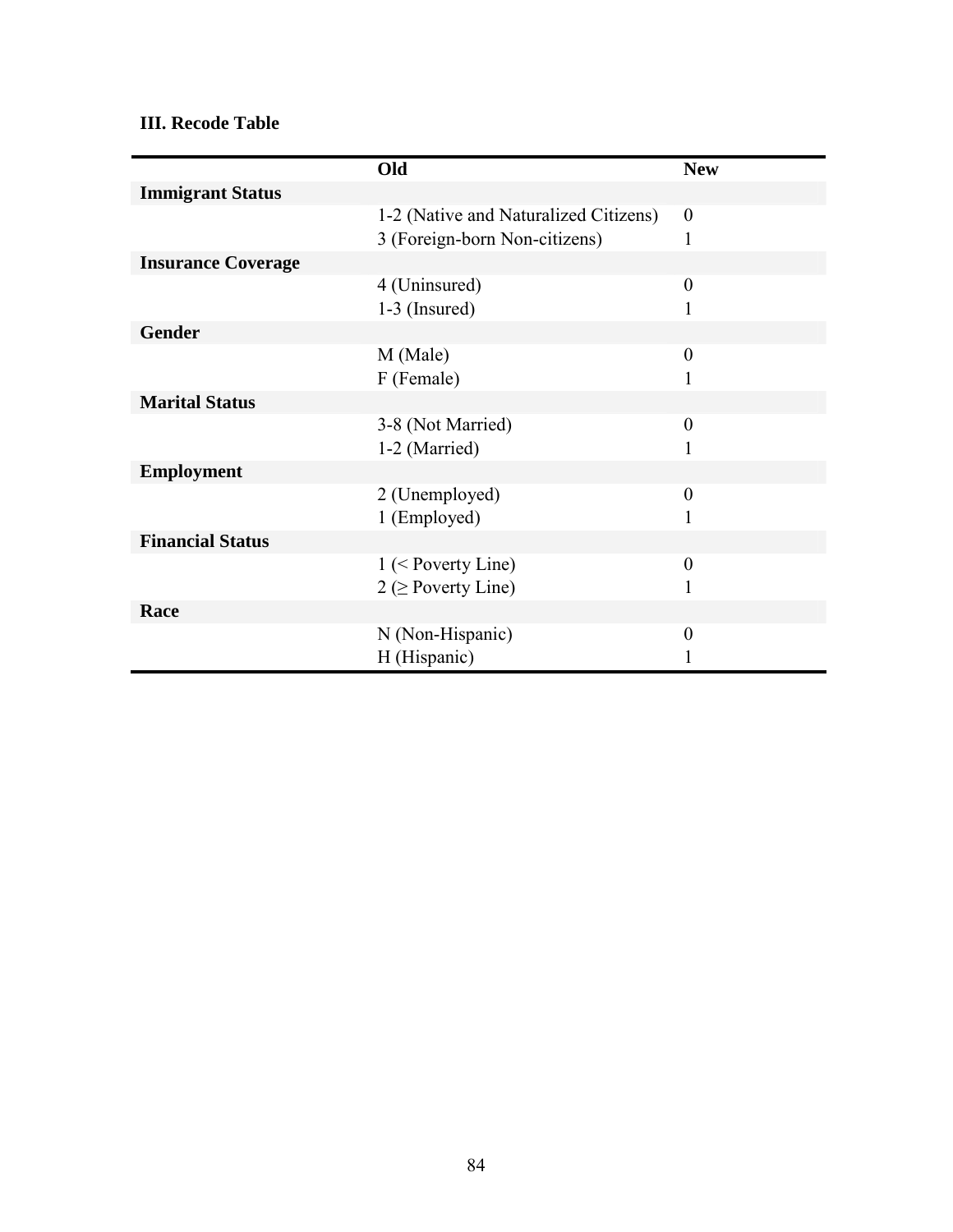### III. Recode Table

| | Old | New |
|---|---|---|
| **Immigrant Status** | | |
| | 1-2 (Native and Naturalized Citizens) | 0 |
| | 3 (Foreign-born Non-citizens) | 1 |
| **Insurance Coverage** | | |
| | 4 (Uninsured) | 0 |
| | 1-3 (Insured) | 1 |
| **Gender** | | |
| | M (Male) | 0 |
| | F (Female) | 1 |
| **Marital Status** | | |
| | 3-8 (Not Married) | 0 |
| | 1-2 (Married) | 1 |
| **Employment** | | |
| | 2 (Unemployed) | 0 |
| | 1 (Employed) | 1 |
| **Financial Status** | | |
| | 1 (< Poverty Line) | 0 |
| | 2 (≥ Poverty Line) | 1 |
| **Race** | | |
| | N (Non-Hispanic) | 0 |
| | H (Hispanic) | 1 |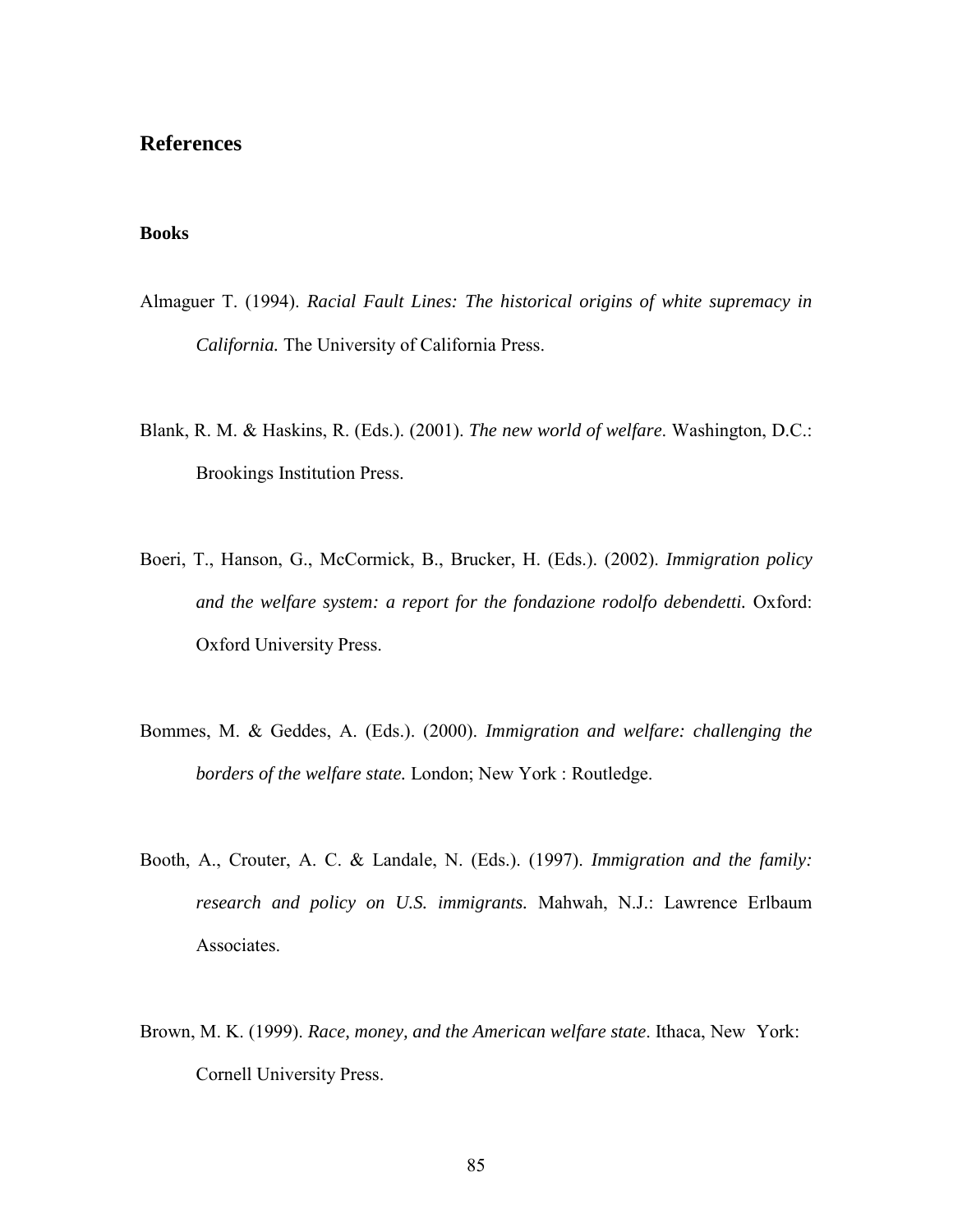## References

### Books

Almaguer T. (1994). *Racial Fault Lines: The historical origins of white supremacy in California.* The University of California Press.

Blank, R. M. & Haskins, R. (Eds.). (2001). *The new world of welfare*. Washington, D.C.: Brookings Institution Press.

Boeri, T., Hanson, G., McCormick, B., Brucker, H. (Eds.). (2002). *Immigration policy and the welfare system: a report for the fondazione rodolfo debendetti.* Oxford: Oxford University Press.

Bommes, M. & Geddes, A. (Eds.). (2000). *Immigration and welfare: challenging the borders of the welfare state.* London; New York : Routledge.

Booth, A., Crouter, A. C. & Landale, N. (Eds.). (1997). *Immigration and the family: research and policy on U.S. immigrants.* Mahwah, N.J.: Lawrence Erlbaum Associates.

Brown, M. K. (1999). *Race, money, and the American welfare state*. Ithaca, New York: Cornell University Press.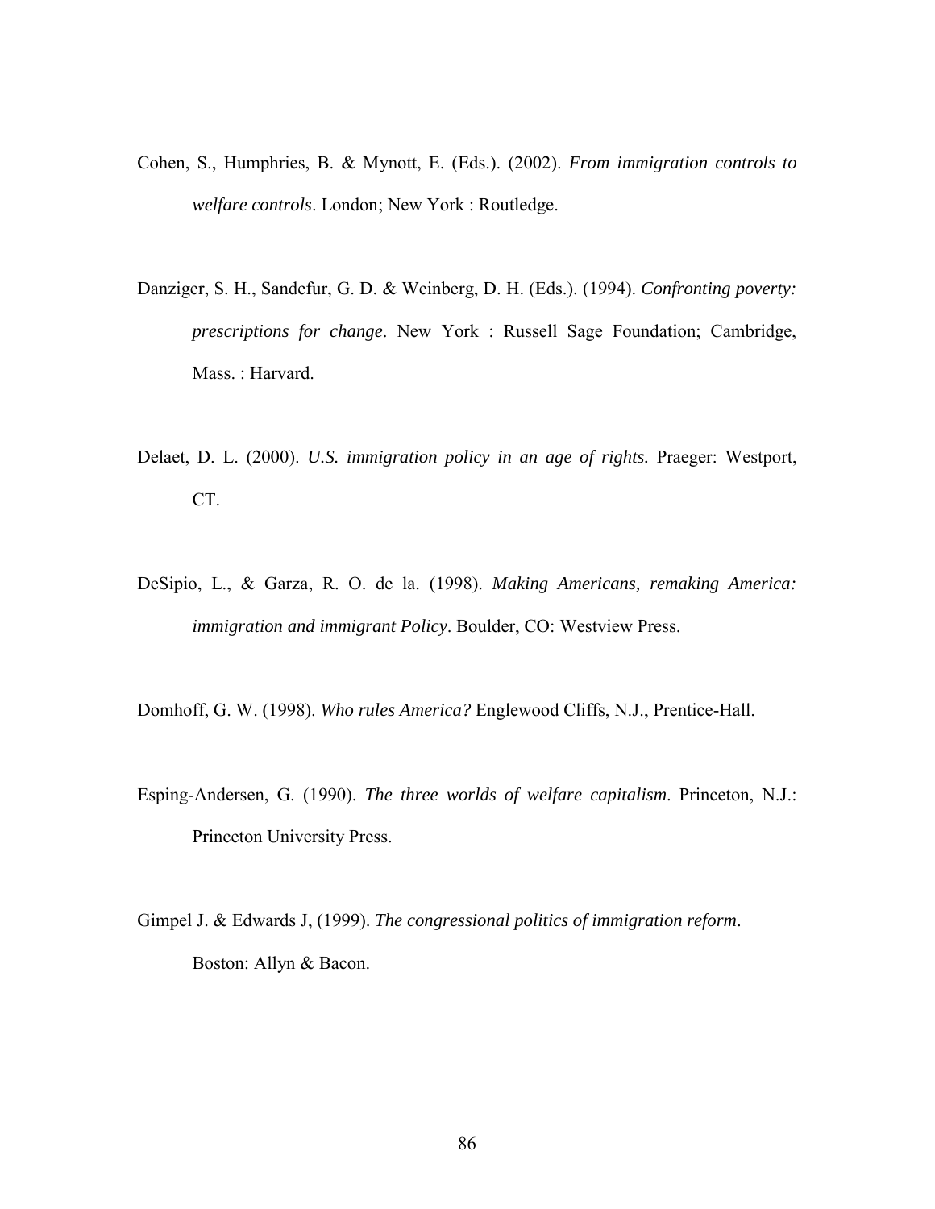Cohen, S., Humphries, B. & Mynott, E. (Eds.). (2002). *From immigration controls to welfare controls*. London; New York : Routledge.

Danziger, S. H., Sandefur, G. D. & Weinberg, D. H. (Eds.). (1994). *Confronting poverty: prescriptions for change*. New York : Russell Sage Foundation; Cambridge, Mass. : Harvard.

Delaet, D. L. (2000). *U.S. immigration policy in an age of rights.* Praeger: Westport, CT.

DeSipio, L., & Garza, R. O. de la. (1998). *Making Americans, remaking America: immigration and immigrant Policy*. Boulder, CO: Westview Press.

Domhoff, G. W. (1998). *Who rules America?* Englewood Cliffs, N.J., Prentice-Hall.

Esping-Andersen, G. (1990). *The three worlds of welfare capitalism*. Princeton, N.J.: Princeton University Press.

Gimpel J. & Edwards J, (1999). *The congressional politics of immigration reform*. Boston: Allyn & Bacon.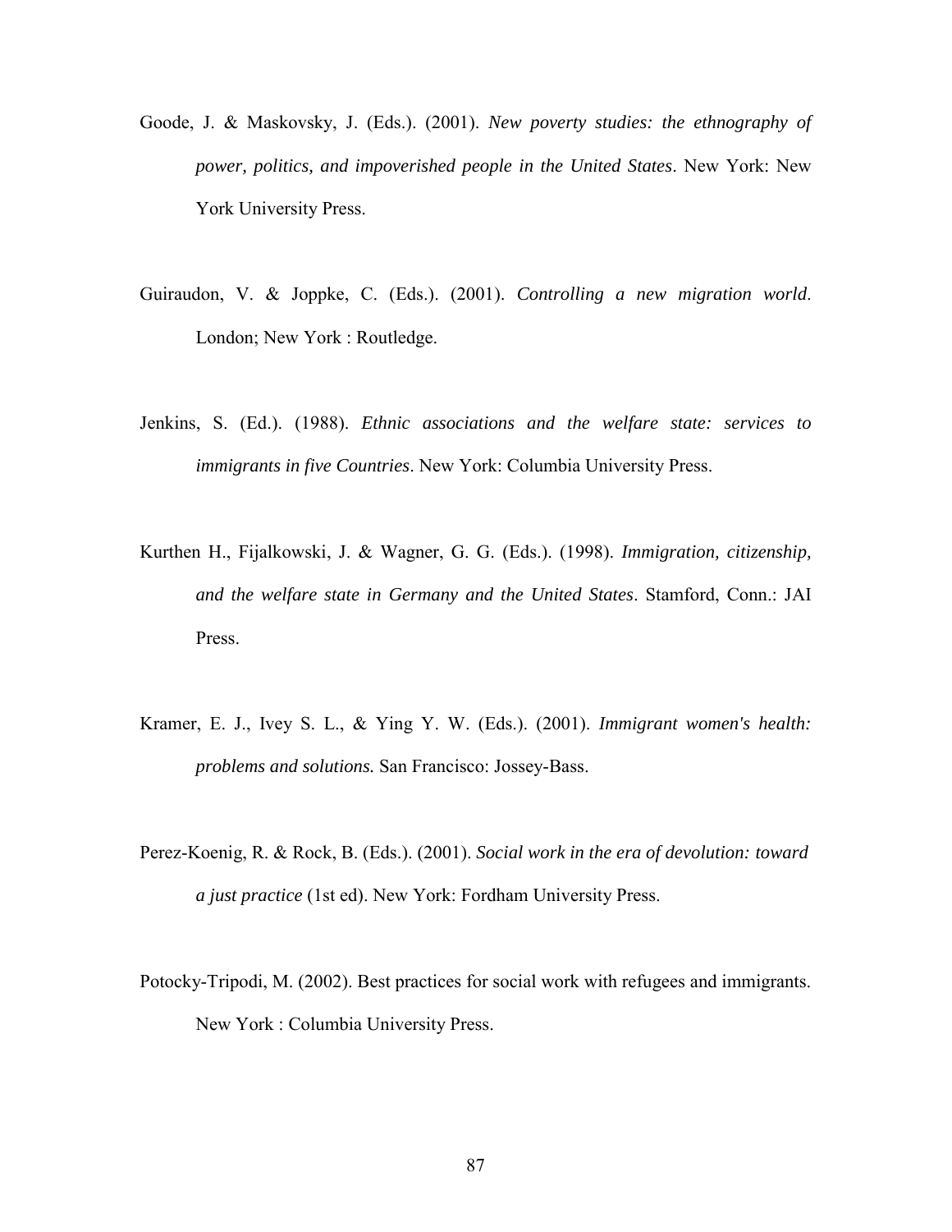Goode, J. & Maskovsky, J. (Eds.). (2001). *New poverty studies: the ethnography of power, politics, and impoverished people in the United States*. New York: New York University Press.

Guiraudon, V. & Joppke, C. (Eds.). (2001). *Controlling a new migration world*. London; New York : Routledge.

Jenkins, S. (Ed.). (1988). *Ethnic associations and the welfare state: services to immigrants in five Countries*. New York: Columbia University Press.

Kurthen H., Fijalkowski, J. & Wagner, G. G. (Eds.). (1998). *Immigration, citizenship, and the welfare state in Germany and the United States*. Stamford, Conn.: JAI Press.

Kramer, E. J., Ivey S. L., & Ying Y. W. (Eds.). (2001). *Immigrant women's health: problems and solutions.* San Francisco: Jossey-Bass.

Perez-Koenig, R. & Rock, B. (Eds.). (2001). *Social work in the era of devolution: toward a just practice* (1st ed). New York: Fordham University Press.

Potocky-Tripodi, M. (2002). Best practices for social work with refugees and immigrants. New York : Columbia University Press.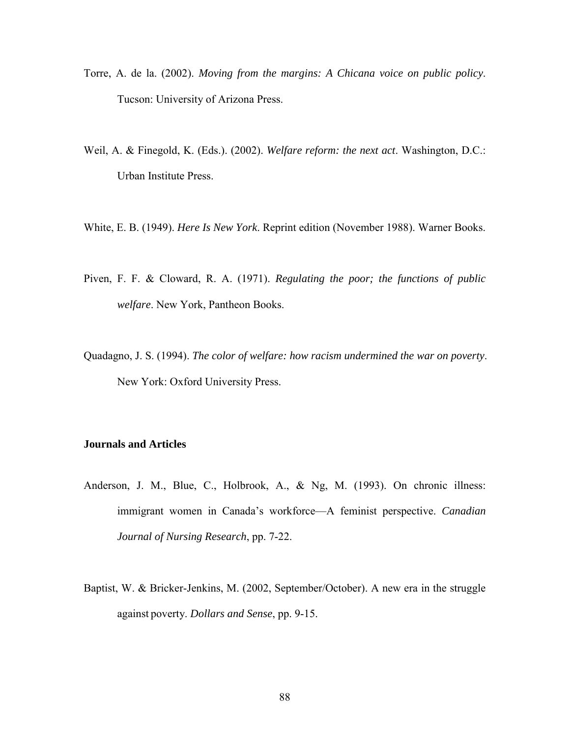Torre, A. de la. (2002). *Moving from the margins: A Chicana voice on public policy*. Tucson: University of Arizona Press.

Weil, A. & Finegold, K. (Eds.). (2002). *Welfare reform: the next act*. Washington, D.C.: Urban Institute Press.

White, E. B. (1949). *Here Is New York*. Reprint edition (November 1988). Warner Books.

Piven, F. F. & Cloward, R. A. (1971). *Regulating the poor; the functions of public welfare*. New York, Pantheon Books.

Quadagno, J. S. (1994). *The color of welfare: how racism undermined the war on poverty*. New York: Oxford University Press.

**Journals and Articles**

Anderson, J. M., Blue, C., Holbrook, A., & Ng, M. (1993). On chronic illness: immigrant women in Canada's workforce—A feminist perspective. *Canadian Journal of Nursing Research*, pp. 7-22.

Baptist, W. & Bricker-Jenkins, M. (2002, September/October). A new era in the struggle against poverty. *Dollars and Sense*, pp. 9-15.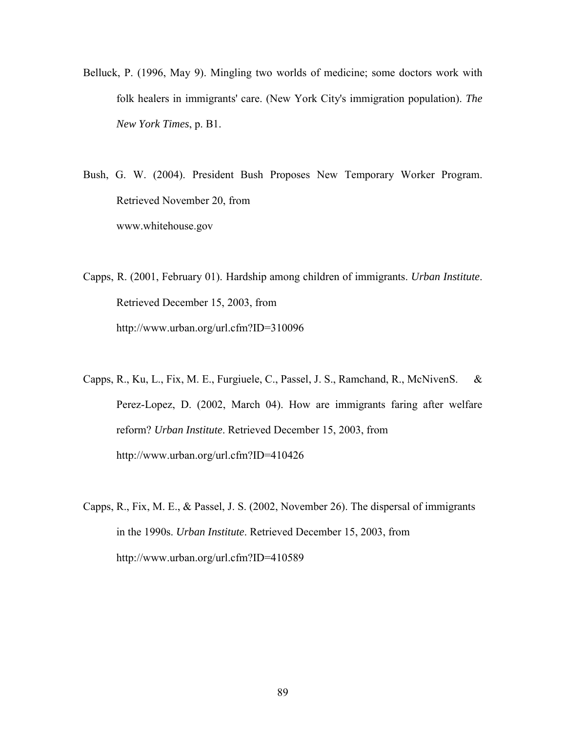Belluck, P. (1996, May 9). Mingling two worlds of medicine; some doctors work with folk healers in immigrants' care. (New York City's immigration population). *The New York Times*, p. B1.

Bush, G. W. (2004). President Bush Proposes New Temporary Worker Program. Retrieved November 20, from www.whitehouse.gov

Capps, R. (2001, February 01). Hardship among children of immigrants. *Urban Institute*. Retrieved December 15, 2003, from http://www.urban.org/url.cfm?ID=310096

Capps, R., Ku, L., Fix, M. E., Furgiuele, C., Passel, J. S., Ramchand, R., McNivenS. & Perez-Lopez, D. (2002, March 04). How are immigrants faring after welfare reform? *Urban Institute*. Retrieved December 15, 2003, from http://www.urban.org/url.cfm?ID=410426

Capps, R., Fix, M. E., & Passel, J. S. (2002, November 26). The dispersal of immigrants in the 1990s. *Urban Institute*. Retrieved December 15, 2003, from http://www.urban.org/url.cfm?ID=410589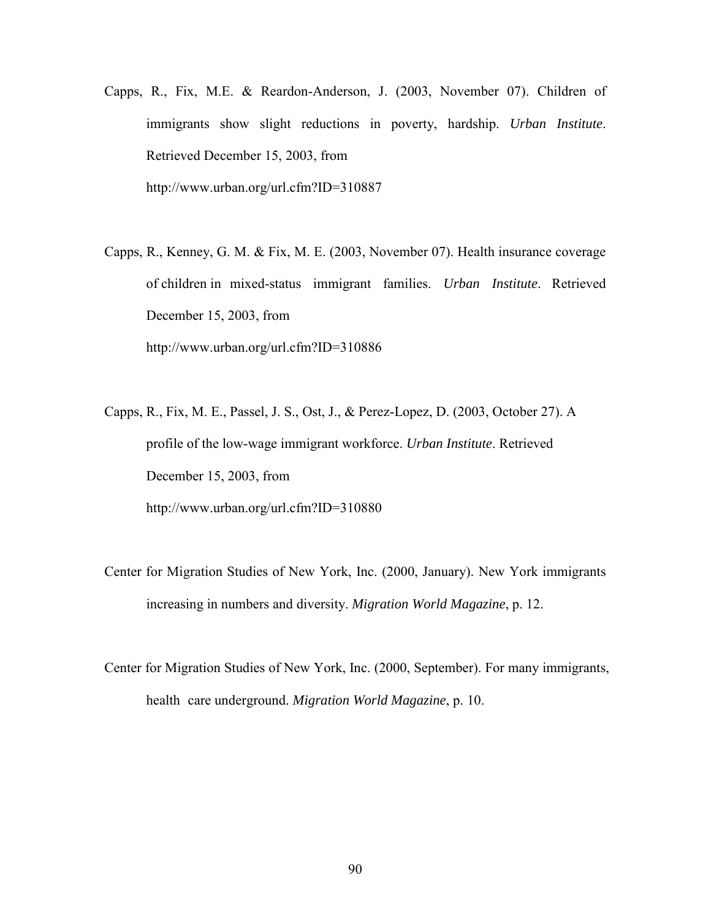Capps, R., Fix, M.E. & Reardon-Anderson, J. (2003, November 07). Children of immigrants show slight reductions in poverty, hardship. *Urban Institute*. Retrieved December 15, 2003, from http://www.urban.org/url.cfm?ID=310887

Capps, R., Kenney, G. M. & Fix, M. E. (2003, November 07). Health insurance coverage of children in mixed-status immigrant families. *Urban Institute*. Retrieved December 15, 2003, from http://www.urban.org/url.cfm?ID=310886

Capps, R., Fix, M. E., Passel, J. S., Ost, J., & Perez-Lopez, D. (2003, October 27). A profile of the low-wage immigrant workforce. *Urban Institute*. Retrieved December 15, 2003, from http://www.urban.org/url.cfm?ID=310880

Center for Migration Studies of New York, Inc. (2000, January). New York immigrants increasing in numbers and diversity. *Migration World Magazine*, p. 12.

Center for Migration Studies of New York, Inc. (2000, September). For many immigrants, health care underground. *Migration World Magazine*, p. 10.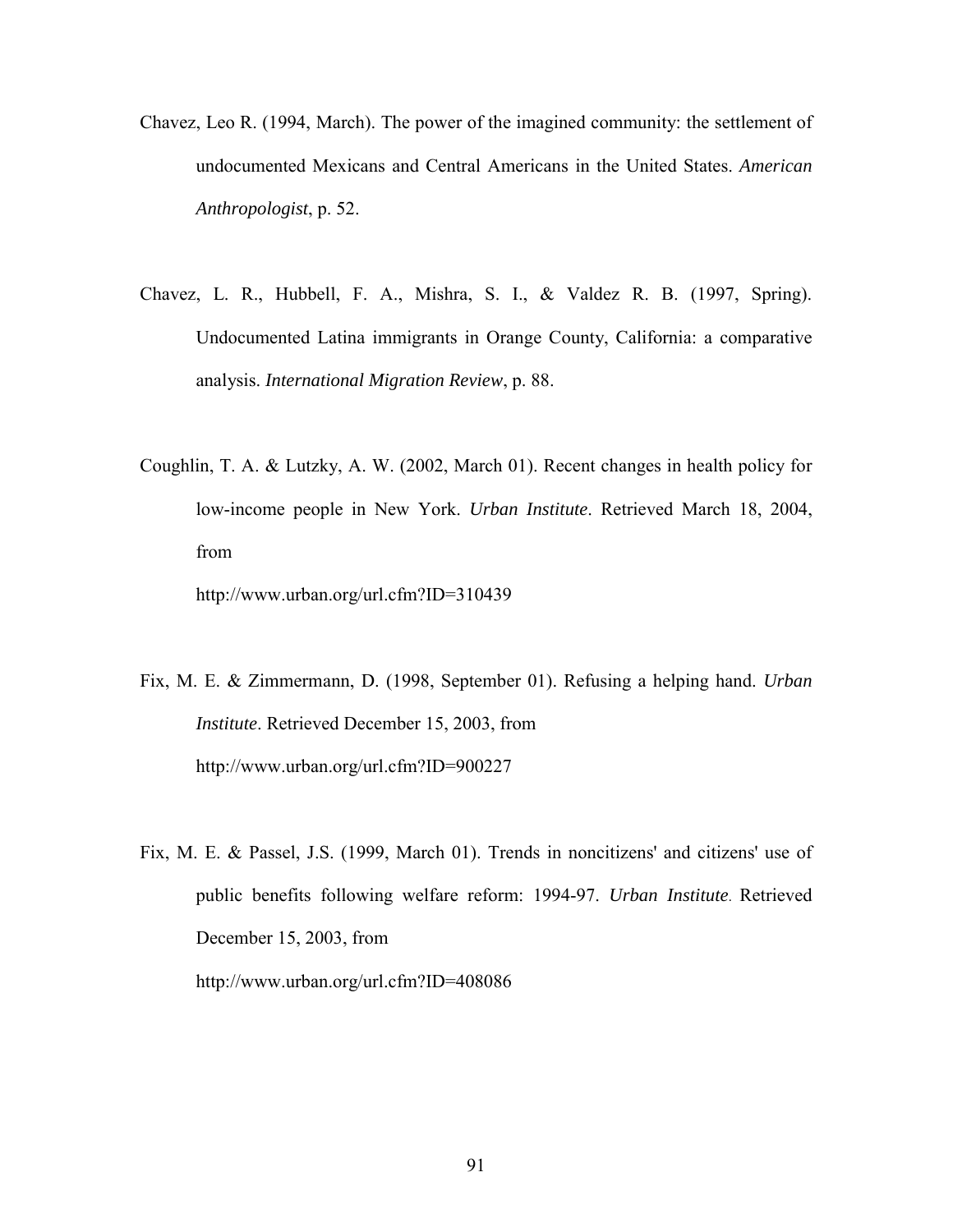Chavez, Leo R. (1994, March). The power of the imagined community: the settlement of undocumented Mexicans and Central Americans in the United States. *American Anthropologist*, p. 52.

Chavez, L. R., Hubbell, F. A., Mishra, S. I., & Valdez R. B. (1997, Spring). Undocumented Latina immigrants in Orange County, California: a comparative analysis. *International Migration Review*, p. 88.

Coughlin, T. A. & Lutzky, A. W. (2002, March 01). Recent changes in health policy for low-income people in New York. *Urban Institute*. Retrieved March 18, 2004, from http://www.urban.org/url.cfm?ID=310439

Fix, M. E. & Zimmermann, D. (1998, September 01). Refusing a helping hand. *Urban Institute*. Retrieved December 15, 2003, from http://www.urban.org/url.cfm?ID=900227

Fix, M. E. & Passel, J.S. (1999, March 01). Trends in noncitizens' and citizens' use of public benefits following welfare reform: 1994-97. *Urban Institute*. Retrieved December 15, 2003, from http://www.urban.org/url.cfm?ID=408086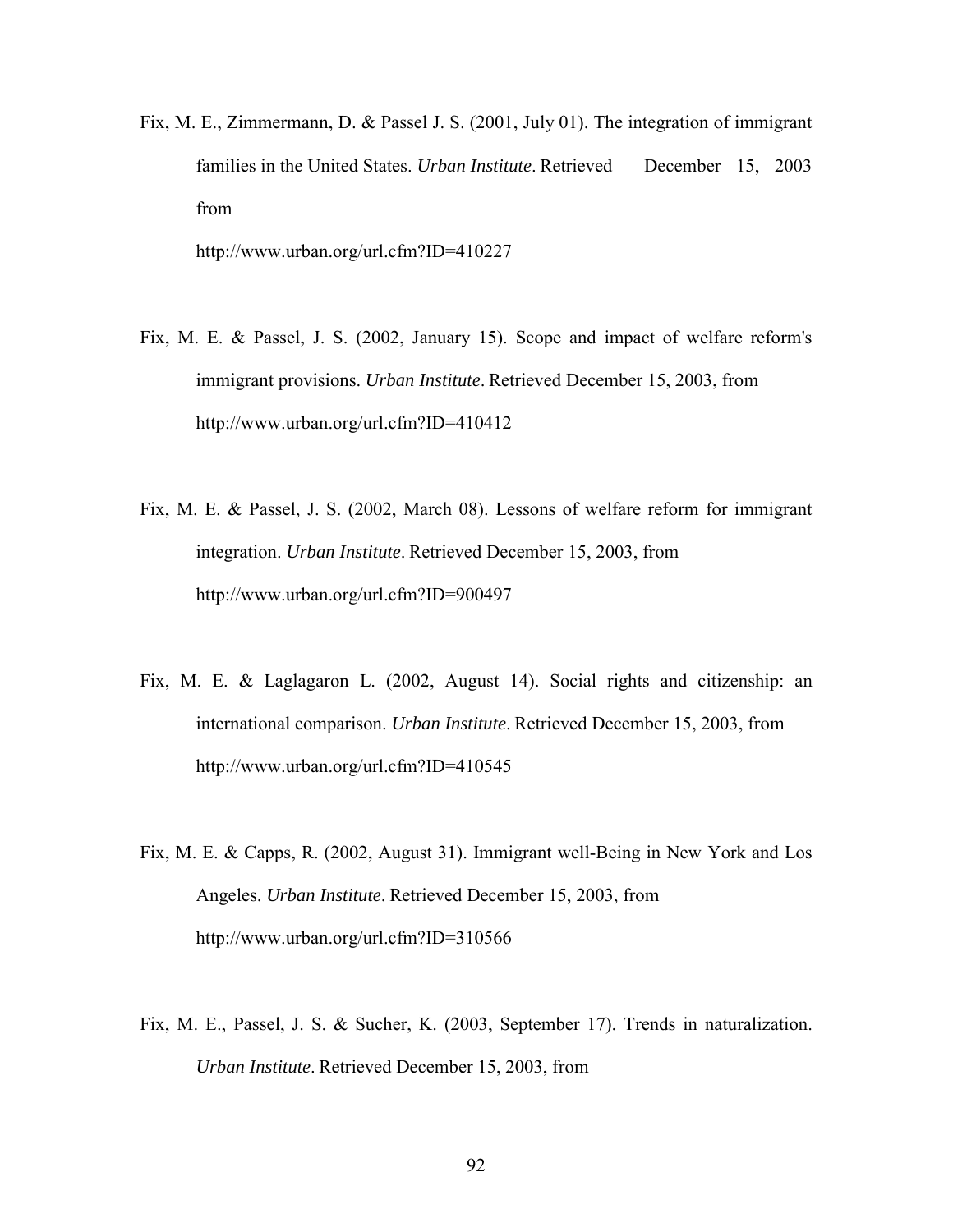Fix, M. E., Zimmermann, D. & Passel J. S. (2001, July 01). The integration of immigrant families in the United States. *Urban Institute*. Retrieved December 15, 2003 from http://www.urban.org/url.cfm?ID=410227

Fix, M. E. & Passel, J. S. (2002, January 15). Scope and impact of welfare reform's immigrant provisions. *Urban Institute*. Retrieved December 15, 2003, from http://www.urban.org/url.cfm?ID=410412

Fix, M. E. & Passel, J. S. (2002, March 08). Lessons of welfare reform for immigrant integration. *Urban Institute*. Retrieved December 15, 2003, from http://www.urban.org/url.cfm?ID=900497

Fix, M. E. & Laglagaron L. (2002, August 14). Social rights and citizenship: an international comparison. *Urban Institute*. Retrieved December 15, 2003, from http://www.urban.org/url.cfm?ID=410545

Fix, M. E. & Capps, R. (2002, August 31). Immigrant well-Being in New York and Los Angeles. *Urban Institute*. Retrieved December 15, 2003, from http://www.urban.org/url.cfm?ID=310566

Fix, M. E., Passel, J. S. & Sucher, K. (2003, September 17). Trends in naturalization. *Urban Institute*. Retrieved December 15, 2003, from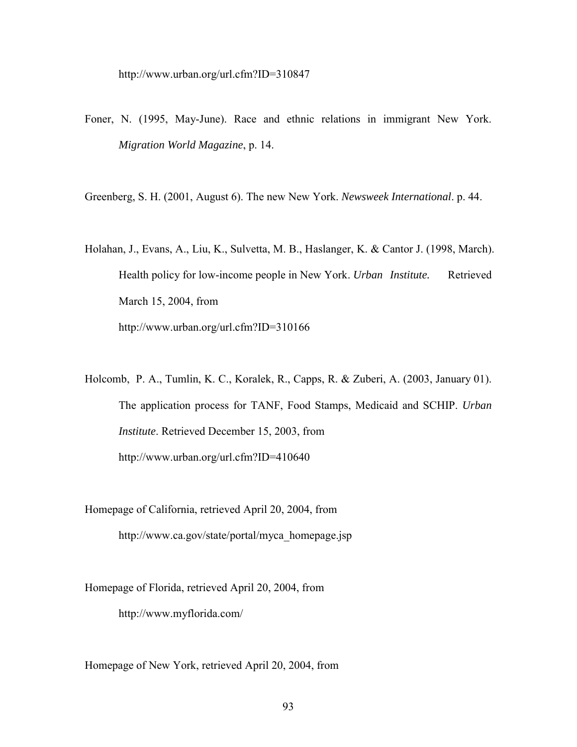http://www.urban.org/url.cfm?ID=310847

Foner, N. (1995, May-June). Race and ethnic relations in immigrant New York. *Migration World Magazine*, p. 14.

Greenberg, S. H. (2001, August 6). The new New York. *Newsweek International*. p. 44.

Holahan, J., Evans, A., Liu, K., Sulvetta, M. B., Haslanger, K. & Cantor J. (1998, March). Health policy for low-income people in New York. *Urban Institute.* Retrieved March 15, 2004, from http://www.urban.org/url.cfm?ID=310166

Holcomb, P. A., Tumlin, K. C., Koralek, R., Capps, R. & Zuberi, A. (2003, January 01). The application process for TANF, Food Stamps, Medicaid and SCHIP. *Urban Institute*. Retrieved December 15, 2003, from http://www.urban.org/url.cfm?ID=410640

Homepage of California, retrieved April 20, 2004, from http://www.ca.gov/state/portal/myca_homepage.jsp

Homepage of Florida, retrieved April 20, 2004, from http://www.myflorida.com/

Homepage of New York, retrieved April 20, 2004, from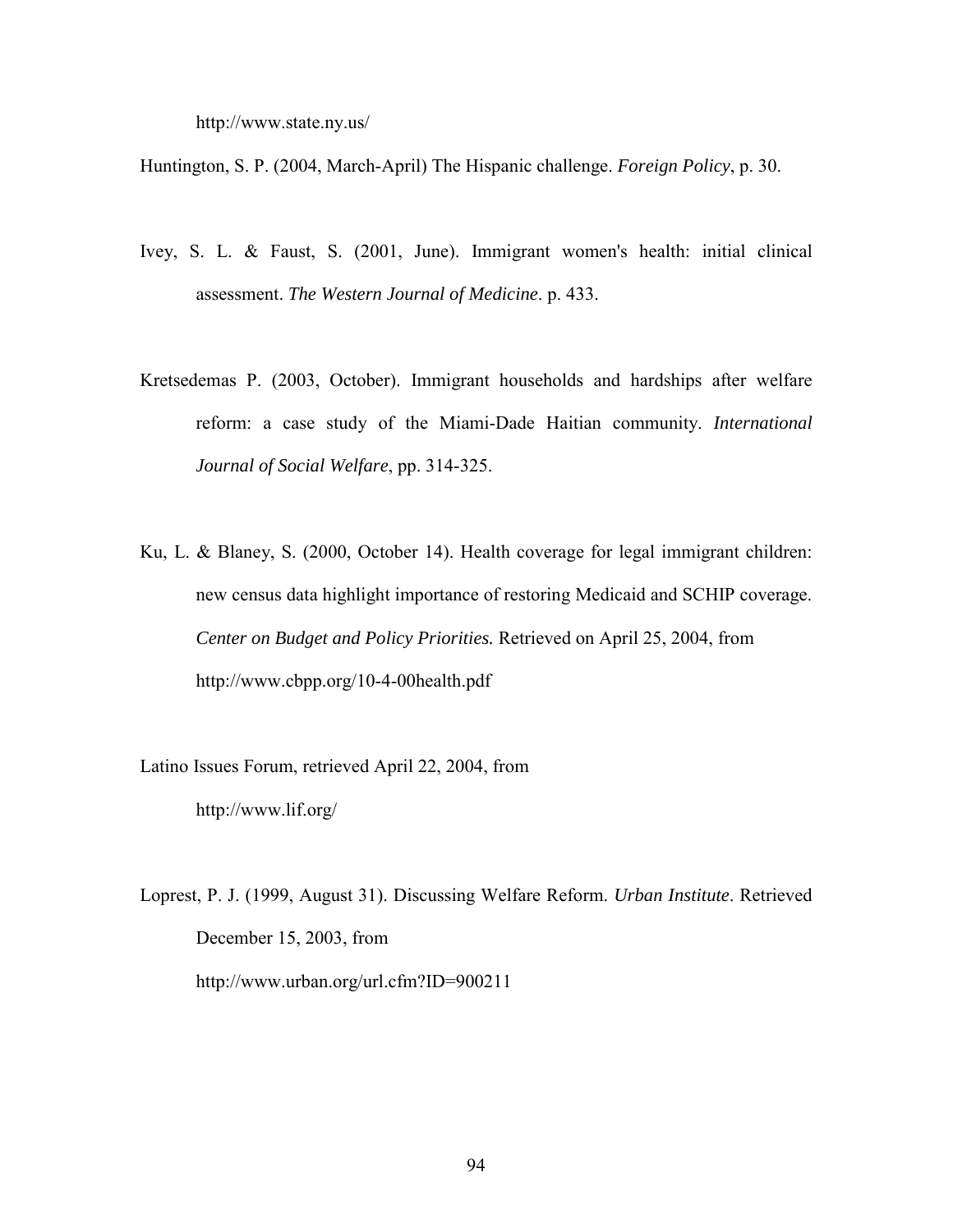http://www.state.ny.us/

Huntington, S. P. (2004, March-April) The Hispanic challenge. *Foreign Policy*, p. 30.

Ivey, S. L. & Faust, S. (2001, June). Immigrant women's health: initial clinical assessment. *The Western Journal of Medicine*. p. 433.

Kretsedemas P. (2003, October). Immigrant households and hardships after welfare reform: a case study of the Miami-Dade Haitian community. *International Journal of Social Welfare*, pp. 314-325.

Ku, L. & Blaney, S. (2000, October 14). Health coverage for legal immigrant children: new census data highlight importance of restoring Medicaid and SCHIP coverage. *Center on Budget and Policy Priorities.* Retrieved on April 25, 2004, from http://www.cbpp.org/10-4-00health.pdf

Latino Issues Forum, retrieved April 22, 2004, from http://www.lif.org/

Loprest, P. J. (1999, August 31). Discussing Welfare Reform. *Urban Institute*. Retrieved December 15, 2003, from http://www.urban.org/url.cfm?ID=900211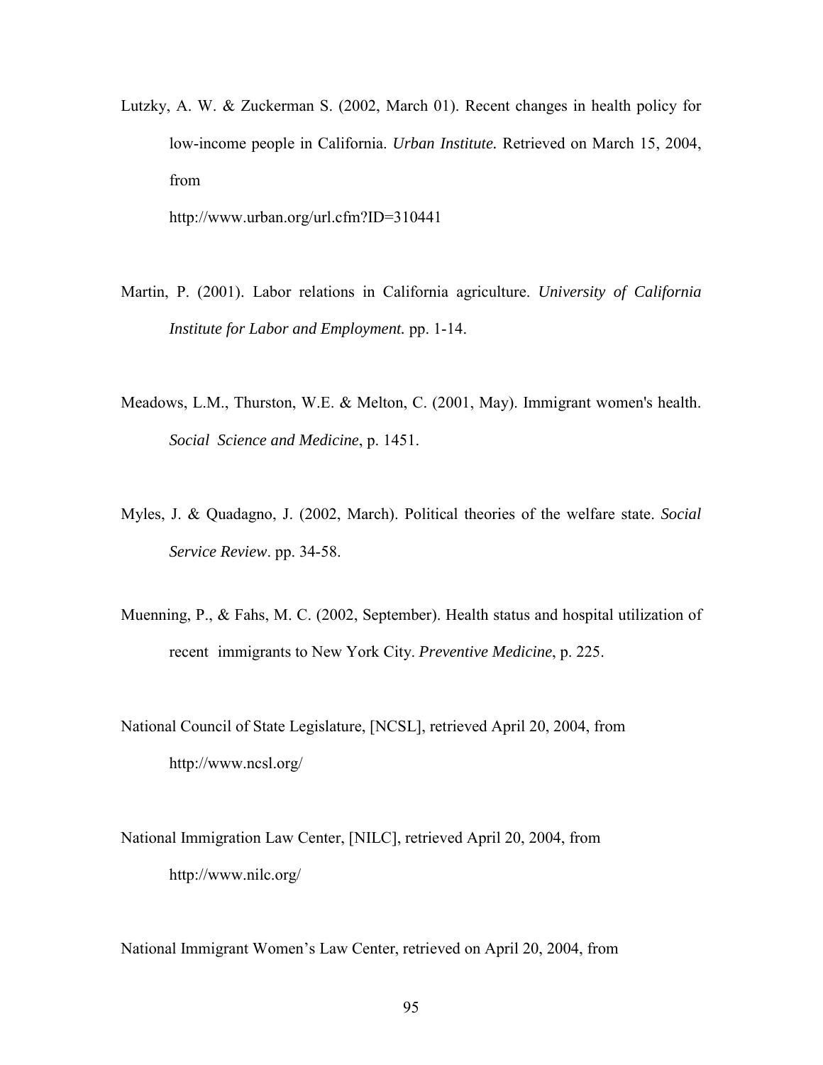Lutzky, A. W. & Zuckerman S. (2002, March 01). Recent changes in health policy for low-income people in California. *Urban Institute.* Retrieved on March 15, 2004, from http://www.urban.org/url.cfm?ID=310441

Martin, P. (2001). Labor relations in California agriculture. *University of California Institute for Labor and Employment.* pp. 1-14.

Meadows, L.M., Thurston, W.E. & Melton, C. (2001, May). Immigrant women's health. *Social Science and Medicine*, p. 1451.

Myles, J. & Quadagno, J. (2002, March). Political theories of the welfare state. *Social Service Review*. pp. 34-58.

Muenning, P., & Fahs, M. C. (2002, September). Health status and hospital utilization of recent immigrants to New York City. *Preventive Medicine*, p. 225.

National Council of State Legislature, [NCSL], retrieved April 20, 2004, from http://www.ncsl.org/

National Immigration Law Center, [NILC], retrieved April 20, 2004, from http://www.nilc.org/

National Immigrant Women's Law Center, retrieved on April 20, 2004, from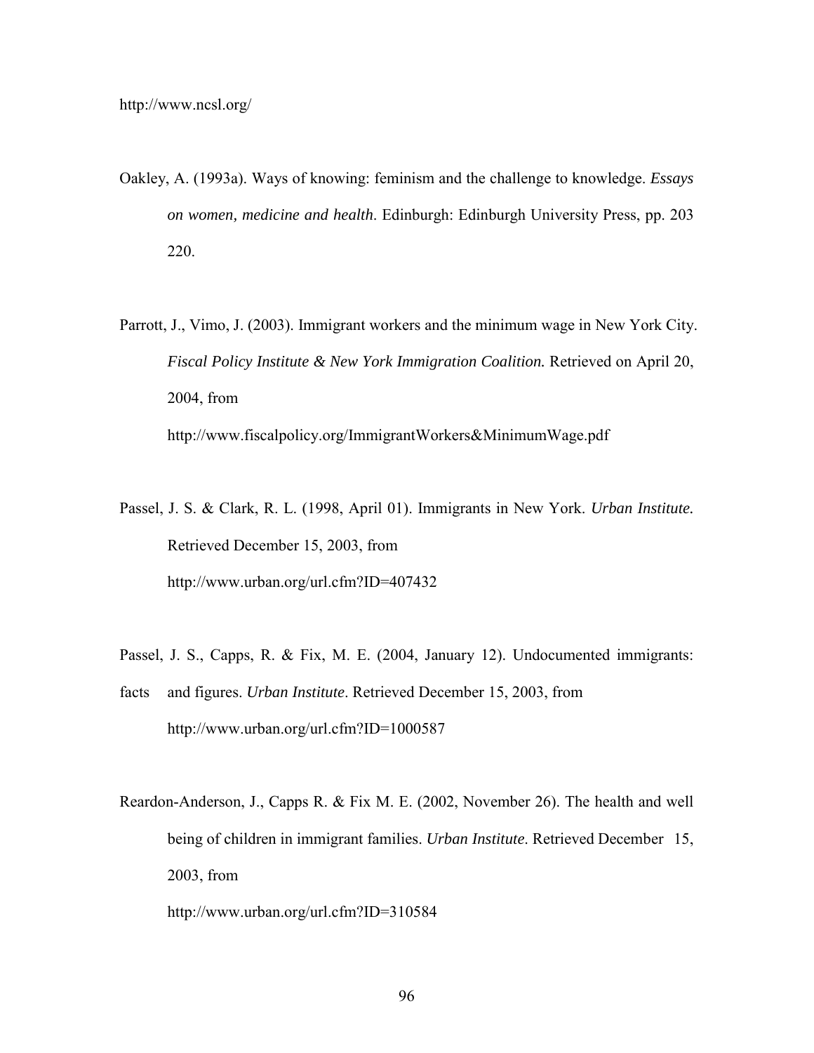http://www.ncsl.org/

Oakley, A. (1993a). Ways of knowing: feminism and the challenge to knowledge. *Essays on women, medicine and health*. Edinburgh: Edinburgh University Press, pp. 203 220.

Parrott, J., Vimo, J. (2003). Immigrant workers and the minimum wage in New York City. *Fiscal Policy Institute & New York Immigration Coalition.* Retrieved on April 20, 2004, from http://www.fiscalpolicy.org/ImmigrantWorkers&MinimumWage.pdf

Passel, J. S. & Clark, R. L. (1998, April 01). Immigrants in New York. *Urban Institute.* Retrieved December 15, 2003, from http://www.urban.org/url.cfm?ID=407432

Passel, J. S., Capps, R. & Fix, M. E. (2004, January 12). Undocumented immigrants: facts and figures. *Urban Institute*. Retrieved December 15, 2003, from http://www.urban.org/url.cfm?ID=1000587

Reardon-Anderson, J., Capps R. & Fix M. E. (2002, November 26). The health and well being of children in immigrant families. *Urban Institute*. Retrieved December 15, 2003, from http://www.urban.org/url.cfm?ID=310584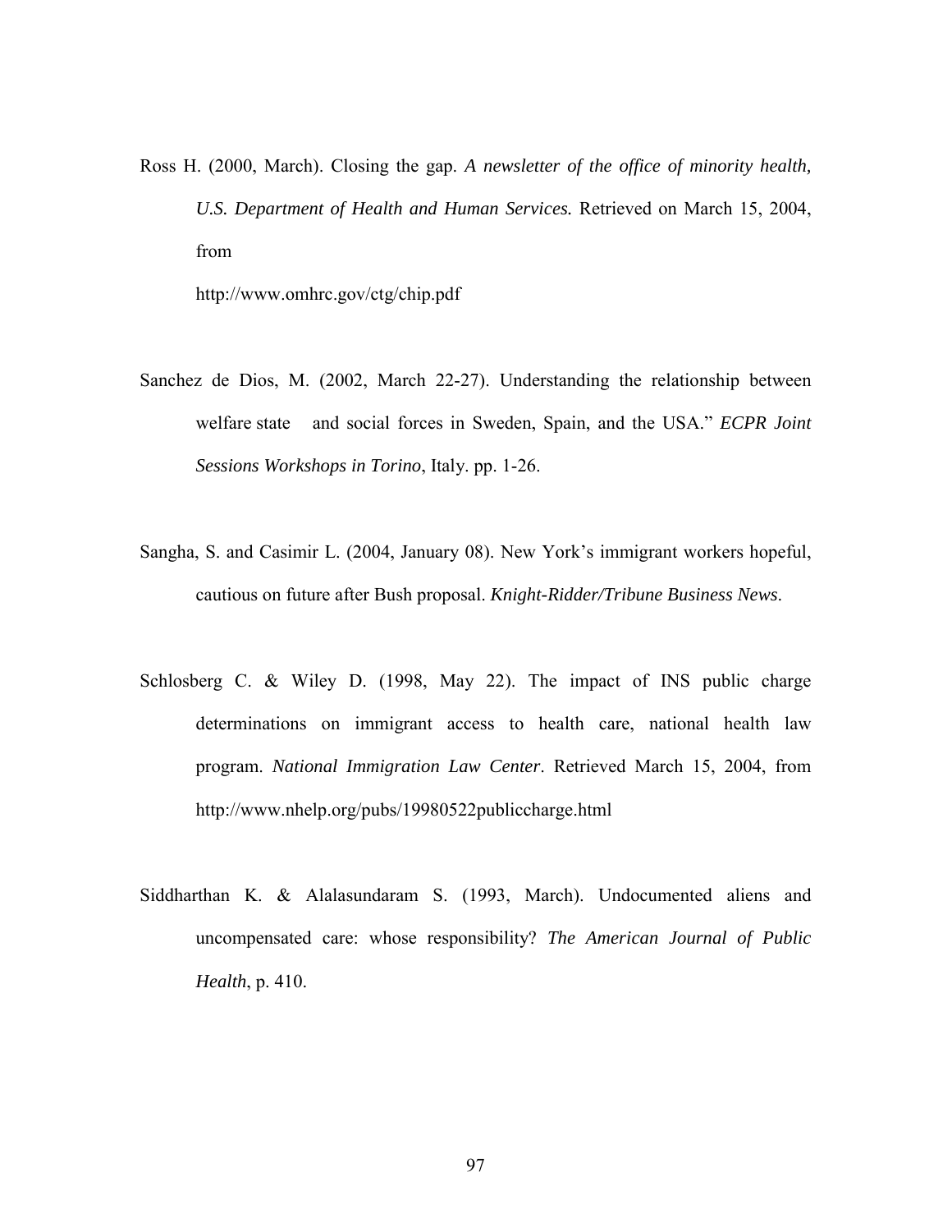Ross H. (2000, March). Closing the gap. *A newsletter of the office of minority health, U.S. Department of Health and Human Services.* Retrieved on March 15, 2004, from

http://www.omhrc.gov/ctg/chip.pdf

Sanchez de Dios, M. (2002, March 22-27). Understanding the relationship between welfare state and social forces in Sweden, Spain, and the USA." *ECPR Joint Sessions Workshops in Torino*, Italy. pp. 1-26.

Sangha, S. and Casimir L. (2004, January 08). New York's immigrant workers hopeful, cautious on future after Bush proposal. *Knight-Ridder/Tribune Business News*.

Schlosberg C. & Wiley D. (1998, May 22). The impact of INS public charge determinations on immigrant access to health care, national health law program. *National Immigration Law Center*. Retrieved March 15, 2004, from http://www.nhelp.org/pubs/19980522publiccharge.html

Siddharthan K. & Alalasundaram S. (1993, March). Undocumented aliens and uncompensated care: whose responsibility? *The American Journal of Public Health*, p. 410.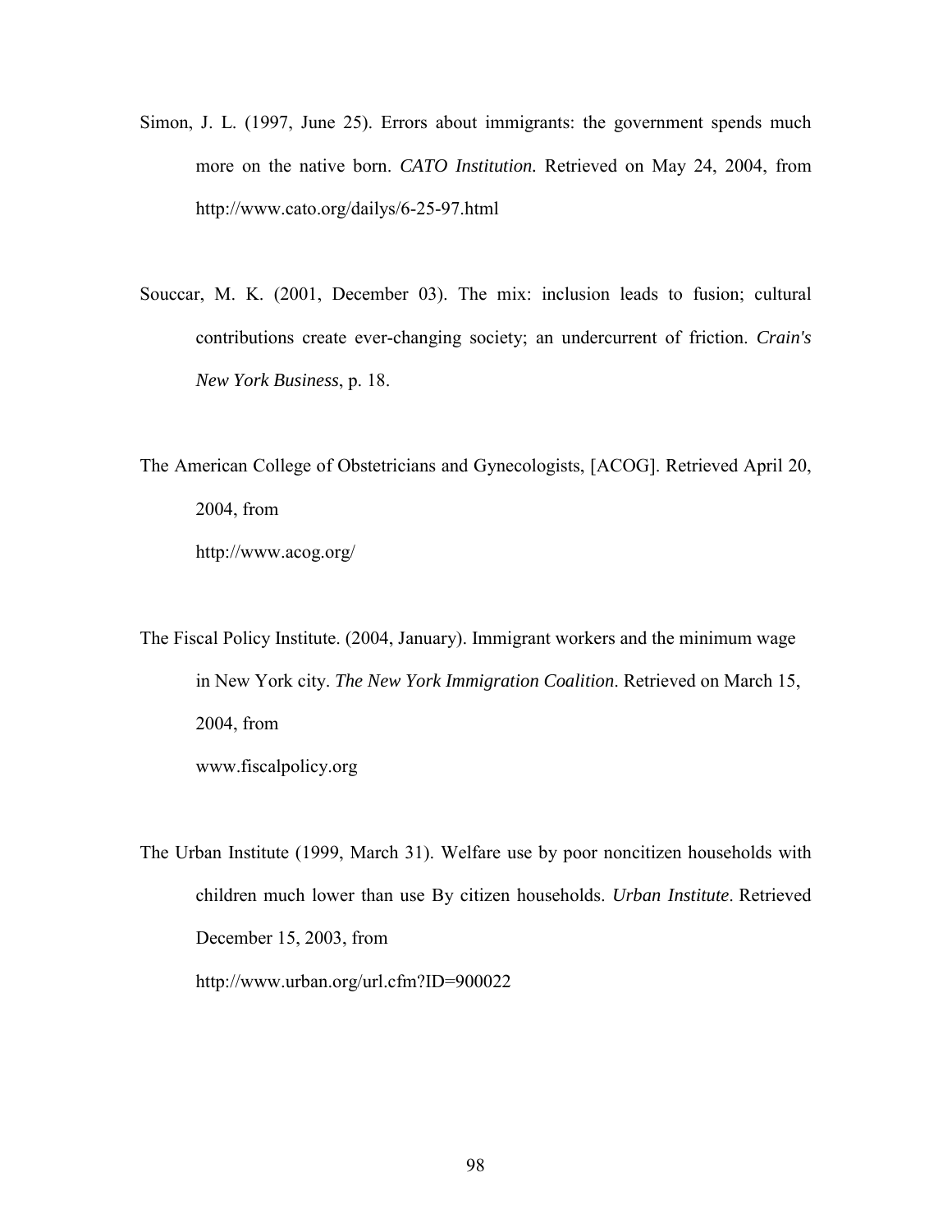Simon, J. L. (1997, June 25). Errors about immigrants: the government spends much more on the native born. *CATO Institution.* Retrieved on May 24, 2004, from http://www.cato.org/dailys/6-25-97.html

Souccar, M. K. (2001, December 03). The mix: inclusion leads to fusion; cultural contributions create ever-changing society; an undercurrent of friction. *Crain's New York Business*, p. 18.

The American College of Obstetricians and Gynecologists, [ACOG]. Retrieved April 20, 2004, from http://www.acog.org/

The Fiscal Policy Institute. (2004, January). Immigrant workers and the minimum wage in New York city. *The New York Immigration Coalition*. Retrieved on March 15, 2004, from www.fiscalpolicy.org

The Urban Institute (1999, March 31). Welfare use by poor noncitizen households with children much lower than use By citizen households. *Urban Institute*. Retrieved December 15, 2003, from http://www.urban.org/url.cfm?ID=900022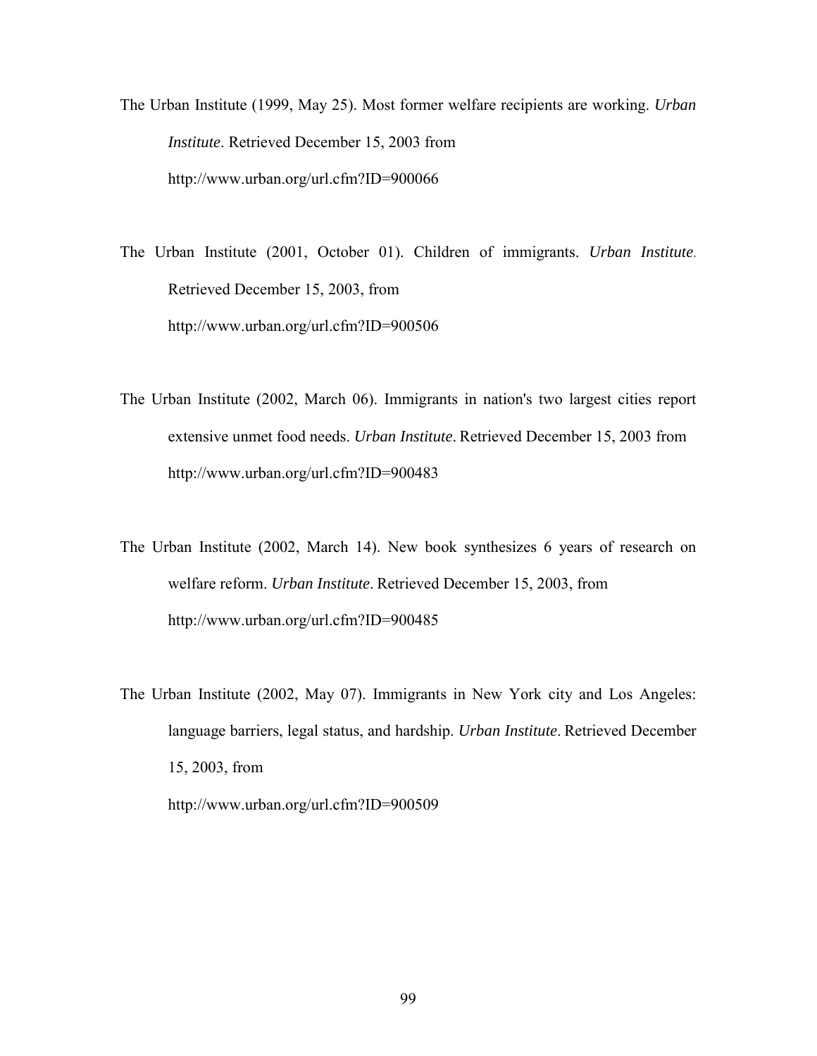The Urban Institute (1999, May 25). Most former welfare recipients are working. *Urban Institute*. Retrieved December 15, 2003 from http://www.urban.org/url.cfm?ID=900066

The Urban Institute (2001, October 01). Children of immigrants. *Urban Institute*. Retrieved December 15, 2003, from http://www.urban.org/url.cfm?ID=900506

The Urban Institute (2002, March 06). Immigrants in nation's two largest cities report extensive unmet food needs. *Urban Institute*. Retrieved December 15, 2003 from http://www.urban.org/url.cfm?ID=900483

The Urban Institute (2002, March 14). New book synthesizes 6 years of research on welfare reform. *Urban Institute*. Retrieved December 15, 2003, from http://www.urban.org/url.cfm?ID=900485

The Urban Institute (2002, May 07). Immigrants in New York city and Los Angeles: language barriers, legal status, and hardship. *Urban Institute*. Retrieved December 15, 2003, from http://www.urban.org/url.cfm?ID=900509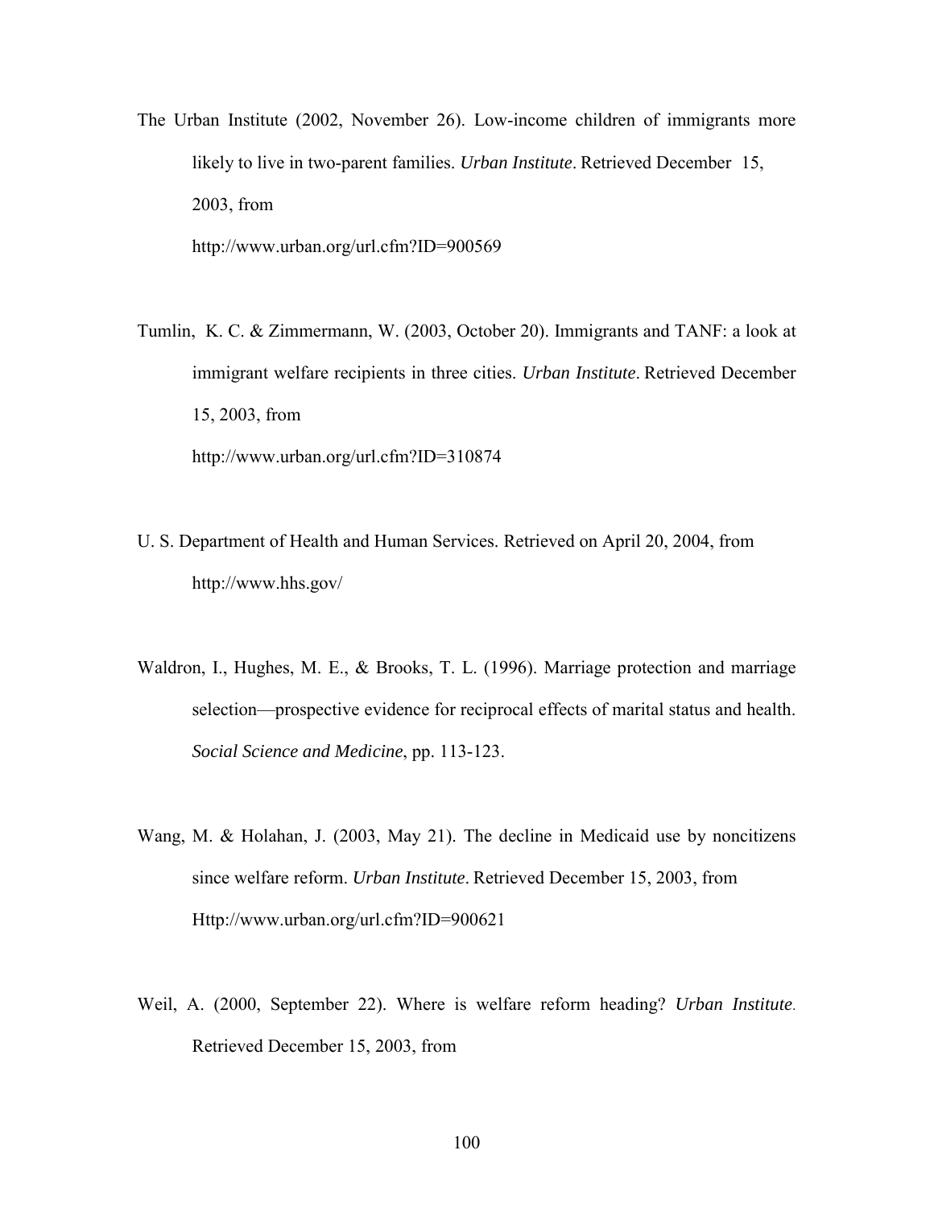The Urban Institute (2002, November 26). Low-income children of immigrants more likely to live in two-parent families. *Urban Institute*. Retrieved December 15, 2003, from http://www.urban.org/url.cfm?ID=900569

Tumlin, K. C. & Zimmermann, W. (2003, October 20). Immigrants and TANF: a look at immigrant welfare recipients in three cities. *Urban Institute*. Retrieved December 15, 2003, from http://www.urban.org/url.cfm?ID=310874

U. S. Department of Health and Human Services. Retrieved on April 20, 2004, from http://www.hhs.gov/

Waldron, I., Hughes, M. E., & Brooks, T. L. (1996). Marriage protection and marriage selection—prospective evidence for reciprocal effects of marital status and health. *Social Science and Medicine*, pp. 113-123.

Wang, M. & Holahan, J. (2003, May 21). The decline in Medicaid use by noncitizens since welfare reform. *Urban Institute*. Retrieved December 15, 2003, from Http://www.urban.org/url.cfm?ID=900621

Weil, A. (2000, September 22). Where is welfare reform heading? *Urban Institute*. Retrieved December 15, 2003, from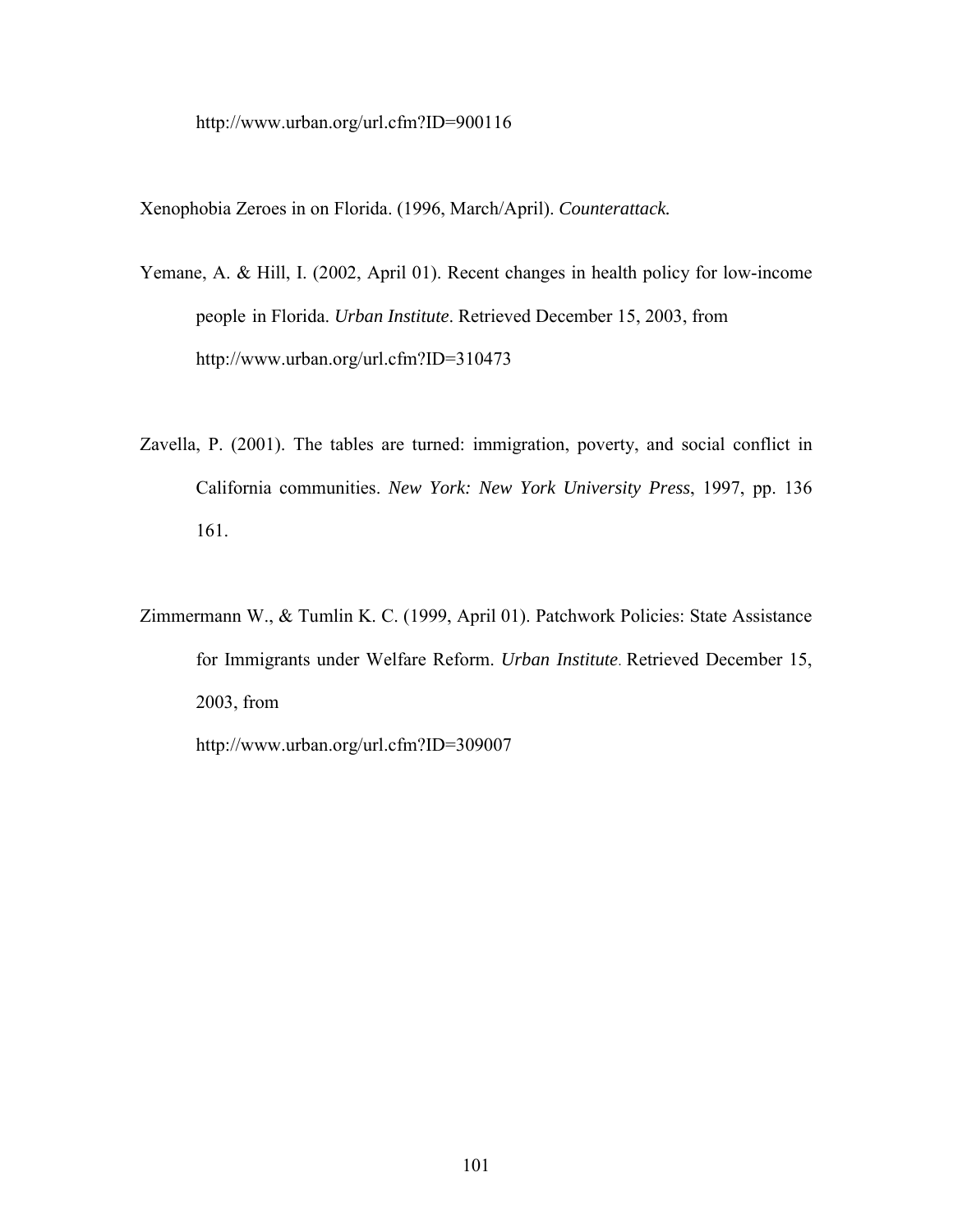http://www.urban.org/url.cfm?ID=900116

Xenophobia Zeroes in on Florida. (1996, March/April). *Counterattack.*

Yemane, A. & Hill, I. (2002, April 01). Recent changes in health policy for low-income people in Florida. *Urban Institute*. Retrieved December 15, 2003, from http://www.urban.org/url.cfm?ID=310473

Zavella, P. (2001). The tables are turned: immigration, poverty, and social conflict in California communities. *New York: New York University Press*, 1997, pp. 136 161.

Zimmermann W., & Tumlin K. C. (1999, April 01). Patchwork Policies: State Assistance for Immigrants under Welfare Reform. *Urban Institute*. Retrieved December 15, 2003, from http://www.urban.org/url.cfm?ID=309007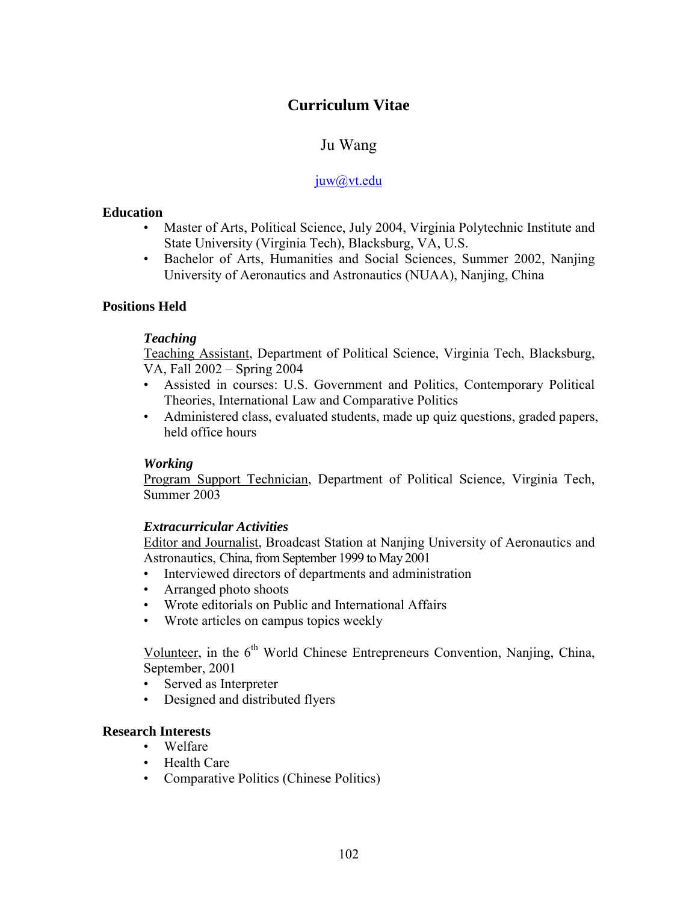# Curriculum Vitae

## Ju Wang

juw@vt.edu

### Education

- Master of Arts, Political Science, July 2004, Virginia Polytechnic Institute and State University (Virginia Tech), Blacksburg, VA, U.S.
- Bachelor of Arts, Humanities and Social Sciences, Summer 2002, Nanjing University of Aeronautics and Astronautics (NUAA), Nanjing, China

### Positions Held

#### *Teaching*

Teaching Assistant, Department of Political Science, Virginia Tech, Blacksburg, VA, Fall 2002 – Spring 2004

- Assisted in courses: U.S. Government and Politics, Contemporary Political Theories, International Law and Comparative Politics
- Administered class, evaluated students, made up quiz questions, graded papers, held office hours

#### *Working*

Program Support Technician, Department of Political Science, Virginia Tech, Summer 2003

#### *Extracurricular Activities*

Editor and Journalist, Broadcast Station at Nanjing University of Aeronautics and Astronautics, China, from September 1999 to May 2001

- Interviewed directors of departments and administration
- Arranged photo shoots
- Wrote editorials on Public and International Affairs
- Wrote articles on campus topics weekly

Volunteer, in the 6th World Chinese Entrepreneurs Convention, Nanjing, China, September, 2001

- Served as Interpreter
- Designed and distributed flyers

### Research Interests

- Welfare
- Health Care
- Comparative Politics (Chinese Politics)